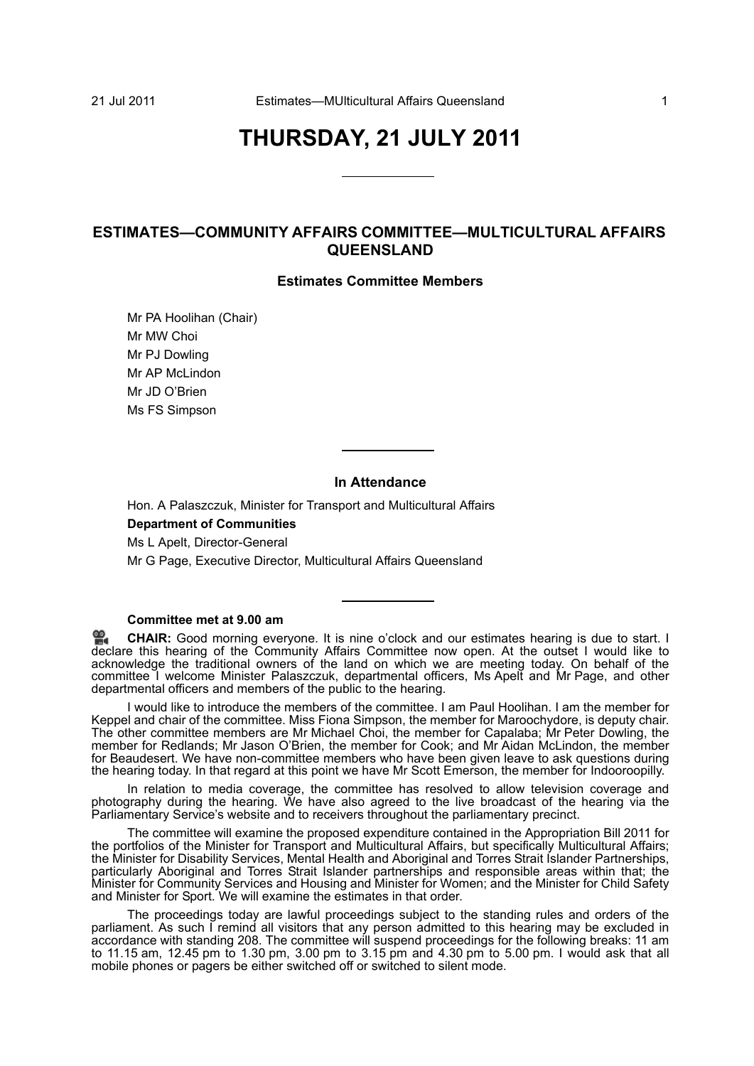# THURSDAY, 21 JULY 2011

## ESTIMATES—COMMUNITY AFFAIRS COMMITTEE—MULTICULTURAL AFFAIRS QUEENSLAND

### Estimates Committee Members

Mr PA Hoolihan (Chair)
Mr MW Choi
Mr PJ Dowling
Mr AP McLindon
Mr JD O'Brien
Ms FS Simpson

### In Attendance

Hon. A Palaszczuk, Minister for Transport and Multicultural Affairs

**Department of Communities**

Ms L Apelt, Director-General

Mr G Page, Executive Director, Multicultural Affairs Queensland

**Committee met at 9.00 am**

**CHAIR:** Good morning everyone. It is nine o'clock and our estimates hearing is due to start. I declare this hearing of the Community Affairs Committee now open. At the outset I would like to acknowledge the traditional owners of the land on which we are meeting today. On behalf of the committee I welcome Minister Palaszczuk, departmental officers, Ms Apelt and Mr Page, and other departmental officers and members of the public to the hearing.

I would like to introduce the members of the committee. I am Paul Hoolihan. I am the member for Keppel and chair of the committee. Miss Fiona Simpson, the member for Maroochydore, is deputy chair. The other committee members are Mr Michael Choi, the member for Capalaba; Mr Peter Dowling, the member for Redlands; Mr Jason O'Brien, the member for Cook; and Mr Aidan McLindon, the member for Beaudesert. We have non-committee members who have been given leave to ask questions during the hearing today. In that regard at this point we have Mr Scott Emerson, the member for Indooroopilly.

In relation to media coverage, the committee has resolved to allow television coverage and photography during the hearing. We have also agreed to the live broadcast of the hearing via the Parliamentary Service's website and to receivers throughout the parliamentary precinct.

The committee will examine the proposed expenditure contained in the Appropriation Bill 2011 for the portfolios of the Minister for Transport and Multicultural Affairs, but specifically Multicultural Affairs; the Minister for Disability Services, Mental Health and Aboriginal and Torres Strait Islander Partnerships, particularly Aboriginal and Torres Strait Islander partnerships and responsible areas within that; the Minister for Community Services and Housing and Minister for Women; and the Minister for Child Safety and Minister for Sport. We will examine the estimates in that order.

The proceedings today are lawful proceedings subject to the standing rules and orders of the parliament. As such I remind all visitors that any person admitted to this hearing may be excluded in accordance with standing 208. The committee will suspend proceedings for the following breaks: 11 am to 11.15 am, 12.45 pm to 1.30 pm, 3.00 pm to 3.15 pm and 4.30 pm to 5.00 pm. I would ask that all mobile phones or pagers be either switched off or switched to silent mode.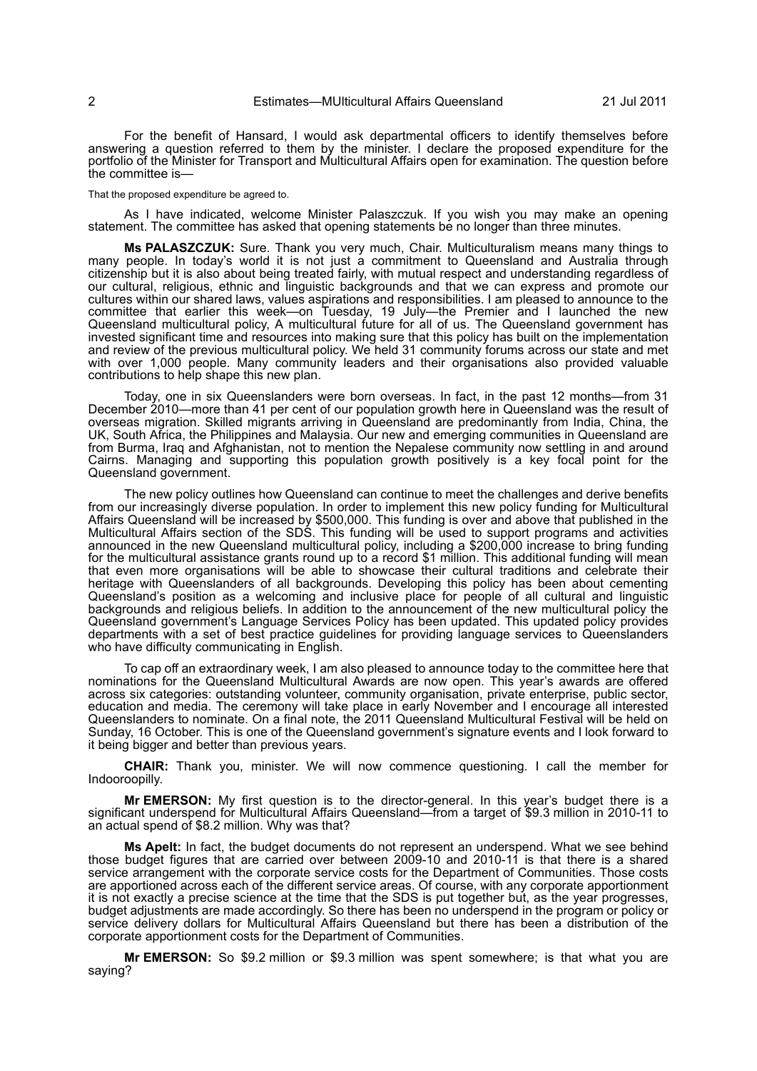For the benefit of Hansard, I would ask departmental officers to identify themselves before answering a question referred to them by the minister. I declare the proposed expenditure for the portfolio of the Minister for Transport and Multicultural Affairs open for examination. The question before the committee is—

That the proposed expenditure be agreed to.

As I have indicated, welcome Minister Palaszczuk. If you wish you may make an opening statement. The committee has asked that opening statements be no longer than three minutes.

**Ms PALASZCZUK:** Sure. Thank you very much, Chair. Multiculturalism means many things to many people. In today's world it is not just a commitment to Queensland and Australia through citizenship but it is also about being treated fairly, with mutual respect and understanding regardless of our cultural, religious, ethnic and linguistic backgrounds and that we can express and promote our cultures within our shared laws, values aspirations and responsibilities. I am pleased to announce to the committee that earlier this week—on Tuesday, 19 July—the Premier and I launched the new Queensland multicultural policy, A multicultural future for all of us. The Queensland government has invested significant time and resources into making sure that this policy has built on the implementation and review of the previous multicultural policy. We held 31 community forums across our state and met with over 1,000 people. Many community leaders and their organisations also provided valuable contributions to help shape this new plan.

Today, one in six Queenslanders were born overseas. In fact, in the past 12 months—from 31 December 2010—more than 41 per cent of our population growth here in Queensland was the result of overseas migration. Skilled migrants arriving in Queensland are predominantly from India, China, the UK, South Africa, the Philippines and Malaysia. Our new and emerging communities in Queensland are from Burma, Iraq and Afghanistan, not to mention the Nepalese community now settling in and around Cairns. Managing and supporting this population growth positively is a key focal point for the Queensland government.

The new policy outlines how Queensland can continue to meet the challenges and derive benefits from our increasingly diverse population. In order to implement this new policy funding for Multicultural Affairs Queensland will be increased by $500,000. This funding is over and above that published in the Multicultural Affairs section of the SDS. This funding will be used to support programs and activities announced in the new Queensland multicultural policy, including a $200,000 increase to bring funding for the multicultural assistance grants round up to a record $1 million. This additional funding will mean that even more organisations will be able to showcase their cultural traditions and celebrate their heritage with Queenslanders of all backgrounds. Developing this policy has been about cementing Queensland's position as a welcoming and inclusive place for people of all cultural and linguistic backgrounds and religious beliefs. In addition to the announcement of the new multicultural policy the Queensland government's Language Services Policy has been updated. This updated policy provides departments with a set of best practice guidelines for providing language services to Queenslanders who have difficulty communicating in English.

To cap off an extraordinary week, I am also pleased to announce today to the committee here that nominations for the Queensland Multicultural Awards are now open. This year's awards are offered across six categories: outstanding volunteer, community organisation, private enterprise, public sector, education and media. The ceremony will take place in early November and I encourage all interested Queenslanders to nominate. On a final note, the 2011 Queensland Multicultural Festival will be held on Sunday, 16 October. This is one of the Queensland government's signature events and I look forward to it being bigger and better than previous years.

**CHAIR:** Thank you, minister. We will now commence questioning. I call the member for Indooroopilly.

**Mr EMERSON:** My first question is to the director-general. In this year's budget there is a significant underspend for Multicultural Affairs Queensland—from a target of $9.3 million in 2010-11 to an actual spend of $8.2 million. Why was that?

**Ms Apelt:** In fact, the budget documents do not represent an underspend. What we see behind those budget figures that are carried over between 2009-10 and 2010-11 is that there is a shared service arrangement with the corporate service costs for the Department of Communities. Those costs are apportioned across each of the different service areas. Of course, with any corporate apportionment it is not exactly a precise science at the time that the SDS is put together but, as the year progresses, budget adjustments are made accordingly. So there has been no underspend in the program or policy or service delivery dollars for Multicultural Affairs Queensland but there has been a distribution of the corporate apportionment costs for the Department of Communities.

**Mr EMERSON:** So $9.2 million or $9.3 million was spent somewhere; is that what you are saying?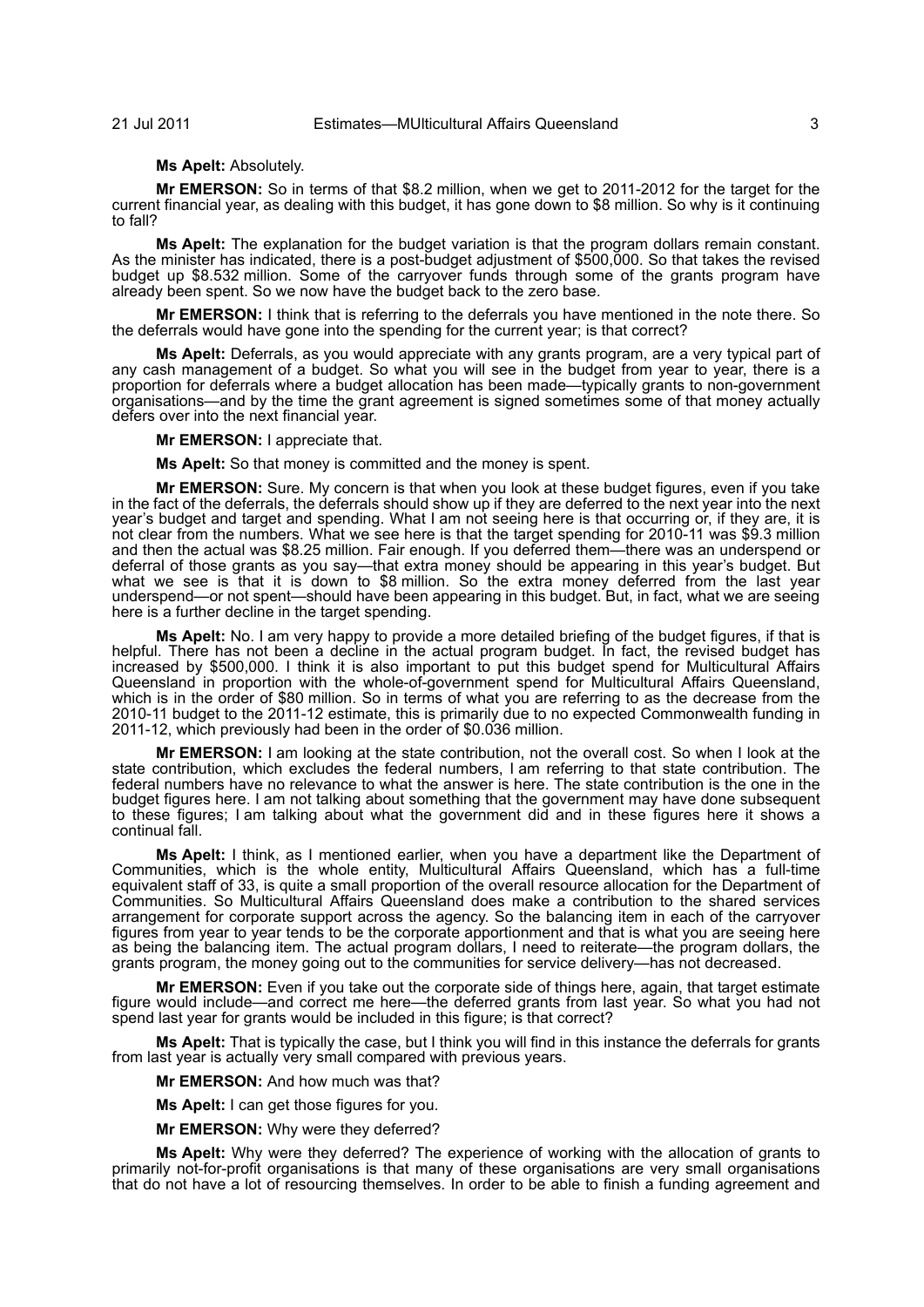**Ms Apelt:** Absolutely.

**Mr EMERSON:** So in terms of that $8.2 million, when we get to 2011-2012 for the target for the current financial year, as dealing with this budget, it has gone down to $8 million. So why is it continuing to fall?

**Ms Apelt:** The explanation for the budget variation is that the program dollars remain constant. As the minister has indicated, there is a post-budget adjustment of $500,000. So that takes the revised budget up $8.532 million. Some of the carryover funds through some of the grants program have already been spent. So we now have the budget back to the zero base.

**Mr EMERSON:** I think that is referring to the deferrals you have mentioned in the note there. So the deferrals would have gone into the spending for the current year; is that correct?

**Ms Apelt:** Deferrals, as you would appreciate with any grants program, are a very typical part of any cash management of a budget. So what you will see in the budget from year to year, there is a proportion for deferrals where a budget allocation has been made—typically grants to non-government organisations—and by the time the grant agreement is signed sometimes some of that money actually defers over into the next financial year.

**Mr EMERSON:** I appreciate that.

**Ms Apelt:** So that money is committed and the money is spent.

**Mr EMERSON:** Sure. My concern is that when you look at these budget figures, even if you take in the fact of the deferrals, the deferrals should show up if they are deferred to the next year into the next year's budget and target and spending. What I am not seeing here is that occurring or, if they are, it is not clear from the numbers. What we see here is that the target spending for 2010-11 was $9.3 million and then the actual was $8.25 million. Fair enough. If you deferred them—there was an underspend or deferral of those grants as you say—that extra money should be appearing in this year's budget. But what we see is that it is down to $8 million. So the extra money deferred from the last year underspend—or not spent—should have been appearing in this budget. But, in fact, what we are seeing here is a further decline in the target spending.

**Ms Apelt:** No. I am very happy to provide a more detailed briefing of the budget figures, if that is helpful. There has not been a decline in the actual program budget. In fact, the revised budget has increased by $500,000. I think it is also important to put this budget spend for Multicultural Affairs Queensland in proportion with the whole-of-government spend for Multicultural Affairs Queensland, which is in the order of $80 million. So in terms of what you are referring to as the decrease from the 2010-11 budget to the 2011-12 estimate, this is primarily due to no expected Commonwealth funding in 2011-12, which previously had been in the order of $0.036 million.

**Mr EMERSON:** I am looking at the state contribution, not the overall cost. So when I look at the state contribution, which excludes the federal numbers, I am referring to that state contribution. The federal numbers have no relevance to what the answer is here. The state contribution is the one in the budget figures here. I am not talking about something that the government may have done subsequent to these figures; I am talking about what the government did and in these figures here it shows a continual fall.

**Ms Apelt:** I think, as I mentioned earlier, when you have a department like the Department of Communities, which is the whole entity, Multicultural Affairs Queensland, which has a full-time equivalent staff of 33, is quite a small proportion of the overall resource allocation for the Department of Communities. So Multicultural Affairs Queensland does make a contribution to the shared services arrangement for corporate support across the agency. So the balancing item in each of the carryover figures from year to year tends to be the corporate apportionment and that is what you are seeing here as being the balancing item. The actual program dollars, I need to reiterate—the program dollars, the grants program, the money going out to the communities for service delivery—has not decreased.

**Mr EMERSON:** Even if you take out the corporate side of things here, again, that target estimate figure would include—and correct me here—the deferred grants from last year. So what you had not spend last year for grants would be included in this figure; is that correct?

**Ms Apelt:** That is typically the case, but I think you will find in this instance the deferrals for grants from last year is actually very small compared with previous years.

**Mr EMERSON:** And how much was that?

**Ms Apelt:** I can get those figures for you.

**Mr EMERSON:** Why were they deferred?

**Ms Apelt:** Why were they deferred? The experience of working with the allocation of grants to primarily not-for-profit organisations is that many of these organisations are very small organisations that do not have a lot of resourcing themselves. In order to be able to finish a funding agreement and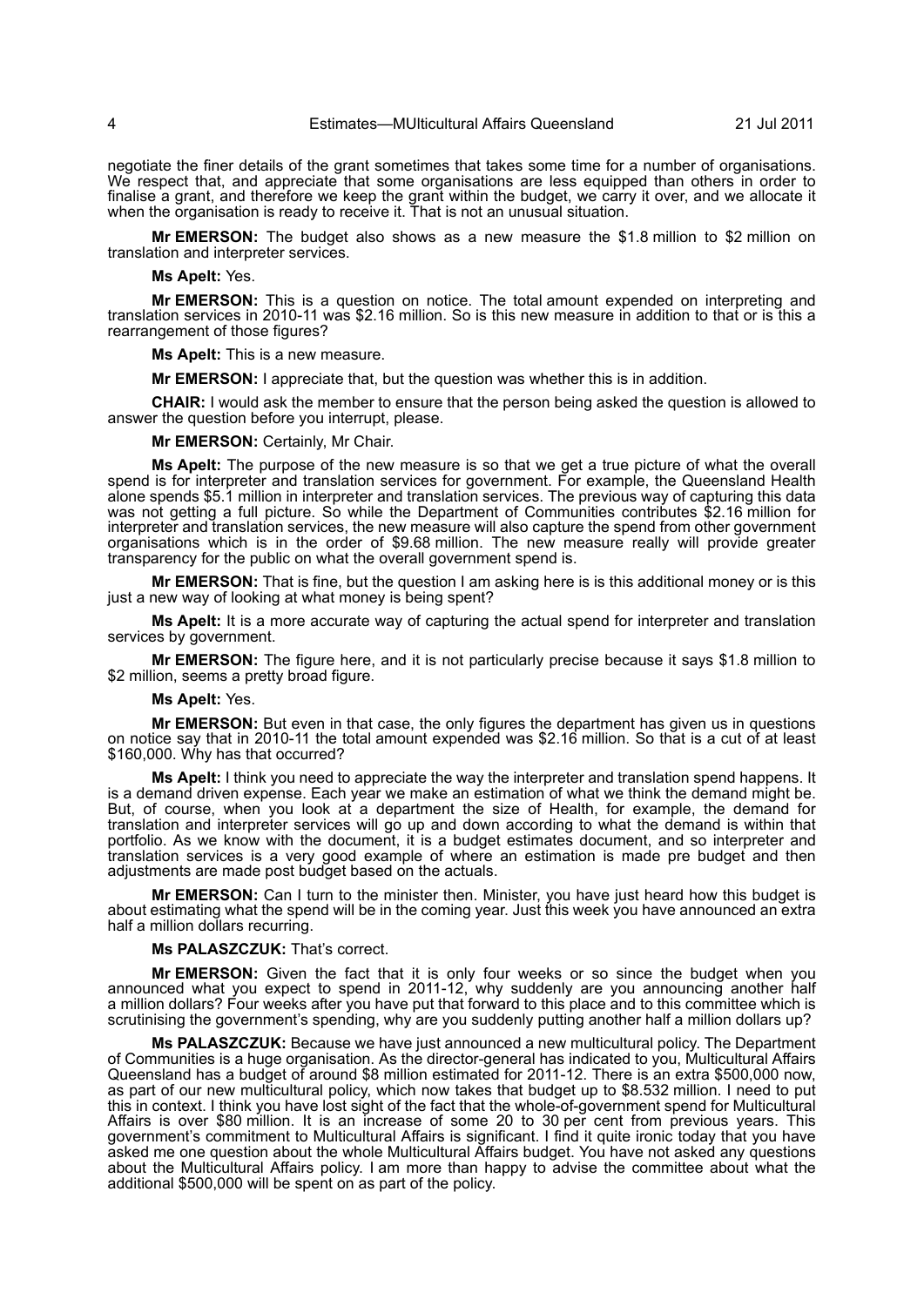negotiate the finer details of the grant sometimes that takes some time for a number of organisations. We respect that, and appreciate that some organisations are less equipped than others in order to finalise a grant, and therefore we keep the grant within the budget, we carry it over, and we allocate it when the organisation is ready to receive it. That is not an unusual situation.

**Mr EMERSON:** The budget also shows as a new measure the \$1.8 million to \$2 million on translation and interpreter services.

**Ms Apelt:** Yes.

**Mr EMERSON:** This is a question on notice. The total amount expended on interpreting and translation services in 2010-11 was \$2.16 million. So is this new measure in addition to that or is this a rearrangement of those figures?

**Ms Apelt:** This is a new measure.

**Mr EMERSON:** I appreciate that, but the question was whether this is in addition.

**CHAIR:** I would ask the member to ensure that the person being asked the question is allowed to answer the question before you interrupt, please.

**Mr EMERSON:** Certainly, Mr Chair.

**Ms Apelt:** The purpose of the new measure is so that we get a true picture of what the overall spend is for interpreter and translation services for government. For example, the Queensland Health alone spends \$5.1 million in interpreter and translation services. The previous way of capturing this data was not getting a full picture. So while the Department of Communities contributes \$2.16 million for interpreter and translation services, the new measure will also capture the spend from other government organisations which is in the order of \$9.68 million. The new measure really will provide greater transparency for the public on what the overall government spend is.

**Mr EMERSON:** That is fine, but the question I am asking here is is this additional money or is this just a new way of looking at what money is being spent?

**Ms Apelt:** It is a more accurate way of capturing the actual spend for interpreter and translation services by government.

**Mr EMERSON:** The figure here, and it is not particularly precise because it says \$1.8 million to \$2 million, seems a pretty broad figure.

**Ms Apelt:** Yes.

**Mr EMERSON:** But even in that case, the only figures the department has given us in questions on notice say that in 2010-11 the total amount expended was \$2.16 million. So that is a cut of at least \$160,000. Why has that occurred?

**Ms Apelt:** I think you need to appreciate the way the interpreter and translation spend happens. It is a demand driven expense. Each year we make an estimation of what we think the demand might be. But, of course, when you look at a department the size of Health, for example, the demand for translation and interpreter services will go up and down according to what the demand is within that portfolio. As we know with the document, it is a budget estimates document, and so interpreter and translation services is a very good example of where an estimation is made pre budget and then adjustments are made post budget based on the actuals.

**Mr EMERSON:** Can I turn to the minister then. Minister, you have just heard how this budget is about estimating what the spend will be in the coming year. Just this week you have announced an extra half a million dollars recurring.

**Ms PALASZCZUK:** That's correct.

**Mr EMERSON:** Given the fact that it is only four weeks or so since the budget when you announced what you expect to spend in 2011-12, why suddenly are you announcing another half a million dollars? Four weeks after you have put that forward to this place and to this committee which is scrutinising the government's spending, why are you suddenly putting another half a million dollars up?

**Ms PALASZCZUK:** Because we have just announced a new multicultural policy. The Department of Communities is a huge organisation. As the director-general has indicated to you, Multicultural Affairs Queensland has a budget of around \$8 million estimated for 2011-12. There is an extra \$500,000 now, as part of our new multicultural policy, which now takes that budget up to \$8.532 million. I need to put this in context. I think you have lost sight of the fact that the whole-of-government spend for Multicultural Affairs is over \$80 million. It is an increase of some 20 to 30 per cent from previous years. This government's commitment to Multicultural Affairs is significant. I find it quite ironic today that you have asked me one question about the whole Multicultural Affairs budget. You have not asked any questions about the Multicultural Affairs policy. I am more than happy to advise the committee about what the additional \$500,000 will be spent on as part of the policy.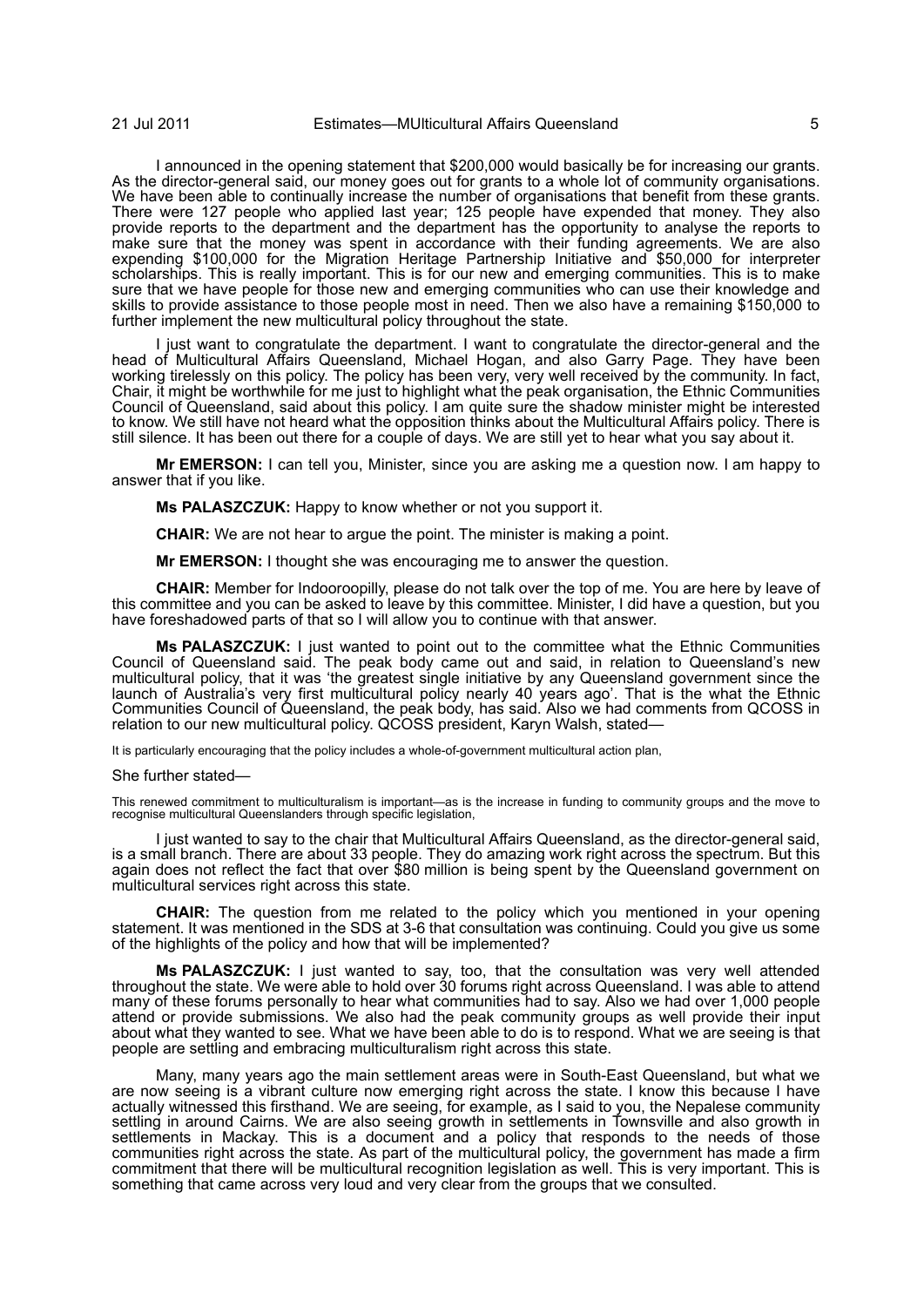I announced in the opening statement that $200,000 would basically be for increasing our grants. As the director-general said, our money goes out for grants to a whole lot of community organisations. We have been able to continually increase the number of organisations that benefit from these grants. There were 127 people who applied last year; 125 people have expended that money. They also provide reports to the department and the department has the opportunity to analyse the reports to make sure that the money was spent in accordance with their funding agreements. We are also expending $100,000 for the Migration Heritage Partnership Initiative and $50,000 for interpreter scholarships. This is really important. This is for our new and emerging communities. This is to make sure that we have people for those new and emerging communities who can use their knowledge and skills to provide assistance to those people most in need. Then we also have a remaining $150,000 to further implement the new multicultural policy throughout the state.

I just want to congratulate the department. I want to congratulate the director-general and the head of Multicultural Affairs Queensland, Michael Hogan, and also Garry Page. They have been working tirelessly on this policy. The policy has been very, very well received by the community. In fact, Chair, it might be worthwhile for me just to highlight what the peak organisation, the Ethnic Communities Council of Queensland, said about this policy. I am quite sure the shadow minister might be interested to know. We still have not heard what the opposition thinks about the Multicultural Affairs policy. There is still silence. It has been out there for a couple of days. We are still yet to hear what you say about it.

**Mr EMERSON:** I can tell you, Minister, since you are asking me a question now. I am happy to answer that if you like.

**Ms PALASZCZUK:** Happy to know whether or not you support it.

**CHAIR:** We are not hear to argue the point. The minister is making a point.

**Mr EMERSON:** I thought she was encouraging me to answer the question.

**CHAIR:** Member for Indooroopilly, please do not talk over the top of me. You are here by leave of this committee and you can be asked to leave by this committee. Minister, I did have a question, but you have foreshadowed parts of that so I will allow you to continue with that answer.

**Ms PALASZCZUK:** I just wanted to point out to the committee what the Ethnic Communities Council of Queensland said. The peak body came out and said, in relation to Queensland's new multicultural policy, that it was 'the greatest single initiative by any Queensland government since the launch of Australia's very first multicultural policy nearly 40 years ago'. That is the what the Ethnic Communities Council of Queensland, the peak body, has said. Also we had comments from QCOSS in relation to our new multicultural policy. QCOSS president, Karyn Walsh, stated—

It is particularly encouraging that the policy includes a whole-of-government multicultural action plan,

She further stated—

This renewed commitment to multiculturalism is important—as is the increase in funding to community groups and the move to recognise multicultural Queenslanders through specific legislation,

I just wanted to say to the chair that Multicultural Affairs Queensland, as the director-general said, is a small branch. There are about 33 people. They do amazing work right across the spectrum. But this again does not reflect the fact that over $80 million is being spent by the Queensland government on multicultural services right across this state.

**CHAIR:** The question from me related to the policy which you mentioned in your opening statement. It was mentioned in the SDS at 3-6 that consultation was continuing. Could you give us some of the highlights of the policy and how that will be implemented?

**Ms PALASZCZUK:** I just wanted to say, too, that the consultation was very well attended throughout the state. We were able to hold over 30 forums right across Queensland. I was able to attend many of these forums personally to hear what communities had to say. Also we had over 1,000 people attend or provide submissions. We also had the peak community groups as well provide their input about what they wanted to see. What we have been able to do is to respond. What we are seeing is that people are settling and embracing multiculturalism right across this state.

Many, many years ago the main settlement areas were in South-East Queensland, but what we are now seeing is a vibrant culture now emerging right across the state. I know this because I have actually witnessed this firsthand. We are seeing, for example, as I said to you, the Nepalese community settling in around Cairns. We are also seeing growth in settlements in Townsville and also growth in settlements in Mackay. This is a document and a policy that responds to the needs of those communities right across the state. As part of the multicultural policy, the government has made a firm commitment that there will be multicultural recognition legislation as well. This is very important. This is something that came across very loud and very clear from the groups that we consulted.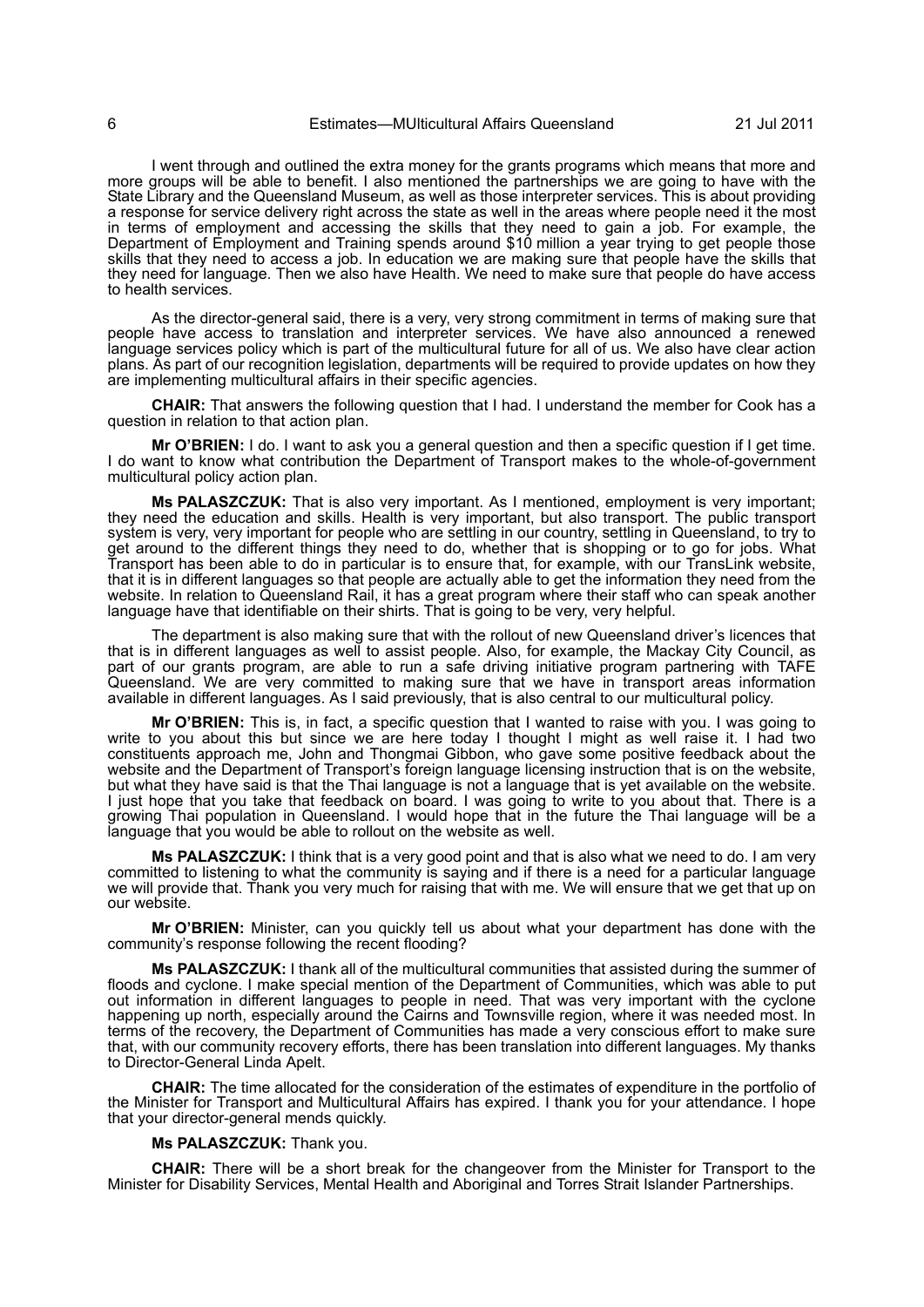I went through and outlined the extra money for the grants programs which means that more and more groups will be able to benefit. I also mentioned the partnerships we are going to have with the State Library and the Queensland Museum, as well as those interpreter services. This is about providing a response for service delivery right across the state as well in the areas where people need it the most in terms of employment and accessing the skills that they need to gain a job. For example, the Department of Employment and Training spends around $10 million a year trying to get people those skills that they need to access a job. In education we are making sure that people have the skills that they need for language. Then we also have Health. We need to make sure that people do have access to health services.

As the director-general said, there is a very, very strong commitment in terms of making sure that people have access to translation and interpreter services. We have also announced a renewed language services policy which is part of the multicultural future for all of us. We also have clear action plans. As part of our recognition legislation, departments will be required to provide updates on how they are implementing multicultural affairs in their specific agencies.

**CHAIR:** That answers the following question that I had. I understand the member for Cook has a question in relation to that action plan.

**Mr O'BRIEN:** I do. I want to ask you a general question and then a specific question if I get time. I do want to know what contribution the Department of Transport makes to the whole-of-government multicultural policy action plan.

**Ms PALASZCZUK:** That is also very important. As I mentioned, employment is very important; they need the education and skills. Health is very important, but also transport. The public transport system is very, very important for people who are settling in our country, settling in Queensland, to try to get around to the different things they need to do, whether that is shopping or to go for jobs. What Transport has been able to do in particular is to ensure that, for example, with our TransLink website, that it is in different languages so that people are actually able to get the information they need from the website. In relation to Queensland Rail, it has a great program where their staff who can speak another language have that identifiable on their shirts. That is going to be very, very helpful.

The department is also making sure that with the rollout of new Queensland driver's licences that that is in different languages as well to assist people. Also, for example, the Mackay City Council, as part of our grants program, are able to run a safe driving initiative program partnering with TAFE Queensland. We are very committed to making sure that we have in transport areas information available in different languages. As I said previously, that is also central to our multicultural policy.

**Mr O'BRIEN:** This is, in fact, a specific question that I wanted to raise with you. I was going to write to you about this but since we are here today I thought I might as well raise it. I had two constituents approach me, John and Thongmai Gibbon, who gave some positive feedback about the website and the Department of Transport's foreign language licensing instruction that is on the website, but what they have said is that the Thai language is not a language that is yet available on the website. I just hope that you take that feedback on board. I was going to write to you about that. There is a growing Thai population in Queensland. I would hope that in the future the Thai language will be a language that you would be able to rollout on the website as well.

**Ms PALASZCZUK:** I think that is a very good point and that is also what we need to do. I am very committed to listening to what the community is saying and if there is a need for a particular language we will provide that. Thank you very much for raising that with me. We will ensure that we get that up on our website.

**Mr O'BRIEN:** Minister, can you quickly tell us about what your department has done with the community's response following the recent flooding?

**Ms PALASZCZUK:** I thank all of the multicultural communities that assisted during the summer of floods and cyclone. I make special mention of the Department of Communities, which was able to put out information in different languages to people in need. That was very important with the cyclone happening up north, especially around the Cairns and Townsville region, where it was needed most. In terms of the recovery, the Department of Communities has made a very conscious effort to make sure that, with our community recovery efforts, there has been translation into different languages. My thanks to Director-General Linda Apelt.

**CHAIR:** The time allocated for the consideration of the estimates of expenditure in the portfolio of the Minister for Transport and Multicultural Affairs has expired. I thank you for your attendance. I hope that your director-general mends quickly.

**Ms PALASZCZUK:** Thank you.

**CHAIR:** There will be a short break for the changeover from the Minister for Transport to the Minister for Disability Services, Mental Health and Aboriginal and Torres Strait Islander Partnerships.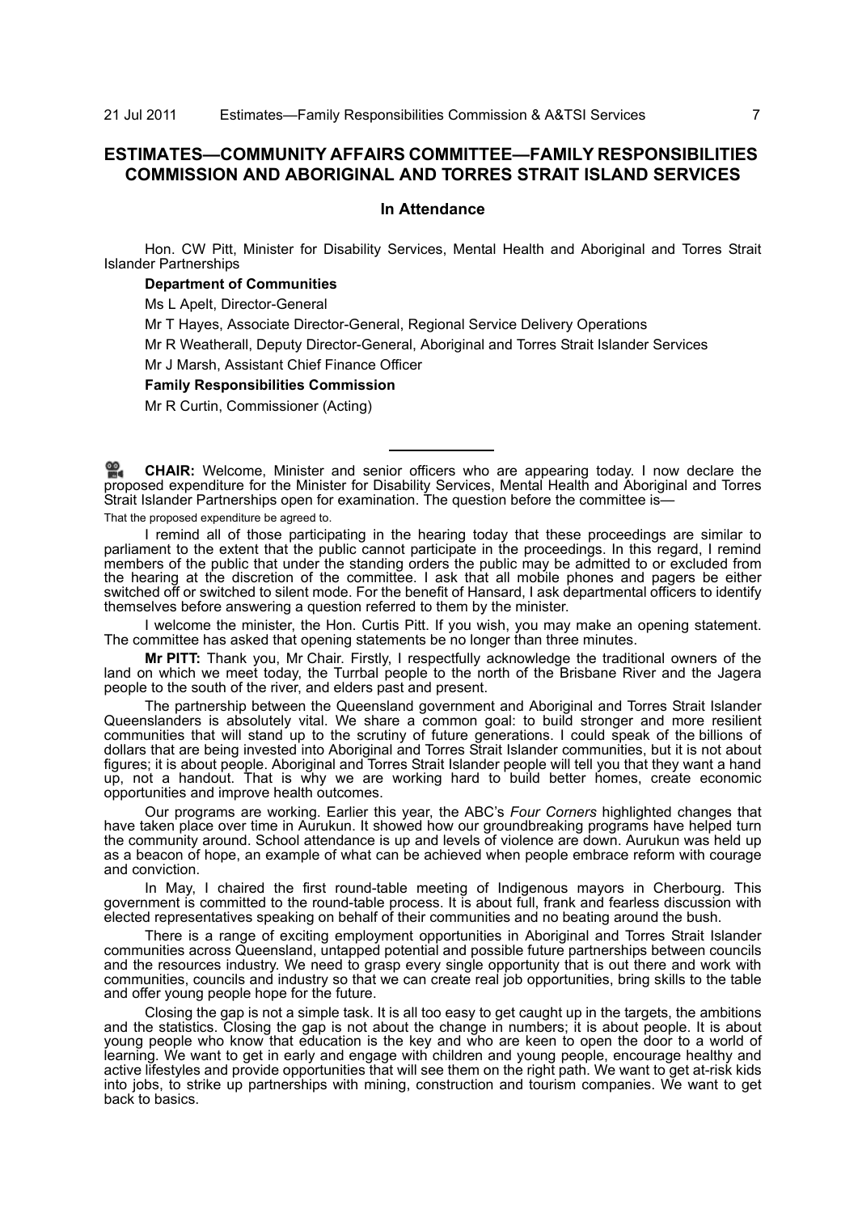## ESTIMATES—COMMUNITY AFFAIRS COMMITTEE—FAMILY RESPONSIBILITIES COMMISSION AND ABORIGINAL AND TORRES STRAIT ISLAND SERVICES

### In Attendance

Hon. CW Pitt, Minister for Disability Services, Mental Health and Aboriginal and Torres Strait Islander Partnerships

**Department of Communities**

Ms L Apelt, Director-General

Mr T Hayes, Associate Director-General, Regional Service Delivery Operations

Mr R Weatherall, Deputy Director-General, Aboriginal and Torres Strait Islander Services

Mr J Marsh, Assistant Chief Finance Officer

**Family Responsibilities Commission**

Mr R Curtin, Commissioner (Acting)

---

**CHAIR:** Welcome, Minister and senior officers who are appearing today. I now declare the proposed expenditure for the Minister for Disability Services, Mental Health and Aboriginal and Torres Strait Islander Partnerships open for examination. The question before the committee is—

That the proposed expenditure be agreed to.

I remind all of those participating in the hearing today that these proceedings are similar to parliament to the extent that the public cannot participate in the proceedings. In this regard, I remind members of the public that under the standing orders the public may be admitted to or excluded from the hearing at the discretion of the committee. I ask that all mobile phones and pagers be either switched off or switched to silent mode. For the benefit of Hansard, I ask departmental officers to identify themselves before answering a question referred to them by the minister.

I welcome the minister, the Hon. Curtis Pitt. If you wish, you may make an opening statement. The committee has asked that opening statements be no longer than three minutes.

**Mr PITT:** Thank you, Mr Chair. Firstly, I respectfully acknowledge the traditional owners of the land on which we meet today, the Turrbal people to the north of the Brisbane River and the Jagera people to the south of the river, and elders past and present.

The partnership between the Queensland government and Aboriginal and Torres Strait Islander Queenslanders is absolutely vital. We share a common goal: to build stronger and more resilient communities that will stand up to the scrutiny of future generations. I could speak of the billions of dollars that are being invested into Aboriginal and Torres Strait Islander communities, but it is not about figures; it is about people. Aboriginal and Torres Strait Islander people will tell you that they want a hand up, not a handout. That is why we are working hard to build better homes, create economic opportunities and improve health outcomes.

Our programs are working. Earlier this year, the ABC's *Four Corners* highlighted changes that have taken place over time in Aurukun. It showed how our groundbreaking programs have helped turn the community around. School attendance is up and levels of violence are down. Aurukun was held up as a beacon of hope, an example of what can be achieved when people embrace reform with courage and conviction.

In May, I chaired the first round-table meeting of Indigenous mayors in Cherbourg. This government is committed to the round-table process. It is about full, frank and fearless discussion with elected representatives speaking on behalf of their communities and no beating around the bush.

There is a range of exciting employment opportunities in Aboriginal and Torres Strait Islander communities across Queensland, untapped potential and possible future partnerships between councils and the resources industry. We need to grasp every single opportunity that is out there and work with communities, councils and industry so that we can create real job opportunities, bring skills to the table and offer young people hope for the future.

Closing the gap is not a simple task. It is all too easy to get caught up in the targets, the ambitions and the statistics. Closing the gap is not about the change in numbers; it is about people. It is about young people who know that education is the key and who are keen to open the door to a world of learning. We want to get in early and engage with children and young people, encourage healthy and active lifestyles and provide opportunities that will see them on the right path. We want to get at-risk kids into jobs, to strike up partnerships with mining, construction and tourism companies. We want to get back to basics.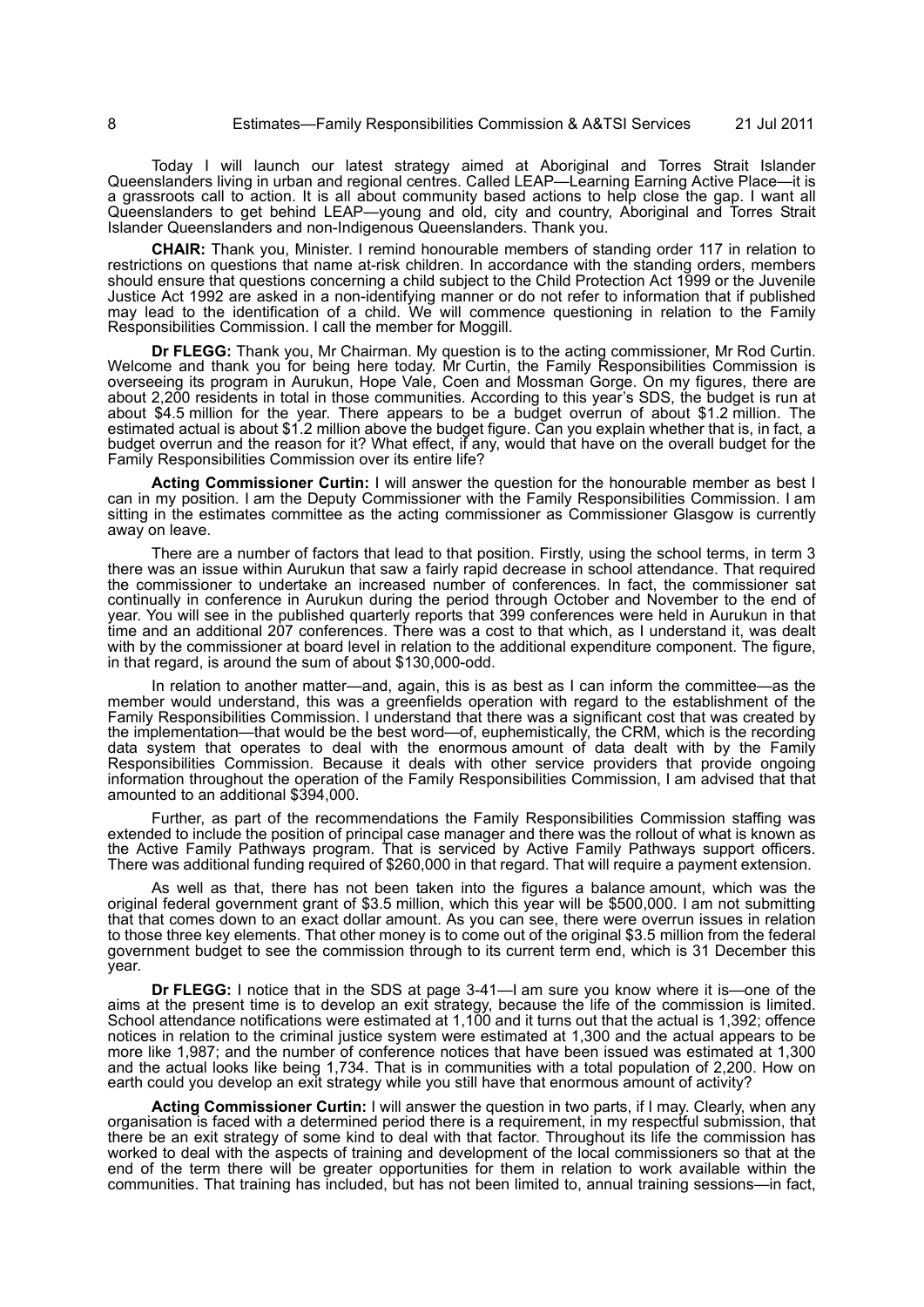Today I will launch our latest strategy aimed at Aboriginal and Torres Strait Islander Queenslanders living in urban and regional centres. Called LEAP—Learning Earning Active Place—it is a grassroots call to action. It is all about community based actions to help close the gap. I want all Queenslanders to get behind LEAP—young and old, city and country, Aboriginal and Torres Strait Islander Queenslanders and non-Indigenous Queenslanders. Thank you.

**CHAIR:** Thank you, Minister. I remind honourable members of standing order 117 in relation to restrictions on questions that name at-risk children. In accordance with the standing orders, members should ensure that questions concerning a child subject to the Child Protection Act 1999 or the Juvenile Justice Act 1992 are asked in a non-identifying manner or do not refer to information that if published may lead to the identification of a child. We will commence questioning in relation to the Family Responsibilities Commission. I call the member for Moggill.

**Dr FLEGG:** Thank you, Mr Chairman. My question is to the acting commissioner, Mr Rod Curtin. Welcome and thank you for being here today. Mr Curtin, the Family Responsibilities Commission is overseeing its program in Aurukun, Hope Vale, Coen and Mossman Gorge. On my figures, there are about 2,200 residents in total in those communities. According to this year's SDS, the budget is run at about \$4.5 million for the year. There appears to be a budget overrun of about \$1.2 million. The estimated actual is about \$1.2 million above the budget figure. Can you explain whether that is, in fact, a budget overrun and the reason for it? What effect, if any, would that have on the overall budget for the Family Responsibilities Commission over its entire life?

**Acting Commissioner Curtin:** I will answer the question for the honourable member as best I can in my position. I am the Deputy Commissioner with the Family Responsibilities Commission. I am sitting in the estimates committee as the acting commissioner as Commissioner Glasgow is currently away on leave.

There are a number of factors that lead to that position. Firstly, using the school terms, in term 3 there was an issue within Aurukun that saw a fairly rapid decrease in school attendance. That required the commissioner to undertake an increased number of conferences. In fact, the commissioner sat continually in conference in Aurukun during the period through October and November to the end of year. You will see in the published quarterly reports that 399 conferences were held in Aurukun in that time and an additional 207 conferences. There was a cost to that which, as I understand it, was dealt with by the commissioner at board level in relation to the additional expenditure component. The figure, in that regard, is around the sum of about \$130,000-odd.

In relation to another matter—and, again, this is as best as I can inform the committee—as the member would understand, this was a greenfields operation with regard to the establishment of the Family Responsibilities Commission. I understand that there was a significant cost that was created by the implementation—that would be the best word—of, euphemistically, the CRM, which is the recording data system that operates to deal with the enormous amount of data dealt with by the Family Responsibilities Commission. Because it deals with other service providers that provide ongoing information throughout the operation of the Family Responsibilities Commission, I am advised that that amounted to an additional \$394,000.

Further, as part of the recommendations the Family Responsibilities Commission staffing was extended to include the position of principal case manager and there was the rollout of what is known as the Active Family Pathways program. That is serviced by Active Family Pathways support officers. There was additional funding required of \$260,000 in that regard. That will require a payment extension.

As well as that, there has not been taken into the figures a balance amount, which was the original federal government grant of \$3.5 million, which this year will be \$500,000. I am not submitting that that comes down to an exact dollar amount. As you can see, there were overrun issues in relation to those three key elements. That other money is to come out of the original \$3.5 million from the federal government budget to see the commission through to its current term end, which is 31 December this year.

**Dr FLEGG:** I notice that in the SDS at page 3-41—I am sure you know where it is—one of the aims at the present time is to develop an exit strategy, because the life of the commission is limited. School attendance notifications were estimated at 1,100 and it turns out that the actual is 1,392; offence notices in relation to the criminal justice system were estimated at 1,300 and the actual appears to be more like 1,987; and the number of conference notices that have been issued was estimated at 1,300 and the actual looks like being 1,734. That is in communities with a total population of 2,200. How on earth could you develop an exit strategy while you still have that enormous amount of activity?

**Acting Commissioner Curtin:** I will answer the question in two parts, if I may. Clearly, when any organisation is faced with a determined period there is a requirement, in my respectful submission, that there be an exit strategy of some kind to deal with that factor. Throughout its life the commission has worked to deal with the aspects of training and development of the local commissioners so that at the end of the term there will be greater opportunities for them in relation to work available within the communities. That training has included, but has not been limited to, annual training sessions—in fact,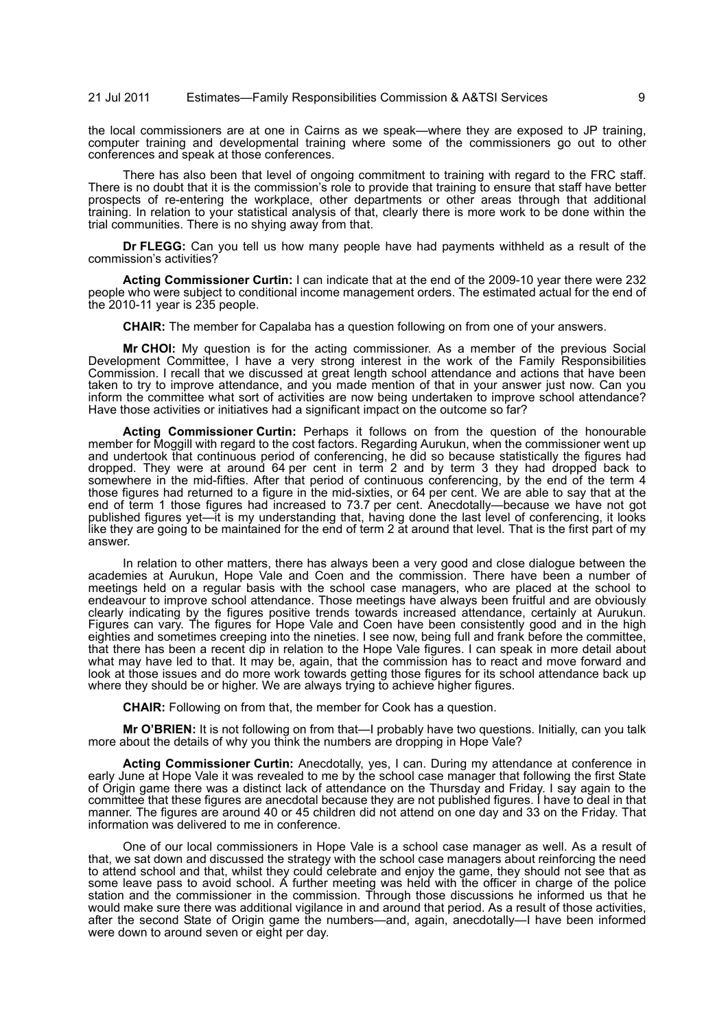the local commissioners are at one in Cairns as we speak—where they are exposed to JP training, computer training and developmental training where some of the commissioners go out to other conferences and speak at those conferences.

There has also been that level of ongoing commitment to training with regard to the FRC staff. There is no doubt that it is the commission's role to provide that training to ensure that staff have better prospects of re-entering the workplace, other departments or other areas through that additional training. In relation to your statistical analysis of that, clearly there is more work to be done within the trial communities. There is no shying away from that.

**Dr FLEGG:** Can you tell us how many people have had payments withheld as a result of the commission's activities?

**Acting Commissioner Curtin:** I can indicate that at the end of the 2009-10 year there were 232 people who were subject to conditional income management orders. The estimated actual for the end of the 2010-11 year is 235 people.

**CHAIR:** The member for Capalaba has a question following on from one of your answers.

**Mr CHOI:** My question is for the acting commissioner. As a member of the previous Social Development Committee, I have a very strong interest in the work of the Family Responsibilities Commission. I recall that we discussed at great length school attendance and actions that have been taken to try to improve attendance, and you made mention of that in your answer just now. Can you inform the committee what sort of activities are now being undertaken to improve school attendance? Have those activities or initiatives had a significant impact on the outcome so far?

**Acting Commissioner Curtin:** Perhaps it follows on from the question of the honourable member for Moggill with regard to the cost factors. Regarding Aurukun, when the commissioner went up and undertook that continuous period of conferencing, he did so because statistically the figures had dropped. They were at around 64 per cent in term 2 and by term 3 they had dropped back to somewhere in the mid-fifties. After that period of continuous conferencing, by the end of the term 4 those figures had returned to a figure in the mid-sixties, or 64 per cent. We are able to say that at the end of term 1 those figures had increased to 73.7 per cent. Anecdotally—because we have not got published figures yet—it is my understanding that, having done the last level of conferencing, it looks like they are going to be maintained for the end of term 2 at around that level. That is the first part of my answer.

In relation to other matters, there has always been a very good and close dialogue between the academies at Aurukun, Hope Vale and Coen and the commission. There have been a number of meetings held on a regular basis with the school case managers, who are placed at the school to endeavour to improve school attendance. Those meetings have always been fruitful and are obviously clearly indicating by the figures positive trends towards increased attendance, certainly at Aurukun. Figures can vary. The figures for Hope Vale and Coen have been consistently good and in the high eighties and sometimes creeping into the nineties. I see now, being full and frank before the committee, that there has been a recent dip in relation to the Hope Vale figures. I can speak in more detail about what may have led to that. It may be, again, that the commission has to react and move forward and look at those issues and do more work towards getting those figures for its school attendance back up where they should be or higher. We are always trying to achieve higher figures.

**CHAIR:** Following on from that, the member for Cook has a question.

**Mr O'BRIEN:** It is not following on from that—I probably have two questions. Initially, can you talk more about the details of why you think the numbers are dropping in Hope Vale?

**Acting Commissioner Curtin:** Anecdotally, yes, I can. During my attendance at conference in early June at Hope Vale it was revealed to me by the school case manager that following the first State of Origin game there was a distinct lack of attendance on the Thursday and Friday. I say again to the committee that these figures are anecdotal because they are not published figures. I have to deal in that manner. The figures are around 40 or 45 children did not attend on one day and 33 on the Friday. That information was delivered to me in conference.

One of our local commissioners in Hope Vale is a school case manager as well. As a result of that, we sat down and discussed the strategy with the school case managers about reinforcing the need to attend school and that, whilst they could celebrate and enjoy the game, they should not see that as some leave pass to avoid school. A further meeting was held with the officer in charge of the police station and the commissioner in the commission. Through those discussions he informed us that he would make sure there was additional vigilance in and around that period. As a result of those activities, after the second State of Origin game the numbers—and, again, anecdotally—I have been informed were down to around seven or eight per day.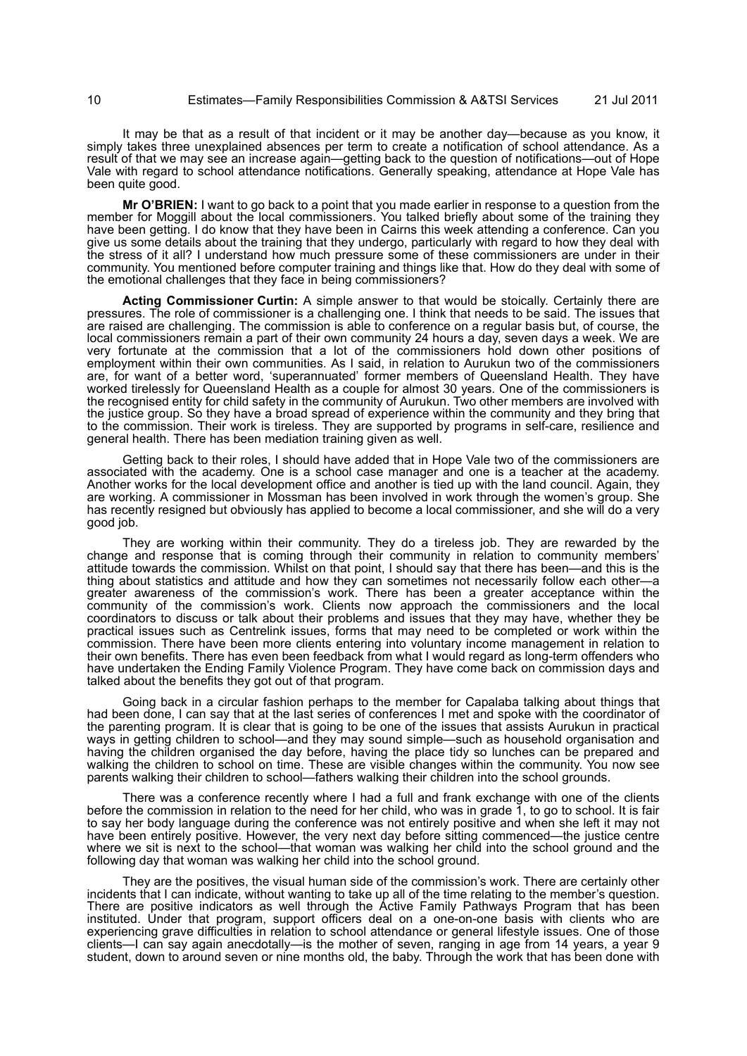It may be that as a result of that incident or it may be another day—because as you know, it simply takes three unexplained absences per term to create a notification of school attendance. As a result of that we may see an increase again—getting back to the question of notifications—out of Hope Vale with regard to school attendance notifications. Generally speaking, attendance at Hope Vale has been quite good.

**Mr O'BRIEN:** I want to go back to a point that you made earlier in response to a question from the member for Moggill about the local commissioners. You talked briefly about some of the training they have been getting. I do know that they have been in Cairns this week attending a conference. Can you give us some details about the training that they undergo, particularly with regard to how they deal with the stress of it all? I understand how much pressure some of these commissioners are under in their community. You mentioned before computer training and things like that. How do they deal with some of the emotional challenges that they face in being commissioners?

**Acting Commissioner Curtin:** A simple answer to that would be stoically. Certainly there are pressures. The role of commissioner is a challenging one. I think that needs to be said. The issues that are raised are challenging. The commission is able to conference on a regular basis but, of course, the local commissioners remain a part of their own community 24 hours a day, seven days a week. We are very fortunate at the commission that a lot of the commissioners hold down other positions of employment within their own communities. As I said, in relation to Aurukun two of the commissioners are, for want of a better word, 'superannuated' former members of Queensland Health. They have worked tirelessly for Queensland Health as a couple for almost 30 years. One of the commissioners is the recognised entity for child safety in the community of Aurukun. Two other members are involved with the justice group. So they have a broad spread of experience within the community and they bring that to the commission. Their work is tireless. They are supported by programs in self-care, resilience and general health. There has been mediation training given as well.

Getting back to their roles, I should have added that in Hope Vale two of the commissioners are associated with the academy. One is a school case manager and one is a teacher at the academy. Another works for the local development office and another is tied up with the land council. Again, they are working. A commissioner in Mossman has been involved in work through the women's group. She has recently resigned but obviously has applied to become a local commissioner, and she will do a very good job.

They are working within their community. They do a tireless job. They are rewarded by the change and response that is coming through their community in relation to community members' attitude towards the commission. Whilst on that point, I should say that there has been—and this is the thing about statistics and attitude and how they can sometimes not necessarily follow each other—a greater awareness of the commission's work. There has been a greater acceptance within the community of the commission's work. Clients now approach the commissioners and the local coordinators to discuss or talk about their problems and issues that they may have, whether they be practical issues such as Centrelink issues, forms that may need to be completed or work within the commission. There have been more clients entering into voluntary income management in relation to their own benefits. There has even been feedback from what I would regard as long-term offenders who have undertaken the Ending Family Violence Program. They have come back on commission days and talked about the benefits they got out of that program.

Going back in a circular fashion perhaps to the member for Capalaba talking about things that had been done, I can say that at the last series of conferences I met and spoke with the coordinator of the parenting program. It is clear that is going to be one of the issues that assists Aurukun in practical ways in getting children to school—and they may sound simple—such as household organisation and having the children organised the day before, having the place tidy so lunches can be prepared and walking the children to school on time. These are visible changes within the community. You now see parents walking their children to school—fathers walking their children into the school grounds.

There was a conference recently where I had a full and frank exchange with one of the clients before the commission in relation to the need for her child, who was in grade 1, to go to school. It is fair to say her body language during the conference was not entirely positive and when she left it may not have been entirely positive. However, the very next day before sitting commenced—the justice centre where we sit is next to the school—that woman was walking her child into the school ground and the following day that woman was walking her child into the school ground.

They are the positives, the visual human side of the commission's work. There are certainly other incidents that I can indicate, without wanting to take up all of the time relating to the member's question. There are positive indicators as well through the Active Family Pathways Program that has been instituted. Under that program, support officers deal on a one-on-one basis with clients who are experiencing grave difficulties in relation to school attendance or general lifestyle issues. One of those clients—I can say again anecdotally—is the mother of seven, ranging in age from 14 years, a year 9 student, down to around seven or nine months old, the baby. Through the work that has been done with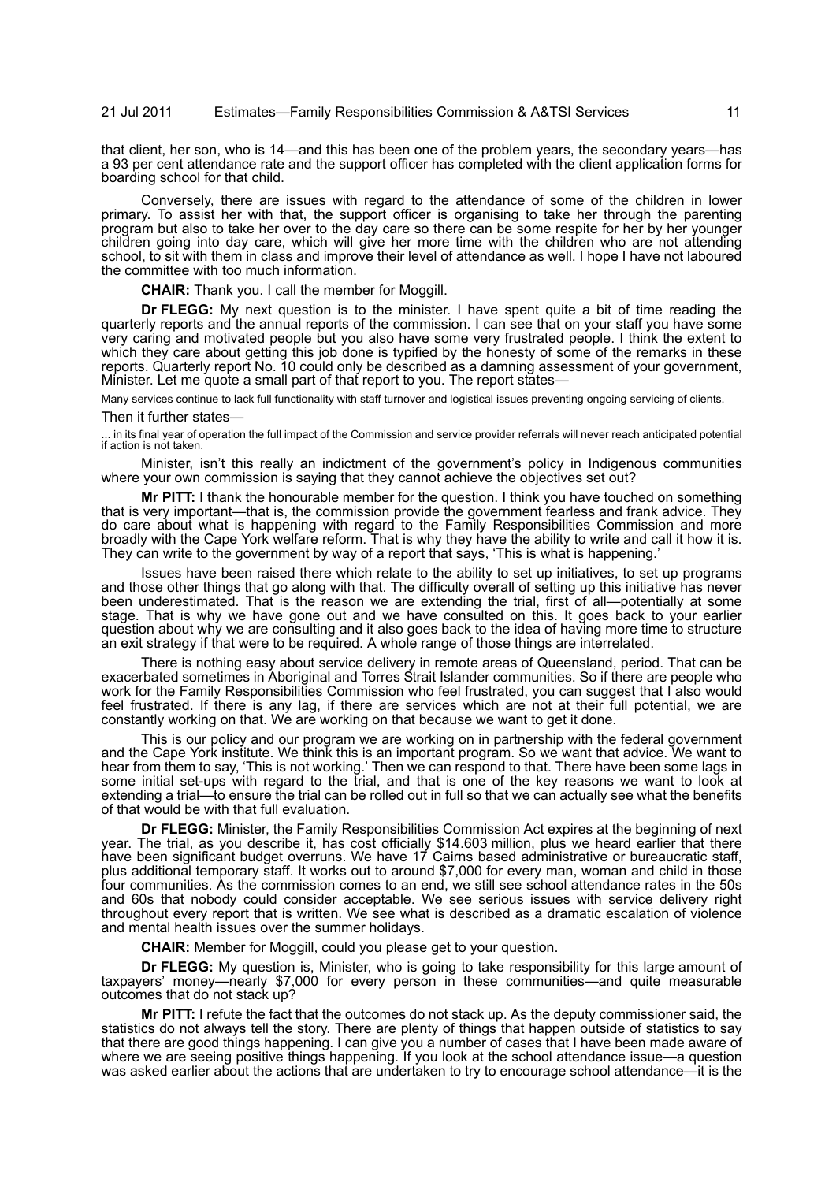that client, her son, who is 14—and this has been one of the problem years, the secondary years—has a 93 per cent attendance rate and the support officer has completed with the client application forms for boarding school for that child.

Conversely, there are issues with regard to the attendance of some of the children in lower primary. To assist her with that, the support officer is organising to take her through the parenting program but also to take her over to the day care so there can be some respite for her by her younger children going into day care, which will give her more time with the children who are not attending school, to sit with them in class and improve their level of attendance as well. I hope I have not laboured the committee with too much information.

**CHAIR:** Thank you. I call the member for Moggill.

**Dr FLEGG:** My next question is to the minister. I have spent quite a bit of time reading the quarterly reports and the annual reports of the commission. I can see that on your staff you have some very caring and motivated people but you also have some very frustrated people. I think the extent to which they care about getting this job done is typified by the honesty of some of the remarks in these reports. Quarterly report No. 10 could only be described as a damning assessment of your government, Minister. Let me quote a small part of that report to you. The report states—

Many services continue to lack full functionality with staff turnover and logistical issues preventing ongoing servicing of clients.

Then it further states—

... in its final year of operation the full impact of the Commission and service provider referrals will never reach anticipated potential if action is not taken.

Minister, isn't this really an indictment of the government's policy in Indigenous communities where your own commission is saying that they cannot achieve the objectives set out?

**Mr PITT:** I thank the honourable member for the question. I think you have touched on something that is very important—that is, the commission provide the government fearless and frank advice. They do care about what is happening with regard to the Family Responsibilities Commission and more broadly with the Cape York welfare reform. That is why they have the ability to write and call it how it is. They can write to the government by way of a report that says, 'This is what is happening.'

Issues have been raised there which relate to the ability to set up initiatives, to set up programs and those other things that go along with that. The difficulty overall of setting up this initiative has never been underestimated. That is the reason we are extending the trial, first of all—potentially at some stage. That is why we have gone out and we have consulted on this. It goes back to your earlier question about why we are consulting and it also goes back to the idea of having more time to structure an exit strategy if that were to be required. A whole range of those things are interrelated.

There is nothing easy about service delivery in remote areas of Queensland, period. That can be exacerbated sometimes in Aboriginal and Torres Strait Islander communities. So if there are people who work for the Family Responsibilities Commission who feel frustrated, you can suggest that I also would feel frustrated. If there is any lag, if there are services which are not at their full potential, we are constantly working on that. We are working on that because we want to get it done.

This is our policy and our program we are working on in partnership with the federal government and the Cape York institute. We think this is an important program. So we want that advice. We want to hear from them to say, 'This is not working.' Then we can respond to that. There have been some lags in some initial set-ups with regard to the trial, and that is one of the key reasons we want to look at extending a trial—to ensure the trial can be rolled out in full so that we can actually see what the benefits of that would be with that full evaluation.

**Dr FLEGG:** Minister, the Family Responsibilities Commission Act expires at the beginning of next year. The trial, as you describe it, has cost officially $14.603 million, plus we heard earlier that there have been significant budget overruns. We have 17 Cairns based administrative or bureaucratic staff, plus additional temporary staff. It works out to around $7,000 for every man, woman and child in those four communities. As the commission comes to an end, we still see school attendance rates in the 50s and 60s that nobody could consider acceptable. We see serious issues with service delivery right throughout every report that is written. We see what is described as a dramatic escalation of violence and mental health issues over the summer holidays.

**CHAIR:** Member for Moggill, could you please get to your question.

**Dr FLEGG:** My question is, Minister, who is going to take responsibility for this large amount of taxpayers' money—nearly $7,000 for every person in these communities—and quite measurable outcomes that do not stack up?

**Mr PITT:** I refute the fact that the outcomes do not stack up. As the deputy commissioner said, the statistics do not always tell the story. There are plenty of things that happen outside of statistics to say that there are good things happening. I can give you a number of cases that I have been made aware of where we are seeing positive things happening. If you look at the school attendance issue—a question was asked earlier about the actions that are undertaken to try to encourage school attendance—it is the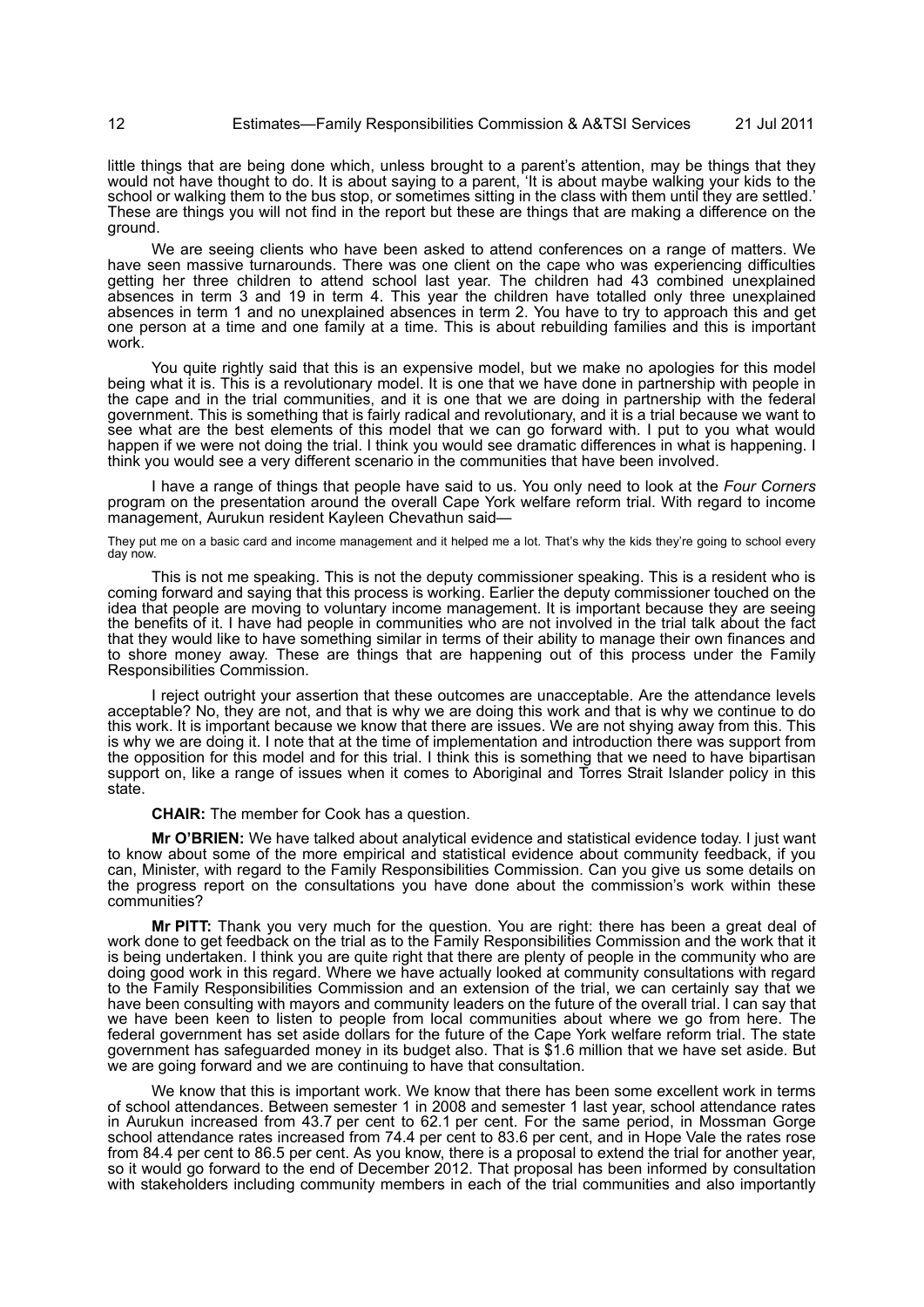little things that are being done which, unless brought to a parent's attention, may be things that they would not have thought to do. It is about saying to a parent, 'It is about maybe walking your kids to the school or walking them to the bus stop, or sometimes sitting in the class with them until they are settled.' These are things you will not find in the report but these are things that are making a difference on the ground.

We are seeing clients who have been asked to attend conferences on a range of matters. We have seen massive turnarounds. There was one client on the cape who was experiencing difficulties getting her three children to attend school last year. The children had 43 combined unexplained absences in term 3 and 19 in term 4. This year the children have totalled only three unexplained absences in term 1 and no unexplained absences in term 2. You have to try to approach this and get one person at a time and one family at a time. This is about rebuilding families and this is important work.

You quite rightly said that this is an expensive model, but we make no apologies for this model being what it is. This is a revolutionary model. It is one that we have done in partnership with people in the cape and in the trial communities, and it is one that we are doing in partnership with the federal government. This is something that is fairly radical and revolutionary, and it is a trial because we want to see what are the best elements of this model that we can go forward with. I put to you what would happen if we were not doing the trial. I think you would see dramatic differences in what is happening. I think you would see a very different scenario in the communities that have been involved.

I have a range of things that people have said to us. You only need to look at the *Four Corners* program on the presentation around the overall Cape York welfare reform trial. With regard to income management, Aurukun resident Kayleen Chevathun said—

> They put me on a basic card and income management and it helped me a lot. That's why the kids they're going to school every day now.

This is not me speaking. This is not the deputy commissioner speaking. This is a resident who is coming forward and saying that this process is working. Earlier the deputy commissioner touched on the idea that people are moving to voluntary income management. It is important because they are seeing the benefits of it. I have had people in communities who are not involved in the trial talk about the fact that they would like to have something similar in terms of their ability to manage their own finances and to shore money away. These are things that are happening out of this process under the Family Responsibilities Commission.

I reject outright your assertion that these outcomes are unacceptable. Are the attendance levels acceptable? No, they are not, and that is why we are doing this work and that is why we continue to do this work. It is important because we know that there are issues. We are not shying away from this. This is why we are doing it. I note that at the time of implementation and introduction there was support from the opposition for this model and for this trial. I think this is something that we need to have bipartisan support on, like a range of issues when it comes to Aboriginal and Torres Strait Islander policy in this state.

**CHAIR:** The member for Cook has a question.

**Mr O'BRIEN:** We have talked about analytical evidence and statistical evidence today. I just want to know about some of the more empirical and statistical evidence about community feedback, if you can, Minister, with regard to the Family Responsibilities Commission. Can you give us some details on the progress report on the consultations you have done about the commission's work within these communities?

**Mr PITT:** Thank you very much for the question. You are right: there has been a great deal of work done to get feedback on the trial as to the Family Responsibilities Commission and the work that it is being undertaken. I think you are quite right that there are plenty of people in the community who are doing good work in this regard. Where we have actually looked at community consultations with regard to the Family Responsibilities Commission and an extension of the trial, we can certainly say that we have been consulting with mayors and community leaders on the future of the overall trial. I can say that we have been keen to listen to people from local communities about where we go from here. The federal government has set aside dollars for the future of the Cape York welfare reform trial. The state government has safeguarded money in its budget also. That is \$1.6 million that we have set aside. But we are going forward and we are continuing to have that consultation.

We know that this is important work. We know that there has been some excellent work in terms of school attendances. Between semester 1 in 2008 and semester 1 last year, school attendance rates in Aurukun increased from 43.7 per cent to 62.1 per cent. For the same period, in Mossman Gorge school attendance rates increased from 74.4 per cent to 83.6 per cent, and in Hope Vale the rates rose from 84.4 per cent to 86.5 per cent. As you know, there is a proposal to extend the trial for another year, so it would go forward to the end of December 2012. That proposal has been informed by consultation with stakeholders including community members in each of the trial communities and also importantly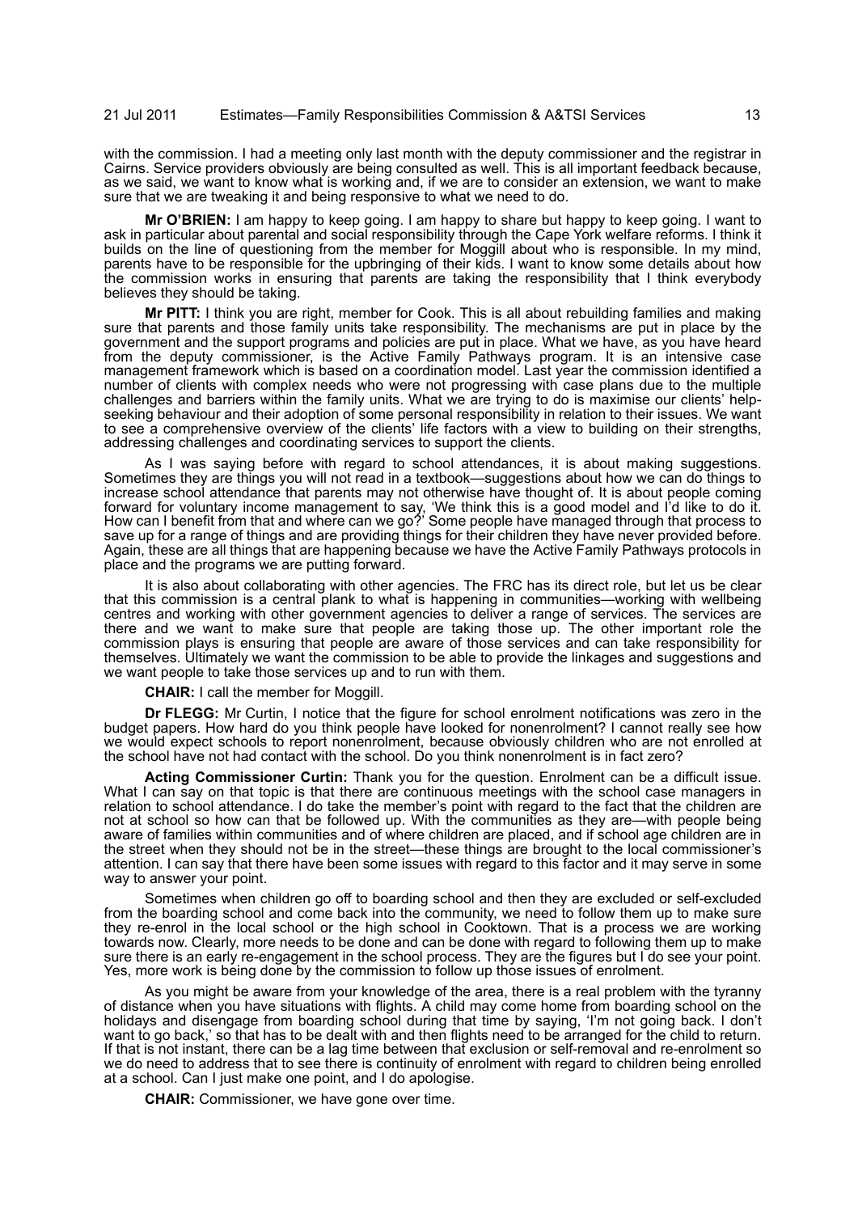with the commission. I had a meeting only last month with the deputy commissioner and the registrar in Cairns. Service providers obviously are being consulted as well. This is all important feedback because, as we said, we want to know what is working and, if we are to consider an extension, we want to make sure that we are tweaking it and being responsive to what we need to do.

**Mr O'BRIEN:** I am happy to keep going. I am happy to share but happy to keep going. I want to ask in particular about parental and social responsibility through the Cape York welfare reforms. I think it builds on the line of questioning from the member for Moggill about who is responsible. In my mind, parents have to be responsible for the upbringing of their kids. I want to know some details about how the commission works in ensuring that parents are taking the responsibility that I think everybody believes they should be taking.

**Mr PITT:** I think you are right, member for Cook. This is all about rebuilding families and making sure that parents and those family units take responsibility. The mechanisms are put in place by the government and the support programs and policies are put in place. What we have, as you have heard from the deputy commissioner, is the Active Family Pathways program. It is an intensive case management framework which is based on a coordination model. Last year the commission identified a number of clients with complex needs who were not progressing with case plans due to the multiple challenges and barriers within the family units. What we are trying to do is maximise our clients' help-seeking behaviour and their adoption of some personal responsibility in relation to their issues. We want to see a comprehensive overview of the clients' life factors with a view to building on their strengths, addressing challenges and coordinating services to support the clients.

As I was saying before with regard to school attendances, it is about making suggestions. Sometimes they are things you will not read in a textbook—suggestions about how we can do things to increase school attendance that parents may not otherwise have thought of. It is about people coming forward for voluntary income management to say, 'We think this is a good model and I'd like to do it. How can I benefit from that and where can we go?' Some people have managed through that process to save up for a range of things and are providing things for their children they have never provided before. Again, these are all things that are happening because we have the Active Family Pathways protocols in place and the programs we are putting forward.

It is also about collaborating with other agencies. The FRC has its direct role, but let us be clear that this commission is a central plank to what is happening in communities—working with wellbeing centres and working with other government agencies to deliver a range of services. The services are there and we want to make sure that people are taking those up. The other important role the commission plays is ensuring that people are aware of those services and can take responsibility for themselves. Ultimately we want the commission to be able to provide the linkages and suggestions and we want people to take those services up and to run with them.

**CHAIR:** I call the member for Moggill.

**Dr FLEGG:** Mr Curtin, I notice that the figure for school enrolment notifications was zero in the budget papers. How hard do you think people have looked for nonenrolment? I cannot really see how we would expect schools to report nonenrolment, because obviously children who are not enrolled at the school have not had contact with the school. Do you think nonenrolment is in fact zero?

**Acting Commissioner Curtin:** Thank you for the question. Enrolment can be a difficult issue. What I can say on that topic is that there are continuous meetings with the school case managers in relation to school attendance. I do take the member's point with regard to the fact that the children are not at school so how can that be followed up. With the communities as they are—with people being aware of families within communities and of where children are placed, and if school age children are in the street when they should not be in the street—these things are brought to the local commissioner's attention. I can say that there have been some issues with regard to this factor and it may serve in some way to answer your point.

Sometimes when children go off to boarding school and then they are excluded or self-excluded from the boarding school and come back into the community, we need to follow them up to make sure they re-enrol in the local school or the high school in Cooktown. That is a process we are working towards now. Clearly, more needs to be done and can be done with regard to following them up to make sure there is an early re-engagement in the school process. They are the figures but I do see your point. Yes, more work is being done by the commission to follow up those issues of enrolment.

As you might be aware from your knowledge of the area, there is a real problem with the tyranny of distance when you have situations with flights. A child may come home from boarding school on the holidays and disengage from boarding school during that time by saying, 'I'm not going back. I don't want to go back,' so that has to be dealt with and then flights need to be arranged for the child to return. If that is not instant, there can be a lag time between that exclusion or self-removal and re-enrolment so we do need to address that to see there is continuity of enrolment with regard to children being enrolled at a school. Can I just make one point, and I do apologise.

**CHAIR:** Commissioner, we have gone over time.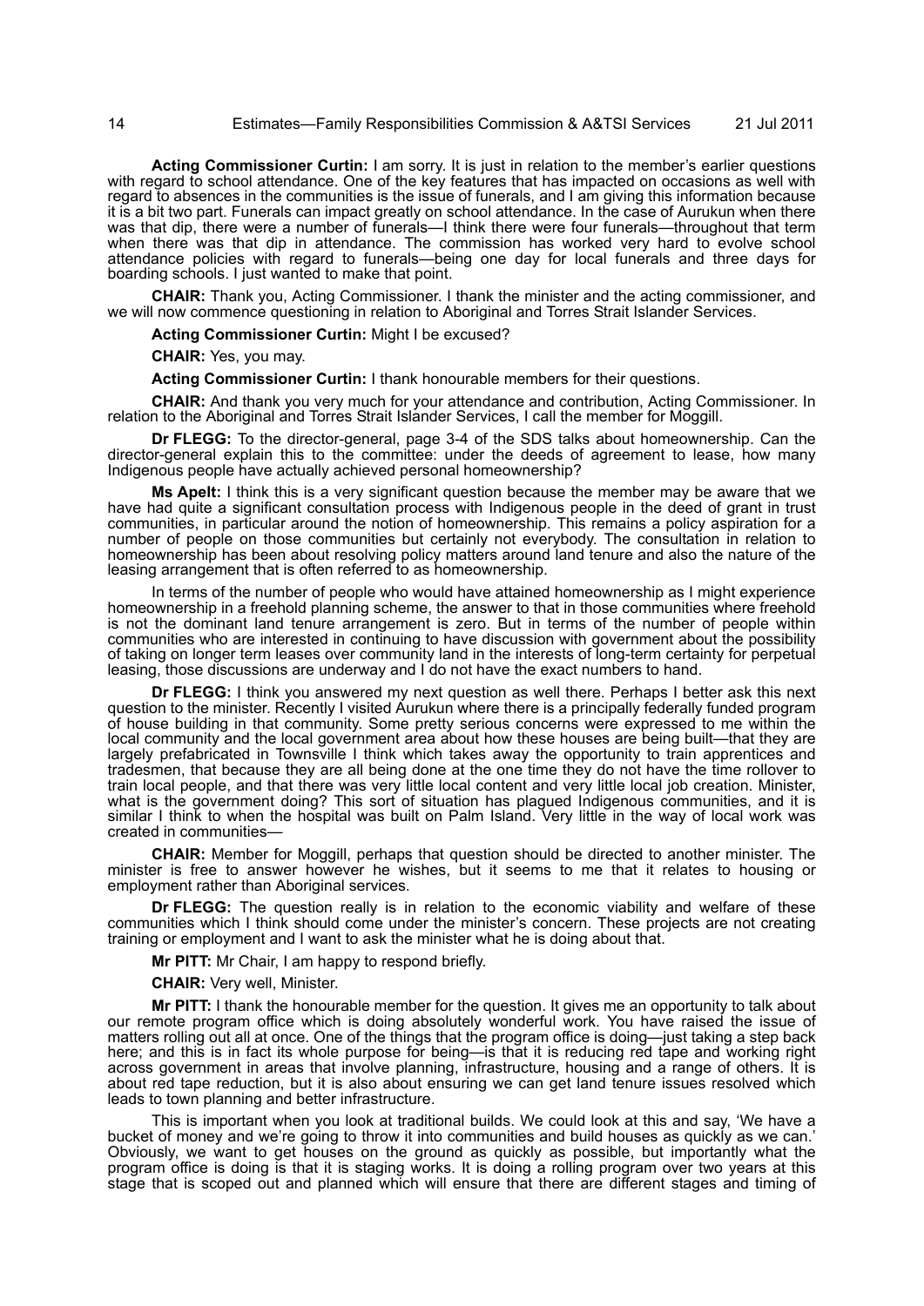**Acting Commissioner Curtin:** I am sorry. It is just in relation to the member's earlier questions with regard to school attendance. One of the key features that has impacted on occasions as well with regard to absences in the communities is the issue of funerals, and I am giving this information because it is a bit two part. Funerals can impact greatly on school attendance. In the case of Aurukun when there was that dip, there were a number of funerals—I think there were four funerals—throughout that term when there was that dip in attendance. The commission has worked very hard to evolve school attendance policies with regard to funerals—being one day for local funerals and three days for boarding schools. I just wanted to make that point.

**CHAIR:** Thank you, Acting Commissioner. I thank the minister and the acting commissioner, and we will now commence questioning in relation to Aboriginal and Torres Strait Islander Services.

**Acting Commissioner Curtin:** Might I be excused?

**CHAIR:** Yes, you may.

**Acting Commissioner Curtin:** I thank honourable members for their questions.

**CHAIR:** And thank you very much for your attendance and contribution, Acting Commissioner. In relation to the Aboriginal and Torres Strait Islander Services, I call the member for Moggill.

**Dr FLEGG:** To the director-general, page 3-4 of the SDS talks about homeownership. Can the director-general explain this to the committee: under the deeds of agreement to lease, how many Indigenous people have actually achieved personal homeownership?

**Ms Apelt:** I think this is a very significant question because the member may be aware that we have had quite a significant consultation process with Indigenous people in the deed of grant in trust communities, in particular around the notion of homeownership. This remains a policy aspiration for a number of people on those communities but certainly not everybody. The consultation in relation to homeownership has been about resolving policy matters around land tenure and also the nature of the leasing arrangement that is often referred to as homeownership.

In terms of the number of people who would have attained homeownership as I might experience homeownership in a freehold planning scheme, the answer to that in those communities where freehold is not the dominant land tenure arrangement is zero. But in terms of the number of people within communities who are interested in continuing to have discussion with government about the possibility of taking on longer term leases over community land in the interests of long-term certainty for perpetual leasing, those discussions are underway and I do not have the exact numbers to hand.

**Dr FLEGG:** I think you answered my next question as well there. Perhaps I better ask this next question to the minister. Recently I visited Aurukun where there is a principally federally funded program of house building in that community. Some pretty serious concerns were expressed to me within the local community and the local government area about how these houses are being built—that they are largely prefabricated in Townsville I think which takes away the opportunity to train apprentices and tradesmen, that because they are all being done at the one time they do not have the time rollover to train local people, and that there was very little local content and very little local job creation. Minister, what is the government doing? This sort of situation has plagued Indigenous communities, and it is similar I think to when the hospital was built on Palm Island. Very little in the way of local work was created in communities—

**CHAIR:** Member for Moggill, perhaps that question should be directed to another minister. The minister is free to answer however he wishes, but it seems to me that it relates to housing or employment rather than Aboriginal services.

**Dr FLEGG:** The question really is in relation to the economic viability and welfare of these communities which I think should come under the minister's concern. These projects are not creating training or employment and I want to ask the minister what he is doing about that.

**Mr PITT:** Mr Chair, I am happy to respond briefly.

**CHAIR:** Very well, Minister.

**Mr PITT:** I thank the honourable member for the question. It gives me an opportunity to talk about our remote program office which is doing absolutely wonderful work. You have raised the issue of matters rolling out all at once. One of the things that the program office is doing—just taking a step back here; and this is in fact its whole purpose for being—is that it is reducing red tape and working right across government in areas that involve planning, infrastructure, housing and a range of others. It is about red tape reduction, but it is also about ensuring we can get land tenure issues resolved which leads to town planning and better infrastructure.

This is important when you look at traditional builds. We could look at this and say, 'We have a bucket of money and we're going to throw it into communities and build houses as quickly as we can.' Obviously, we want to get houses on the ground as quickly as possible, but importantly what the program office is doing is that it is staging works. It is doing a rolling program over two years at this stage that is scoped out and planned which will ensure that there are different stages and timing of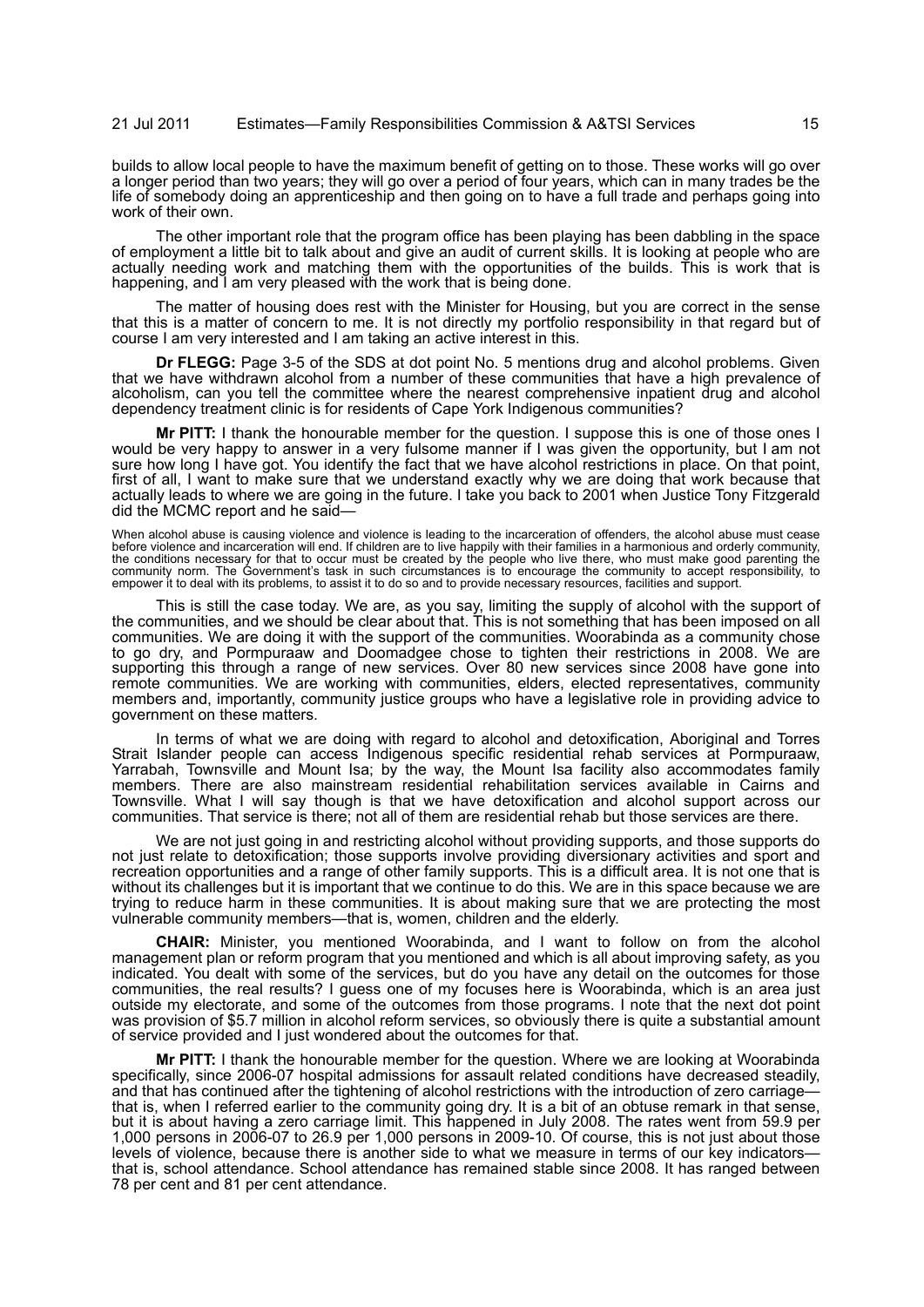builds to allow local people to have the maximum benefit of getting on to those. These works will go over a longer period than two years; they will go over a period of four years, which can in many trades be the life of somebody doing an apprenticeship and then going on to have a full trade and perhaps going into work of their own.

The other important role that the program office has been playing has been dabbling in the space of employment a little bit to talk about and give an audit of current skills. It is looking at people who are actually needing work and matching them with the opportunities of the builds. This is work that is happening, and I am very pleased with the work that is being done.

The matter of housing does rest with the Minister for Housing, but you are correct in the sense that this is a matter of concern to me. It is not directly my portfolio responsibility in that regard but of course I am very interested and I am taking an active interest in this.

**Dr FLEGG:** Page 3-5 of the SDS at dot point No. 5 mentions drug and alcohol problems. Given that we have withdrawn alcohol from a number of these communities that have a high prevalence of alcoholism, can you tell the committee where the nearest comprehensive inpatient drug and alcohol dependency treatment clinic is for residents of Cape York Indigenous communities?

**Mr PITT:** I thank the honourable member for the question. I suppose this is one of those ones I would be very happy to answer in a very fulsome manner if I was given the opportunity, but I am not sure how long I have got. You identify the fact that we have alcohol restrictions in place. On that point, first of all, I want to make sure that we understand exactly why we are doing that work because that actually leads to where we are going in the future. I take you back to 2001 when Justice Tony Fitzgerald did the MCMC report and he said—

> When alcohol abuse is causing violence and violence is leading to the incarceration of offenders, the alcohol abuse must cease before violence and incarceration will end. If children are to live happily with their families in a harmonious and orderly community, the conditions necessary for that to occur must be created by the people who live there, who must make good parenting the community norm. The Government's task in such circumstances is to encourage the community to accept responsibility, to empower it to deal with its problems, to assist it to do so and to provide necessary resources, facilities and support.

This is still the case today. We are, as you say, limiting the supply of alcohol with the support of the communities, and we should be clear about that. This is not something that has been imposed on all communities. We are doing it with the support of the communities. Woorabinda as a community chose to go dry, and Pormpuraaw and Doomadgee chose to tighten their restrictions in 2008. We are supporting this through a range of new services. Over 80 new services since 2008 have gone into remote communities. We are working with communities, elders, elected representatives, community members and, importantly, community justice groups who have a legislative role in providing advice to government on these matters.

In terms of what we are doing with regard to alcohol and detoxification, Aboriginal and Torres Strait Islander people can access Indigenous specific residential rehab services at Pormpuraaw, Yarrabah, Townsville and Mount Isa; by the way, the Mount Isa facility also accommodates family members. There are also mainstream residential rehabilitation services available in Cairns and Townsville. What I will say though is that we have detoxification and alcohol support across our communities. That service is there; not all of them are residential rehab but those services are there.

We are not just going in and restricting alcohol without providing supports, and those supports do not just relate to detoxification; those supports involve providing diversionary activities and sport and recreation opportunities and a range of other family supports. This is a difficult area. It is not one that is without its challenges but it is important that we continue to do this. We are in this space because we are trying to reduce harm in these communities. It is about making sure that we are protecting the most vulnerable community members—that is, women, children and the elderly.

**CHAIR:** Minister, you mentioned Woorabinda, and I want to follow on from the alcohol management plan or reform program that you mentioned and which is all about improving safety, as you indicated. You dealt with some of the services, but do you have any detail on the outcomes for those communities, the real results? I guess one of my focuses here is Woorabinda, which is an area just outside my electorate, and some of the outcomes from those programs. I note that the next dot point was provision of $5.7 million in alcohol reform services, so obviously there is quite a substantial amount of service provided and I just wondered about the outcomes for that.

**Mr PITT:** I thank the honourable member for the question. Where we are looking at Woorabinda specifically, since 2006-07 hospital admissions for assault related conditions have decreased steadily, and that has continued after the tightening of alcohol restrictions with the introduction of zero carriage—that is, when I referred earlier to the community going dry. It is a bit of an obtuse remark in that sense, but it is about having a zero carriage limit. This happened in July 2008. The rates went from 59.9 per 1,000 persons in 2006-07 to 26.9 per 1,000 persons in 2009-10. Of course, this is not just about those levels of violence, because there is another side to what we measure in terms of our key indicators—that is, school attendance. School attendance has remained stable since 2008. It has ranged between 78 per cent and 81 per cent attendance.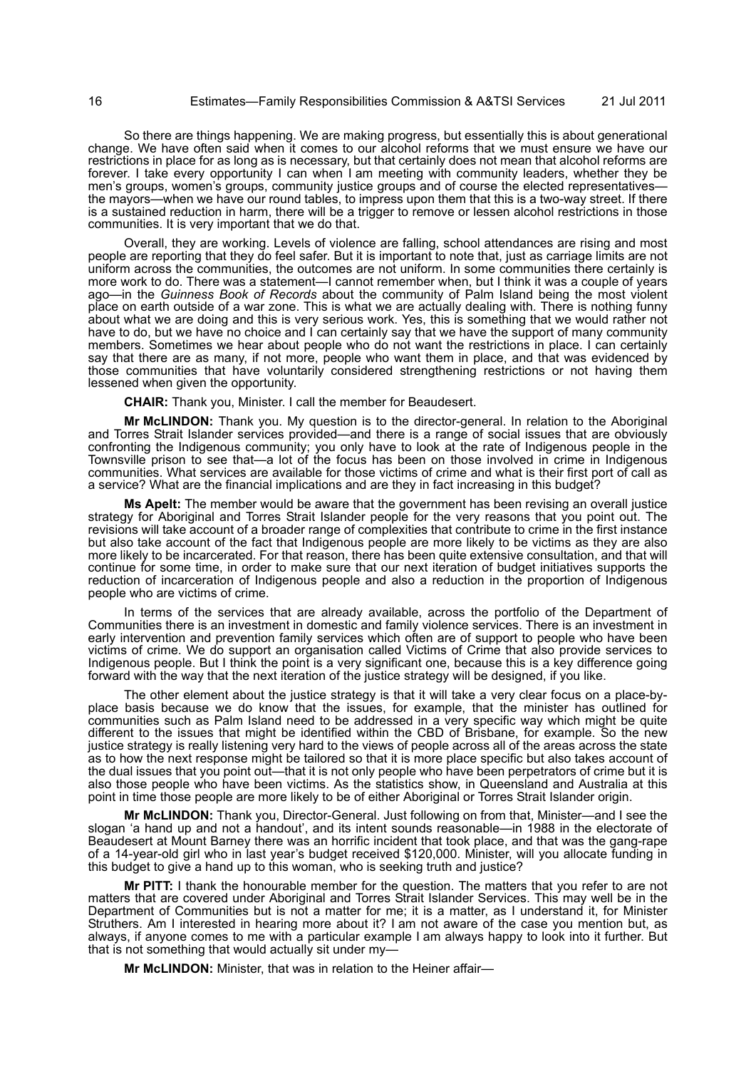So there are things happening. We are making progress, but essentially this is about generational change. We have often said when it comes to our alcohol reforms that we must ensure we have our restrictions in place for as long as is necessary, but that certainly does not mean that alcohol reforms are forever. I take every opportunity I can when I am meeting with community leaders, whether they be men's groups, women's groups, community justice groups and of course the elected representatives—the mayors—when we have our round tables, to impress upon them that this is a two-way street. If there is a sustained reduction in harm, there will be a trigger to remove or lessen alcohol restrictions in those communities. It is very important that we do that.

Overall, they are working. Levels of violence are falling, school attendances are rising and most people are reporting that they do feel safer. But it is important to note that, just as carriage limits are not uniform across the communities, the outcomes are not uniform. In some communities there certainly is more work to do. There was a statement—I cannot remember when, but I think it was a couple of years ago—in the *Guinness Book of Records* about the community of Palm Island being the most violent place on earth outside of a war zone. This is what we are actually dealing with. There is nothing funny about what we are doing and this is very serious work. Yes, this is something that we would rather not have to do, but we have no choice and I can certainly say that we have the support of many community members. Sometimes we hear about people who do not want the restrictions in place. I can certainly say that there are as many, if not more, people who want them in place, and that was evidenced by those communities that have voluntarily considered strengthening restrictions or not having them lessened when given the opportunity.

**CHAIR:** Thank you, Minister. I call the member for Beaudesert.

**Mr McLINDON:** Thank you. My question is to the director-general. In relation to the Aboriginal and Torres Strait Islander services provided—and there is a range of social issues that are obviously confronting the Indigenous community; you only have to look at the rate of Indigenous people in the Townsville prison to see that—a lot of the focus has been on those involved in crime in Indigenous communities. What services are available for those victims of crime and what is their first port of call as a service? What are the financial implications and are they in fact increasing in this budget?

**Ms Apelt:** The member would be aware that the government has been revising an overall justice strategy for Aboriginal and Torres Strait Islander people for the very reasons that you point out. The revisions will take account of a broader range of complexities that contribute to crime in the first instance but also take account of the fact that Indigenous people are more likely to be victims as they are also more likely to be incarcerated. For that reason, there has been quite extensive consultation, and that will continue for some time, in order to make sure that our next iteration of budget initiatives supports the reduction of incarceration of Indigenous people and also a reduction in the proportion of Indigenous people who are victims of crime.

In terms of the services that are already available, across the portfolio of the Department of Communities there is an investment in domestic and family violence services. There is an investment in early intervention and prevention family services which often are of support to people who have been victims of crime. We do support an organisation called Victims of Crime that also provide services to Indigenous people. But I think the point is a very significant one, because this is a key difference going forward with the way that the next iteration of the justice strategy will be designed, if you like.

The other element about the justice strategy is that it will take a very clear focus on a place-by-place basis because we do know that the issues, for example, that the minister has outlined for communities such as Palm Island need to be addressed in a very specific way which might be quite different to the issues that might be identified within the CBD of Brisbane, for example. So the new justice strategy is really listening very hard to the views of people across all of the areas across the state as to how the next response might be tailored so that it is more place specific but also takes account of the dual issues that you point out—that it is not only people who have been perpetrators of crime but it is also those people who have been victims. As the statistics show, in Queensland and Australia at this point in time those people are more likely to be of either Aboriginal or Torres Strait Islander origin.

**Mr McLINDON:** Thank you, Director-General. Just following on from that, Minister—and I see the slogan 'a hand up and not a handout', and its intent sounds reasonable—in 1988 in the electorate of Beaudesert at Mount Barney there was an horrific incident that took place, and that was the gang-rape of a 14-year-old girl who in last year's budget received $120,000. Minister, will you allocate funding in this budget to give a hand up to this woman, who is seeking truth and justice?

**Mr PITT:** I thank the honourable member for the question. The matters that you refer to are not matters that are covered under Aboriginal and Torres Strait Islander Services. This may well be in the Department of Communities but is not a matter for me; it is a matter, as I understand it, for Minister Struthers. Am I interested in hearing more about it? I am not aware of the case you mention but, as always, if anyone comes to me with a particular example I am always happy to look into it further. But that is not something that would actually sit under my—

**Mr McLINDON:** Minister, that was in relation to the Heiner affair—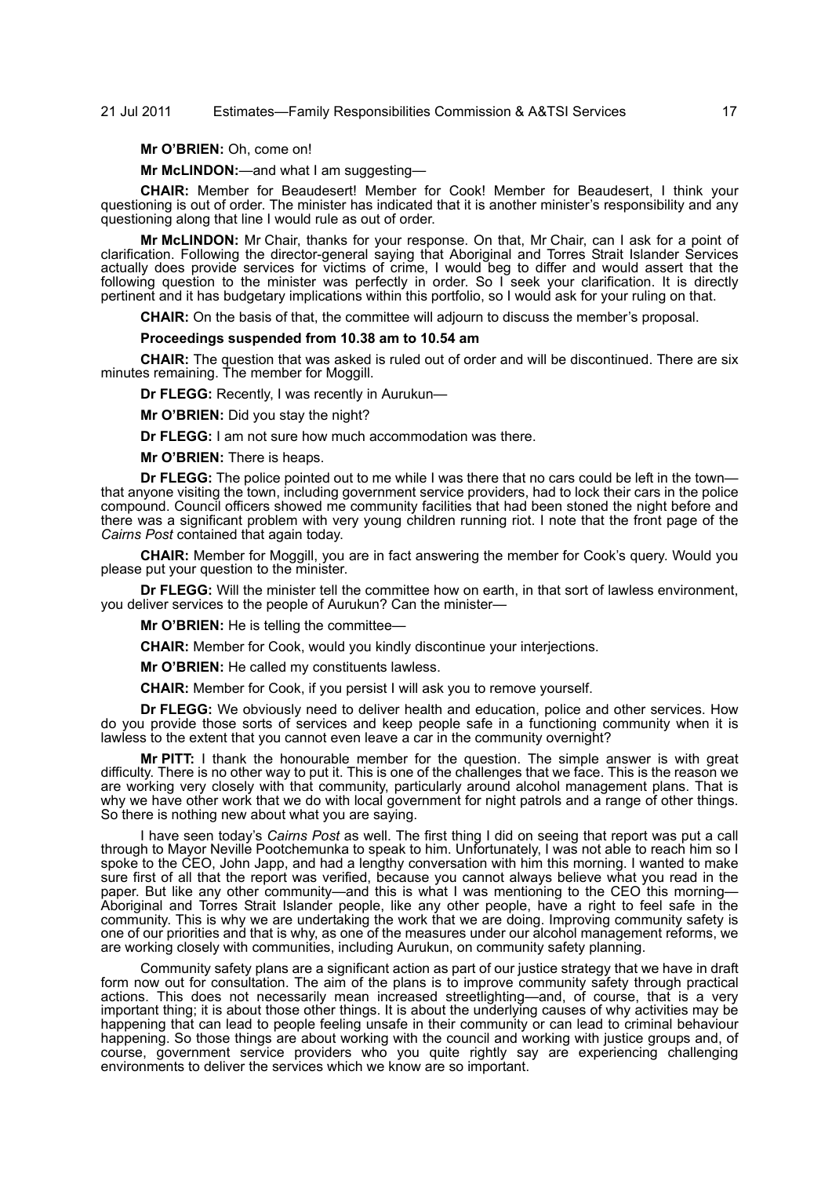**Mr O'BRIEN:** Oh, come on!

**Mr McLINDON:**—and what I am suggesting—

**CHAIR:** Member for Beaudesert! Member for Cook! Member for Beaudesert, I think your questioning is out of order. The minister has indicated that it is another minister's responsibility and any questioning along that line I would rule as out of order.

**Mr McLINDON:** Mr Chair, thanks for your response. On that, Mr Chair, can I ask for a point of clarification. Following the director-general saying that Aboriginal and Torres Strait Islander Services actually does provide services for victims of crime, I would beg to differ and would assert that the following question to the minister was perfectly in order. So I seek your clarification. It is directly pertinent and it has budgetary implications within this portfolio, so I would ask for your ruling on that.

**CHAIR:** On the basis of that, the committee will adjourn to discuss the member's proposal.

**Proceedings suspended from 10.38 am to 10.54 am**

**CHAIR:** The question that was asked is ruled out of order and will be discontinued. There are six minutes remaining. The member for Moggill.

**Dr FLEGG:** Recently, I was recently in Aurukun—

**Mr O'BRIEN:** Did you stay the night?

**Dr FLEGG:** I am not sure how much accommodation was there.

**Mr O'BRIEN:** There is heaps.

**Dr FLEGG:** The police pointed out to me while I was there that no cars could be left in the town—that anyone visiting the town, including government service providers, had to lock their cars in the police compound. Council officers showed me community facilities that had been stoned the night before and there was a significant problem with very young children running riot. I note that the front page of the *Cairns Post* contained that again today.

**CHAIR:** Member for Moggill, you are in fact answering the member for Cook's query. Would you please put your question to the minister.

**Dr FLEGG:** Will the minister tell the committee how on earth, in that sort of lawless environment, you deliver services to the people of Aurukun? Can the minister—

**Mr O'BRIEN:** He is telling the committee—

**CHAIR:** Member for Cook, would you kindly discontinue your interjections.

**Mr O'BRIEN:** He called my constituents lawless.

**CHAIR:** Member for Cook, if you persist I will ask you to remove yourself.

**Dr FLEGG:** We obviously need to deliver health and education, police and other services. How do you provide those sorts of services and keep people safe in a functioning community when it is lawless to the extent that you cannot even leave a car in the community overnight?

**Mr PITT:** I thank the honourable member for the question. The simple answer is with great difficulty. There is no other way to put it. This is one of the challenges that we face. This is the reason we are working very closely with that community, particularly around alcohol management plans. That is why we have other work that we do with local government for night patrols and a range of other things. So there is nothing new about what you are saying.

I have seen today's *Cairns Post* as well. The first thing I did on seeing that report was put a call through to Mayor Neville Pootchemunka to speak to him. Unfortunately, I was not able to reach him so I spoke to the CEO, John Japp, and had a lengthy conversation with him this morning. I wanted to make sure first of all that the report was verified, because you cannot always believe what you read in the paper. But like any other community—and this is what I was mentioning to the CEO this morning—Aboriginal and Torres Strait Islander people, like any other people, have a right to feel safe in the community. This is why we are undertaking the work that we are doing. Improving community safety is one of our priorities and that is why, as one of the measures under our alcohol management reforms, we are working closely with communities, including Aurukun, on community safety planning.

Community safety plans are a significant action as part of our justice strategy that we have in draft form now out for consultation. The aim of the plans is to improve community safety through practical actions. This does not necessarily mean increased streetlighting—and, of course, that is a very important thing; it is about those other things. It is about the underlying causes of why activities may be happening that can lead to people feeling unsafe in their community or can lead to criminal behaviour happening. So those things are about working with the council and working with justice groups and, of course, government service providers who you quite rightly say are experiencing challenging environments to deliver the services which we know are so important.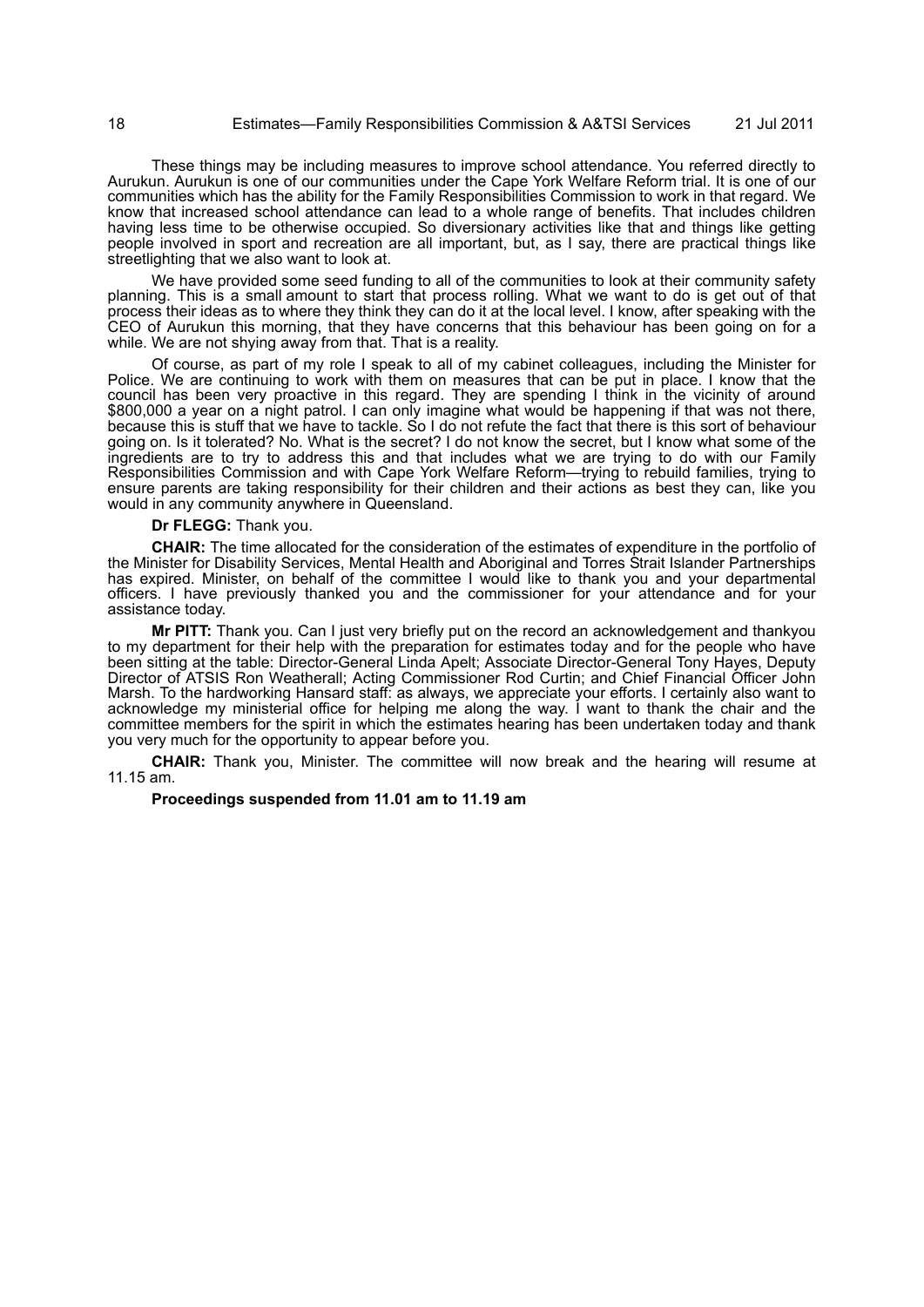These things may be including measures to improve school attendance. You referred directly to Aurukun. Aurukun is one of our communities under the Cape York Welfare Reform trial. It is one of our communities which has the ability for the Family Responsibilities Commission to work in that regard. We know that increased school attendance can lead to a whole range of benefits. That includes children having less time to be otherwise occupied. So diversionary activities like that and things like getting people involved in sport and recreation are all important, but, as I say, there are practical things like streetlighting that we also want to look at.

We have provided some seed funding to all of the communities to look at their community safety planning. This is a small amount to start that process rolling. What we want to do is get out of that process their ideas as to where they think they can do it at the local level. I know, after speaking with the CEO of Aurukun this morning, that they have concerns that this behaviour has been going on for a while. We are not shying away from that. That is a reality.

Of course, as part of my role I speak to all of my cabinet colleagues, including the Minister for Police. We are continuing to work with them on measures that can be put in place. I know that the council has been very proactive in this regard. They are spending I think in the vicinity of around $800,000 a year on a night patrol. I can only imagine what would be happening if that was not there, because this is stuff that we have to tackle. So I do not refute the fact that there is this sort of behaviour going on. Is it tolerated? No. What is the secret? I do not know the secret, but I know what some of the ingredients are to try to address this and that includes what we are trying to do with our Family Responsibilities Commission and with Cape York Welfare Reform—trying to rebuild families, trying to ensure parents are taking responsibility for their children and their actions as best they can, like you would in any community anywhere in Queensland.

**Dr FLEGG:** Thank you.

**CHAIR:** The time allocated for the consideration of the estimates of expenditure in the portfolio of the Minister for Disability Services, Mental Health and Aboriginal and Torres Strait Islander Partnerships has expired. Minister, on behalf of the committee I would like to thank you and your departmental officers. I have previously thanked you and the commissioner for your attendance and for your assistance today.

**Mr PITT:** Thank you. Can I just very briefly put on the record an acknowledgement and thankyou to my department for their help with the preparation for estimates today and for the people who have been sitting at the table: Director-General Linda Apelt; Associate Director-General Tony Hayes, Deputy Director of ATSIS Ron Weatherall; Acting Commissioner Rod Curtin; and Chief Financial Officer John Marsh. To the hardworking Hansard staff: as always, we appreciate your efforts. I certainly also want to acknowledge my ministerial office for helping me along the way. I want to thank the chair and the committee members for the spirit in which the estimates hearing has been undertaken today and thank you very much for the opportunity to appear before you.

**CHAIR:** Thank you, Minister. The committee will now break and the hearing will resume at 11.15 am.

**Proceedings suspended from 11.01 am to 11.19 am**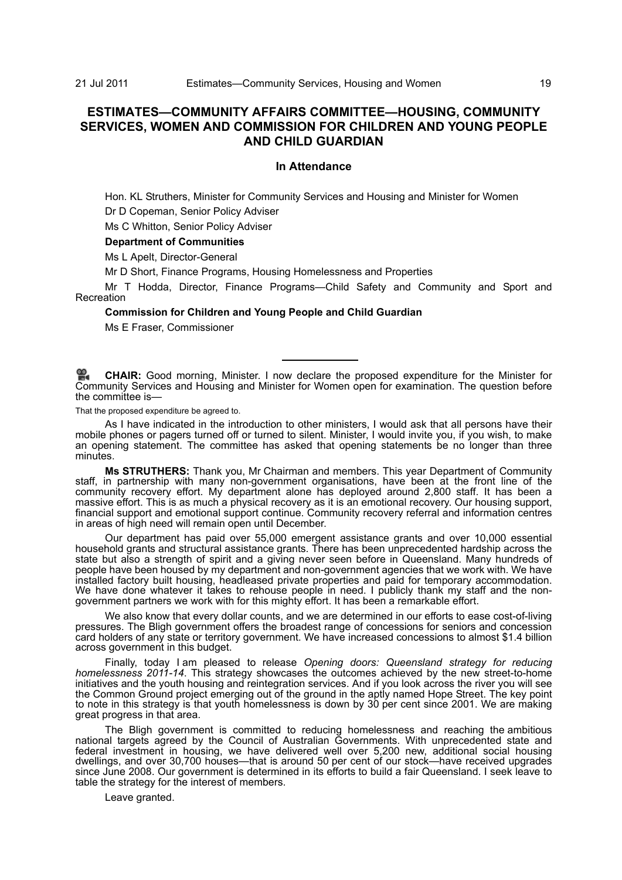## ESTIMATES—COMMUNITY AFFAIRS COMMITTEE—HOUSING, COMMUNITY SERVICES, WOMEN AND COMMISSION FOR CHILDREN AND YOUNG PEOPLE AND CHILD GUARDIAN

### In Attendance

Hon. KL Struthers, Minister for Community Services and Housing and Minister for Women

Dr D Copeman, Senior Policy Adviser

Ms C Whitton, Senior Policy Adviser

**Department of Communities**

Ms L Apelt, Director-General

Mr D Short, Finance Programs, Housing Homelessness and Properties

Mr T Hodda, Director, Finance Programs—Child Safety and Community and Sport and Recreation

**Commission for Children and Young People and Child Guardian**

Ms E Fraser, Commissioner

---

**CHAIR:** Good morning, Minister. I now declare the proposed expenditure for the Minister for Community Services and Housing and Minister for Women open for examination. The question before the committee is—

That the proposed expenditure be agreed to.

As I have indicated in the introduction to other ministers, I would ask that all persons have their mobile phones or pagers turned off or turned to silent. Minister, I would invite you, if you wish, to make an opening statement. The committee has asked that opening statements be no longer than three minutes.

**Ms STRUTHERS:** Thank you, Mr Chairman and members. This year Department of Community staff, in partnership with many non-government organisations, have been at the front line of the community recovery effort. My department alone has deployed around 2,800 staff. It has been a massive effort. This is as much a physical recovery as it is an emotional recovery. Our housing support, financial support and emotional support continue. Community recovery referral and information centres in areas of high need will remain open until December.

Our department has paid over 55,000 emergent assistance grants and over 10,000 essential household grants and structural assistance grants. There has been unprecedented hardship across the state but also a strength of spirit and a giving never seen before in Queensland. Many hundreds of people have been housed by my department and non-government agencies that we work with. We have installed factory built housing, headleased private properties and paid for temporary accommodation. We have done whatever it takes to rehouse people in need. I publicly thank my staff and the non-government partners we work with for this mighty effort. It has been a remarkable effort.

We also know that every dollar counts, and we are determined in our efforts to ease cost-of-living pressures. The Bligh government offers the broadest range of concessions for seniors and concession card holders of any state or territory government. We have increased concessions to almost $1.4 billion across government in this budget.

Finally, today I am pleased to release *Opening doors: Queensland strategy for reducing homelessness 2011-14*. This strategy showcases the outcomes achieved by the new street-to-home initiatives and the youth housing and reintegration services. And if you look across the river you will see the Common Ground project emerging out of the ground in the aptly named Hope Street. The key point to note in this strategy is that youth homelessness is down by 30 per cent since 2001. We are making great progress in that area.

The Bligh government is committed to reducing homelessness and reaching the ambitious national targets agreed by the Council of Australian Governments. With unprecedented state and federal investment in housing, we have delivered well over 5,200 new, additional social housing dwellings, and over 30,700 houses—that is around 50 per cent of our stock—have received upgrades since June 2008. Our government is determined in its efforts to build a fair Queensland. I seek leave to table the strategy for the interest of members.

Leave granted.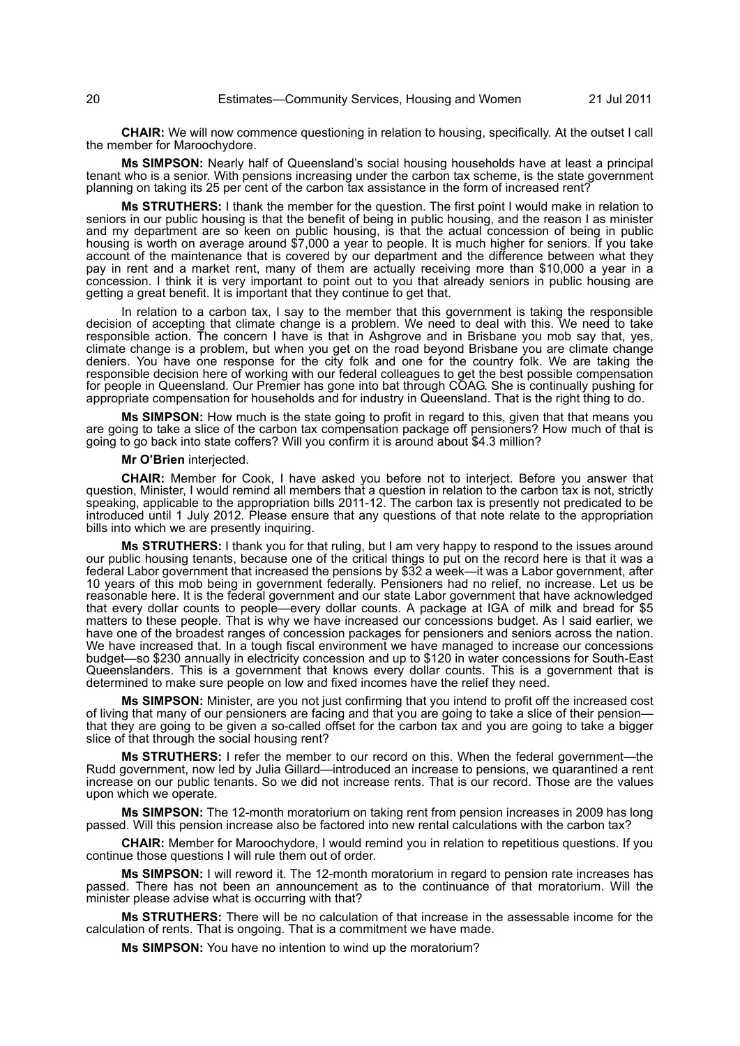**CHAIR:** We will now commence questioning in relation to housing, specifically. At the outset I call the member for Maroochydore.

**Ms SIMPSON:** Nearly half of Queensland's social housing households have at least a principal tenant who is a senior. With pensions increasing under the carbon tax scheme, is the state government planning on taking its 25 per cent of the carbon tax assistance in the form of increased rent?

**Ms STRUTHERS:** I thank the member for the question. The first point I would make in relation to seniors in our public housing is that the benefit of being in public housing, and the reason I as minister and my department are so keen on public housing, is that the actual concession of being in public housing is worth on average around $7,000 a year to people. It is much higher for seniors. If you take account of the maintenance that is covered by our department and the difference between what they pay in rent and a market rent, many of them are actually receiving more than $10,000 a year in a concession. I think it is very important to point out to you that already seniors in public housing are getting a great benefit. It is important that they continue to get that.

In relation to a carbon tax, I say to the member that this government is taking the responsible decision of accepting that climate change is a problem. We need to deal with this. We need to take responsible action. The concern I have is that in Ashgrove and in Brisbane you mob say that, yes, climate change is a problem, but when you get on the road beyond Brisbane you are climate change deniers. You have one response for the city folk and one for the country folk. We are taking the responsible decision here of working with our federal colleagues to get the best possible compensation for people in Queensland. Our Premier has gone into bat through COAG. She is continually pushing for appropriate compensation for households and for industry in Queensland. That is the right thing to do.

**Ms SIMPSON:** How much is the state going to profit in regard to this, given that that means you are going to take a slice of the carbon tax compensation package off pensioners? How much of that is going to go back into state coffers? Will you confirm it is around about $4.3 million?

**Mr O'Brien** interjected.

**CHAIR:** Member for Cook, I have asked you before not to interject. Before you answer that question, Minister, I would remind all members that a question in relation to the carbon tax is not, strictly speaking, applicable to the appropriation bills 2011-12. The carbon tax is presently not predicated to be introduced until 1 July 2012. Please ensure that any questions of that note relate to the appropriation bills into which we are presently inquiring.

**Ms STRUTHERS:** I thank you for that ruling, but I am very happy to respond to the issues around our public housing tenants, because one of the critical things to put on the record here is that it was a federal Labor government that increased the pensions by $32 a week—it was a Labor government, after 10 years of this mob being in government federally. Pensioners had no relief, no increase. Let us be reasonable here. It is the federal government and our state Labor government that have acknowledged that every dollar counts to people—every dollar counts. A package at IGA of milk and bread for $5 matters to these people. That is why we have increased our concessions budget. As I said earlier, we have one of the broadest ranges of concession packages for pensioners and seniors across the nation. We have increased that. In a tough fiscal environment we have managed to increase our concessions budget—so $230 annually in electricity concession and up to $120 in water concessions for South-East Queenslanders. This is a government that knows every dollar counts. This is a government that is determined to make sure people on low and fixed incomes have the relief they need.

**Ms SIMPSON:** Minister, are you not just confirming that you intend to profit off the increased cost of living that many of our pensioners are facing and that you are going to take a slice of their pension—that they are going to be given a so-called offset for the carbon tax and you are going to take a bigger slice of that through the social housing rent?

**Ms STRUTHERS:** I refer the member to our record on this. When the federal government—the Rudd government, now led by Julia Gillard—introduced an increase to pensions, we quarantined a rent increase on our public tenants. So we did not increase rents. That is our record. Those are the values upon which we operate.

**Ms SIMPSON:** The 12-month moratorium on taking rent from pension increases in 2009 has long passed. Will this pension increase also be factored into new rental calculations with the carbon tax?

**CHAIR:** Member for Maroochydore, I would remind you in relation to repetitious questions. If you continue those questions I will rule them out of order.

**Ms SIMPSON:** I will reword it. The 12-month moratorium in regard to pension rate increases has passed. There has not been an announcement as to the continuance of that moratorium. Will the minister please advise what is occurring with that?

**Ms STRUTHERS:** There will be no calculation of that increase in the assessable income for the calculation of rents. That is ongoing. That is a commitment we have made.

**Ms SIMPSON:** You have no intention to wind up the moratorium?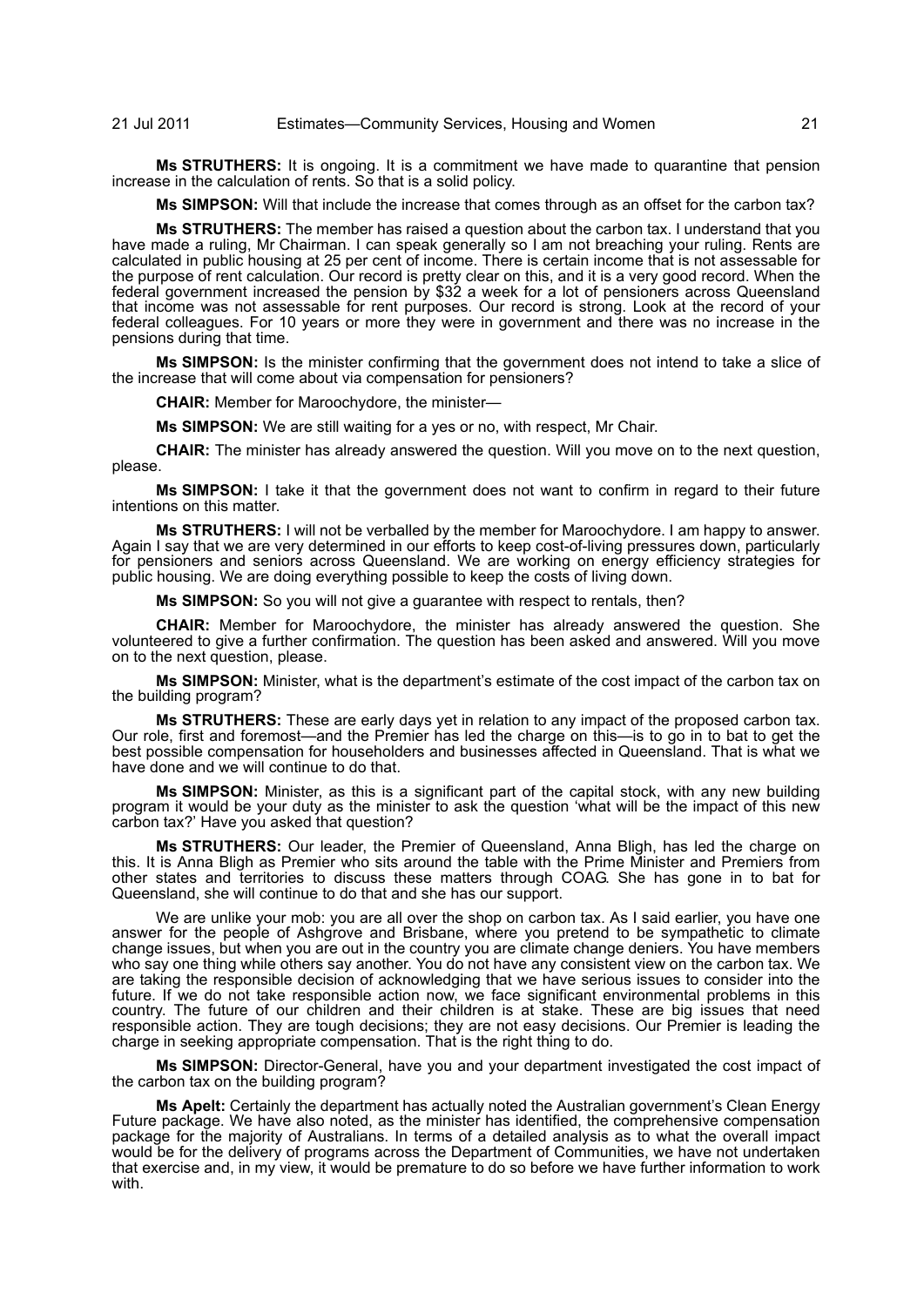**Ms STRUTHERS:** It is ongoing. It is a commitment we have made to quarantine that pension increase in the calculation of rents. So that is a solid policy.

**Ms SIMPSON:** Will that include the increase that comes through as an offset for the carbon tax?

**Ms STRUTHERS:** The member has raised a question about the carbon tax. I understand that you have made a ruling, Mr Chairman. I can speak generally so I am not breaching your ruling. Rents are calculated in public housing at 25 per cent of income. There is certain income that is not assessable for the purpose of rent calculation. Our record is pretty clear on this, and it is a very good record. When the federal government increased the pension by $32 a week for a lot of pensioners across Queensland that income was not assessable for rent purposes. Our record is strong. Look at the record of your federal colleagues. For 10 years or more they were in government and there was no increase in the pensions during that time.

**Ms SIMPSON:** Is the minister confirming that the government does not intend to take a slice of the increase that will come about via compensation for pensioners?

**CHAIR:** Member for Maroochydore, the minister—

**Ms SIMPSON:** We are still waiting for a yes or no, with respect, Mr Chair.

**CHAIR:** The minister has already answered the question. Will you move on to the next question, please.

**Ms SIMPSON:** I take it that the government does not want to confirm in regard to their future intentions on this matter.

**Ms STRUTHERS:** I will not be verballed by the member for Maroochydore. I am happy to answer. Again I say that we are very determined in our efforts to keep cost-of-living pressures down, particularly for pensioners and seniors across Queensland. We are working on energy efficiency strategies for public housing. We are doing everything possible to keep the costs of living down.

**Ms SIMPSON:** So you will not give a guarantee with respect to rentals, then?

**CHAIR:** Member for Maroochydore, the minister has already answered the question. She volunteered to give a further confirmation. The question has been asked and answered. Will you move on to the next question, please.

**Ms SIMPSON:** Minister, what is the department's estimate of the cost impact of the carbon tax on the building program?

**Ms STRUTHERS:** These are early days yet in relation to any impact of the proposed carbon tax. Our role, first and foremost—and the Premier has led the charge on this—is to go in to bat to get the best possible compensation for householders and businesses affected in Queensland. That is what we have done and we will continue to do that.

**Ms SIMPSON:** Minister, as this is a significant part of the capital stock, with any new building program it would be your duty as the minister to ask the question 'what will be the impact of this new carbon tax?' Have you asked that question?

**Ms STRUTHERS:** Our leader, the Premier of Queensland, Anna Bligh, has led the charge on this. It is Anna Bligh as Premier who sits around the table with the Prime Minister and Premiers from other states and territories to discuss these matters through COAG. She has gone in to bat for Queensland, she will continue to do that and she has our support.

We are unlike your mob: you are all over the shop on carbon tax. As I said earlier, you have one answer for the people of Ashgrove and Brisbane, where you pretend to be sympathetic to climate change issues, but when you are out in the country you are climate change deniers. You have members who say one thing while others say another. You do not have any consistent view on the carbon tax. We are taking the responsible decision of acknowledging that we have serious issues to consider into the future. If we do not take responsible action now, we face significant environmental problems in this country. The future of our children and their children is at stake. These are big issues that need responsible action. They are tough decisions; they are not easy decisions. Our Premier is leading the charge in seeking appropriate compensation. That is the right thing to do.

**Ms SIMPSON:** Director-General, have you and your department investigated the cost impact of the carbon tax on the building program?

**Ms Apelt:** Certainly the department has actually noted the Australian government's Clean Energy Future package. We have also noted, as the minister has identified, the comprehensive compensation package for the majority of Australians. In terms of a detailed analysis as to what the overall impact would be for the delivery of programs across the Department of Communities, we have not undertaken that exercise and, in my view, it would be premature to do so before we have further information to work with.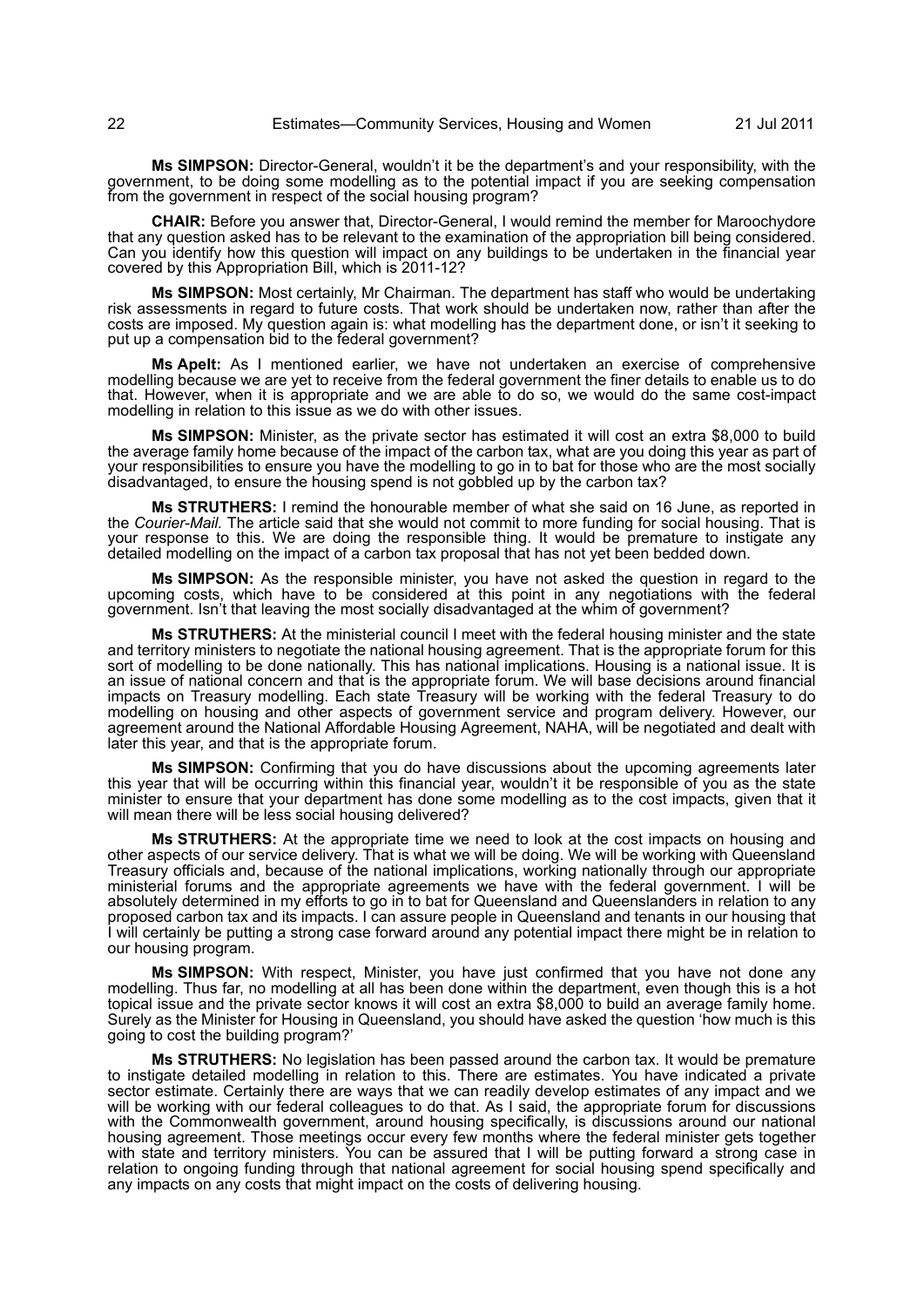**Ms SIMPSON:** Director-General, wouldn't it be the department's and your responsibility, with the government, to be doing some modelling as to the potential impact if you are seeking compensation from the government in respect of the social housing program?

**CHAIR:** Before you answer that, Director-General, I would remind the member for Maroochydore that any question asked has to be relevant to the examination of the appropriation bill being considered. Can you identify how this question will impact on any buildings to be undertaken in the financial year covered by this Appropriation Bill, which is 2011-12?

**Ms SIMPSON:** Most certainly, Mr Chairman. The department has staff who would be undertaking risk assessments in regard to future costs. That work should be undertaken now, rather than after the costs are imposed. My question again is: what modelling has the department done, or isn't it seeking to put up a compensation bid to the federal government?

**Ms Apelt:** As I mentioned earlier, we have not undertaken an exercise of comprehensive modelling because we are yet to receive from the federal government the finer details to enable us to do that. However, when it is appropriate and we are able to do so, we would do the same cost-impact modelling in relation to this issue as we do with other issues.

**Ms SIMPSON:** Minister, as the private sector has estimated it will cost an extra $8,000 to build the average family home because of the impact of the carbon tax, what are you doing this year as part of your responsibilities to ensure you have the modelling to go in to bat for those who are the most socially disadvantaged, to ensure the housing spend is not gobbled up by the carbon tax?

**Ms STRUTHERS:** I remind the honourable member of what she said on 16 June, as reported in the *Courier-Mail.* The article said that she would not commit to more funding for social housing. That is your response to this. We are doing the responsible thing. It would be premature to instigate any detailed modelling on the impact of a carbon tax proposal that has not yet been bedded down.

**Ms SIMPSON:** As the responsible minister, you have not asked the question in regard to the upcoming costs, which have to be considered at this point in any negotiations with the federal government. Isn't that leaving the most socially disadvantaged at the whim of government?

**Ms STRUTHERS:** At the ministerial council I meet with the federal housing minister and the state and territory ministers to negotiate the national housing agreement. That is the appropriate forum for this sort of modelling to be done nationally. This has national implications. Housing is a national issue. It is an issue of national concern and that is the appropriate forum. We will base decisions around financial impacts on Treasury modelling. Each state Treasury will be working with the federal Treasury to do modelling on housing and other aspects of government service and program delivery. However, our agreement around the National Affordable Housing Agreement, NAHA, will be negotiated and dealt with later this year, and that is the appropriate forum.

**Ms SIMPSON:** Confirming that you do have discussions about the upcoming agreements later this year that will be occurring within this financial year, wouldn't it be responsible of you as the state minister to ensure that your department has done some modelling as to the cost impacts, given that it will mean there will be less social housing delivered?

**Ms STRUTHERS:** At the appropriate time we need to look at the cost impacts on housing and other aspects of our service delivery. That is what we will be doing. We will be working with Queensland Treasury officials and, because of the national implications, working nationally through our appropriate ministerial forums and the appropriate agreements we have with the federal government. I will be absolutely determined in my efforts to go in to bat for Queensland and Queenslanders in relation to any proposed carbon tax and its impacts. I can assure people in Queensland and tenants in our housing that I will certainly be putting a strong case forward around any potential impact there might be in relation to our housing program.

**Ms SIMPSON:** With respect, Minister, you have just confirmed that you have not done any modelling. Thus far, no modelling at all has been done within the department, even though this is a hot topical issue and the private sector knows it will cost an extra $8,000 to build an average family home. Surely as the Minister for Housing in Queensland, you should have asked the question 'how much is this going to cost the building program?'

**Ms STRUTHERS:** No legislation has been passed around the carbon tax. It would be premature to instigate detailed modelling in relation to this. There are estimates. You have indicated a private sector estimate. Certainly there are ways that we can readily develop estimates of any impact and we will be working with our federal colleagues to do that. As I said, the appropriate forum for discussions with the Commonwealth government, around housing specifically, is discussions around our national housing agreement. Those meetings occur every few months where the federal minister gets together with state and territory ministers. You can be assured that I will be putting forward a strong case in relation to ongoing funding through that national agreement for social housing spend specifically and any impacts on any costs that might impact on the costs of delivering housing.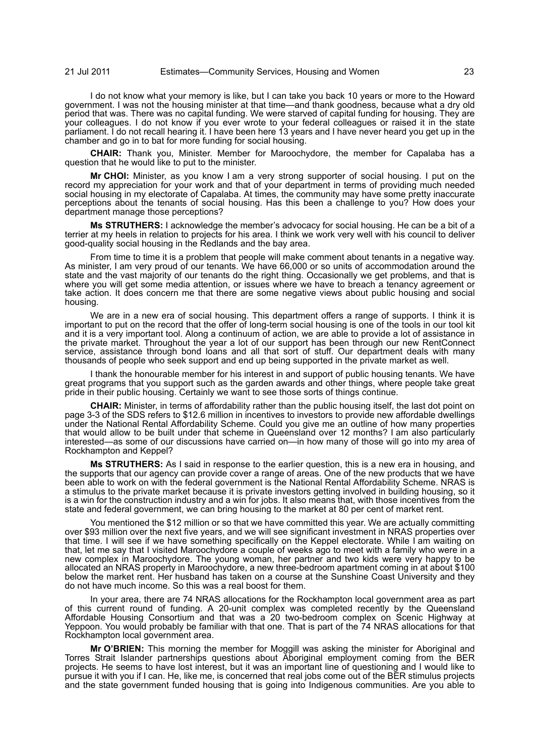I do not know what your memory is like, but I can take you back 10 years or more to the Howard government. I was not the housing minister at that time—and thank goodness, because what a dry old period that was. There was no capital funding. We were starved of capital funding for housing. They are your colleagues. I do not know if you ever wrote to your federal colleagues or raised it in the state parliament. I do not recall hearing it. I have been here 13 years and I have never heard you get up in the chamber and go in to bat for more funding for social housing.

**CHAIR:** Thank you, Minister. Member for Maroochydore, the member for Capalaba has a question that he would like to put to the minister.

**Mr CHOI:** Minister, as you know I am a very strong supporter of social housing. I put on the record my appreciation for your work and that of your department in terms of providing much needed social housing in my electorate of Capalaba. At times, the community may have some pretty inaccurate perceptions about the tenants of social housing. Has this been a challenge to you? How does your department manage those perceptions?

**Ms STRUTHERS:** I acknowledge the member's advocacy for social housing. He can be a bit of a terrier at my heels in relation to projects for his area. I think we work very well with his council to deliver good-quality social housing in the Redlands and the bay area.

From time to time it is a problem that people will make comment about tenants in a negative way. As minister, I am very proud of our tenants. We have 66,000 or so units of accommodation around the state and the vast majority of our tenants do the right thing. Occasionally we get problems, and that is where you will get some media attention, or issues where we have to breach a tenancy agreement or take action. It does concern me that there are some negative views about public housing and social housing.

We are in a new era of social housing. This department offers a range of supports. I think it is important to put on the record that the offer of long-term social housing is one of the tools in our tool kit and it is a very important tool. Along a continuum of action, we are able to provide a lot of assistance in the private market. Throughout the year a lot of our support has been through our new RentConnect service, assistance through bond loans and all that sort of stuff. Our department deals with many thousands of people who seek support and end up being supported in the private market as well.

I thank the honourable member for his interest in and support of public housing tenants. We have great programs that you support such as the garden awards and other things, where people take great pride in their public housing. Certainly we want to see those sorts of things continue.

**CHAIR:** Minister, in terms of affordability rather than the public housing itself, the last dot point on page 3-3 of the SDS refers to $12.6 million in incentives to investors to provide new affordable dwellings under the National Rental Affordability Scheme. Could you give me an outline of how many properties that would allow to be built under that scheme in Queensland over 12 months? I am also particularly interested—as some of our discussions have carried on—in how many of those will go into my area of Rockhampton and Keppel?

**Ms STRUTHERS:** As I said in response to the earlier question, this is a new era in housing, and the supports that our agency can provide cover a range of areas. One of the new products that we have been able to work on with the federal government is the National Rental Affordability Scheme. NRAS is a stimulus to the private market because it is private investors getting involved in building housing, so it is a win for the construction industry and a win for jobs. It also means that, with those incentives from the state and federal government, we can bring housing to the market at 80 per cent of market rent.

You mentioned the $12 million or so that we have committed this year. We are actually committing over $93 million over the next five years, and we will see significant investment in NRAS properties over that time. I will see if we have something specifically on the Keppel electorate. While I am waiting on that, let me say that I visited Maroochydore a couple of weeks ago to meet with a family who were in a new complex in Maroochydore. The young woman, her partner and two kids were very happy to be allocated an NRAS property in Maroochydore, a new three-bedroom apartment coming in at about $100 below the market rent. Her husband has taken on a course at the Sunshine Coast University and they do not have much income. So this was a real boost for them.

In your area, there are 74 NRAS allocations for the Rockhampton local government area as part of this current round of funding. A 20-unit complex was completed recently by the Queensland Affordable Housing Consortium and that was a 20 two-bedroom complex on Scenic Highway at Yeppoon. You would probably be familiar with that one. That is part of the 74 NRAS allocations for that Rockhampton local government area.

**Mr O'BRIEN:** This morning the member for Moggill was asking the minister for Aboriginal and Torres Strait Islander partnerships questions about Aboriginal employment coming from the BER projects. He seems to have lost interest, but it was an important line of questioning and I would like to pursue it with you if I can. He, like me, is concerned that real jobs come out of the BER stimulus projects and the state government funded housing that is going into Indigenous communities. Are you able to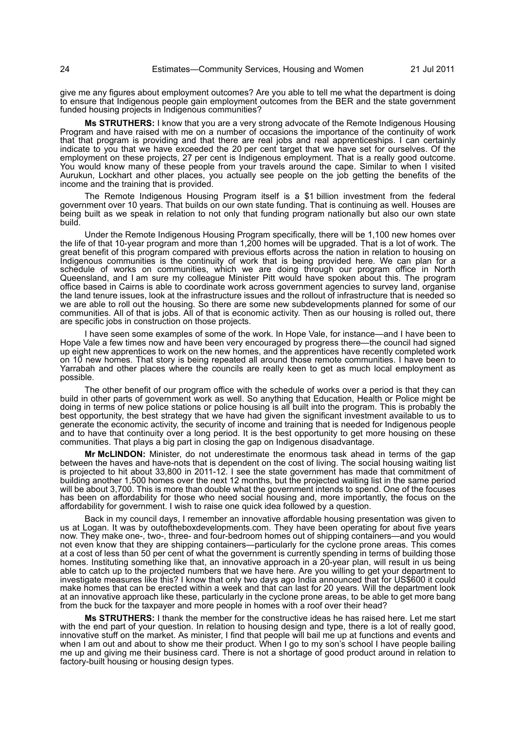give me any figures about employment outcomes? Are you able to tell me what the department is doing to ensure that Indigenous people gain employment outcomes from the BER and the state government funded housing projects in Indigenous communities?

**Ms STRUTHERS:** I know that you are a very strong advocate of the Remote Indigenous Housing Program and have raised with me on a number of occasions the importance of the continuity of work that that program is providing and that there are real jobs and real apprenticeships. I can certainly indicate to you that we have exceeded the 20 per cent target that we have set for ourselves. Of the employment on these projects, 27 per cent is Indigenous employment. That is a really good outcome. You would know many of these people from your travels around the cape. Similar to when I visited Aurukun, Lockhart and other places, you actually see people on the job getting the benefits of the income and the training that is provided.

The Remote Indigenous Housing Program itself is a $1 billion investment from the federal government over 10 years. That builds on our own state funding. That is continuing as well. Houses are being built as we speak in relation to not only that funding program nationally but also our own state build.

Under the Remote Indigenous Housing Program specifically, there will be 1,100 new homes over the life of that 10-year program and more than 1,200 homes will be upgraded. That is a lot of work. The great benefit of this program compared with previous efforts across the nation in relation to housing on Indigenous communities is the continuity of work that is being provided here. We can plan for a schedule of works on communities, which we are doing through our program office in North Queensland, and I am sure my colleague Minister Pitt would have spoken about this. The program office based in Cairns is able to coordinate work across government agencies to survey land, organise the land tenure issues, look at the infrastructure issues and the rollout of infrastructure that is needed so we are able to roll out the housing. So there are some new subdevelopments planned for some of our communities. All of that is jobs. All of that is economic activity. Then as our housing is rolled out, there are specific jobs in construction on those projects.

I have seen some examples of some of the work. In Hope Vale, for instance—and I have been to Hope Vale a few times now and have been very encouraged by progress there—the council had signed up eight new apprentices to work on the new homes, and the apprentices have recently completed work on 10 new homes. That story is being repeated all around those remote communities. I have been to Yarrabah and other places where the councils are really keen to get as much local employment as possible.

The other benefit of our program office with the schedule of works over a period is that they can build in other parts of government work as well. So anything that Education, Health or Police might be doing in terms of new police stations or police housing is all built into the program. This is probably the best opportunity, the best strategy that we have had given the significant investment available to us to generate the economic activity, the security of income and training that is needed for Indigenous people and to have that continuity over a long period. It is the best opportunity to get more housing on these communities. That plays a big part in closing the gap on Indigenous disadvantage.

**Mr McLINDON:** Minister, do not underestimate the enormous task ahead in terms of the gap between the haves and have-nots that is dependent on the cost of living. The social housing waiting list is projected to hit about 33,800 in 2011-12. I see the state government has made that commitment of building another 1,500 homes over the next 12 months, but the projected waiting list in the same period will be about 3,700. This is more than double what the government intends to spend. One of the focuses has been on affordability for those who need social housing and, more importantly, the focus on the affordability for government. I wish to raise one quick idea followed by a question.

Back in my council days, I remember an innovative affordable housing presentation was given to us at Logan. It was by outoftheboxdevelopments.com. They have been operating for about five years now. They make one-, two-, three- and four-bedroom homes out of shipping containers—and you would not even know that they are shipping containers—particularly for the cyclone prone areas. This comes at a cost of less than 50 per cent of what the government is currently spending in terms of building those homes. Instituting something like that, an innovative approach in a 20-year plan, will result in us being able to catch up to the projected numbers that we have here. Are you willing to get your department to investigate measures like this? I know that only two days ago India announced that for US$600 it could make homes that can be erected within a week and that can last for 20 years. Will the department look at an innovative approach like these, particularly in the cyclone prone areas, to be able to get more bang from the buck for the taxpayer and more people in homes with a roof over their head?

**Ms STRUTHERS:** I thank the member for the constructive ideas he has raised here. Let me start with the end part of your question. In relation to housing design and type, there is a lot of really good, innovative stuff on the market. As minister, I find that people will bail me up at functions and events and when I am out and about to show me their product. When I go to my son's school I have people bailing me up and giving me their business card. There is not a shortage of good product around in relation to factory-built housing or housing design types.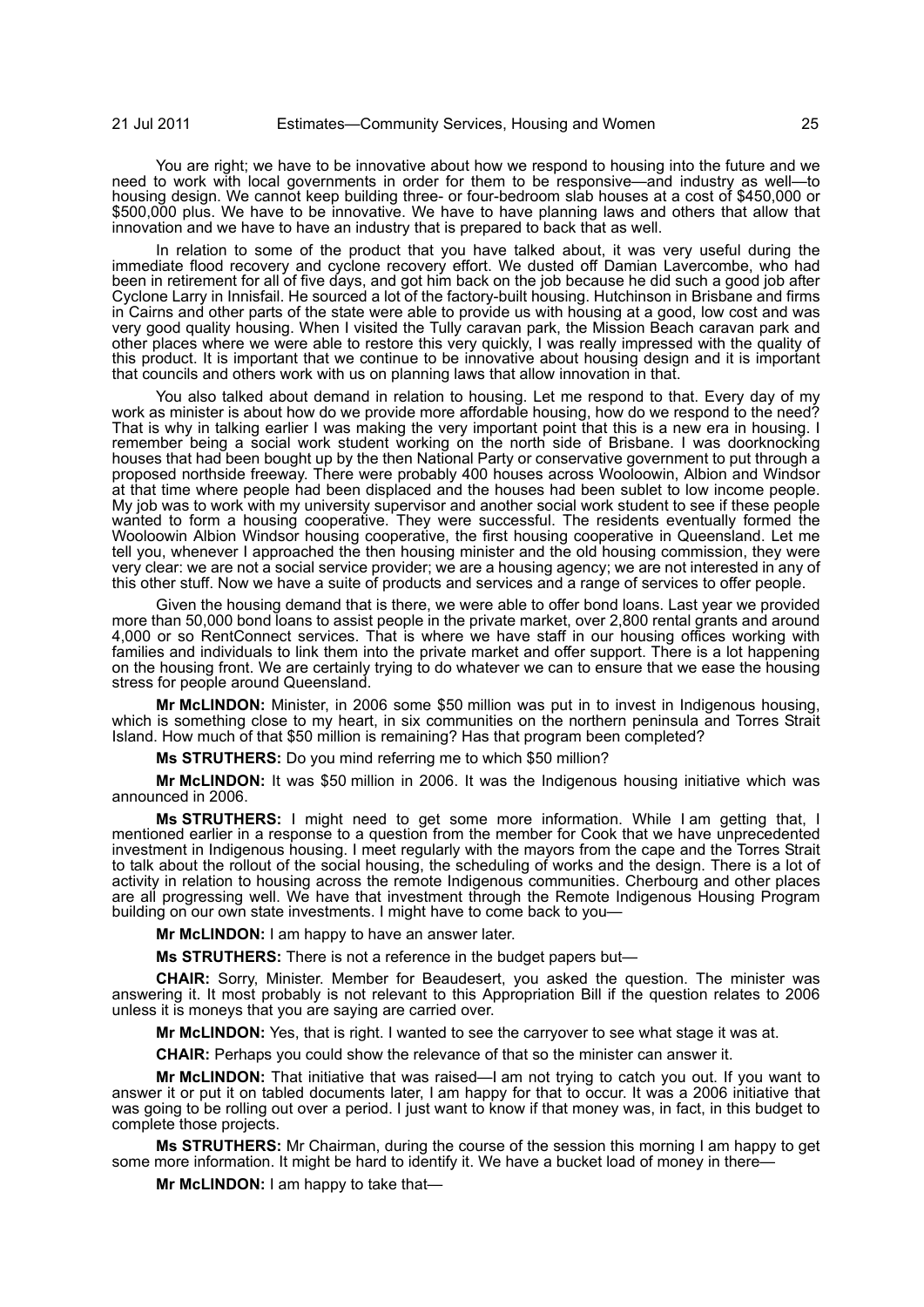You are right; we have to be innovative about how we respond to housing into the future and we need to work with local governments in order for them to be responsive—and industry as well—to housing design. We cannot keep building three- or four-bedroom slab houses at a cost of $450,000 or $500,000 plus. We have to be innovative. We have to have planning laws and others that allow that innovation and we have to have an industry that is prepared to back that as well.

In relation to some of the product that you have talked about, it was very useful during the immediate flood recovery and cyclone recovery effort. We dusted off Damian Lavercombe, who had been in retirement for all of five days, and got him back on the job because he did such a good job after Cyclone Larry in Innisfail. He sourced a lot of the factory-built housing. Hutchinson in Brisbane and firms in Cairns and other parts of the state were able to provide us with housing at a good, low cost and was very good quality housing. When I visited the Tully caravan park, the Mission Beach caravan park and other places where we were able to restore this very quickly, I was really impressed with the quality of this product. It is important that we continue to be innovative about housing design and it is important that councils and others work with us on planning laws that allow innovation in that.

You also talked about demand in relation to housing. Let me respond to that. Every day of my work as minister is about how do we provide more affordable housing, how do we respond to the need? That is why in talking earlier I was making the very important point that this is a new era in housing. I remember being a social work student working on the north side of Brisbane. I was doorknocking houses that had been bought up by the then National Party or conservative government to put through a proposed northside freeway. There were probably 400 houses across Wooloowin, Albion and Windsor at that time where people had been displaced and the houses had been sublet to low income people. My job was to work with my university supervisor and another social work student to see if these people wanted to form a housing cooperative. They were successful. The residents eventually formed the Wooloowin Albion Windsor housing cooperative, the first housing cooperative in Queensland. Let me tell you, whenever I approached the then housing minister and the old housing commission, they were very clear: we are not a social service provider; we are a housing agency; we are not interested in any of this other stuff. Now we have a suite of products and services and a range of services to offer people.

Given the housing demand that is there, we were able to offer bond loans. Last year we provided more than 50,000 bond loans to assist people in the private market, over 2,800 rental grants and around 4,000 or so RentConnect services. That is where we have staff in our housing offices working with families and individuals to link them into the private market and offer support. There is a lot happening on the housing front. We are certainly trying to do whatever we can to ensure that we ease the housing stress for people around Queensland.

**Mr McLINDON:** Minister, in 2006 some $50 million was put in to invest in Indigenous housing, which is something close to my heart, in six communities on the northern peninsula and Torres Strait Island. How much of that $50 million is remaining? Has that program been completed?

**Ms STRUTHERS:** Do you mind referring me to which $50 million?

**Mr McLINDON:** It was $50 million in 2006. It was the Indigenous housing initiative which was announced in 2006.

**Ms STRUTHERS:** I might need to get some more information. While I am getting that, I mentioned earlier in a response to a question from the member for Cook that we have unprecedented investment in Indigenous housing. I meet regularly with the mayors from the cape and the Torres Strait to talk about the rollout of the social housing, the scheduling of works and the design. There is a lot of activity in relation to housing across the remote Indigenous communities. Cherbourg and other places are all progressing well. We have that investment through the Remote Indigenous Housing Program building on our own state investments. I might have to come back to you—

**Mr McLINDON:** I am happy to have an answer later.

**Ms STRUTHERS:** There is not a reference in the budget papers but—

**CHAIR:** Sorry, Minister. Member for Beaudesert, you asked the question. The minister was answering it. It most probably is not relevant to this Appropriation Bill if the question relates to 2006 unless it is moneys that you are saying are carried over.

**Mr McLINDON:** Yes, that is right. I wanted to see the carryover to see what stage it was at.

**CHAIR:** Perhaps you could show the relevance of that so the minister can answer it.

**Mr McLINDON:** That initiative that was raised—I am not trying to catch you out. If you want to answer it or put it on tabled documents later, I am happy for that to occur. It was a 2006 initiative that was going to be rolling out over a period. I just want to know if that money was, in fact, in this budget to complete those projects.

**Ms STRUTHERS:** Mr Chairman, during the course of the session this morning I am happy to get some more information. It might be hard to identify it. We have a bucket load of money in there—

**Mr McLINDON:** I am happy to take that—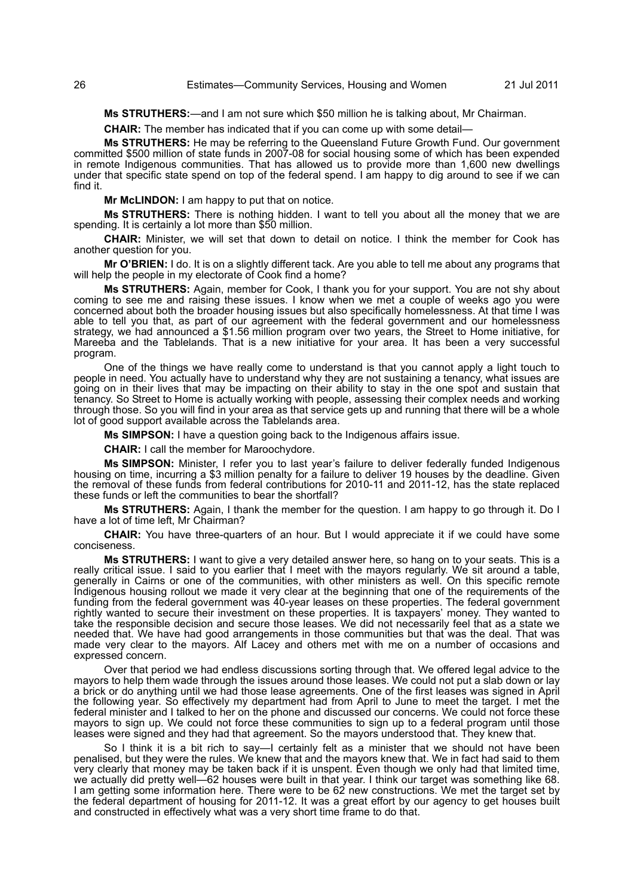**Ms STRUTHERS:**—and I am not sure which $50 million he is talking about, Mr Chairman.

**CHAIR:** The member has indicated that if you can come up with some detail—

**Ms STRUTHERS:** He may be referring to the Queensland Future Growth Fund. Our government committed $500 million of state funds in 2007-08 for social housing some of which has been expended in remote Indigenous communities. That has allowed us to provide more than 1,600 new dwellings under that specific state spend on top of the federal spend. I am happy to dig around to see if we can find it.

**Mr McLINDON:** I am happy to put that on notice.

**Ms STRUTHERS:** There is nothing hidden. I want to tell you about all the money that we are spending. It is certainly a lot more than $50 million.

**CHAIR:** Minister, we will set that down to detail on notice. I think the member for Cook has another question for you.

**Mr O'BRIEN:** I do. It is on a slightly different tack. Are you able to tell me about any programs that will help the people in my electorate of Cook find a home?

**Ms STRUTHERS:** Again, member for Cook, I thank you for your support. You are not shy about coming to see me and raising these issues. I know when we met a couple of weeks ago you were concerned about both the broader housing issues but also specifically homelessness. At that time I was able to tell you that, as part of our agreement with the federal government and our homelessness strategy, we had announced a $1.56 million program over two years, the Street to Home initiative, for Mareeba and the Tablelands. That is a new initiative for your area. It has been a very successful program.

One of the things we have really come to understand is that you cannot apply a light touch to people in need. You actually have to understand why they are not sustaining a tenancy, what issues are going on in their lives that may be impacting on their ability to stay in the one spot and sustain that tenancy. So Street to Home is actually working with people, assessing their complex needs and working through those. So you will find in your area as that service gets up and running that there will be a whole lot of good support available across the Tablelands area.

**Ms SIMPSON:** I have a question going back to the Indigenous affairs issue.

**CHAIR:** I call the member for Maroochydore.

**Ms SIMPSON:** Minister, I refer you to last year's failure to deliver federally funded Indigenous housing on time, incurring a $3 million penalty for a failure to deliver 19 houses by the deadline. Given the removal of these funds from federal contributions for 2010-11 and 2011-12, has the state replaced these funds or left the communities to bear the shortfall?

**Ms STRUTHERS:** Again, I thank the member for the question. I am happy to go through it. Do I have a lot of time left, Mr Chairman?

**CHAIR:** You have three-quarters of an hour. But I would appreciate it if we could have some conciseness.

**Ms STRUTHERS:** I want to give a very detailed answer here, so hang on to your seats. This is a really critical issue. I said to you earlier that I meet with the mayors regularly. We sit around a table, generally in Cairns or one of the communities, with other ministers as well. On this specific remote Indigenous housing rollout we made it very clear at the beginning that one of the requirements of the funding from the federal government was 40-year leases on these properties. The federal government rightly wanted to secure their investment on these properties. It is taxpayers' money. They wanted to take the responsible decision and secure those leases. We did not necessarily feel that as a state we needed that. We have had good arrangements in those communities but that was the deal. That was made very clear to the mayors. Alf Lacey and others met with me on a number of occasions and expressed concern.

Over that period we had endless discussions sorting through that. We offered legal advice to the mayors to help them wade through the issues around those leases. We could not put a slab down or lay a brick or do anything until we had those lease agreements. One of the first leases was signed in April the following year. So effectively my department had from April to June to meet the target. I met the federal minister and I talked to her on the phone and discussed our concerns. We could not force these mayors to sign up. We could not force these communities to sign up to a federal program until those leases were signed and they had that agreement. So the mayors understood that. They knew that.

So I think it is a bit rich to say—I certainly felt as a minister that we should not have been penalised, but they were the rules. We knew that and the mayors knew that. We in fact had said to them very clearly that money may be taken back if it is unspent. Even though we only had that limited time, we actually did pretty well—62 houses were built in that year. I think our target was something like 68. I am getting some information here. There were to be 62 new constructions. We met the target set by the federal department of housing for 2011-12. It was a great effort by our agency to get houses built and constructed in effectively what was a very short time frame to do that.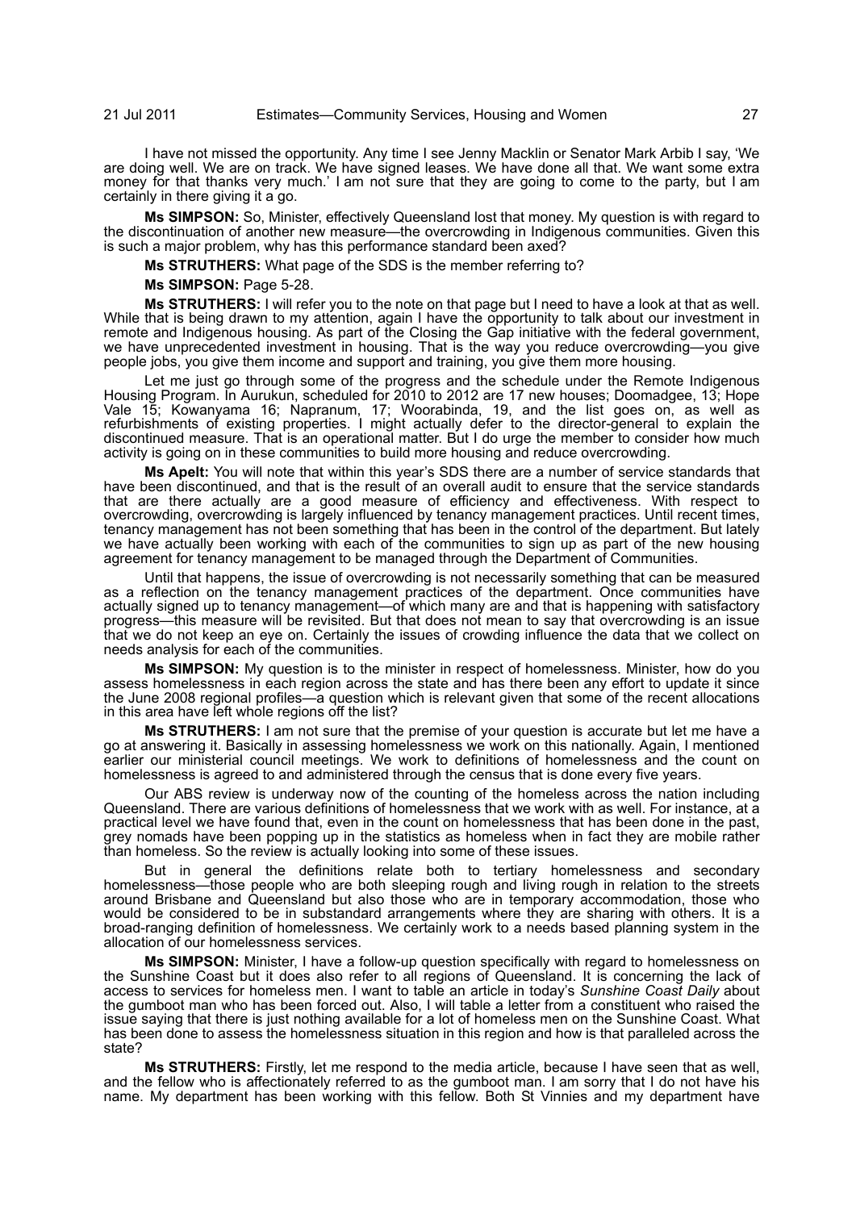I have not missed the opportunity. Any time I see Jenny Macklin or Senator Mark Arbib I say, 'We are doing well. We are on track. We have signed leases. We have done all that. We want some extra money for that thanks very much.' I am not sure that they are going to come to the party, but I am certainly in there giving it a go.

**Ms SIMPSON:** So, Minister, effectively Queensland lost that money. My question is with regard to the discontinuation of another new measure—the overcrowding in Indigenous communities. Given this is such a major problem, why has this performance standard been axed?

**Ms STRUTHERS:** What page of the SDS is the member referring to?

**Ms SIMPSON:** Page 5-28.

**Ms STRUTHERS:** I will refer you to the note on that page but I need to have a look at that as well. While that is being drawn to my attention, again I have the opportunity to talk about our investment in remote and Indigenous housing. As part of the Closing the Gap initiative with the federal government, we have unprecedented investment in housing. That is the way you reduce overcrowding—you give people jobs, you give them income and support and training, you give them more housing.

Let me just go through some of the progress and the schedule under the Remote Indigenous Housing Program. In Aurukun, scheduled for 2010 to 2012 are 17 new houses; Doomadgee, 13; Hope Vale 15; Kowanyama 16; Napranum, 17; Woorabinda, 19, and the list goes on, as well as refurbishments of existing properties. I might actually defer to the director-general to explain the discontinued measure. That is an operational matter. But I do urge the member to consider how much activity is going on in these communities to build more housing and reduce overcrowding.

**Ms Apelt:** You will note that within this year's SDS there are a number of service standards that have been discontinued, and that is the result of an overall audit to ensure that the service standards that are there actually are a good measure of efficiency and effectiveness. With respect to overcrowding, overcrowding is largely influenced by tenancy management practices. Until recent times, tenancy management has not been something that has been in the control of the department. But lately we have actually been working with each of the communities to sign up as part of the new housing agreement for tenancy management to be managed through the Department of Communities.

Until that happens, the issue of overcrowding is not necessarily something that can be measured as a reflection on the tenancy management practices of the department. Once communities have actually signed up to tenancy management—of which many are and that is happening with satisfactory progress—this measure will be revisited. But that does not mean to say that overcrowding is an issue that we do not keep an eye on. Certainly the issues of crowding influence the data that we collect on needs analysis for each of the communities.

**Ms SIMPSON:** My question is to the minister in respect of homelessness. Minister, how do you assess homelessness in each region across the state and has there been any effort to update it since the June 2008 regional profiles—a question which is relevant given that some of the recent allocations in this area have left whole regions off the list?

**Ms STRUTHERS:** I am not sure that the premise of your question is accurate but let me have a go at answering it. Basically in assessing homelessness we work on this nationally. Again, I mentioned earlier our ministerial council meetings. We work to definitions of homelessness and the count on homelessness is agreed to and administered through the census that is done every five years.

Our ABS review is underway now of the counting of the homeless across the nation including Queensland. There are various definitions of homelessness that we work with as well. For instance, at a practical level we have found that, even in the count on homelessness that has been done in the past, grey nomads have been popping up in the statistics as homeless when in fact they are mobile rather than homeless. So the review is actually looking into some of these issues.

But in general the definitions relate both to tertiary homelessness and secondary homelessness—those people who are both sleeping rough and living rough in relation to the streets around Brisbane and Queensland but also those who are in temporary accommodation, those who would be considered to be in substandard arrangements where they are sharing with others. It is a broad-ranging definition of homelessness. We certainly work to a needs based planning system in the allocation of our homelessness services.

**Ms SIMPSON:** Minister, I have a follow-up question specifically with regard to homelessness on the Sunshine Coast but it does also refer to all regions of Queensland. It is concerning the lack of access to services for homeless men. I want to table an article in today's *Sunshine Coast Daily* about the gumboot man who has been forced out. Also, I will table a letter from a constituent who raised the issue saying that there is just nothing available for a lot of homeless men on the Sunshine Coast. What has been done to assess the homelessness situation in this region and how is that paralleled across the state?

**Ms STRUTHERS:** Firstly, let me respond to the media article, because I have seen that as well, and the fellow who is affectionately referred to as the gumboot man. I am sorry that I do not have his name. My department has been working with this fellow. Both St Vinnies and my department have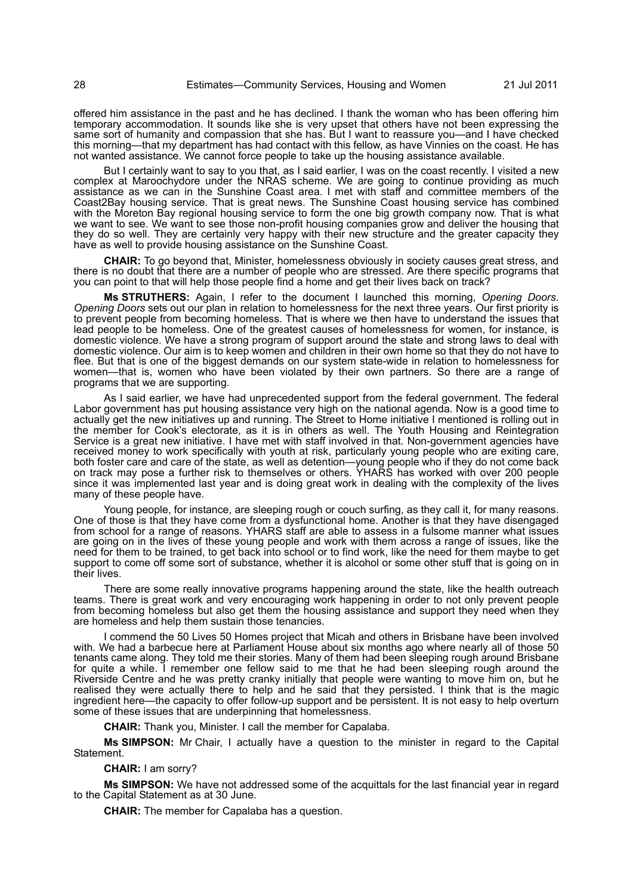offered him assistance in the past and he has declined. I thank the woman who has been offering him temporary accommodation. It sounds like she is very upset that others have not been expressing the same sort of humanity and compassion that she has. But I want to reassure you—and I have checked this morning—that my department has had contact with this fellow, as have Vinnies on the coast. He has not wanted assistance. We cannot force people to take up the housing assistance available.

But I certainly want to say to you that, as I said earlier, I was on the coast recently. I visited a new complex at Maroochydore under the NRAS scheme. We are going to continue providing as much assistance as we can in the Sunshine Coast area. I met with staff and committee members of the Coast2Bay housing service. That is great news. The Sunshine Coast housing service has combined with the Moreton Bay regional housing service to form the one big growth company now. That is what we want to see. We want to see those non-profit housing companies grow and deliver the housing that they do so well. They are certainly very happy with their new structure and the greater capacity they have as well to provide housing assistance on the Sunshine Coast.

**CHAIR:** To go beyond that, Minister, homelessness obviously in society causes great stress, and there is no doubt that there are a number of people who are stressed. Are there specific programs that you can point to that will help those people find a home and get their lives back on track?

**Ms STRUTHERS:** Again, I refer to the document I launched this morning, *Opening Doors*. *Opening Doors* sets out our plan in relation to homelessness for the next three years. Our first priority is to prevent people from becoming homeless. That is where we then have to understand the issues that lead people to be homeless. One of the greatest causes of homelessness for women, for instance, is domestic violence. We have a strong program of support around the state and strong laws to deal with domestic violence. Our aim is to keep women and children in their own home so that they do not have to flee. But that is one of the biggest demands on our system state-wide in relation to homelessness for women—that is, women who have been violated by their own partners. So there are a range of programs that we are supporting.

As I said earlier, we have had unprecedented support from the federal government. The federal Labor government has put housing assistance very high on the national agenda. Now is a good time to actually get the new initiatives up and running. The Street to Home initiative I mentioned is rolling out in the member for Cook's electorate, as it is in others as well. The Youth Housing and Reintegration Service is a great new initiative. I have met with staff involved in that. Non-government agencies have received money to work specifically with youth at risk, particularly young people who are exiting care, both foster care and care of the state, as well as detention—young people who if they do not come back on track may pose a further risk to themselves or others. YHARS has worked with over 200 people since it was implemented last year and is doing great work in dealing with the complexity of the lives many of these people have.

Young people, for instance, are sleeping rough or couch surfing, as they call it, for many reasons. One of those is that they have come from a dysfunctional home. Another is that they have disengaged from school for a range of reasons. YHARS staff are able to assess in a fulsome manner what issues are going on in the lives of these young people and work with them across a range of issues, like the need for them to be trained, to get back into school or to find work, like the need for them maybe to get support to come off some sort of substance, whether it is alcohol or some other stuff that is going on in their lives.

There are some really innovative programs happening around the state, like the health outreach teams. There is great work and very encouraging work happening in order to not only prevent people from becoming homeless but also get them the housing assistance and support they need when they are homeless and help them sustain those tenancies.

I commend the 50 Lives 50 Homes project that Micah and others in Brisbane have been involved with. We had a barbecue here at Parliament House about six months ago where nearly all of those 50 tenants came along. They told me their stories. Many of them had been sleeping rough around Brisbane for quite a while. I remember one fellow said to me that he had been sleeping rough around the Riverside Centre and he was pretty cranky initially that people were wanting to move him on, but he realised they were actually there to help and he said that they persisted. I think that is the magic ingredient here—the capacity to offer follow-up support and be persistent. It is not easy to help overturn some of these issues that are underpinning that homelessness.

**CHAIR:** Thank you, Minister. I call the member for Capalaba.

**Ms SIMPSON:** Mr Chair, I actually have a question to the minister in regard to the Capital Statement.

**CHAIR:** I am sorry?

**Ms SIMPSON:** We have not addressed some of the acquittals for the last financial year in regard to the Capital Statement as at 30 June.

**CHAIR:** The member for Capalaba has a question.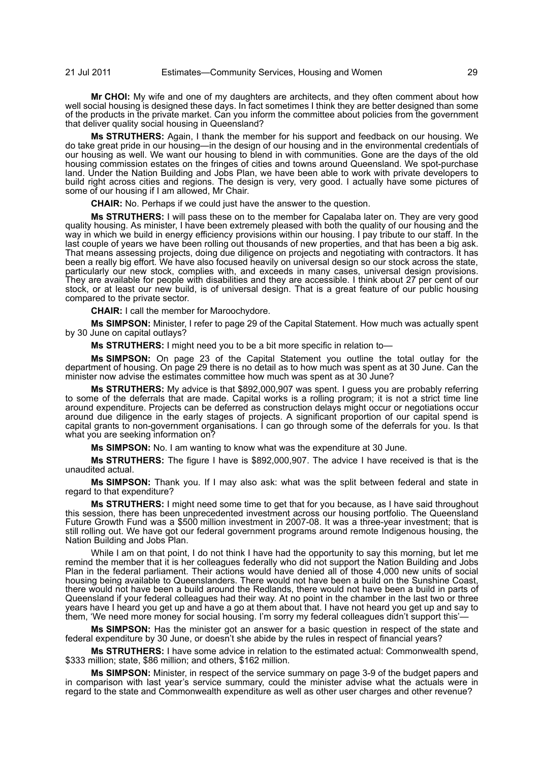**Mr CHOI:** My wife and one of my daughters are architects, and they often comment about how well social housing is designed these days. In fact sometimes I think they are better designed than some of the products in the private market. Can you inform the committee about policies from the government that deliver quality social housing in Queensland?

**Ms STRUTHERS:** Again, I thank the member for his support and feedback on our housing. We do take great pride in our housing—in the design of our housing and in the environmental credentials of our housing as well. We want our housing to blend in with communities. Gone are the days of the old housing commission estates on the fringes of cities and towns around Queensland. We spot-purchase land. Under the Nation Building and Jobs Plan, we have been able to work with private developers to build right across cities and regions. The design is very, very good. I actually have some pictures of some of our housing if I am allowed, Mr Chair.

**CHAIR:** No. Perhaps if we could just have the answer to the question.

**Ms STRUTHERS:** I will pass these on to the member for Capalaba later on. They are very good quality housing. As minister, I have been extremely pleased with both the quality of our housing and the way in which we build in energy efficiency provisions within our housing. I pay tribute to our staff. In the last couple of years we have been rolling out thousands of new properties, and that has been a big ask. That means assessing projects, doing due diligence on projects and negotiating with contractors. It has been a really big effort. We have also focused heavily on universal design so our stock across the state, particularly our new stock, complies with, and exceeds in many cases, universal design provisions. They are available for people with disabilities and they are accessible. I think about 27 per cent of our stock, or at least our new build, is of universal design. That is a great feature of our public housing compared to the private sector.

**CHAIR:** I call the member for Maroochydore.

**Ms SIMPSON:** Minister, I refer to page 29 of the Capital Statement. How much was actually spent by 30 June on capital outlays?

**Ms STRUTHERS:** I might need you to be a bit more specific in relation to—

**Ms SIMPSON:** On page 23 of the Capital Statement you outline the total outlay for the department of housing. On page 29 there is no detail as to how much was spent as at 30 June. Can the minister now advise the estimates committee how much was spent as at 30 June?

**Ms STRUTHERS:** My advice is that $892,000,907 was spent. I guess you are probably referring to some of the deferrals that are made. Capital works is a rolling program; it is not a strict time line around expenditure. Projects can be deferred as construction delays might occur or negotiations occur around due diligence in the early stages of projects. A significant proportion of our capital spend is capital grants to non-government organisations. I can go through some of the deferrals for you. Is that what you are seeking information on?

**Ms SIMPSON:** No. I am wanting to know what was the expenditure at 30 June.

**Ms STRUTHERS:** The figure I have is $892,000,907. The advice I have received is that is the unaudited actual.

**Ms SIMPSON:** Thank you. If I may also ask: what was the split between federal and state in regard to that expenditure?

**Ms STRUTHERS:** I might need some time to get that for you because, as I have said throughout this session, there has been unprecedented investment across our housing portfolio. The Queensland Future Growth Fund was a $500 million investment in 2007-08. It was a three-year investment; that is still rolling out. We have got our federal government programs around remote Indigenous housing, the Nation Building and Jobs Plan.

While I am on that point, I do not think I have had the opportunity to say this morning, but let me remind the member that it is her colleagues federally who did not support the Nation Building and Jobs Plan in the federal parliament. Their actions would have denied all of those 4,000 new units of social housing being available to Queenslanders. There would not have been a build on the Sunshine Coast, there would not have been a build around the Redlands, there would not have been a build in parts of Queensland if your federal colleagues had their way. At no point in the chamber in the last two or three years have I heard you get up and have a go at them about that. I have not heard you get up and say to them, 'We need more money for social housing. I'm sorry my federal colleagues didn't support this'—

**Ms SIMPSON:** Has the minister got an answer for a basic question in respect of the state and federal expenditure by 30 June, or doesn't she abide by the rules in respect of financial years?

**Ms STRUTHERS:** I have some advice in relation to the estimated actual: Commonwealth spend, $333 million; state, $86 million; and others, $162 million.

**Ms SIMPSON:** Minister, in respect of the service summary on page 3-9 of the budget papers and in comparison with last year's service summary, could the minister advise what the actuals were in regard to the state and Commonwealth expenditure as well as other user charges and other revenue?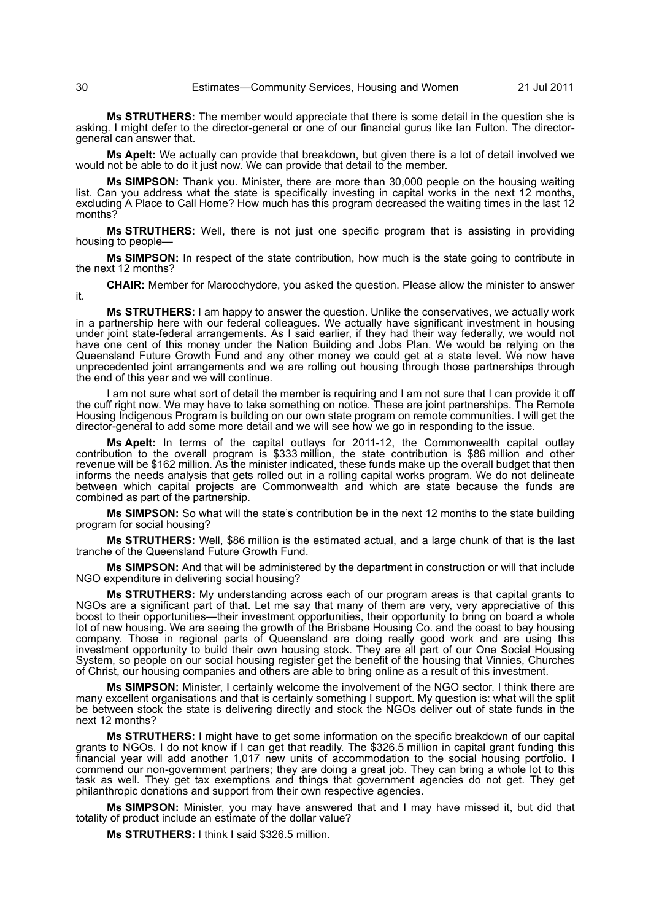**Ms STRUTHERS:** The member would appreciate that there is some detail in the question she is asking. I might defer to the director-general or one of our financial gurus like Ian Fulton. The director-general can answer that.

**Ms Apelt:** We actually can provide that breakdown, but given there is a lot of detail involved we would not be able to do it just now. We can provide that detail to the member.

**Ms SIMPSON:** Thank you. Minister, there are more than 30,000 people on the housing waiting list. Can you address what the state is specifically investing in capital works in the next 12 months, excluding A Place to Call Home? How much has this program decreased the waiting times in the last 12 months?

**Ms STRUTHERS:** Well, there is not just one specific program that is assisting in providing housing to people—

**Ms SIMPSON:** In respect of the state contribution, how much is the state going to contribute in the next 12 months?

**CHAIR:** Member for Maroochydore, you asked the question. Please allow the minister to answer it.

**Ms STRUTHERS:** I am happy to answer the question. Unlike the conservatives, we actually work in a partnership here with our federal colleagues. We actually have significant investment in housing under joint state-federal arrangements. As I said earlier, if they had their way federally, we would not have one cent of this money under the Nation Building and Jobs Plan. We would be relying on the Queensland Future Growth Fund and any other money we could get at a state level. We now have unprecedented joint arrangements and we are rolling out housing through those partnerships through the end of this year and we will continue.

I am not sure what sort of detail the member is requiring and I am not sure that I can provide it off the cuff right now. We may have to take something on notice. These are joint partnerships. The Remote Housing Indigenous Program is building on our own state program on remote communities. I will get the director-general to add some more detail and we will see how we go in responding to the issue.

**Ms Apelt:** In terms of the capital outlays for 2011-12, the Commonwealth capital outlay contribution to the overall program is $333 million, the state contribution is $86 million and other revenue will be $162 million. As the minister indicated, these funds make up the overall budget that then informs the needs analysis that gets rolled out in a rolling capital works program. We do not delineate between which capital projects are Commonwealth and which are state because the funds are combined as part of the partnership.

**Ms SIMPSON:** So what will the state's contribution be in the next 12 months to the state building program for social housing?

**Ms STRUTHERS:** Well, $86 million is the estimated actual, and a large chunk of that is the last tranche of the Queensland Future Growth Fund.

**Ms SIMPSON:** And that will be administered by the department in construction or will that include NGO expenditure in delivering social housing?

**Ms STRUTHERS:** My understanding across each of our program areas is that capital grants to NGOs are a significant part of that. Let me say that many of them are very, very appreciative of this boost to their opportunities—their investment opportunities, their opportunity to bring on board a whole lot of new housing. We are seeing the growth of the Brisbane Housing Co. and the coast to bay housing company. Those in regional parts of Queensland are doing really good work and are using this investment opportunity to build their own housing stock. They are all part of our One Social Housing System, so people on our social housing register get the benefit of the housing that Vinnies, Churches of Christ, our housing companies and others are able to bring online as a result of this investment.

**Ms SIMPSON:** Minister, I certainly welcome the involvement of the NGO sector. I think there are many excellent organisations and that is certainly something I support. My question is: what will the split be between stock the state is delivering directly and stock the NGOs deliver out of state funds in the next 12 months?

**Ms STRUTHERS:** I might have to get some information on the specific breakdown of our capital grants to NGOs. I do not know if I can get that readily. The $326.5 million in capital grant funding this financial year will add another 1,017 new units of accommodation to the social housing portfolio. I commend our non-government partners; they are doing a great job. They can bring a whole lot to this task as well. They get tax exemptions and things that government agencies do not get. They get philanthropic donations and support from their own respective agencies.

**Ms SIMPSON:** Minister, you may have answered that and I may have missed it, but did that totality of product include an estimate of the dollar value?

**Ms STRUTHERS:** I think I said $326.5 million.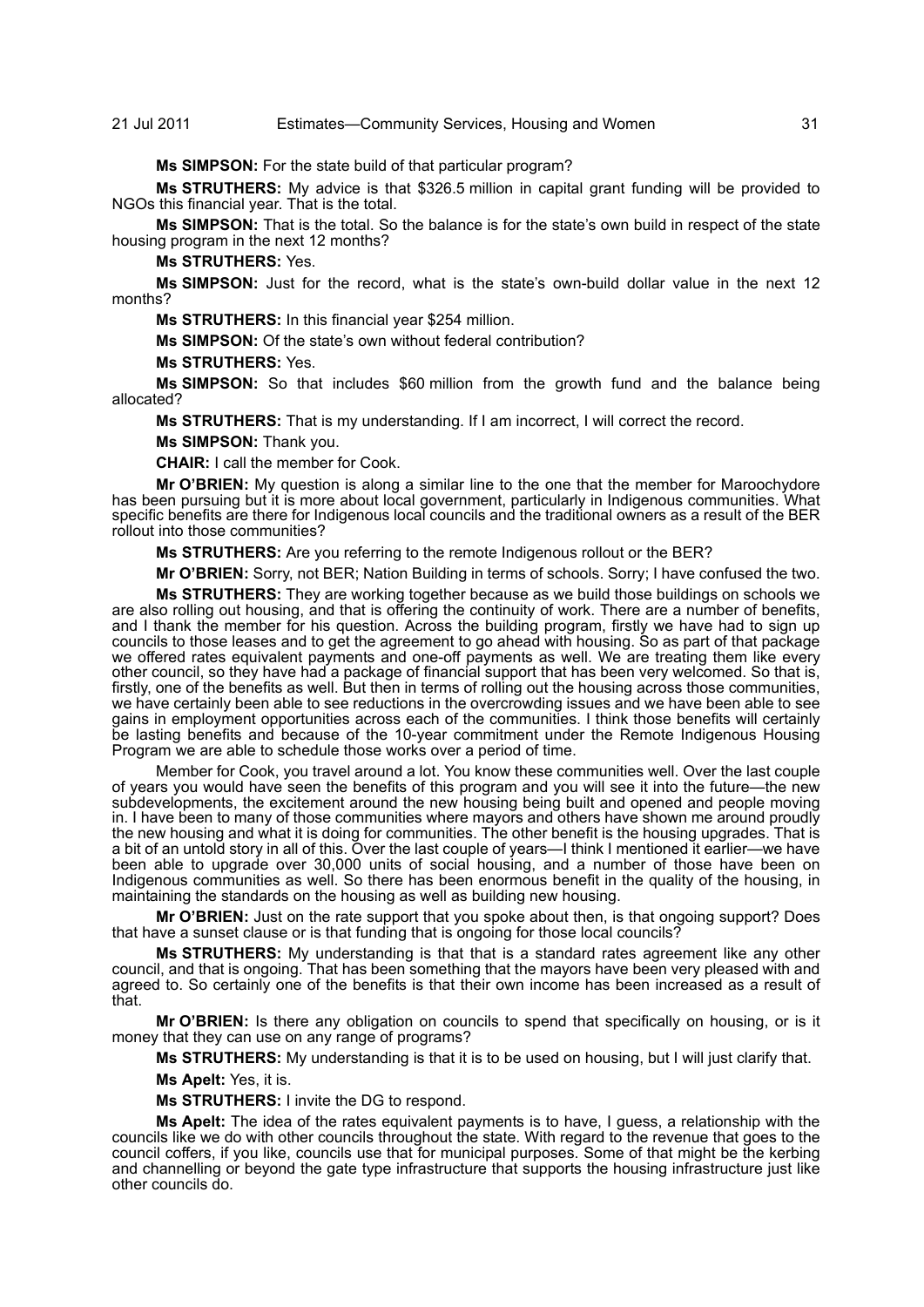**Ms SIMPSON:** For the state build of that particular program?

**Ms STRUTHERS:** My advice is that $326.5 million in capital grant funding will be provided to NGOs this financial year. That is the total.

**Ms SIMPSON:** That is the total. So the balance is for the state's own build in respect of the state housing program in the next 12 months?

**Ms STRUTHERS:** Yes.

**Ms SIMPSON:** Just for the record, what is the state's own-build dollar value in the next 12 months?

**Ms STRUTHERS:** In this financial year $254 million.

**Ms SIMPSON:** Of the state's own without federal contribution?

**Ms STRUTHERS:** Yes.

**Ms SIMPSON:** So that includes $60 million from the growth fund and the balance being allocated?

**Ms STRUTHERS:** That is my understanding. If I am incorrect, I will correct the record.

**Ms SIMPSON:** Thank you.

**CHAIR:** I call the member for Cook.

**Mr O'BRIEN:** My question is along a similar line to the one that the member for Maroochydore has been pursuing but it is more about local government, particularly in Indigenous communities. What specific benefits are there for Indigenous local councils and the traditional owners as a result of the BER rollout into those communities?

**Ms STRUTHERS:** Are you referring to the remote Indigenous rollout or the BER?

**Mr O'BRIEN:** Sorry, not BER; Nation Building in terms of schools. Sorry; I have confused the two.

**Ms STRUTHERS:** They are working together because as we build those buildings on schools we are also rolling out housing, and that is offering the continuity of work. There are a number of benefits, and I thank the member for his question. Across the building program, firstly we have had to sign up councils to those leases and to get the agreement to go ahead with housing. So as part of that package we offered rates equivalent payments and one-off payments as well. We are treating them like every other council, so they have had a package of financial support that has been very welcomed. So that is, firstly, one of the benefits as well. But then in terms of rolling out the housing across those communities, we have certainly been able to see reductions in the overcrowding issues and we have been able to see gains in employment opportunities across each of the communities. I think those benefits will certainly be lasting benefits and because of the 10-year commitment under the Remote Indigenous Housing Program we are able to schedule those works over a period of time.

Member for Cook, you travel around a lot. You know these communities well. Over the last couple of years you would have seen the benefits of this program and you will see it into the future—the new subdevelopments, the excitement around the new housing being built and opened and people moving in. I have been to many of those communities where mayors and others have shown me around proudly the new housing and what it is doing for communities. The other benefit is the housing upgrades. That is a bit of an untold story in all of this. Over the last couple of years—I think I mentioned it earlier—we have been able to upgrade over 30,000 units of social housing, and a number of those have been on Indigenous communities as well. So there has been enormous benefit in the quality of the housing, in maintaining the standards on the housing as well as building new housing.

**Mr O'BRIEN:** Just on the rate support that you spoke about then, is that ongoing support? Does that have a sunset clause or is that funding that is ongoing for those local councils?

**Ms STRUTHERS:** My understanding is that that is a standard rates agreement like any other council, and that is ongoing. That has been something that the mayors have been very pleased with and agreed to. So certainly one of the benefits is that their own income has been increased as a result of that.

**Mr O'BRIEN:** Is there any obligation on councils to spend that specifically on housing, or is it money that they can use on any range of programs?

**Ms STRUTHERS:** My understanding is that it is to be used on housing, but I will just clarify that.

**Ms Apelt:** Yes, it is.

**Ms STRUTHERS:** I invite the DG to respond.

**Ms Apelt:** The idea of the rates equivalent payments is to have, I guess, a relationship with the councils like we do with other councils throughout the state. With regard to the revenue that goes to the council coffers, if you like, councils use that for municipal purposes. Some of that might be the kerbing and channelling or beyond the gate type infrastructure that supports the housing infrastructure just like other councils do.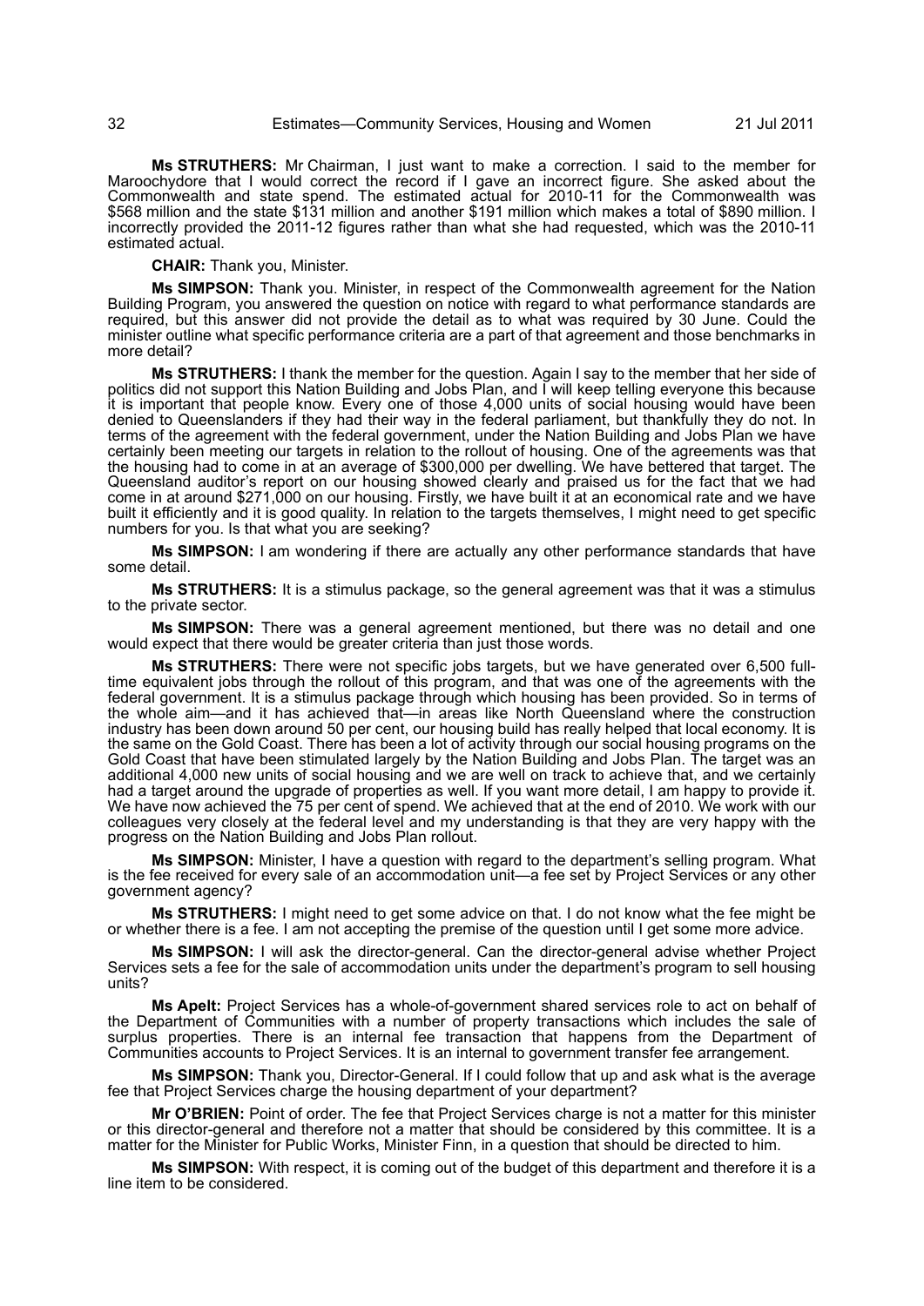**Ms STRUTHERS:** Mr Chairman, I just want to make a correction. I said to the member for Maroochydore that I would correct the record if I gave an incorrect figure. She asked about the Commonwealth and state spend. The estimated actual for 2010-11 for the Commonwealth was \$568 million and the state \$131 million and another \$191 million which makes a total of \$890 million. I incorrectly provided the 2011-12 figures rather than what she had requested, which was the 2010-11 estimated actual.

**CHAIR:** Thank you, Minister.

**Ms SIMPSON:** Thank you. Minister, in respect of the Commonwealth agreement for the Nation Building Program, you answered the question on notice with regard to what performance standards are required, but this answer did not provide the detail as to what was required by 30 June. Could the minister outline what specific performance criteria are a part of that agreement and those benchmarks in more detail?

**Ms STRUTHERS:** I thank the member for the question. Again I say to the member that her side of politics did not support this Nation Building and Jobs Plan, and I will keep telling everyone this because it is important that people know. Every one of those 4,000 units of social housing would have been denied to Queenslanders if they had their way in the federal parliament, but thankfully they do not. In terms of the agreement with the federal government, under the Nation Building and Jobs Plan we have certainly been meeting our targets in relation to the rollout of housing. One of the agreements was that the housing had to come in at an average of \$300,000 per dwelling. We have bettered that target. The Queensland auditor's report on our housing showed clearly and praised us for the fact that we had come in at around \$271,000 on our housing. Firstly, we have built it at an economical rate and we have built it efficiently and it is good quality. In relation to the targets themselves, I might need to get specific numbers for you. Is that what you are seeking?

**Ms SIMPSON:** I am wondering if there are actually any other performance standards that have some detail.

**Ms STRUTHERS:** It is a stimulus package, so the general agreement was that it was a stimulus to the private sector.

**Ms SIMPSON:** There was a general agreement mentioned, but there was no detail and one would expect that there would be greater criteria than just those words.

**Ms STRUTHERS:** There were not specific jobs targets, but we have generated over 6,500 full-time equivalent jobs through the rollout of this program, and that was one of the agreements with the federal government. It is a stimulus package through which housing has been provided. So in terms of the whole aim—and it has achieved that—in areas like North Queensland where the construction industry has been down around 50 per cent, our housing build has really helped that local economy. It is the same on the Gold Coast. There has been a lot of activity through our social housing programs on the Gold Coast that have been stimulated largely by the Nation Building and Jobs Plan. The target was an additional 4,000 new units of social housing and we are well on track to achieve that, and we certainly had a target around the upgrade of properties as well. If you want more detail, I am happy to provide it. We have now achieved the 75 per cent of spend. We achieved that at the end of 2010. We work with our colleagues very closely at the federal level and my understanding is that they are very happy with the progress on the Nation Building and Jobs Plan rollout.

**Ms SIMPSON:** Minister, I have a question with regard to the department's selling program. What is the fee received for every sale of an accommodation unit—a fee set by Project Services or any other government agency?

**Ms STRUTHERS:** I might need to get some advice on that. I do not know what the fee might be or whether there is a fee. I am not accepting the premise of the question until I get some more advice.

**Ms SIMPSON:** I will ask the director-general. Can the director-general advise whether Project Services sets a fee for the sale of accommodation units under the department's program to sell housing units?

**Ms Apelt:** Project Services has a whole-of-government shared services role to act on behalf of the Department of Communities with a number of property transactions which includes the sale of surplus properties. There is an internal fee transaction that happens from the Department of Communities accounts to Project Services. It is an internal to government transfer fee arrangement.

**Ms SIMPSON:** Thank you, Director-General. If I could follow that up and ask what is the average fee that Project Services charge the housing department of your department?

**Mr O'BRIEN:** Point of order. The fee that Project Services charge is not a matter for this minister or this director-general and therefore not a matter that should be considered by this committee. It is a matter for the Minister for Public Works, Minister Finn, in a question that should be directed to him.

**Ms SIMPSON:** With respect, it is coming out of the budget of this department and therefore it is a line item to be considered.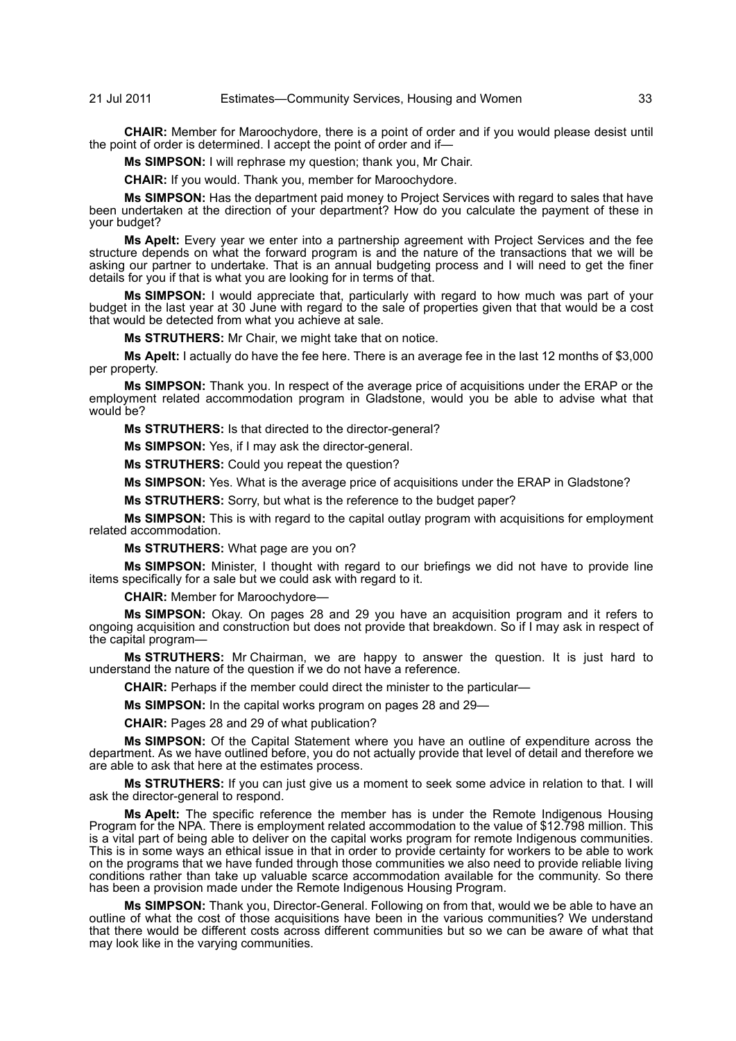**CHAIR:** Member for Maroochydore, there is a point of order and if you would please desist until the point of order is determined. I accept the point of order and if—

**Ms SIMPSON:** I will rephrase my question; thank you, Mr Chair.

**CHAIR:** If you would. Thank you, member for Maroochydore.

**Ms SIMPSON:** Has the department paid money to Project Services with regard to sales that have been undertaken at the direction of your department? How do you calculate the payment of these in your budget?

**Ms Apelt:** Every year we enter into a partnership agreement with Project Services and the fee structure depends on what the forward program is and the nature of the transactions that we will be asking our partner to undertake. That is an annual budgeting process and I will need to get the finer details for you if that is what you are looking for in terms of that.

**Ms SIMPSON:** I would appreciate that, particularly with regard to how much was part of your budget in the last year at 30 June with regard to the sale of properties given that that would be a cost that would be detected from what you achieve at sale.

**Ms STRUTHERS:** Mr Chair, we might take that on notice.

**Ms Apelt:** I actually do have the fee here. There is an average fee in the last 12 months of $3,000 per property.

**Ms SIMPSON:** Thank you. In respect of the average price of acquisitions under the ERAP or the employment related accommodation program in Gladstone, would you be able to advise what that would be?

**Ms STRUTHERS:** Is that directed to the director-general?

**Ms SIMPSON:** Yes, if I may ask the director-general.

**Ms STRUTHERS:** Could you repeat the question?

**Ms SIMPSON:** Yes. What is the average price of acquisitions under the ERAP in Gladstone?

**Ms STRUTHERS:** Sorry, but what is the reference to the budget paper?

**Ms SIMPSON:** This is with regard to the capital outlay program with acquisitions for employment related accommodation.

**Ms STRUTHERS:** What page are you on?

**Ms SIMPSON:** Minister, I thought with regard to our briefings we did not have to provide line items specifically for a sale but we could ask with regard to it.

**CHAIR:** Member for Maroochydore—

**Ms SIMPSON:** Okay. On pages 28 and 29 you have an acquisition program and it refers to ongoing acquisition and construction but does not provide that breakdown. So if I may ask in respect of the capital program—

**Ms STRUTHERS:** Mr Chairman, we are happy to answer the question. It is just hard to understand the nature of the question if we do not have a reference.

**CHAIR:** Perhaps if the member could direct the minister to the particular—

**Ms SIMPSON:** In the capital works program on pages 28 and 29—

**CHAIR:** Pages 28 and 29 of what publication?

**Ms SIMPSON:** Of the Capital Statement where you have an outline of expenditure across the department. As we have outlined before, you do not actually provide that level of detail and therefore we are able to ask that here at the estimates process.

**Ms STRUTHERS:** If you can just give us a moment to seek some advice in relation to that. I will ask the director-general to respond.

**Ms Apelt:** The specific reference the member has is under the Remote Indigenous Housing Program for the NPA. There is employment related accommodation to the value of $12.798 million. This is a vital part of being able to deliver on the capital works program for remote Indigenous communities. This is in some ways an ethical issue in that in order to provide certainty for workers to be able to work on the programs that we have funded through those communities we also need to provide reliable living conditions rather than take up valuable scarce accommodation available for the community. So there has been a provision made under the Remote Indigenous Housing Program.

**Ms SIMPSON:** Thank you, Director-General. Following on from that, would we be able to have an outline of what the cost of those acquisitions have been in the various communities? We understand that there would be different costs across different communities but so we can be aware of what that may look like in the varying communities.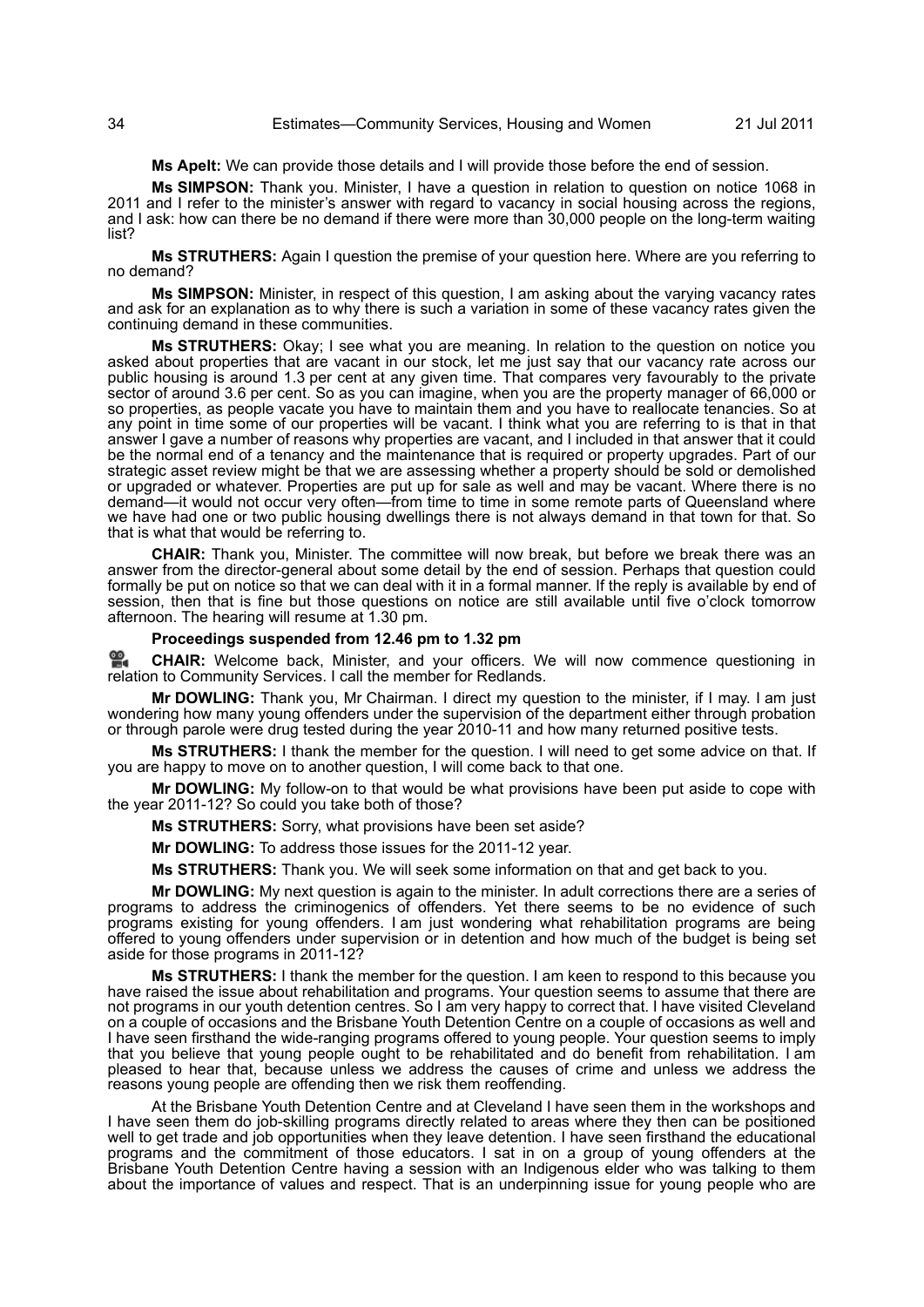**Ms Apelt:** We can provide those details and I will provide those before the end of session.

**Ms SIMPSON:** Thank you. Minister, I have a question in relation to question on notice 1068 in 2011 and I refer to the minister's answer with regard to vacancy in social housing across the regions, and I ask: how can there be no demand if there were more than 30,000 people on the long-term waiting list?

**Ms STRUTHERS:** Again I question the premise of your question here. Where are you referring to no demand?

**Ms SIMPSON:** Minister, in respect of this question, I am asking about the varying vacancy rates and ask for an explanation as to why there is such a variation in some of these vacancy rates given the continuing demand in these communities.

**Ms STRUTHERS:** Okay; I see what you are meaning. In relation to the question on notice you asked about properties that are vacant in our stock, let me just say that our vacancy rate across our public housing is around 1.3 per cent at any given time. That compares very favourably to the private sector of around 3.6 per cent. So as you can imagine, when you are the property manager of 66,000 or so properties, as people vacate you have to maintain them and you have to reallocate tenancies. So at any point in time some of our properties will be vacant. I think what you are referring to is that in that answer I gave a number of reasons why properties are vacant, and I included in that answer that it could be the normal end of a tenancy and the maintenance that is required or property upgrades. Part of our strategic asset review might be that we are assessing whether a property should be sold or demolished or upgraded or whatever. Properties are put up for sale as well and may be vacant. Where there is no demand—it would not occur very often—from time to time in some remote parts of Queensland where we have had one or two public housing dwellings there is not always demand in that town for that. So that is what that would be referring to.

**CHAIR:** Thank you, Minister. The committee will now break, but before we break there was an answer from the director-general about some detail by the end of session. Perhaps that question could formally be put on notice so that we can deal with it in a formal manner. If the reply is available by end of session, then that is fine but those questions on notice are still available until five o'clock tomorrow afternoon. The hearing will resume at 1.30 pm.

**Proceedings suspended from 12.46 pm to 1.32 pm**

**CHAIR:** Welcome back, Minister, and your officers. We will now commence questioning in relation to Community Services. I call the member for Redlands.

**Mr DOWLING:** Thank you, Mr Chairman. I direct my question to the minister, if I may. I am just wondering how many young offenders under the supervision of the department either through probation or through parole were drug tested during the year 2010-11 and how many returned positive tests.

**Ms STRUTHERS:** I thank the member for the question. I will need to get some advice on that. If you are happy to move on to another question, I will come back to that one.

**Mr DOWLING:** My follow-on to that would be what provisions have been put aside to cope with the year 2011-12? So could you take both of those?

**Ms STRUTHERS:** Sorry, what provisions have been set aside?

**Mr DOWLING:** To address those issues for the 2011-12 year.

**Ms STRUTHERS:** Thank you. We will seek some information on that and get back to you.

**Mr DOWLING:** My next question is again to the minister. In adult corrections there are a series of programs to address the criminogenics of offenders. Yet there seems to be no evidence of such programs existing for young offenders. I am just wondering what rehabilitation programs are being offered to young offenders under supervision or in detention and how much of the budget is being set aside for those programs in 2011-12?

**Ms STRUTHERS:** I thank the member for the question. I am keen to respond to this because you have raised the issue about rehabilitation and programs. Your question seems to assume that there are not programs in our youth detention centres. So I am very happy to correct that. I have visited Cleveland on a couple of occasions and the Brisbane Youth Detention Centre on a couple of occasions as well and I have seen firsthand the wide-ranging programs offered to young people. Your question seems to imply that you believe that young people ought to be rehabilitated and do benefit from rehabilitation. I am pleased to hear that, because unless we address the causes of crime and unless we address the reasons young people are offending then we risk them reoffending.

At the Brisbane Youth Detention Centre and at Cleveland I have seen them in the workshops and I have seen them do job-skilling programs directly related to areas where they then can be positioned well to get trade and job opportunities when they leave detention. I have seen firsthand the educational programs and the commitment of those educators. I sat in on a group of young offenders at the Brisbane Youth Detention Centre having a session with an Indigenous elder who was talking to them about the importance of values and respect. That is an underpinning issue for young people who are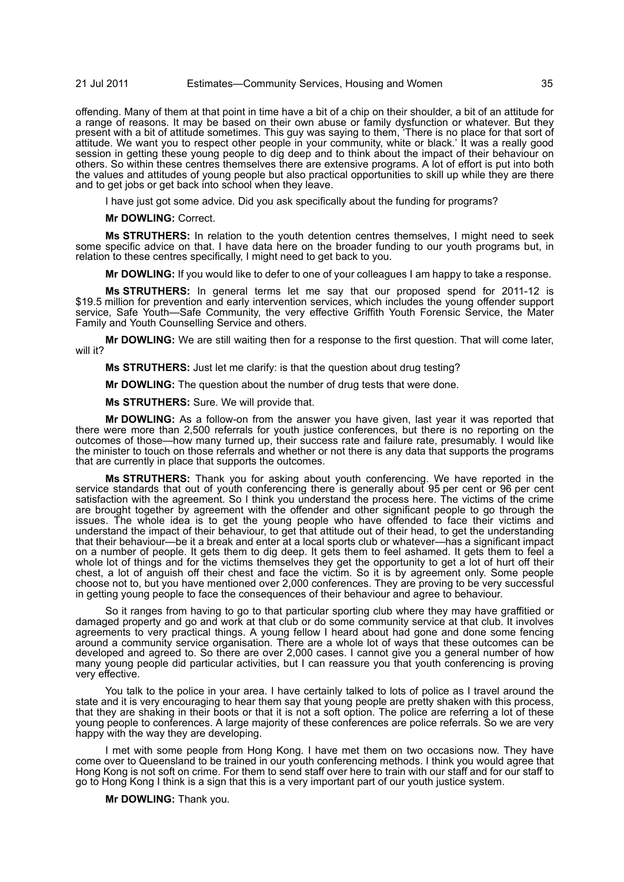offending. Many of them at that point in time have a bit of a chip on their shoulder, a bit of an attitude for a range of reasons. It may be based on their own abuse or family dysfunction or whatever. But they present with a bit of attitude sometimes. This guy was saying to them, 'There is no place for that sort of attitude. We want you to respect other people in your community, white or black.' It was a really good session in getting these young people to dig deep and to think about the impact of their behaviour on others. So within these centres themselves there are extensive programs. A lot of effort is put into both the values and attitudes of young people but also practical opportunities to skill up while they are there and to get jobs or get back into school when they leave.

I have just got some advice. Did you ask specifically about the funding for programs?

**Mr DOWLING:** Correct.

**Ms STRUTHERS:** In relation to the youth detention centres themselves, I might need to seek some specific advice on that. I have data here on the broader funding to our youth programs but, in relation to these centres specifically, I might need to get back to you.

**Mr DOWLING:** If you would like to defer to one of your colleagues I am happy to take a response.

**Ms STRUTHERS:** In general terms let me say that our proposed spend for 2011-12 is $19.5 million for prevention and early intervention services, which includes the young offender support service, Safe Youth—Safe Community, the very effective Griffith Youth Forensic Service, the Mater Family and Youth Counselling Service and others.

**Mr DOWLING:** We are still waiting then for a response to the first question. That will come later, will it?

**Ms STRUTHERS:** Just let me clarify: is that the question about drug testing?

**Mr DOWLING:** The question about the number of drug tests that were done.

**Ms STRUTHERS:** Sure. We will provide that.

**Mr DOWLING:** As a follow-on from the answer you have given, last year it was reported that there were more than 2,500 referrals for youth justice conferences, but there is no reporting on the outcomes of those—how many turned up, their success rate and failure rate, presumably. I would like the minister to touch on those referrals and whether or not there is any data that supports the programs that are currently in place that supports the outcomes.

**Ms STRUTHERS:** Thank you for asking about youth conferencing. We have reported in the service standards that out of youth conferencing there is generally about 95 per cent or 96 per cent satisfaction with the agreement. So I think you understand the process here. The victims of the crime are brought together by agreement with the offender and other significant people to go through the issues. The whole idea is to get the young people who have offended to face their victims and understand the impact of their behaviour, to get that attitude out of their head, to get the understanding that their behaviour—be it a break and enter at a local sports club or whatever—has a significant impact on a number of people. It gets them to dig deep. It gets them to feel ashamed. It gets them to feel a whole lot of things and for the victims themselves they get the opportunity to get a lot of hurt off their chest, a lot of anguish off their chest and face the victim. So it is by agreement only. Some people choose not to, but you have mentioned over 2,000 conferences. They are proving to be very successful in getting young people to face the consequences of their behaviour and agree to behaviour.

So it ranges from having to go to that particular sporting club where they may have graffitied or damaged property and go and work at that club or do some community service at that club. It involves agreements to very practical things. A young fellow I heard about had gone and done some fencing around a community service organisation. There are a whole lot of ways that these outcomes can be developed and agreed to. So there are over 2,000 cases. I cannot give you a general number of how many young people did particular activities, but I can reassure you that youth conferencing is proving very effective.

You talk to the police in your area. I have certainly talked to lots of police as I travel around the state and it is very encouraging to hear them say that young people are pretty shaken with this process, that they are shaking in their boots or that it is not a soft option. The police are referring a lot of these young people to conferences. A large majority of these conferences are police referrals. So we are very happy with the way they are developing.

I met with some people from Hong Kong. I have met them on two occasions now. They have come over to Queensland to be trained in our youth conferencing methods. I think you would agree that Hong Kong is not soft on crime. For them to send staff over here to train with our staff and for our staff to go to Hong Kong I think is a sign that this is a very important part of our youth justice system.

**Mr DOWLING:** Thank you.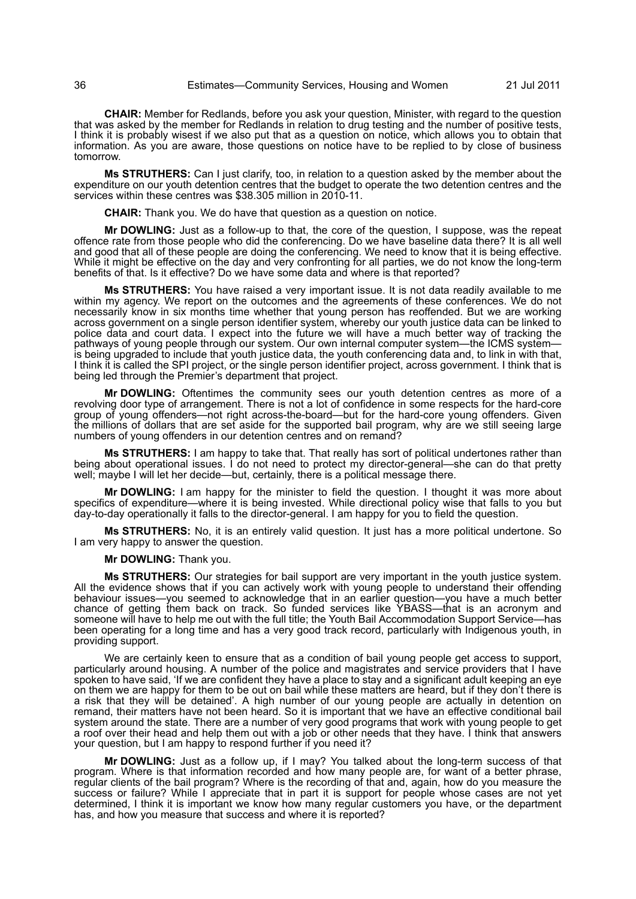**CHAIR:** Member for Redlands, before you ask your question, Minister, with regard to the question that was asked by the member for Redlands in relation to drug testing and the number of positive tests, I think it is probably wisest if we also put that as a question on notice, which allows you to obtain that information. As you are aware, those questions on notice have to be replied to by close of business tomorrow.

**Ms STRUTHERS:** Can I just clarify, too, in relation to a question asked by the member about the expenditure on our youth detention centres that the budget to operate the two detention centres and the services within these centres was $38.305 million in 2010-11.

**CHAIR:** Thank you. We do have that question as a question on notice.

**Mr DOWLING:** Just as a follow-up to that, the core of the question, I suppose, was the repeat offence rate from those people who did the conferencing. Do we have baseline data there? It is all well and good that all of these people are doing the conferencing. We need to know that it is being effective. While it might be effective on the day and very confronting for all parties, we do not know the long-term benefits of that. Is it effective? Do we have some data and where is that reported?

**Ms STRUTHERS:** You have raised a very important issue. It is not data readily available to me within my agency. We report on the outcomes and the agreements of these conferences. We do not necessarily know in six months time whether that young person has reoffended. But we are working across government on a single person identifier system, whereby our youth justice data can be linked to police data and court data. I expect into the future we will have a much better way of tracking the pathways of young people through our system. Our own internal computer system—the ICMS system—is being upgraded to include that youth justice data, the youth conferencing data and, to link in with that, I think it is called the SPI project, or the single person identifier project, across government. I think that is being led through the Premier's department that project.

**Mr DOWLING:** Oftentimes the community sees our youth detention centres as more of a revolving door type of arrangement. There is not a lot of confidence in some respects for the hard-core group of young offenders—not right across-the-board—but for the hard-core young offenders. Given the millions of dollars that are set aside for the supported bail program, why are we still seeing large numbers of young offenders in our detention centres and on remand?

**Ms STRUTHERS:** I am happy to take that. That really has sort of political undertones rather than being about operational issues. I do not need to protect my director-general—she can do that pretty well; maybe I will let her decide—but, certainly, there is a political message there.

**Mr DOWLING:** I am happy for the minister to field the question. I thought it was more about specifics of expenditure—where it is being invested. While directional policy wise that falls to you but day-to-day operationally it falls to the director-general. I am happy for you to field the question.

**Ms STRUTHERS:** No, it is an entirely valid question. It just has a more political undertone. So I am very happy to answer the question.

**Mr DOWLING:** Thank you.

**Ms STRUTHERS:** Our strategies for bail support are very important in the youth justice system. All the evidence shows that if you can actively work with young people to understand their offending behaviour issues—you seemed to acknowledge that in an earlier question—you have a much better chance of getting them back on track. So funded services like YBASS—that is an acronym and someone will have to help me out with the full title; the Youth Bail Accommodation Support Service—has been operating for a long time and has a very good track record, particularly with Indigenous youth, in providing support.

We are certainly keen to ensure that as a condition of bail young people get access to support, particularly around housing. A number of the police and magistrates and service providers that I have spoken to have said, 'If we are confident they have a place to stay and a significant adult keeping an eye on them we are happy for them to be out on bail while these matters are heard, but if they don't there is a risk that they will be detained'. A high number of our young people are actually in detention on remand, their matters have not been heard. So it is important that we have an effective conditional bail system around the state. There are a number of very good programs that work with young people to get a roof over their head and help them out with a job or other needs that they have. I think that answers your question, but I am happy to respond further if you need it?

**Mr DOWLING:** Just as a follow up, if I may? You talked about the long-term success of that program. Where is that information recorded and how many people are, for want of a better phrase, regular clients of the bail program? Where is the recording of that and, again, how do you measure the success or failure? While I appreciate that in part it is support for people whose cases are not yet determined, I think it is important we know how many regular customers you have, or the department has, and how you measure that success and where it is reported?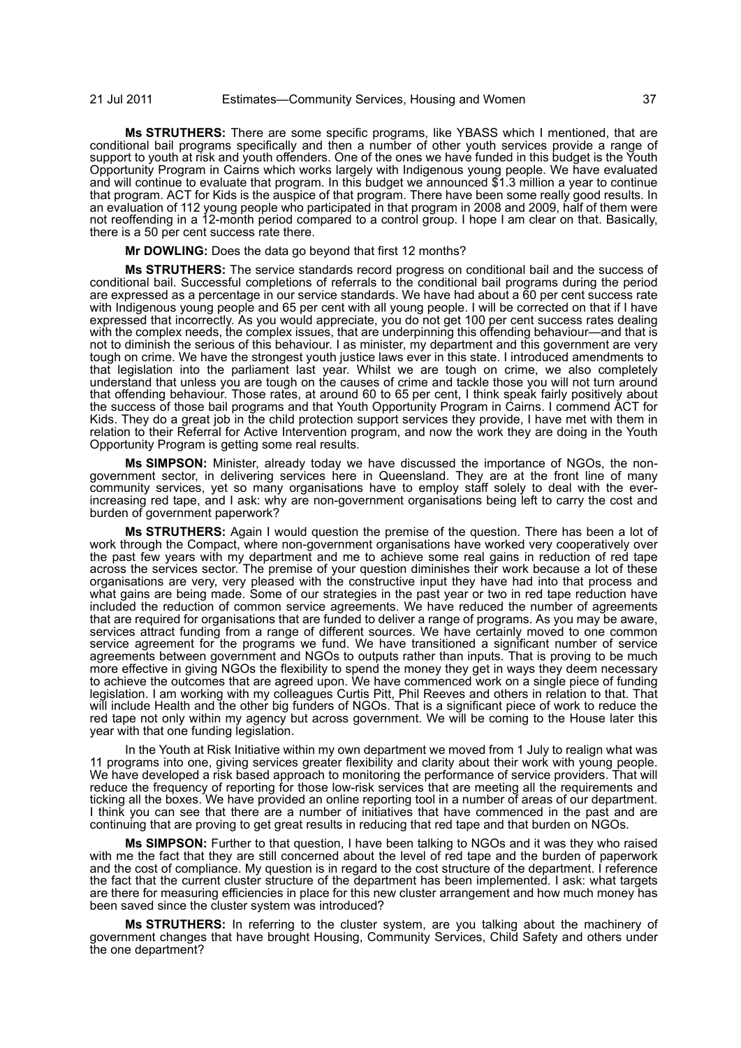**Ms STRUTHERS:** There are some specific programs, like YBASS which I mentioned, that are conditional bail programs specifically and then a number of other youth services provide a range of support to youth at risk and youth offenders. One of the ones we have funded in this budget is the Youth Opportunity Program in Cairns which works largely with Indigenous young people. We have evaluated and will continue to evaluate that program. In this budget we announced $1.3 million a year to continue that program. ACT for Kids is the auspice of that program. There have been some really good results. In an evaluation of 112 young people who participated in that program in 2008 and 2009, half of them were not reoffending in a 12-month period compared to a control group. I hope I am clear on that. Basically, there is a 50 per cent success rate there.

**Mr DOWLING:** Does the data go beyond that first 12 months?

**Ms STRUTHERS:** The service standards record progress on conditional bail and the success of conditional bail. Successful completions of referrals to the conditional bail programs during the period are expressed as a percentage in our service standards. We have had about a 60 per cent success rate with Indigenous young people and 65 per cent with all young people. I will be corrected on that if I have expressed that incorrectly. As you would appreciate, you do not get 100 per cent success rates dealing with the complex needs, the complex issues, that are underpinning this offending behaviour—and that is not to diminish the serious of this behaviour. I as minister, my department and this government are very tough on crime. We have the strongest youth justice laws ever in this state. I introduced amendments to that legislation into the parliament last year. Whilst we are tough on crime, we also completely understand that unless you are tough on the causes of crime and tackle those you will not turn around that offending behaviour. Those rates, at around 60 to 65 per cent, I think speak fairly positively about the success of those bail programs and that Youth Opportunity Program in Cairns. I commend ACT for Kids. They do a great job in the child protection support services they provide, I have met with them in relation to their Referral for Active Intervention program, and now the work they are doing in the Youth Opportunity Program is getting some real results.

**Ms SIMPSON:** Minister, already today we have discussed the importance of NGOs, the non-government sector, in delivering services here in Queensland. They are at the front line of many community services, yet so many organisations have to employ staff solely to deal with the ever-increasing red tape, and I ask: why are non-government organisations being left to carry the cost and burden of government paperwork?

**Ms STRUTHERS:** Again I would question the premise of the question. There has been a lot of work through the Compact, where non-government organisations have worked very cooperatively over the past few years with my department and me to achieve some real gains in reduction of red tape across the services sector. The premise of your question diminishes their work because a lot of these organisations are very, very pleased with the constructive input they have had into that process and what gains are being made. Some of our strategies in the past year or two in red tape reduction have included the reduction of common service agreements. We have reduced the number of agreements that are required for organisations that are funded to deliver a range of programs. As you may be aware, services attract funding from a range of different sources. We have certainly moved to one common service agreement for the programs we fund. We have transitioned a significant number of service agreements between government and NGOs to outputs rather than inputs. That is proving to be much more effective in giving NGOs the flexibility to spend the money they get in ways they deem necessary to achieve the outcomes that are agreed upon. We have commenced work on a single piece of funding legislation. I am working with my colleagues Curtis Pitt, Phil Reeves and others in relation to that. That will include Health and the other big funders of NGOs. That is a significant piece of work to reduce the red tape not only within my agency but across government. We will be coming to the House later this year with that one funding legislation.

In the Youth at Risk Initiative within my own department we moved from 1 July to realign what was 11 programs into one, giving services greater flexibility and clarity about their work with young people. We have developed a risk based approach to monitoring the performance of service providers. That will reduce the frequency of reporting for those low-risk services that are meeting all the requirements and ticking all the boxes. We have provided an online reporting tool in a number of areas of our department. I think you can see that there are a number of initiatives that have commenced in the past and are continuing that are proving to get great results in reducing that red tape and that burden on NGOs.

**Ms SIMPSON:** Further to that question, I have been talking to NGOs and it was they who raised with me the fact that they are still concerned about the level of red tape and the burden of paperwork and the cost of compliance. My question is in regard to the cost structure of the department. I reference the fact that the current cluster structure of the department has been implemented. I ask: what targets are there for measuring efficiencies in place for this new cluster arrangement and how much money has been saved since the cluster system was introduced?

**Ms STRUTHERS:** In referring to the cluster system, are you talking about the machinery of government changes that have brought Housing, Community Services, Child Safety and others under the one department?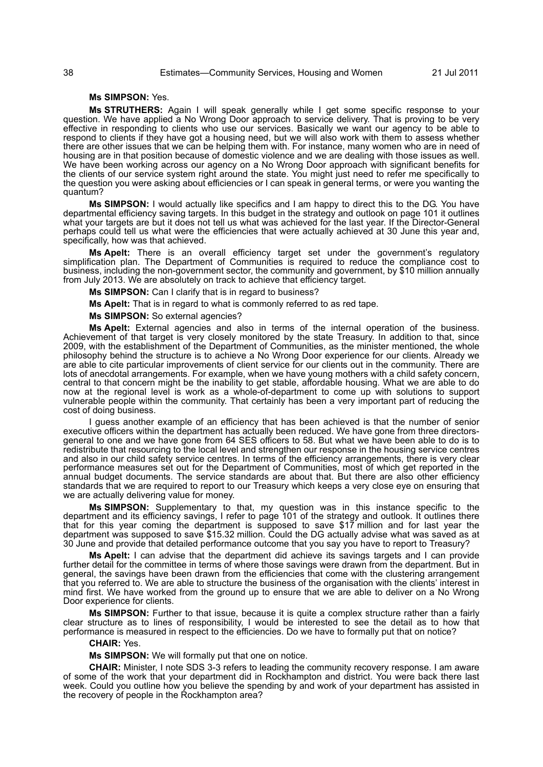**Ms SIMPSON:** Yes.

**Ms STRUTHERS:** Again I will speak generally while I get some specific response to your question. We have applied a No Wrong Door approach to service delivery. That is proving to be very effective in responding to clients who use our services. Basically we want our agency to be able to respond to clients if they have got a housing need, but we will also work with them to assess whether there are other issues that we can be helping them with. For instance, many women who are in need of housing are in that position because of domestic violence and we are dealing with those issues as well. We have been working across our agency on a No Wrong Door approach with significant benefits for the clients of our service system right around the state. You might just need to refer me specifically to the question you were asking about efficiencies or I can speak in general terms, or were you wanting the quantum?

**Ms SIMPSON:** I would actually like specifics and I am happy to direct this to the DG. You have departmental efficiency saving targets. In this budget in the strategy and outlook on page 101 it outlines what your targets are but it does not tell us what was achieved for the last year. If the Director-General perhaps could tell us what were the efficiencies that were actually achieved at 30 June this year and, specifically, how was that achieved.

**Ms Apelt:** There is an overall efficiency target set under the government's regulatory simplification plan. The Department of Communities is required to reduce the compliance cost to business, including the non-government sector, the community and government, by $10 million annually from July 2013. We are absolutely on track to achieve that efficiency target.

**Ms SIMPSON:** Can I clarify that is in regard to business?

**Ms Apelt:** That is in regard to what is commonly referred to as red tape.

**Ms SIMPSON:** So external agencies?

**Ms Apelt:** External agencies and also in terms of the internal operation of the business. Achievement of that target is very closely monitored by the state Treasury. In addition to that, since 2009, with the establishment of the Department of Communities, as the minister mentioned, the whole philosophy behind the structure is to achieve a No Wrong Door experience for our clients. Already we are able to cite particular improvements of client service for our clients out in the community. There are lots of anecdotal arrangements. For example, when we have young mothers with a child safety concern, central to that concern might be the inability to get stable, affordable housing. What we are able to do now at the regional level is work as a whole-of-department to come up with solutions to support vulnerable people within the community. That certainly has been a very important part of reducing the cost of doing business.

I guess another example of an efficiency that has been achieved is that the number of senior executive officers within the department has actually been reduced. We have gone from three directors-general to one and we have gone from 64 SES officers to 58. But what we have been able to do is to redistribute that resourcing to the local level and strengthen our response in the housing service centres and also in our child safety service centres. In terms of the efficiency arrangements, there is very clear performance measures set out for the Department of Communities, most of which get reported in the annual budget documents. The service standards are about that. But there are also other efficiency standards that we are required to report to our Treasury which keeps a very close eye on ensuring that we are actually delivering value for money.

**Ms SIMPSON:** Supplementary to that, my question was in this instance specific to the department and its efficiency savings, I refer to page 101 of the strategy and outlook. It outlines there that for this year coming the department is supposed to save $17 million and for last year the department was supposed to save $15.32 million. Could the DG actually advise what was saved as at 30 June and provide that detailed performance outcome that you say you have to report to Treasury?

**Ms Apelt:** I can advise that the department did achieve its savings targets and I can provide further detail for the committee in terms of where those savings were drawn from the department. But in general, the savings have been drawn from the efficiencies that come with the clustering arrangement that you referred to. We are able to structure the business of the organisation with the clients' interest in mind first. We have worked from the ground up to ensure that we are able to deliver on a No Wrong Door experience for clients.

**Ms SIMPSON:** Further to that issue, because it is quite a complex structure rather than a fairly clear structure as to lines of responsibility, I would be interested to see the detail as to how that performance is measured in respect to the efficiencies. Do we have to formally put that on notice?

**CHAIR:** Yes.

**Ms SIMPSON:** We will formally put that one on notice.

**CHAIR:** Minister, I note SDS 3-3 refers to leading the community recovery response. I am aware of some of the work that your department did in Rockhampton and district. You were back there last week. Could you outline how you believe the spending by and work of your department has assisted in the recovery of people in the Rockhampton area?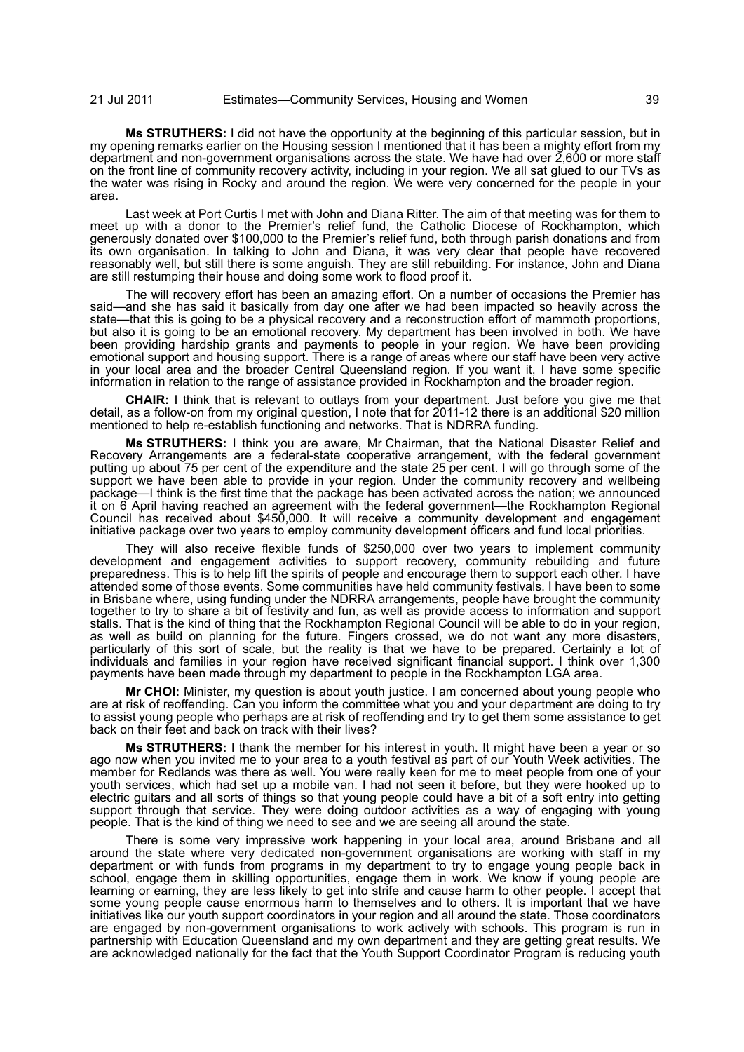**Ms STRUTHERS:** I did not have the opportunity at the beginning of this particular session, but in my opening remarks earlier on the Housing session I mentioned that it has been a mighty effort from my department and non-government organisations across the state. We have had over 2,600 or more staff on the front line of community recovery activity, including in your region. We all sat glued to our TVs as the water was rising in Rocky and around the region. We were very concerned for the people in your area.

Last week at Port Curtis I met with John and Diana Ritter. The aim of that meeting was for them to meet up with a donor to the Premier's relief fund, the Catholic Diocese of Rockhampton, which generously donated over $100,000 to the Premier's relief fund, both through parish donations and from its own organisation. In talking to John and Diana, it was very clear that people have recovered reasonably well, but still there is some anguish. They are still rebuilding. For instance, John and Diana are still restumping their house and doing some work to flood proof it.

The will recovery effort has been an amazing effort. On a number of occasions the Premier has said—and she has said it basically from day one after we had been impacted so heavily across the state—that this is going to be a physical recovery and a reconstruction effort of mammoth proportions, but also it is going to be an emotional recovery. My department has been involved in both. We have been providing hardship grants and payments to people in your region. We have been providing emotional support and housing support. There is a range of areas where our staff have been very active in your local area and the broader Central Queensland region. If you want it, I have some specific information in relation to the range of assistance provided in Rockhampton and the broader region.

**CHAIR:** I think that is relevant to outlays from your department. Just before you give me that detail, as a follow-on from my original question, I note that for 2011-12 there is an additional $20 million mentioned to help re-establish functioning and networks. That is NDRRA funding.

**Ms STRUTHERS:** I think you are aware, Mr Chairman, that the National Disaster Relief and Recovery Arrangements are a federal-state cooperative arrangement, with the federal government putting up about 75 per cent of the expenditure and the state 25 per cent. I will go through some of the support we have been able to provide in your region. Under the community recovery and wellbeing package—I think is the first time that the package has been activated across the nation; we announced it on 6 April having reached an agreement with the federal government—the Rockhampton Regional Council has received about $450,000. It will receive a community development and engagement initiative package over two years to employ community development officers and fund local priorities.

They will also receive flexible funds of $250,000 over two years to implement community development and engagement activities to support recovery, community rebuilding and future preparedness. This is to help lift the spirits of people and encourage them to support each other. I have attended some of those events. Some communities have held community festivals. I have been to some in Brisbane where, using funding under the NDRRA arrangements, people have brought the community together to try to share a bit of festivity and fun, as well as provide access to information and support stalls. That is the kind of thing that the Rockhampton Regional Council will be able to do in your region, as well as build on planning for the future. Fingers crossed, we do not want any more disasters, particularly of this sort of scale, but the reality is that we have to be prepared. Certainly a lot of individuals and families in your region have received significant financial support. I think over 1,300 payments have been made through my department to people in the Rockhampton LGA area.

**Mr CHOI:** Minister, my question is about youth justice. I am concerned about young people who are at risk of reoffending. Can you inform the committee what you and your department are doing to try to assist young people who perhaps are at risk of reoffending and try to get them some assistance to get back on their feet and back on track with their lives?

**Ms STRUTHERS:** I thank the member for his interest in youth. It might have been a year or so ago now when you invited me to your area to a youth festival as part of our Youth Week activities. The member for Redlands was there as well. You were really keen for me to meet people from one of your youth services, which had set up a mobile van. I had not seen it before, but they were hooked up to electric guitars and all sorts of things so that young people could have a bit of a soft entry into getting support through that service. They were doing outdoor activities as a way of engaging with young people. That is the kind of thing we need to see and we are seeing all around the state.

There is some very impressive work happening in your local area, around Brisbane and all around the state where very dedicated non-government organisations are working with staff in my department or with funds from programs in my department to try to engage young people back in school, engage them in skilling opportunities, engage them in work. We know if young people are learning or earning, they are less likely to get into strife and cause harm to other people. I accept that some young people cause enormous harm to themselves and to others. It is important that we have initiatives like our youth support coordinators in your region and all around the state. Those coordinators are engaged by non-government organisations to work actively with schools. This program is run in partnership with Education Queensland and my own department and they are getting great results. We are acknowledged nationally for the fact that the Youth Support Coordinator Program is reducing youth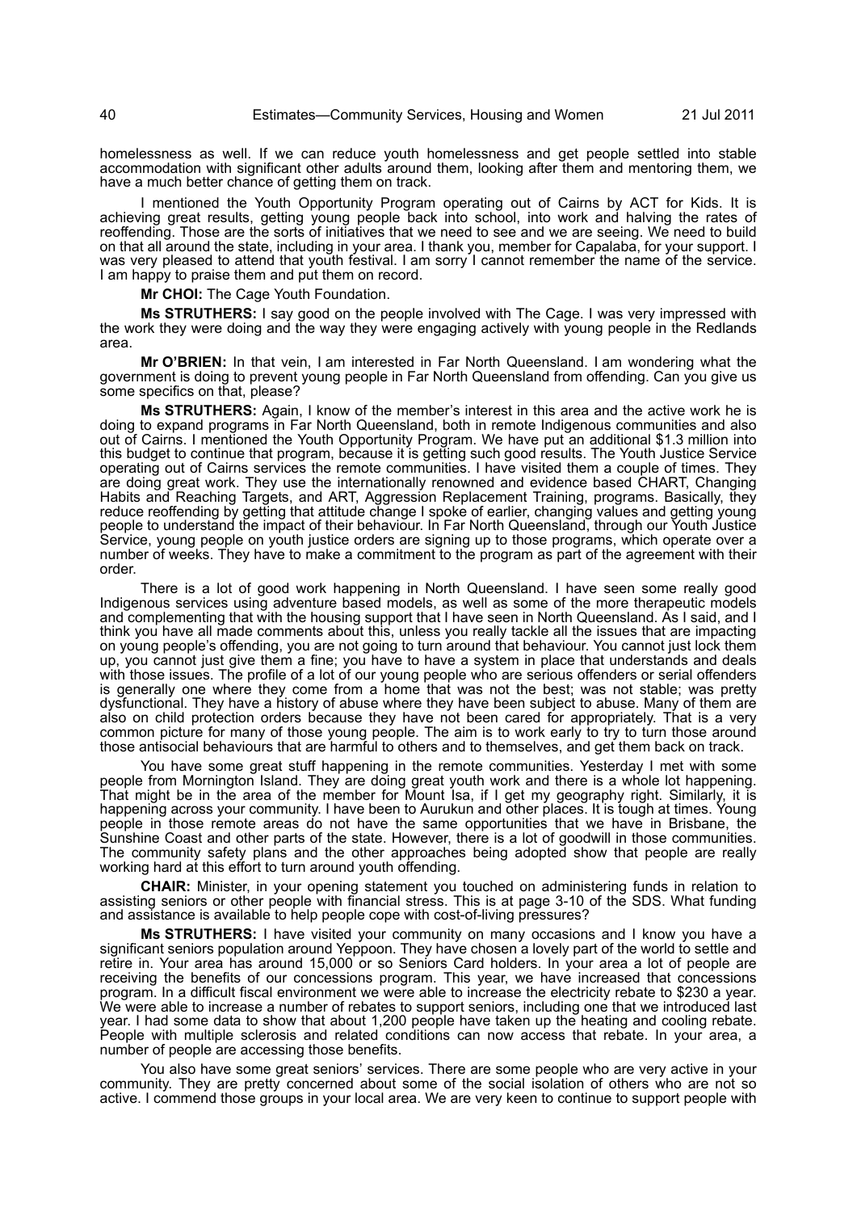homelessness as well. If we can reduce youth homelessness and get people settled into stable accommodation with significant other adults around them, looking after them and mentoring them, we have a much better chance of getting them on track.

I mentioned the Youth Opportunity Program operating out of Cairns by ACT for Kids. It is achieving great results, getting young people back into school, into work and halving the rates of reoffending. Those are the sorts of initiatives that we need to see and we are seeing. We need to build on that all around the state, including in your area. I thank you, member for Capalaba, for your support. I was very pleased to attend that youth festival. I am sorry I cannot remember the name of the service. I am happy to praise them and put them on record.

**Mr CHOI:** The Cage Youth Foundation.

**Ms STRUTHERS:** I say good on the people involved with The Cage. I was very impressed with the work they were doing and the way they were engaging actively with young people in the Redlands area.

**Mr O'BRIEN:** In that vein, I am interested in Far North Queensland. I am wondering what the government is doing to prevent young people in Far North Queensland from offending. Can you give us some specifics on that, please?

**Ms STRUTHERS:** Again, I know of the member's interest in this area and the active work he is doing to expand programs in Far North Queensland, both in remote Indigenous communities and also out of Cairns. I mentioned the Youth Opportunity Program. We have put an additional $1.3 million into this budget to continue that program, because it is getting such good results. The Youth Justice Service operating out of Cairns services the remote communities. I have visited them a couple of times. They are doing great work. They use the internationally renowned and evidence based CHART, Changing Habits and Reaching Targets, and ART, Aggression Replacement Training, programs. Basically, they reduce reoffending by getting that attitude change I spoke of earlier, changing values and getting young people to understand the impact of their behaviour. In Far North Queensland, through our Youth Justice Service, young people on youth justice orders are signing up to those programs, which operate over a number of weeks. They have to make a commitment to the program as part of the agreement with their order.

There is a lot of good work happening in North Queensland. I have seen some really good Indigenous services using adventure based models, as well as some of the more therapeutic models and complementing that with the housing support that I have seen in North Queensland. As I said, and I think you have all made comments about this, unless you really tackle all the issues that are impacting on young people's offending, you are not going to turn around that behaviour. You cannot just lock them up, you cannot just give them a fine; you have to have a system in place that understands and deals with those issues. The profile of a lot of our young people who are serious offenders or serial offenders is generally one where they come from a home that was not the best; was not stable; was pretty dysfunctional. They have a history of abuse where they have been subject to abuse. Many of them are also on child protection orders because they have not been cared for appropriately. That is a very common picture for many of those young people. The aim is to work early to try to turn those around those antisocial behaviours that are harmful to others and to themselves, and get them back on track.

You have some great stuff happening in the remote communities. Yesterday I met with some people from Mornington Island. They are doing great youth work and there is a whole lot happening. That might be in the area of the member for Mount Isa, if I get my geography right. Similarly, it is happening across your community. I have been to Aurukun and other places. It is tough at times. Young people in those remote areas do not have the same opportunities that we have in Brisbane, the Sunshine Coast and other parts of the state. However, there is a lot of goodwill in those communities. The community safety plans and the other approaches being adopted show that people are really working hard at this effort to turn around youth offending.

**CHAIR:** Minister, in your opening statement you touched on administering funds in relation to assisting seniors or other people with financial stress. This is at page 3-10 of the SDS. What funding and assistance is available to help people cope with cost-of-living pressures?

**Ms STRUTHERS:** I have visited your community on many occasions and I know you have a significant seniors population around Yeppoon. They have chosen a lovely part of the world to settle and retire in. Your area has around 15,000 or so Seniors Card holders. In your area a lot of people are receiving the benefits of our concessions program. This year, we have increased that concessions program. In a difficult fiscal environment we were able to increase the electricity rebate to $230 a year. We were able to increase a number of rebates to support seniors, including one that we introduced last year. I had some data to show that about 1,200 people have taken up the heating and cooling rebate. People with multiple sclerosis and related conditions can now access that rebate. In your area, a number of people are accessing those benefits.

You also have some great seniors' services. There are some people who are very active in your community. They are pretty concerned about some of the social isolation of others who are not so active. I commend those groups in your local area. We are very keen to continue to support people with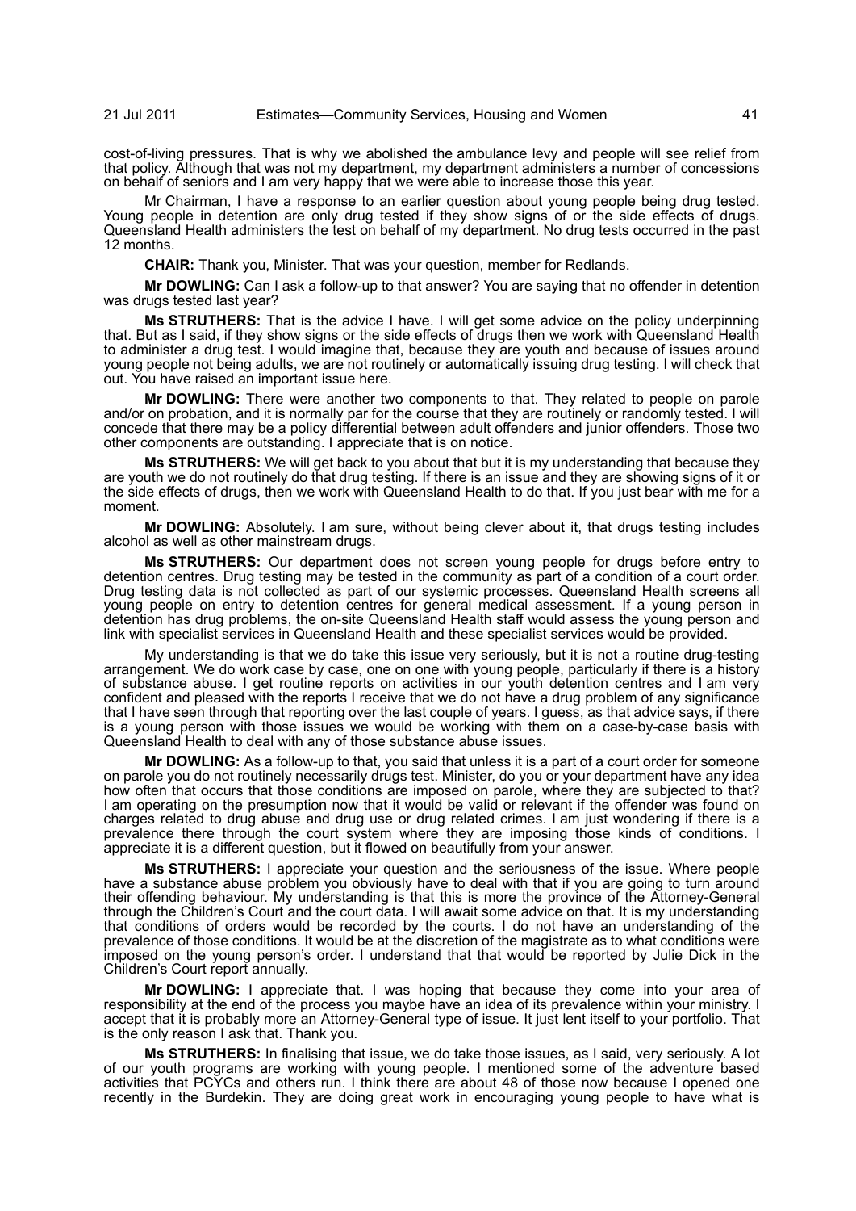cost-of-living pressures. That is why we abolished the ambulance levy and people will see relief from that policy. Although that was not my department, my department administers a number of concessions on behalf of seniors and I am very happy that we were able to increase those this year.

Mr Chairman, I have a response to an earlier question about young people being drug tested. Young people in detention are only drug tested if they show signs of or the side effects of drugs. Queensland Health administers the test on behalf of my department. No drug tests occurred in the past 12 months.

**CHAIR:** Thank you, Minister. That was your question, member for Redlands.

**Mr DOWLING:** Can I ask a follow-up to that answer? You are saying that no offender in detention was drugs tested last year?

**Ms STRUTHERS:** That is the advice I have. I will get some advice on the policy underpinning that. But as I said, if they show signs or the side effects of drugs then we work with Queensland Health to administer a drug test. I would imagine that, because they are youth and because of issues around young people not being adults, we are not routinely or automatically issuing drug testing. I will check that out. You have raised an important issue here.

**Mr DOWLING:** There were another two components to that. They related to people on parole and/or on probation, and it is normally par for the course that they are routinely or randomly tested. I will concede that there may be a policy differential between adult offenders and junior offenders. Those two other components are outstanding. I appreciate that is on notice.

**Ms STRUTHERS:** We will get back to you about that but it is my understanding that because they are youth we do not routinely do that drug testing. If there is an issue and they are showing signs of it or the side effects of drugs, then we work with Queensland Health to do that. If you just bear with me for a moment.

**Mr DOWLING:** Absolutely. I am sure, without being clever about it, that drugs testing includes alcohol as well as other mainstream drugs.

**Ms STRUTHERS:** Our department does not screen young people for drugs before entry to detention centres. Drug testing may be tested in the community as part of a condition of a court order. Drug testing data is not collected as part of our systemic processes. Queensland Health screens all young people on entry to detention centres for general medical assessment. If a young person in detention has drug problems, the on-site Queensland Health staff would assess the young person and link with specialist services in Queensland Health and these specialist services would be provided.

My understanding is that we do take this issue very seriously, but it is not a routine drug-testing arrangement. We do work case by case, one on one with young people, particularly if there is a history of substance abuse. I get routine reports on activities in our youth detention centres and I am very confident and pleased with the reports I receive that we do not have a drug problem of any significance that I have seen through that reporting over the last couple of years. I guess, as that advice says, if there is a young person with those issues we would be working with them on a case-by-case basis with Queensland Health to deal with any of those substance abuse issues.

**Mr DOWLING:** As a follow-up to that, you said that unless it is a part of a court order for someone on parole you do not routinely necessarily drugs test. Minister, do you or your department have any idea how often that occurs that those conditions are imposed on parole, where they are subjected to that? I am operating on the presumption now that it would be valid or relevant if the offender was found on charges related to drug abuse and drug use or drug related crimes. I am just wondering if there is a prevalence there through the court system where they are imposing those kinds of conditions. I appreciate it is a different question, but it flowed on beautifully from your answer.

**Ms STRUTHERS:** I appreciate your question and the seriousness of the issue. Where people have a substance abuse problem you obviously have to deal with that if you are going to turn around their offending behaviour. My understanding is that this is more the province of the Attorney-General through the Children's Court and the court data. I will await some advice on that. It is my understanding that conditions of orders would be recorded by the courts. I do not have an understanding of the prevalence of those conditions. It would be at the discretion of the magistrate as to what conditions were imposed on the young person's order. I understand that that would be reported by Julie Dick in the Children's Court report annually.

**Mr DOWLING:** I appreciate that. I was hoping that because they come into your area of responsibility at the end of the process you maybe have an idea of its prevalence within your ministry. I accept that it is probably more an Attorney-General type of issue. It just lent itself to your portfolio. That is the only reason I ask that. Thank you.

**Ms STRUTHERS:** In finalising that issue, we do take those issues, as I said, very seriously. A lot of our youth programs are working with young people. I mentioned some of the adventure based activities that PCYCs and others run. I think there are about 48 of those now because I opened one recently in the Burdekin. They are doing great work in encouraging young people to have what is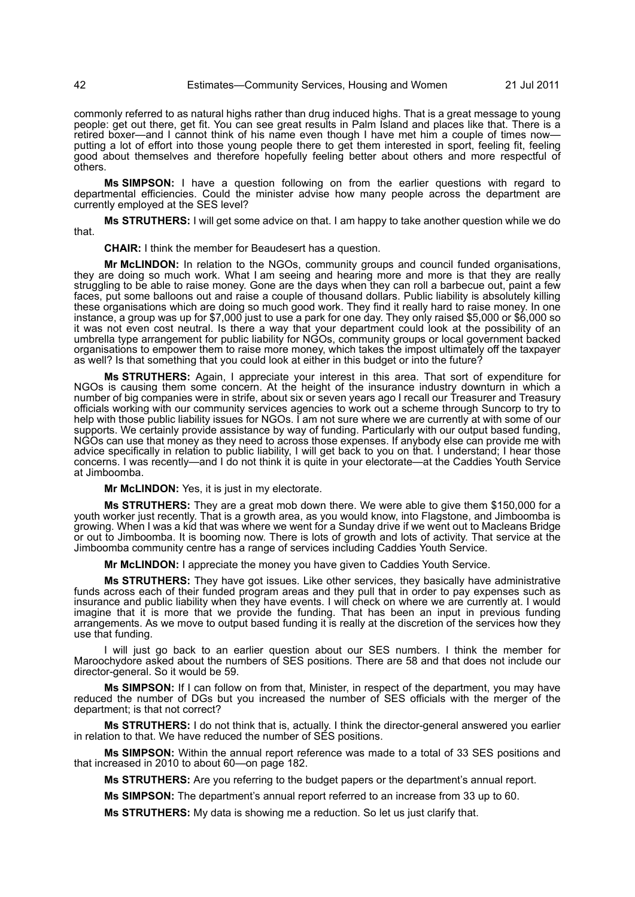commonly referred to as natural highs rather than drug induced highs. That is a great message to young people: get out there, get fit. You can see great results in Palm Island and places like that. There is a retired boxer—and I cannot think of his name even though I have met him a couple of times now—putting a lot of effort into those young people there to get them interested in sport, feeling fit, feeling good about themselves and therefore hopefully feeling better about others and more respectful of others.

**Ms SIMPSON:** I have a question following on from the earlier questions with regard to departmental efficiencies. Could the minister advise how many people across the department are currently employed at the SES level?

**Ms STRUTHERS:** I will get some advice on that. I am happy to take another question while we do that.

**CHAIR:** I think the member for Beaudesert has a question.

**Mr McLINDON:** In relation to the NGOs, community groups and council funded organisations, they are doing so much work. What I am seeing and hearing more and more is that they are really struggling to be able to raise money. Gone are the days when they can roll a barbecue out, paint a few faces, put some balloons out and raise a couple of thousand dollars. Public liability is absolutely killing these organisations which are doing so much good work. They find it really hard to raise money. In one instance, a group was up for $7,000 just to use a park for one day. They only raised $5,000 or $6,000 so it was not even cost neutral. Is there a way that your department could look at the possibility of an umbrella type arrangement for public liability for NGOs, community groups or local government backed organisations to empower them to raise more money, which takes the impost ultimately off the taxpayer as well? Is that something that you could look at either in this budget or into the future?

**Ms STRUTHERS:** Again, I appreciate your interest in this area. That sort of expenditure for NGOs is causing them some concern. At the height of the insurance industry downturn in which a number of big companies were in strife, about six or seven years ago I recall our Treasurer and Treasury officials working with our community services agencies to work out a scheme through Suncorp to try to help with those public liability issues for NGOs. I am not sure where we are currently at with some of our supports. We certainly provide assistance by way of funding. Particularly with our output based funding, NGOs can use that money as they need to across those expenses. If anybody else can provide me with advice specifically in relation to public liability, I will get back to you on that. I understand; I hear those concerns. I was recently—and I do not think it is quite in your electorate—at the Caddies Youth Service at Jimboomba.

**Mr McLINDON:** Yes, it is just in my electorate.

**Ms STRUTHERS:** They are a great mob down there. We were able to give them $150,000 for a youth worker just recently. That is a growth area, as you would know, into Flagstone, and Jimboomba is growing. When I was a kid that was where we went for a Sunday drive if we went out to Macleans Bridge or out to Jimboomba. It is booming now. There is lots of growth and lots of activity. That service at the Jimboomba community centre has a range of services including Caddies Youth Service.

**Mr McLINDON:** I appreciate the money you have given to Caddies Youth Service.

**Ms STRUTHERS:** They have got issues. Like other services, they basically have administrative funds across each of their funded program areas and they pull that in order to pay expenses such as insurance and public liability when they have events. I will check on where we are currently at. I would imagine that it is more that we provide the funding. That has been an input in previous funding arrangements. As we move to output based funding it is really at the discretion of the services how they use that funding.

I will just go back to an earlier question about our SES numbers. I think the member for Maroochydore asked about the numbers of SES positions. There are 58 and that does not include our director-general. So it would be 59.

**Ms SIMPSON:** If I can follow on from that, Minister, in respect of the department, you may have reduced the number of DGs but you increased the number of SES officials with the merger of the department; is that not correct?

**Ms STRUTHERS:** I do not think that is, actually. I think the director-general answered you earlier in relation to that. We have reduced the number of SES positions.

**Ms SIMPSON:** Within the annual report reference was made to a total of 33 SES positions and that increased in 2010 to about 60—on page 182.

**Ms STRUTHERS:** Are you referring to the budget papers or the department's annual report.

**Ms SIMPSON:** The department's annual report referred to an increase from 33 up to 60.

**Ms STRUTHERS:** My data is showing me a reduction. So let us just clarify that.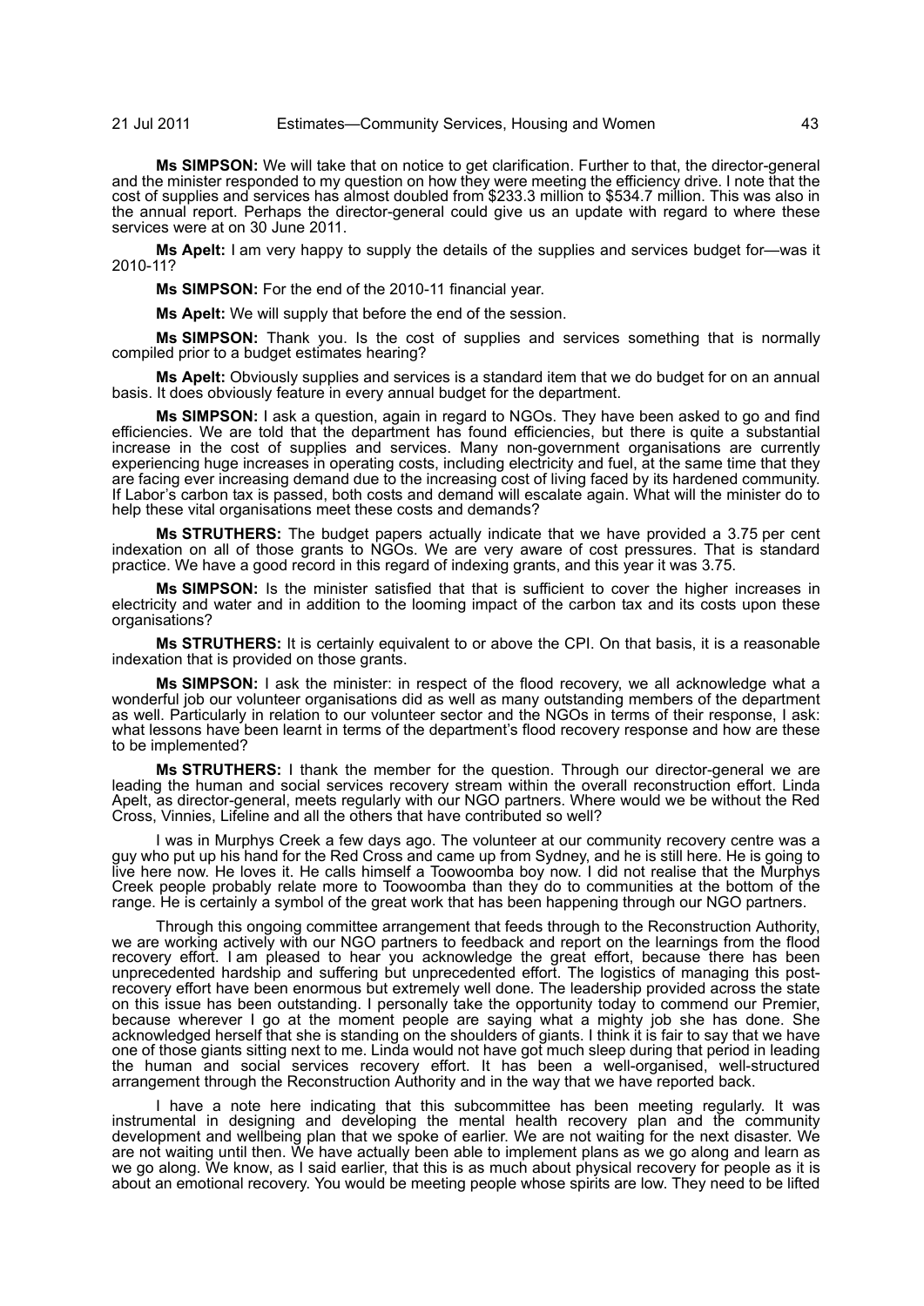**Ms SIMPSON:** We will take that on notice to get clarification. Further to that, the director-general and the minister responded to my question on how they were meeting the efficiency drive. I note that the cost of supplies and services has almost doubled from $233.3 million to $534.7 million. This was also in the annual report. Perhaps the director-general could give us an update with regard to where these services were at on 30 June 2011.

**Ms Apelt:** I am very happy to supply the details of the supplies and services budget for—was it 2010-11?

**Ms SIMPSON:** For the end of the 2010-11 financial year.

**Ms Apelt:** We will supply that before the end of the session.

**Ms SIMPSON:** Thank you. Is the cost of supplies and services something that is normally compiled prior to a budget estimates hearing?

**Ms Apelt:** Obviously supplies and services is a standard item that we do budget for on an annual basis. It does obviously feature in every annual budget for the department.

**Ms SIMPSON:** I ask a question, again in regard to NGOs. They have been asked to go and find efficiencies. We are told that the department has found efficiencies, but there is quite a substantial increase in the cost of supplies and services. Many non-government organisations are currently experiencing huge increases in operating costs, including electricity and fuel, at the same time that they are facing ever increasing demand due to the increasing cost of living faced by its hardened community. If Labor's carbon tax is passed, both costs and demand will escalate again. What will the minister do to help these vital organisations meet these costs and demands?

**Ms STRUTHERS:** The budget papers actually indicate that we have provided a 3.75 per cent indexation on all of those grants to NGOs. We are very aware of cost pressures. That is standard practice. We have a good record in this regard of indexing grants, and this year it was 3.75.

**Ms SIMPSON:** Is the minister satisfied that that is sufficient to cover the higher increases in electricity and water and in addition to the looming impact of the carbon tax and its costs upon these organisations?

**Ms STRUTHERS:** It is certainly equivalent to or above the CPI. On that basis, it is a reasonable indexation that is provided on those grants.

**Ms SIMPSON:** I ask the minister: in respect of the flood recovery, we all acknowledge what a wonderful job our volunteer organisations did as well as many outstanding members of the department as well. Particularly in relation to our volunteer sector and the NGOs in terms of their response, I ask: what lessons have been learnt in terms of the department's flood recovery response and how are these to be implemented?

**Ms STRUTHERS:** I thank the member for the question. Through our director-general we are leading the human and social services recovery stream within the overall reconstruction effort. Linda Apelt, as director-general, meets regularly with our NGO partners. Where would we be without the Red Cross, Vinnies, Lifeline and all the others that have contributed so well?

I was in Murphys Creek a few days ago. The volunteer at our community recovery centre was a guy who put up his hand for the Red Cross and came up from Sydney, and he is still here. He is going to live here now. He loves it. He calls himself a Toowoomba boy now. I did not realise that the Murphys Creek people probably relate more to Toowoomba than they do to communities at the bottom of the range. He is certainly a symbol of the great work that has been happening through our NGO partners.

Through this ongoing committee arrangement that feeds through to the Reconstruction Authority, we are working actively with our NGO partners to feedback and report on the learnings from the flood recovery effort. I am pleased to hear you acknowledge the great effort, because there has been unprecedented hardship and suffering but unprecedented effort. The logistics of managing this post-recovery effort have been enormous but extremely well done. The leadership provided across the state on this issue has been outstanding. I personally take the opportunity today to commend our Premier, because wherever I go at the moment people are saying what a mighty job she has done. She acknowledged herself that she is standing on the shoulders of giants. I think it is fair to say that we have one of those giants sitting next to me. Linda would not have got much sleep during that period in leading the human and social services recovery effort. It has been a well-organised, well-structured arrangement through the Reconstruction Authority and in the way that we have reported back.

I have a note here indicating that this subcommittee has been meeting regularly. It was instrumental in designing and developing the mental health recovery plan and the community development and wellbeing plan that we spoke of earlier. We are not waiting for the next disaster. We are not waiting until then. We have actually been able to implement plans as we go along and learn as we go along. We know, as I said earlier, that this is as much about physical recovery for people as it is about an emotional recovery. You would be meeting people whose spirits are low. They need to be lifted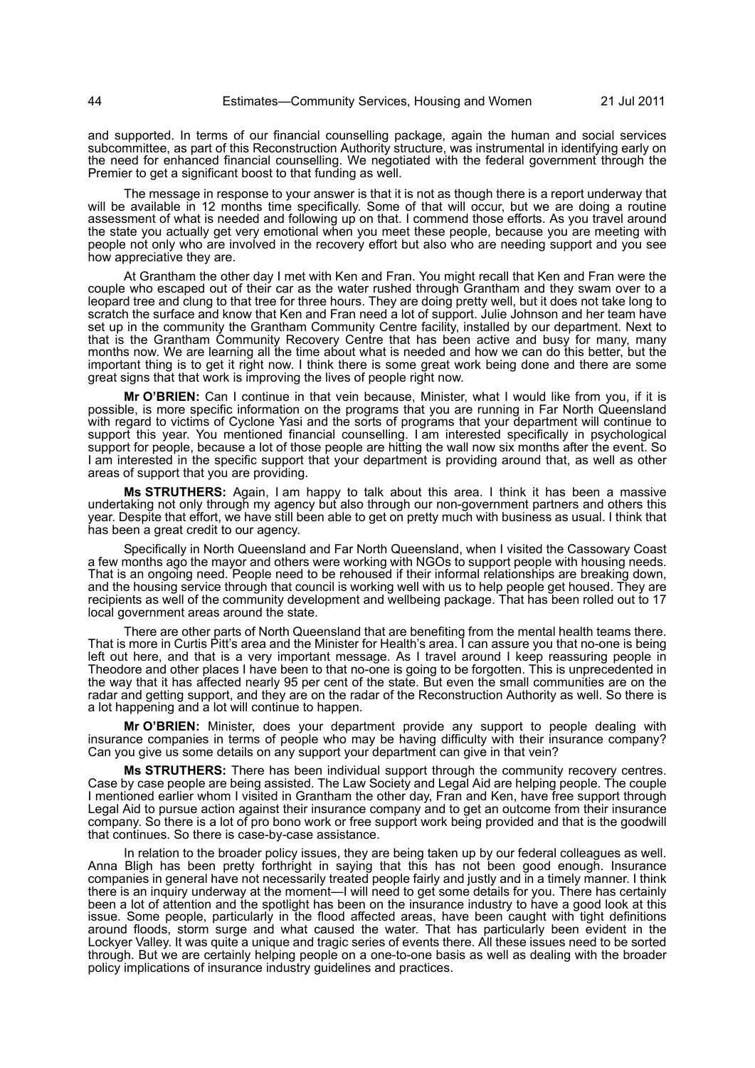and supported. In terms of our financial counselling package, again the human and social services subcommittee, as part of this Reconstruction Authority structure, was instrumental in identifying early on the need for enhanced financial counselling. We negotiated with the federal government through the Premier to get a significant boost to that funding as well.

The message in response to your answer is that it is not as though there is a report underway that will be available in 12 months time specifically. Some of that will occur, but we are doing a routine assessment of what is needed and following up on that. I commend those efforts. As you travel around the state you actually get very emotional when you meet these people, because you are meeting with people not only who are involved in the recovery effort but also who are needing support and you see how appreciative they are.

At Grantham the other day I met with Ken and Fran. You might recall that Ken and Fran were the couple who escaped out of their car as the water rushed through Grantham and they swam over to a leopard tree and clung to that tree for three hours. They are doing pretty well, but it does not take long to scratch the surface and know that Ken and Fran need a lot of support. Julie Johnson and her team have set up in the community the Grantham Community Centre facility, installed by our department. Next to that is the Grantham Community Recovery Centre that has been active and busy for many, many months now. We are learning all the time about what is needed and how we can do this better, but the important thing is to get it right now. I think there is some great work being done and there are some great signs that that work is improving the lives of people right now.

**Mr O'BRIEN:** Can I continue in that vein because, Minister, what I would like from you, if it is possible, is more specific information on the programs that you are running in Far North Queensland with regard to victims of Cyclone Yasi and the sorts of programs that your department will continue to support this year. You mentioned financial counselling. I am interested specifically in psychological support for people, because a lot of those people are hitting the wall now six months after the event. So I am interested in the specific support that your department is providing around that, as well as other areas of support that you are providing.

**Ms STRUTHERS:** Again, I am happy to talk about this area. I think it has been a massive undertaking not only through my agency but also through our non-government partners and others this year. Despite that effort, we have still been able to get on pretty much with business as usual. I think that has been a great credit to our agency.

Specifically in North Queensland and Far North Queensland, when I visited the Cassowary Coast a few months ago the mayor and others were working with NGOs to support people with housing needs. That is an ongoing need. People need to be rehoused if their informal relationships are breaking down, and the housing service through that council is working well with us to help people get housed. They are recipients as well of the community development and wellbeing package. That has been rolled out to 17 local government areas around the state.

There are other parts of North Queensland that are benefiting from the mental health teams there. That is more in Curtis Pitt's area and the Minister for Health's area. I can assure you that no-one is being left out here, and that is a very important message. As I travel around I keep reassuring people in Theodore and other places I have been to that no-one is going to be forgotten. This is unprecedented in the way that it has affected nearly 95 per cent of the state. But even the small communities are on the radar and getting support, and they are on the radar of the Reconstruction Authority as well. So there is a lot happening and a lot will continue to happen.

**Mr O'BRIEN:** Minister, does your department provide any support to people dealing with insurance companies in terms of people who may be having difficulty with their insurance company? Can you give us some details on any support your department can give in that vein?

**Ms STRUTHERS:** There has been individual support through the community recovery centres. Case by case people are being assisted. The Law Society and Legal Aid are helping people. The couple I mentioned earlier whom I visited in Grantham the other day, Fran and Ken, have free support through Legal Aid to pursue action against their insurance company and to get an outcome from their insurance company. So there is a lot of pro bono work or free support work being provided and that is the goodwill that continues. So there is case-by-case assistance.

In relation to the broader policy issues, they are being taken up by our federal colleagues as well. Anna Bligh has been pretty forthright in saying that this has not been good enough. Insurance companies in general have not necessarily treated people fairly and justly and in a timely manner. I think there is an inquiry underway at the moment—I will need to get some details for you. There has certainly been a lot of attention and the spotlight has been on the insurance industry to have a good look at this issue. Some people, particularly in the flood affected areas, have been caught with tight definitions around floods, storm surge and what caused the water. That has particularly been evident in the Lockyer Valley. It was quite a unique and tragic series of events there. All these issues need to be sorted through. But we are certainly helping people on a one-to-one basis as well as dealing with the broader policy implications of insurance industry guidelines and practices.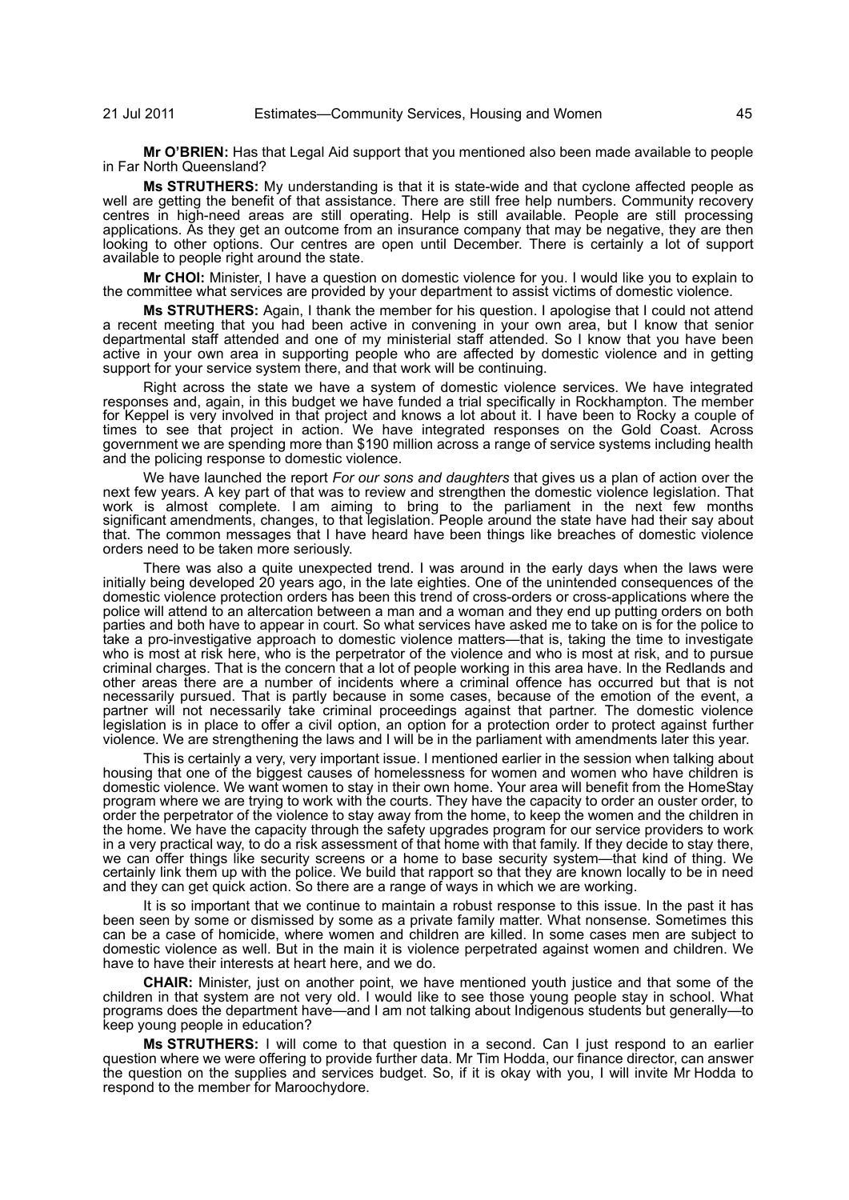**Mr O'BRIEN:** Has that Legal Aid support that you mentioned also been made available to people in Far North Queensland?

**Ms STRUTHERS:** My understanding is that it is state-wide and that cyclone affected people as well are getting the benefit of that assistance. There are still free help numbers. Community recovery centres in high-need areas are still operating. Help is still available. People are still processing applications. As they get an outcome from an insurance company that may be negative, they are then looking to other options. Our centres are open until December. There is certainly a lot of support available to people right around the state.

**Mr CHOI:** Minister, I have a question on domestic violence for you. I would like you to explain to the committee what services are provided by your department to assist victims of domestic violence.

**Ms STRUTHERS:** Again, I thank the member for his question. I apologise that I could not attend a recent meeting that you had been active in convening in your own area, but I know that senior departmental staff attended and one of my ministerial staff attended. So I know that you have been active in your own area in supporting people who are affected by domestic violence and in getting support for your service system there, and that work will be continuing.

Right across the state we have a system of domestic violence services. We have integrated responses and, again, in this budget we have funded a trial specifically in Rockhampton. The member for Keppel is very involved in that project and knows a lot about it. I have been to Rocky a couple of times to see that project in action. We have integrated responses on the Gold Coast. Across government we are spending more than $190 million across a range of service systems including health and the policing response to domestic violence.

We have launched the report *For our sons and daughters* that gives us a plan of action over the next few years. A key part of that was to review and strengthen the domestic violence legislation. That work is almost complete. I am aiming to bring to the parliament in the next few months significant amendments, changes, to that legislation. People around the state have had their say about that. The common messages that I have heard have been things like breaches of domestic violence orders need to be taken more seriously.

There was also a quite unexpected trend. I was around in the early days when the laws were initially being developed 20 years ago, in the late eighties. One of the unintended consequences of the domestic violence protection orders has been this trend of cross-orders or cross-applications where the police will attend to an altercation between a man and a woman and they end up putting orders on both parties and both have to appear in court. So what services have asked me to take on is for the police to take a pro-investigative approach to domestic violence matters—that is, taking the time to investigate who is most at risk here, who is the perpetrator of the violence and who is most at risk, and to pursue criminal charges. That is the concern that a lot of people working in this area have. In the Redlands and other areas there are a number of incidents where a criminal offence has occurred but that is not necessarily pursued. That is partly because in some cases, because of the emotion of the event, a partner will not necessarily take criminal proceedings against that partner. The domestic violence legislation is in place to offer a civil option, an option for a protection order to protect against further violence. We are strengthening the laws and I will be in the parliament with amendments later this year.

This is certainly a very, very important issue. I mentioned earlier in the session when talking about housing that one of the biggest causes of homelessness for women and women who have children is domestic violence. We want women to stay in their own home. Your area will benefit from the HomeStay program where we are trying to work with the courts. They have the capacity to order an ouster order, to order the perpetrator of the violence to stay away from the home, to keep the women and the children in the home. We have the capacity through the safety upgrades program for our service providers to work in a very practical way, to do a risk assessment of that home with that family. If they decide to stay there, we can offer things like security screens or a home to base security system—that kind of thing. We certainly link them up with the police. We build that rapport so that they are known locally to be in need and they can get quick action. So there are a range of ways in which we are working.

It is so important that we continue to maintain a robust response to this issue. In the past it has been seen by some or dismissed by some as a private family matter. What nonsense. Sometimes this can be a case of homicide, where women and children are killed. In some cases men are subject to domestic violence as well. But in the main it is violence perpetrated against women and children. We have to have their interests at heart here, and we do.

**CHAIR:** Minister, just on another point, we have mentioned youth justice and that some of the children in that system are not very old. I would like to see those young people stay in school. What programs does the department have—and I am not talking about Indigenous students but generally—to keep young people in education?

**Ms STRUTHERS:** I will come to that question in a second. Can I just respond to an earlier question where we were offering to provide further data. Mr Tim Hodda, our finance director, can answer the question on the supplies and services budget. So, if it is okay with you, I will invite Mr Hodda to respond to the member for Maroochydore.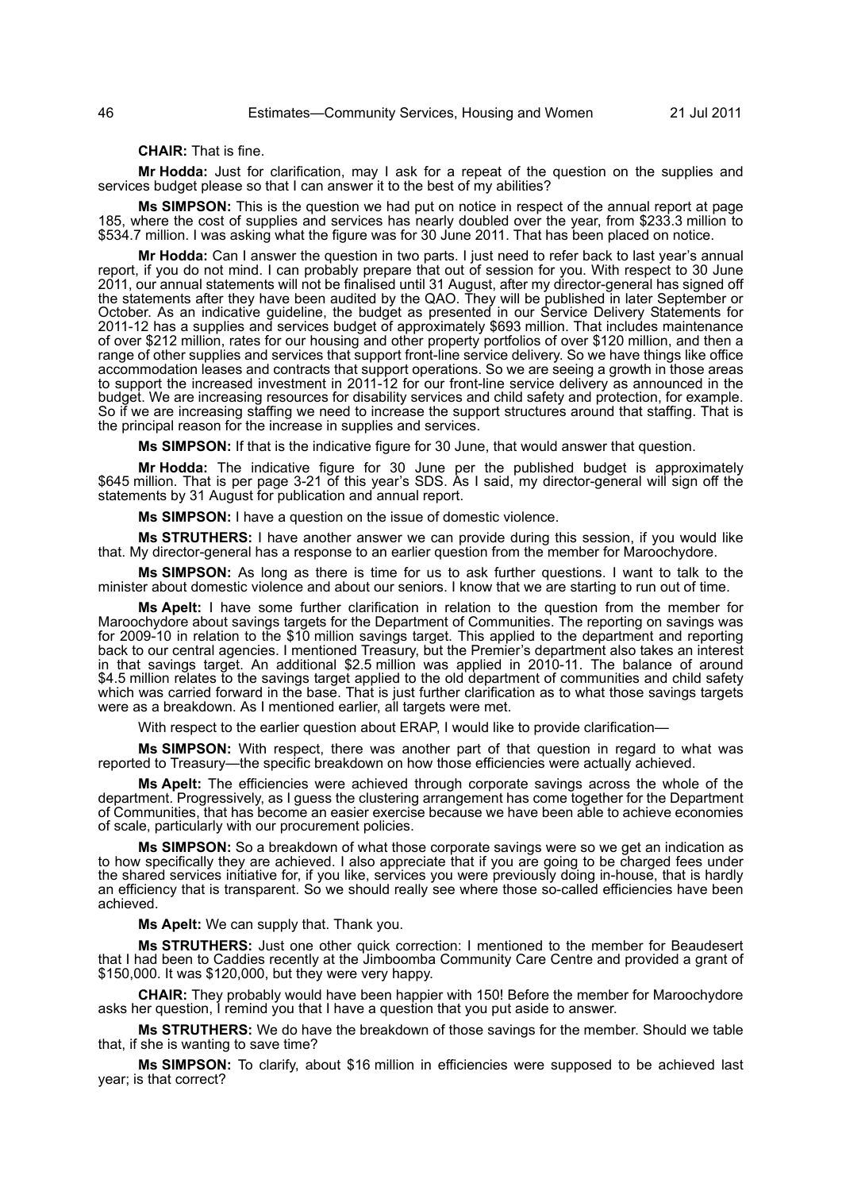**CHAIR:** That is fine.

**Mr Hodda:** Just for clarification, may I ask for a repeat of the question on the supplies and services budget please so that I can answer it to the best of my abilities?

**Ms SIMPSON:** This is the question we had put on notice in respect of the annual report at page 185, where the cost of supplies and services has nearly doubled over the year, from $233.3 million to $534.7 million. I was asking what the figure was for 30 June 2011. That has been placed on notice.

**Mr Hodda:** Can I answer the question in two parts. I just need to refer back to last year's annual report, if you do not mind. I can probably prepare that out of session for you. With respect to 30 June 2011, our annual statements will not be finalised until 31 August, after my director-general has signed off the statements after they have been audited by the QAO. They will be published in later September or October. As an indicative guideline, the budget as presented in our Service Delivery Statements for 2011-12 has a supplies and services budget of approximately $693 million. That includes maintenance of over $212 million, rates for our housing and other property portfolios of over $120 million, and then a range of other supplies and services that support front-line service delivery. So we have things like office accommodation leases and contracts that support operations. So we are seeing a growth in those areas to support the increased investment in 2011-12 for our front-line service delivery as announced in the budget. We are increasing resources for disability services and child safety and protection, for example. So if we are increasing staffing we need to increase the support structures around that staffing. That is the principal reason for the increase in supplies and services.

**Ms SIMPSON:** If that is the indicative figure for 30 June, that would answer that question.

**Mr Hodda:** The indicative figure for 30 June per the published budget is approximately $645 million. That is per page 3-21 of this year's SDS. As I said, my director-general will sign off the statements by 31 August for publication and annual report.

**Ms SIMPSON:** I have a question on the issue of domestic violence.

**Ms STRUTHERS:** I have another answer we can provide during this session, if you would like that. My director-general has a response to an earlier question from the member for Maroochydore.

**Ms SIMPSON:** As long as there is time for us to ask further questions. I want to talk to the minister about domestic violence and about our seniors. I know that we are starting to run out of time.

**Ms Apelt:** I have some further clarification in relation to the question from the member for Maroochydore about savings targets for the Department of Communities. The reporting on savings was for 2009-10 in relation to the $10 million savings target. This applied to the department and reporting back to our central agencies. I mentioned Treasury, but the Premier's department also takes an interest in that savings target. An additional $2.5 million was applied in 2010-11. The balance of around $4.5 million relates to the savings target applied to the old department of communities and child safety which was carried forward in the base. That is just further clarification as to what those savings targets were as a breakdown. As I mentioned earlier, all targets were met.

With respect to the earlier question about ERAP, I would like to provide clarification—

**Ms SIMPSON:** With respect, there was another part of that question in regard to what was reported to Treasury—the specific breakdown on how those efficiencies were actually achieved.

**Ms Apelt:** The efficiencies were achieved through corporate savings across the whole of the department. Progressively, as I guess the clustering arrangement has come together for the Department of Communities, that has become an easier exercise because we have been able to achieve economies of scale, particularly with our procurement policies.

**Ms SIMPSON:** So a breakdown of what those corporate savings were so we get an indication as to how specifically they are achieved. I also appreciate that if you are going to be charged fees under the shared services initiative for, if you like, services you were previously doing in-house, that is hardly an efficiency that is transparent. So we should really see where those so-called efficiencies have been achieved.

**Ms Apelt:** We can supply that. Thank you.

**Ms STRUTHERS:** Just one other quick correction: I mentioned to the member for Beaudesert that I had been to Caddies recently at the Jimboomba Community Care Centre and provided a grant of $150,000. It was $120,000, but they were very happy.

**CHAIR:** They probably would have been happier with 150! Before the member for Maroochydore asks her question, I remind you that I have a question that you put aside to answer.

**Ms STRUTHERS:** We do have the breakdown of those savings for the member. Should we table that, if she is wanting to save time?

**Ms SIMPSON:** To clarify, about $16 million in efficiencies were supposed to be achieved last year; is that correct?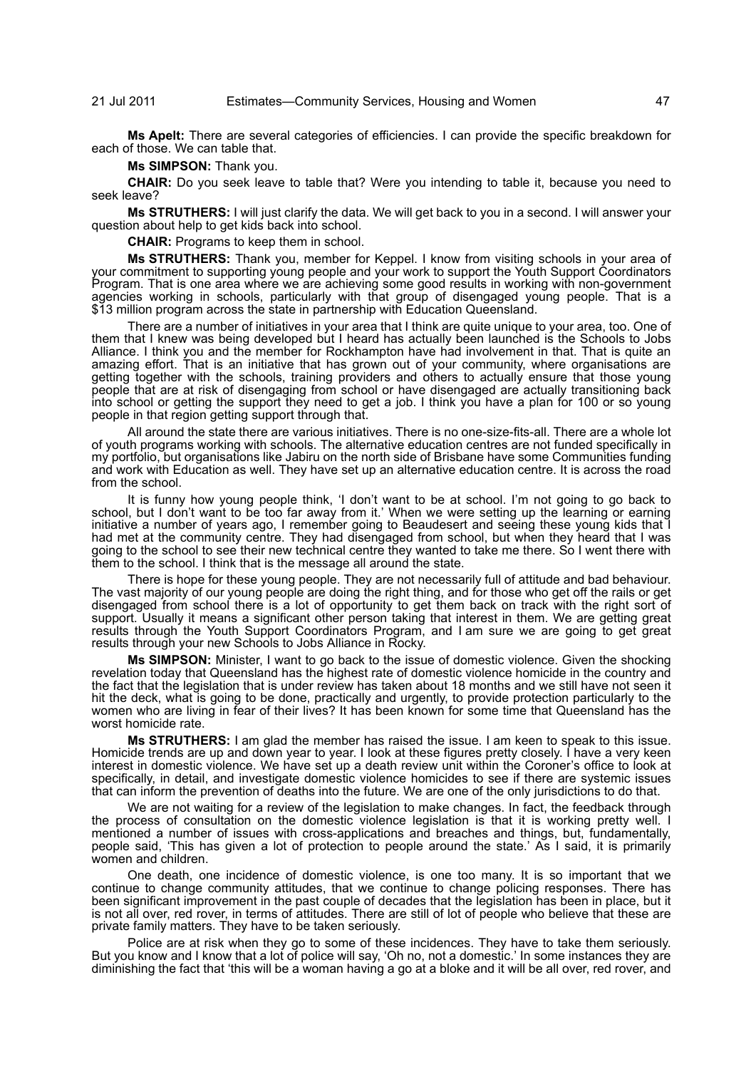**Ms Apelt:** There are several categories of efficiencies. I can provide the specific breakdown for each of those. We can table that.

**Ms SIMPSON:** Thank you.

**CHAIR:** Do you seek leave to table that? Were you intending to table it, because you need to seek leave?

**Ms STRUTHERS:** I will just clarify the data. We will get back to you in a second. I will answer your question about help to get kids back into school.

**CHAIR:** Programs to keep them in school.

**Ms STRUTHERS:** Thank you, member for Keppel. I know from visiting schools in your area of your commitment to supporting young people and your work to support the Youth Support Coordinators Program. That is one area where we are achieving some good results in working with non-government agencies working in schools, particularly with that group of disengaged young people. That is a $13 million program across the state in partnership with Education Queensland.

There are a number of initiatives in your area that I think are quite unique to your area, too. One of them that I knew was being developed but I heard has actually been launched is the Schools to Jobs Alliance. I think you and the member for Rockhampton have had involvement in that. That is quite an amazing effort. That is an initiative that has grown out of your community, where organisations are getting together with the schools, training providers and others to actually ensure that those young people that are at risk of disengaging from school or have disengaged are actually transitioning back into school or getting the support they need to get a job. I think you have a plan for 100 or so young people in that region getting support through that.

All around the state there are various initiatives. There is no one-size-fits-all. There are a whole lot of youth programs working with schools. The alternative education centres are not funded specifically in my portfolio, but organisations like Jabiru on the north side of Brisbane have some Communities funding and work with Education as well. They have set up an alternative education centre. It is across the road from the school.

It is funny how young people think, 'I don't want to be at school. I'm not going to go back to school, but I don't want to be too far away from it.' When we were setting up the learning or earning initiative a number of years ago, I remember going to Beaudesert and seeing these young kids that I had met at the community centre. They had disengaged from school, but when they heard that I was going to the school to see their new technical centre they wanted to take me there. So I went there with them to the school. I think that is the message all around the state.

There is hope for these young people. They are not necessarily full of attitude and bad behaviour. The vast majority of our young people are doing the right thing, and for those who get off the rails or get disengaged from school there is a lot of opportunity to get them back on track with the right sort of support. Usually it means a significant other person taking that interest in them. We are getting great results through the Youth Support Coordinators Program, and I am sure we are going to get great results through your new Schools to Jobs Alliance in Rocky.

**Ms SIMPSON:** Minister, I want to go back to the issue of domestic violence. Given the shocking revelation today that Queensland has the highest rate of domestic violence homicide in the country and the fact that the legislation that is under review has taken about 18 months and we still have not seen it hit the deck, what is going to be done, practically and urgently, to provide protection particularly to the women who are living in fear of their lives? It has been known for some time that Queensland has the worst homicide rate.

**Ms STRUTHERS:** I am glad the member has raised the issue. I am keen to speak to this issue. Homicide trends are up and down year to year. I look at these figures pretty closely. I have a very keen interest in domestic violence. We have set up a death review unit within the Coroner's office to look at specifically, in detail, and investigate domestic violence homicides to see if there are systemic issues that can inform the prevention of deaths into the future. We are one of the only jurisdictions to do that.

We are not waiting for a review of the legislation to make changes. In fact, the feedback through the process of consultation on the domestic violence legislation is that it is working pretty well. I mentioned a number of issues with cross-applications and breaches and things, but, fundamentally, people said, 'This has given a lot of protection to people around the state.' As I said, it is primarily women and children.

One death, one incidence of domestic violence, is one too many. It is so important that we continue to change community attitudes, that we continue to change policing responses. There has been significant improvement in the past couple of decades that the legislation has been in place, but it is not all over, red rover, in terms of attitudes. There are still of lot of people who believe that these are private family matters. They have to be taken seriously.

Police are at risk when they go to some of these incidences. They have to take them seriously. But you know and I know that a lot of police will say, 'Oh no, not a domestic.' In some instances they are diminishing the fact that 'this will be a woman having a go at a bloke and it will be all over, red rover, and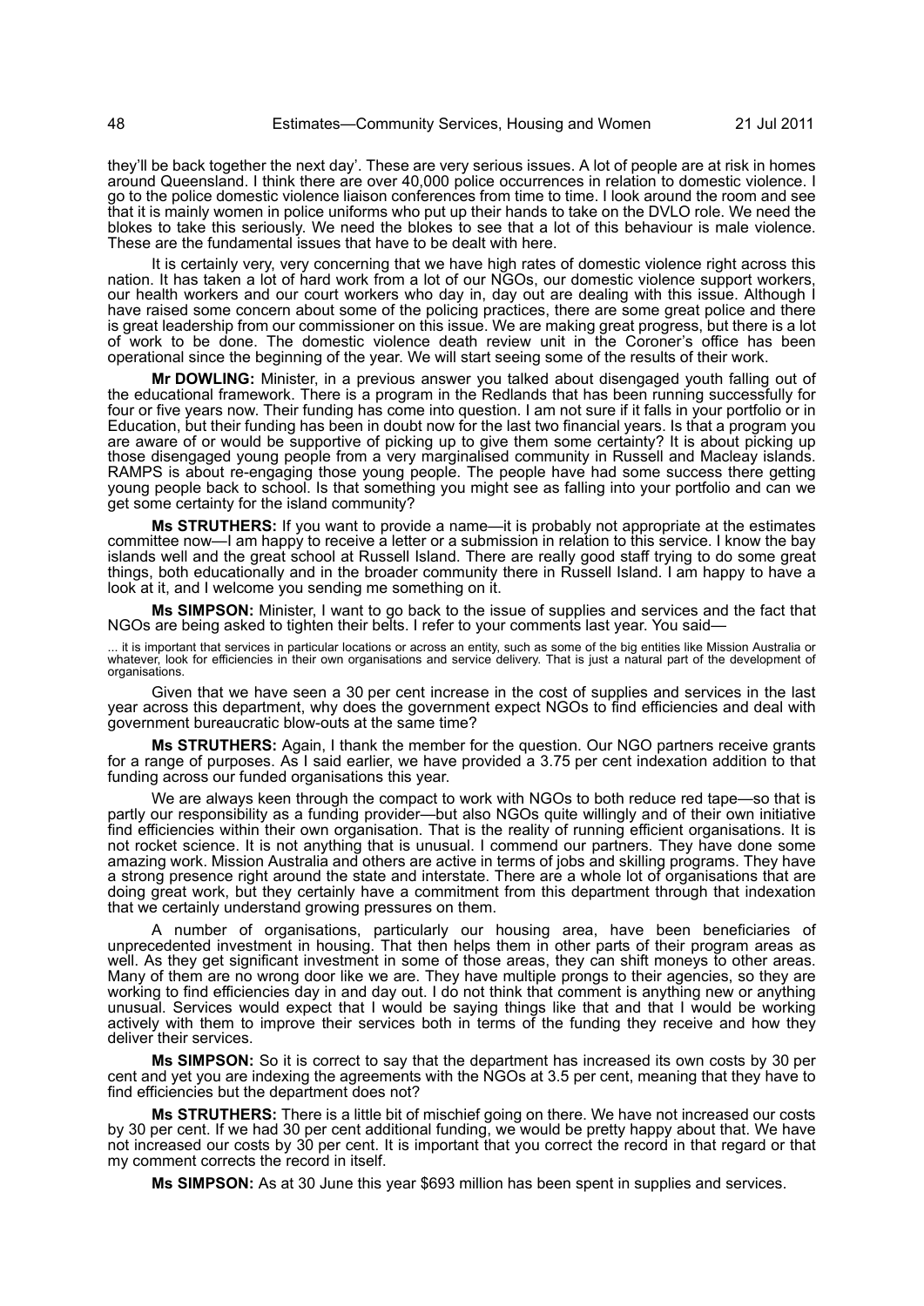they'll be back together the next day'. These are very serious issues. A lot of people are at risk in homes around Queensland. I think there are over 40,000 police occurrences in relation to domestic violence. I go to the police domestic violence liaison conferences from time to time. I look around the room and see that it is mainly women in police uniforms who put up their hands to take on the DVLO role. We need the blokes to take this seriously. We need the blokes to see that a lot of this behaviour is male violence. These are the fundamental issues that have to be dealt with here.

It is certainly very, very concerning that we have high rates of domestic violence right across this nation. It has taken a lot of hard work from a lot of our NGOs, our domestic violence support workers, our health workers and our court workers who day in, day out are dealing with this issue. Although I have raised some concern about some of the policing practices, there are some great police and there is great leadership from our commissioner on this issue. We are making great progress, but there is a lot of work to be done. The domestic violence death review unit in the Coroner's office has been operational since the beginning of the year. We will start seeing some of the results of their work.

**Mr DOWLING:** Minister, in a previous answer you talked about disengaged youth falling out of the educational framework. There is a program in the Redlands that has been running successfully for four or five years now. Their funding has come into question. I am not sure if it falls in your portfolio or in Education, but their funding has been in doubt now for the last two financial years. Is that a program you are aware of or would be supportive of picking up to give them some certainty? It is about picking up those disengaged young people from a very marginalised community in Russell and Macleay islands. RAMPS is about re-engaging those young people. The people have had some success there getting young people back to school. Is that something you might see as falling into your portfolio and can we get some certainty for the island community?

**Ms STRUTHERS:** If you want to provide a name—it is probably not appropriate at the estimates committee now—I am happy to receive a letter or a submission in relation to this service. I know the bay islands well and the great school at Russell Island. There are really good staff trying to do some great things, both educationally and in the broader community there in Russell Island. I am happy to have a look at it, and I welcome you sending me something on it.

**Ms SIMPSON:** Minister, I want to go back to the issue of supplies and services and the fact that NGOs are being asked to tighten their belts. I refer to your comments last year. You said—

> ... it is important that services in particular locations or across an entity, such as some of the big entities like Mission Australia or whatever, look for efficiencies in their own organisations and service delivery. That is just a natural part of the development of organisations.

Given that we have seen a 30 per cent increase in the cost of supplies and services in the last year across this department, why does the government expect NGOs to find efficiencies and deal with government bureaucratic blow-outs at the same time?

**Ms STRUTHERS:** Again, I thank the member for the question. Our NGO partners receive grants for a range of purposes. As I said earlier, we have provided a 3.75 per cent indexation addition to that funding across our funded organisations this year.

We are always keen through the compact to work with NGOs to both reduce red tape—so that is partly our responsibility as a funding provider—but also NGOs quite willingly and of their own initiative find efficiencies within their own organisation. That is the reality of running efficient organisations. It is not rocket science. It is not anything that is unusual. I commend our partners. They have done some amazing work. Mission Australia and others are active in terms of jobs and skilling programs. They have a strong presence right around the state and interstate. There are a whole lot of organisations that are doing great work, but they certainly have a commitment from this department through that indexation that we certainly understand growing pressures on them.

A number of organisations, particularly our housing area, have been beneficiaries of unprecedented investment in housing. That then helps them in other parts of their program areas as well. As they get significant investment in some of those areas, they can shift moneys to other areas. Many of them are no wrong door like we are. They have multiple prongs to their agencies, so they are working to find efficiencies day in and day out. I do not think that comment is anything new or anything unusual. Services would expect that I would be saying things like that and that I would be working actively with them to improve their services both in terms of the funding they receive and how they deliver their services.

**Ms SIMPSON:** So it is correct to say that the department has increased its own costs by 30 per cent and yet you are indexing the agreements with the NGOs at 3.5 per cent, meaning that they have to find efficiencies but the department does not?

**Ms STRUTHERS:** There is a little bit of mischief going on there. We have not increased our costs by 30 per cent. If we had 30 per cent additional funding, we would be pretty happy about that. We have not increased our costs by 30 per cent. It is important that you correct the record in that regard or that my comment corrects the record in itself.

**Ms SIMPSON:** As at 30 June this year $693 million has been spent in supplies and services.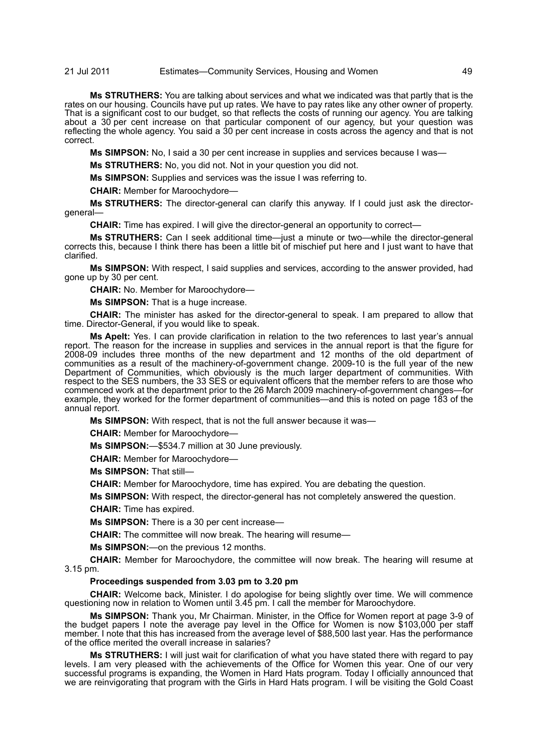**Ms STRUTHERS:** You are talking about services and what we indicated was that partly that is the rates on our housing. Councils have put up rates. We have to pay rates like any other owner of property. That is a significant cost to our budget, so that reflects the costs of running our agency. You are talking about a 30 per cent increase on that particular component of our agency, but your question was reflecting the whole agency. You said a 30 per cent increase in costs across the agency and that is not correct.

**Ms SIMPSON:** No, I said a 30 per cent increase in supplies and services because I was—

**Ms STRUTHERS:** No, you did not. Not in your question you did not.

**Ms SIMPSON:** Supplies and services was the issue I was referring to.

**CHAIR:** Member for Maroochydore—

**Ms STRUTHERS:** The director-general can clarify this anyway. If I could just ask the director-general—

**CHAIR:** Time has expired. I will give the director-general an opportunity to correct—

**Ms STRUTHERS:** Can I seek additional time—just a minute or two—while the director-general corrects this, because I think there has been a little bit of mischief put here and I just want to have that clarified.

**Ms SIMPSON:** With respect, I said supplies and services, according to the answer provided, had gone up by 30 per cent.

**CHAIR:** No. Member for Maroochydore—

**Ms SIMPSON:** That is a huge increase.

**CHAIR:** The minister has asked for the director-general to speak. I am prepared to allow that time. Director-General, if you would like to speak.

**Ms Apelt:** Yes. I can provide clarification in relation to the two references to last year's annual report. The reason for the increase in supplies and services in the annual report is that the figure for 2008-09 includes three months of the new department and 12 months of the old department of communities as a result of the machinery-of-government change. 2009-10 is the full year of the new Department of Communities, which obviously is the much larger department of communities. With respect to the SES numbers, the 33 SES or equivalent officers that the member refers to are those who commenced work at the department prior to the 26 March 2009 machinery-of-government changes—for example, they worked for the former department of communities—and this is noted on page 183 of the annual report.

**Ms SIMPSON:** With respect, that is not the full answer because it was—

**CHAIR:** Member for Maroochydore—

**Ms SIMPSON:**—$534.7 million at 30 June previously.

**CHAIR:** Member for Maroochydore—

**Ms SIMPSON:** That still—

**CHAIR:** Member for Maroochydore, time has expired. You are debating the question.

**Ms SIMPSON:** With respect, the director-general has not completely answered the question.

**CHAIR:** Time has expired.

**Ms SIMPSON:** There is a 30 per cent increase—

**CHAIR:** The committee will now break. The hearing will resume—

**Ms SIMPSON:**—on the previous 12 months.

**CHAIR:** Member for Maroochydore, the committee will now break. The hearing will resume at 3.15 pm.

**Proceedings suspended from 3.03 pm to 3.20 pm**

**CHAIR:** Welcome back, Minister. I do apologise for being slightly over time. We will commence questioning now in relation to Women until 3.45 pm. I call the member for Maroochydore.

**Ms SIMPSON:** Thank you, Mr Chairman. Minister, in the Office for Women report at page 3-9 of the budget papers I note the average pay level in the Office for Women is now $103,000 per staff member. I note that this has increased from the average level of $88,500 last year. Has the performance of the office merited the overall increase in salaries?

**Ms STRUTHERS:** I will just wait for clarification of what you have stated there with regard to pay levels. I am very pleased with the achievements of the Office for Women this year. One of our very successful programs is expanding, the Women in Hard Hats program. Today I officially announced that we are reinvigorating that program with the Girls in Hard Hats program. I will be visiting the Gold Coast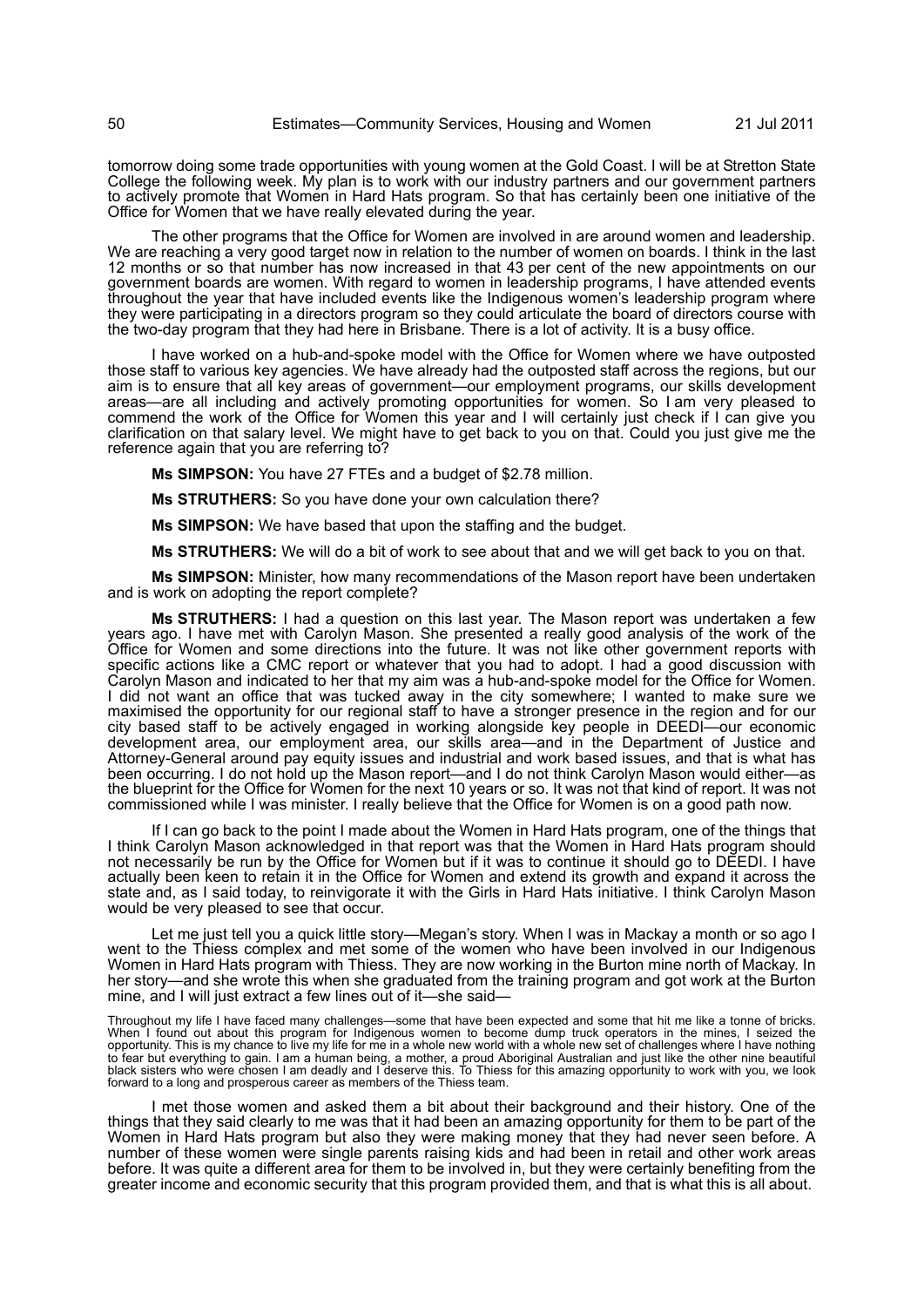tomorrow doing some trade opportunities with young women at the Gold Coast. I will be at Stretton State College the following week. My plan is to work with our industry partners and our government partners to actively promote that Women in Hard Hats program. So that has certainly been one initiative of the Office for Women that we have really elevated during the year.

The other programs that the Office for Women are involved in are around women and leadership. We are reaching a very good target now in relation to the number of women on boards. I think in the last 12 months or so that number has now increased in that 43 per cent of the new appointments on our government boards are women. With regard to women in leadership programs, I have attended events throughout the year that have included events like the Indigenous women's leadership program where they were participating in a directors program so they could articulate the board of directors course with the two-day program that they had here in Brisbane. There is a lot of activity. It is a busy office.

I have worked on a hub-and-spoke model with the Office for Women where we have outposted those staff to various key agencies. We have already had the outposted staff across the regions, but our aim is to ensure that all key areas of government—our employment programs, our skills development areas—are all including and actively promoting opportunities for women. So I am very pleased to commend the work of the Office for Women this year and I will certainly just check if I can give you clarification on that salary level. We might have to get back to you on that. Could you just give me the reference again that you are referring to?

**Ms SIMPSON:** You have 27 FTEs and a budget of $2.78 million.

**Ms STRUTHERS:** So you have done your own calculation there?

**Ms SIMPSON:** We have based that upon the staffing and the budget.

**Ms STRUTHERS:** We will do a bit of work to see about that and we will get back to you on that.

**Ms SIMPSON:** Minister, how many recommendations of the Mason report have been undertaken and is work on adopting the report complete?

**Ms STRUTHERS:** I had a question on this last year. The Mason report was undertaken a few years ago. I have met with Carolyn Mason. She presented a really good analysis of the work of the Office for Women and some directions into the future. It was not like other government reports with specific actions like a CMC report or whatever that you had to adopt. I had a good discussion with Carolyn Mason and indicated to her that my aim was a hub-and-spoke model for the Office for Women. I did not want an office that was tucked away in the city somewhere; I wanted to make sure we maximised the opportunity for our regional staff to have a stronger presence in the region and for our city based staff to be actively engaged in working alongside key people in DEEDI—our economic development area, our employment area, our skills area—and in the Department of Justice and Attorney-General around pay equity issues and industrial and work based issues, and that is what has been occurring. I do not hold up the Mason report—and I do not think Carolyn Mason would either—as the blueprint for the Office for Women for the next 10 years or so. It was not that kind of report. It was not commissioned while I was minister. I really believe that the Office for Women is on a good path now.

If I can go back to the point I made about the Women in Hard Hats program, one of the things that I think Carolyn Mason acknowledged in that report was that the Women in Hard Hats program should not necessarily be run by the Office for Women but if it was to continue it should go to DEEDI. I have actually been keen to retain it in the Office for Women and extend its growth and expand it across the state and, as I said today, to reinvigorate it with the Girls in Hard Hats initiative. I think Carolyn Mason would be very pleased to see that occur.

Let me just tell you a quick little story—Megan's story. When I was in Mackay a month or so ago I went to the Thiess complex and met some of the women who have been involved in our Indigenous Women in Hard Hats program with Thiess. They are now working in the Burton mine north of Mackay. In her story—and she wrote this when she graduated from the training program and got work at the Burton mine, and I will just extract a few lines out of it—she said—

> Throughout my life I have faced many challenges—some that have been expected and some that hit me like a tonne of bricks. When I found out about this program for Indigenous women to become dump truck operators in the mines, I seized the opportunity. This is my chance to live my life for me in a whole new world with a whole new set of challenges where I have nothing to fear but everything to gain. I am a human being, a mother, a proud Aboriginal Australian and just like the other nine beautiful black sisters who were chosen I am deadly and I deserve this. To Thiess for this amazing opportunity to work with you, we look forward to a long and prosperous career as members of the Thiess team.

I met those women and asked them a bit about their background and their history. One of the things that they said clearly to me was that it had been an amazing opportunity for them to be part of the Women in Hard Hats program but also they were making money that they had never seen before. A number of these women were single parents raising kids and had been in retail and other work areas before. It was quite a different area for them to be involved in, but they were certainly benefiting from the greater income and economic security that this program provided them, and that is what this is all about.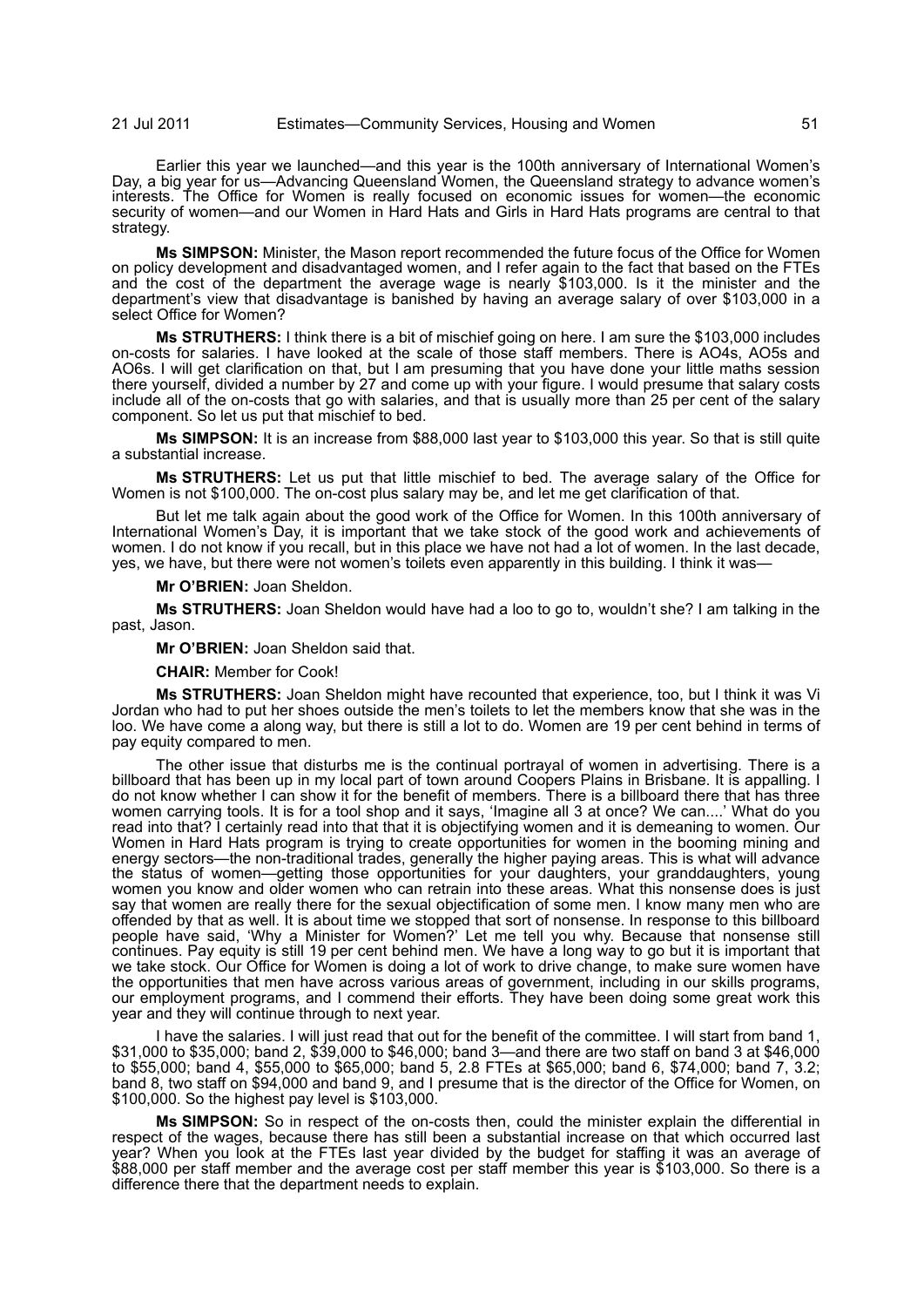Earlier this year we launched—and this year is the 100th anniversary of International Women's Day, a big year for us—Advancing Queensland Women, the Queensland strategy to advance women's interests. The Office for Women is really focused on economic issues for women—the economic security of women—and our Women in Hard Hats and Girls in Hard Hats programs are central to that strategy.

**Ms SIMPSON:** Minister, the Mason report recommended the future focus of the Office for Women on policy development and disadvantaged women, and I refer again to the fact that based on the FTEs and the cost of the department the average wage is nearly $103,000. Is it the minister and the department's view that disadvantage is banished by having an average salary of over $103,000 in a select Office for Women?

**Ms STRUTHERS:** I think there is a bit of mischief going on here. I am sure the $103,000 includes on-costs for salaries. I have looked at the scale of those staff members. There is AO4s, AO5s and AO6s. I will get clarification on that, but I am presuming that you have done your little maths session there yourself, divided a number by 27 and come up with your figure. I would presume that salary costs include all of the on-costs that go with salaries, and that is usually more than 25 per cent of the salary component. So let us put that mischief to bed.

**Ms SIMPSON:** It is an increase from $88,000 last year to $103,000 this year. So that is still quite a substantial increase.

**Ms STRUTHERS:** Let us put that little mischief to bed. The average salary of the Office for Women is not $100,000. The on-cost plus salary may be, and let me get clarification of that.

But let me talk again about the good work of the Office for Women. In this 100th anniversary of International Women's Day, it is important that we take stock of the good work and achievements of women. I do not know if you recall, but in this place we have not had a lot of women. In the last decade, yes, we have, but there were not women's toilets even apparently in this building. I think it was—

**Mr O'BRIEN:** Joan Sheldon.

**Ms STRUTHERS:** Joan Sheldon would have had a loo to go to, wouldn't she? I am talking in the past, Jason.

**Mr O'BRIEN:** Joan Sheldon said that.

**CHAIR:** Member for Cook!

**Ms STRUTHERS:** Joan Sheldon might have recounted that experience, too, but I think it was Vi Jordan who had to put her shoes outside the men's toilets to let the members know that she was in the loo. We have come a along way, but there is still a lot to do. Women are 19 per cent behind in terms of pay equity compared to men.

The other issue that disturbs me is the continual portrayal of women in advertising. There is a billboard that has been up in my local part of town around Coopers Plains in Brisbane. It is appalling. I do not know whether I can show it for the benefit of members. There is a billboard there that has three women carrying tools. It is for a tool shop and it says, 'Imagine all 3 at once? We can....' What do you read into that? I certainly read into that that it is objectifying women and it is demeaning to women. Our Women in Hard Hats program is trying to create opportunities for women in the booming mining and energy sectors—the non-traditional trades, generally the higher paying areas. This is what will advance the status of women—getting those opportunities for your daughters, your granddaughters, young women you know and older women who can retrain into these areas. What this nonsense does is just say that women are really there for the sexual objectification of some men. I know many men who are offended by that as well. It is about time we stopped that sort of nonsense. In response to this billboard people have said, 'Why a Minister for Women?' Let me tell you why. Because that nonsense still continues. Pay equity is still 19 per cent behind men. We have a long way to go but it is important that we take stock. Our Office for Women is doing a lot of work to drive change, to make sure women have the opportunities that men have across various areas of government, including in our skills programs, our employment programs, and I commend their efforts. They have been doing some great work this year and they will continue through to next year.

I have the salaries. I will just read that out for the benefit of the committee. I will start from band 1, $31,000 to $35,000; band 2, $39,000 to $46,000; band 3—and there are two staff on band 3 at $46,000 to $55,000; band 4, $55,000 to $65,000; band 5, 2.8 FTEs at $65,000; band 6, $74,000; band 7, 3.2; band 8, two staff on $94,000 and band 9, and I presume that is the director of the Office for Women, on $100,000. So the highest pay level is $103,000.

**Ms SIMPSON:** So in respect of the on-costs then, could the minister explain the differential in respect of the wages, because there has still been a substantial increase on that which occurred last year? When you look at the FTEs last year divided by the budget for staffing it was an average of $88,000 per staff member and the average cost per staff member this year is $103,000. So there is a difference there that the department needs to explain.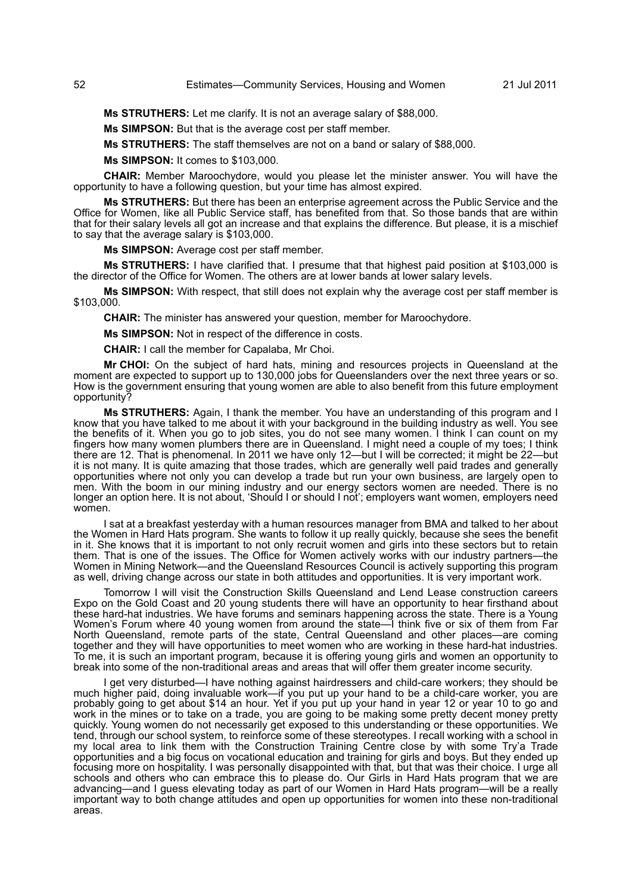**Ms STRUTHERS:** Let me clarify. It is not an average salary of $88,000.

**Ms SIMPSON:** But that is the average cost per staff member.

**Ms STRUTHERS:** The staff themselves are not on a band or salary of $88,000.

**Ms SIMPSON:** It comes to $103,000.

**CHAIR:** Member Maroochydore, would you please let the minister answer. You will have the opportunity to have a following question, but your time has almost expired.

**Ms STRUTHERS:** But there has been an enterprise agreement across the Public Service and the Office for Women, like all Public Service staff, has benefited from that. So those bands that are within that for their salary levels all got an increase and that explains the difference. But please, it is a mischief to say that the average salary is $103,000.

**Ms SIMPSON:** Average cost per staff member.

**Ms STRUTHERS:** I have clarified that. I presume that that highest paid position at $103,000 is the director of the Office for Women. The others are at lower bands at lower salary levels.

**Ms SIMPSON:** With respect, that still does not explain why the average cost per staff member is $103,000.

**CHAIR:** The minister has answered your question, member for Maroochydore.

**Ms SIMPSON:** Not in respect of the difference in costs.

**CHAIR:** I call the member for Capalaba, Mr Choi.

**Mr CHOI:** On the subject of hard hats, mining and resources projects in Queensland at the moment are expected to support up to 130,000 jobs for Queenslanders over the next three years or so. How is the government ensuring that young women are able to also benefit from this future employment opportunity?

**Ms STRUTHERS:** Again, I thank the member. You have an understanding of this program and I know that you have talked to me about it with your background in the building industry as well. You see the benefits of it. When you go to job sites, you do not see many women. I think I can count on my fingers how many women plumbers there are in Queensland. I might need a couple of my toes; I think there are 12. That is phenomenal. In 2011 we have only 12—but I will be corrected; it might be 22—but it is not many. It is quite amazing that those trades, which are generally well paid trades and generally opportunities where not only you can develop a trade but run your own business, are largely open to men. With the boom in our mining industry and our energy sectors women are needed. There is no longer an option here. It is not about, 'Should I or should I not'; employers want women, employers need women.

I sat at a breakfast yesterday with a human resources manager from BMA and talked to her about the Women in Hard Hats program. She wants to follow it up really quickly, because she sees the benefit in it. She knows that it is important to not only recruit women and girls into these sectors but to retain them. That is one of the issues. The Office for Women actively works with our industry partners—the Women in Mining Network—and the Queensland Resources Council is actively supporting this program as well, driving change across our state in both attitudes and opportunities. It is very important work.

Tomorrow I will visit the Construction Skills Queensland and Lend Lease construction careers Expo on the Gold Coast and 20 young students there will have an opportunity to hear firsthand about these hard-hat industries. We have forums and seminars happening across the state. There is a Young Women's Forum where 40 young women from around the state—I think five or six of them from Far North Queensland, remote parts of the state, Central Queensland and other places—are coming together and they will have opportunities to meet women who are working in these hard-hat industries. To me, it is such an important program, because it is offering young girls and women an opportunity to break into some of the non-traditional areas and areas that will offer them greater income security.

I get very disturbed—I have nothing against hairdressers and child-care workers; they should be much higher paid, doing invaluable work—if you put up your hand to be a child-care worker, you are probably going to get about $14 an hour. Yet if you put up your hand in year 12 or year 10 to go and work in the mines or to take on a trade, you are going to be making some pretty decent money pretty quickly. Young women do not necessarily get exposed to this understanding or these opportunities. We tend, through our school system, to reinforce some of these stereotypes. I recall working with a school in my local area to link them with the Construction Training Centre close by with some Try'a Trade opportunities and a big focus on vocational education and training for girls and boys. But they ended up focusing more on hospitality. I was personally disappointed with that, but that was their choice. I urge all schools and others who can embrace this to please do. Our Girls in Hard Hats program that we are advancing—and I guess elevating today as part of our Women in Hard Hats program—will be a really important way to both change attitudes and open up opportunities for women into these non-traditional areas.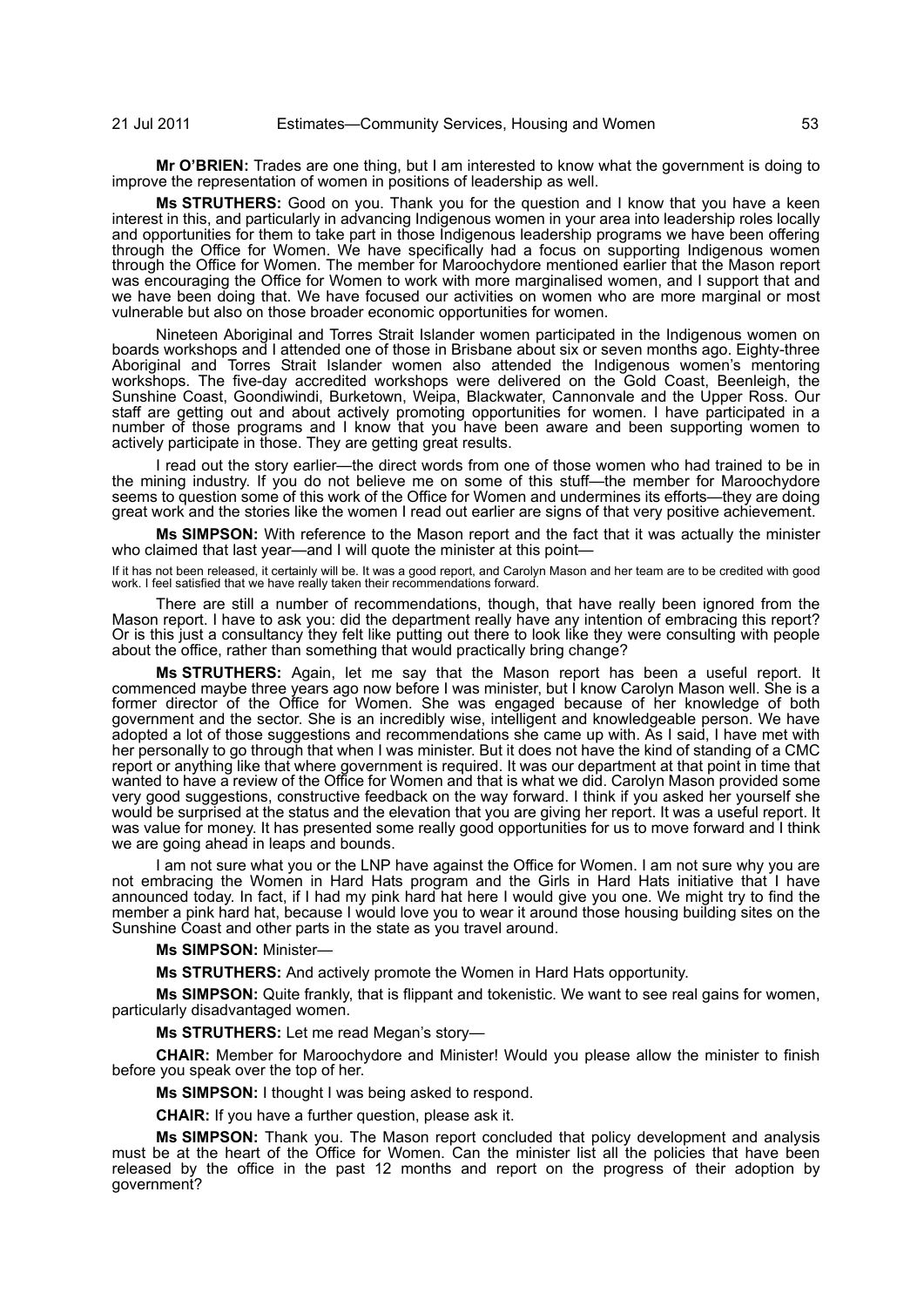**Mr O'BRIEN:** Trades are one thing, but I am interested to know what the government is doing to improve the representation of women in positions of leadership as well.

**Ms STRUTHERS:** Good on you. Thank you for the question and I know that you have a keen interest in this, and particularly in advancing Indigenous women in your area into leadership roles locally and opportunities for them to take part in those Indigenous leadership programs we have been offering through the Office for Women. We have specifically had a focus on supporting Indigenous women through the Office for Women. The member for Maroochydore mentioned earlier that the Mason report was encouraging the Office for Women to work with more marginalised women, and I support that and we have been doing that. We have focused our activities on women who are more marginal or most vulnerable but also on those broader economic opportunities for women.

Nineteen Aboriginal and Torres Strait Islander women participated in the Indigenous women on boards workshops and I attended one of those in Brisbane about six or seven months ago. Eighty-three Aboriginal and Torres Strait Islander women also attended the Indigenous women's mentoring workshops. The five-day accredited workshops were delivered on the Gold Coast, Beenleigh, the Sunshine Coast, Goondiwindi, Burketown, Weipa, Blackwater, Cannonvale and the Upper Ross. Our staff are getting out and about actively promoting opportunities for women. I have participated in a number of those programs and I know that you have been aware and been supporting women to actively participate in those. They are getting great results.

I read out the story earlier—the direct words from one of those women who had trained to be in the mining industry. If you do not believe me on some of this stuff—the member for Maroochydore seems to question some of this work of the Office for Women and undermines its efforts—they are doing great work and the stories like the women I read out earlier are signs of that very positive achievement.

**Ms SIMPSON:** With reference to the Mason report and the fact that it was actually the minister who claimed that last year—and I will quote the minister at this point—

If it has not been released, it certainly will be. It was a good report, and Carolyn Mason and her team are to be credited with good work. I feel satisfied that we have really taken their recommendations forward.

There are still a number of recommendations, though, that have really been ignored from the Mason report. I have to ask you: did the department really have any intention of embracing this report? Or is this just a consultancy they felt like putting out there to look like they were consulting with people about the office, rather than something that would practically bring change?

**Ms STRUTHERS:** Again, let me say that the Mason report has been a useful report. It commenced maybe three years ago now before I was minister, but I know Carolyn Mason well. She is a former director of the Office for Women. She was engaged because of her knowledge of both government and the sector. She is an incredibly wise, intelligent and knowledgeable person. We have adopted a lot of those suggestions and recommendations she came up with. As I said, I have met with her personally to go through that when I was minister. But it does not have the kind of standing of a CMC report or anything like that where government is required. It was our department at that point in time that wanted to have a review of the Office for Women and that is what we did. Carolyn Mason provided some very good suggestions, constructive feedback on the way forward. I think if you asked her yourself she would be surprised at the status and the elevation that you are giving her report. It was a useful report. It was value for money. It has presented some really good opportunities for us to move forward and I think we are going ahead in leaps and bounds.

I am not sure what you or the LNP have against the Office for Women. I am not sure why you are not embracing the Women in Hard Hats program and the Girls in Hard Hats initiative that I have announced today. In fact, if I had my pink hard hat here I would give you one. We might try to find the member a pink hard hat, because I would love you to wear it around those housing building sites on the Sunshine Coast and other parts in the state as you travel around.

**Ms SIMPSON:** Minister—

**Ms STRUTHERS:** And actively promote the Women in Hard Hats opportunity.

**Ms SIMPSON:** Quite frankly, that is flippant and tokenistic. We want to see real gains for women, particularly disadvantaged women.

**Ms STRUTHERS:** Let me read Megan's story—

**CHAIR:** Member for Maroochydore and Minister! Would you please allow the minister to finish before you speak over the top of her.

**Ms SIMPSON:** I thought I was being asked to respond.

**CHAIR:** If you have a further question, please ask it.

**Ms SIMPSON:** Thank you. The Mason report concluded that policy development and analysis must be at the heart of the Office for Women. Can the minister list all the policies that have been released by the office in the past 12 months and report on the progress of their adoption by government?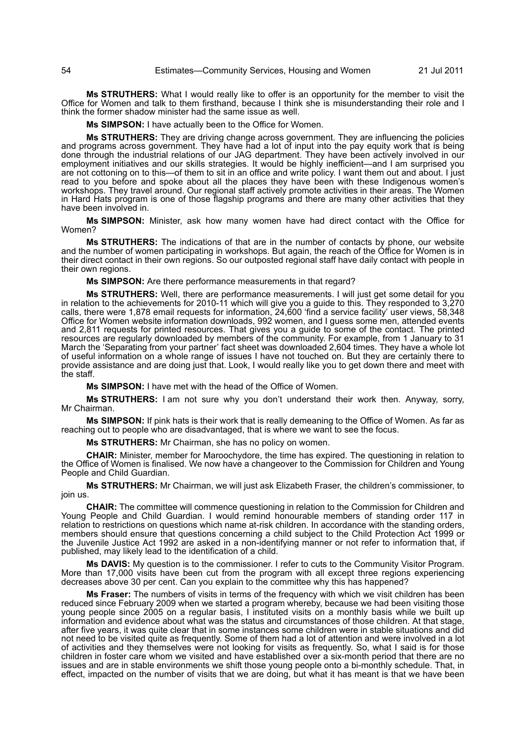**Ms STRUTHERS:** What I would really like to offer is an opportunity for the member to visit the Office for Women and talk to them firsthand, because I think she is misunderstanding their role and I think the former shadow minister had the same issue as well.

**Ms SIMPSON:** I have actually been to the Office for Women.

**Ms STRUTHERS:** They are driving change across government. They are influencing the policies and programs across government. They have had a lot of input into the pay equity work that is being done through the industrial relations of our JAG department. They have been actively involved in our employment initiatives and our skills strategies. It would be highly inefficient—and I am surprised you are not cottoning on to this—of them to sit in an office and write policy. I want them out and about. I just read to you before and spoke about all the places they have been with these Indigenous women's workshops. They travel around. Our regional staff actively promote activities in their areas. The Women in Hard Hats program is one of those flagship programs and there are many other activities that they have been involved in.

**Ms SIMPSON:** Minister, ask how many women have had direct contact with the Office for Women?

**Ms STRUTHERS:** The indications of that are in the number of contacts by phone, our website and the number of women participating in workshops. But again, the reach of the Office for Women is in their direct contact in their own regions. So our outposted regional staff have daily contact with people in their own regions.

**Ms SIMPSON:** Are there performance measurements in that regard?

**Ms STRUTHERS:** Well, there are performance measurements. I will just get some detail for you in relation to the achievements for 2010-11 which will give you a guide to this. They responded to 3,270 calls, there were 1,878 email requests for information, 24,600 'find a service facility' user views, 58,348 Office for Women website information downloads, 992 women, and I guess some men, attended events and 2,811 requests for printed resources. That gives you a guide to some of the contact. The printed resources are regularly downloaded by members of the community. For example, from 1 January to 31 March the 'Separating from your partner' fact sheet was downloaded 2,604 times. They have a whole lot of useful information on a whole range of issues I have not touched on. But they are certainly there to provide assistance and are doing just that. Look, I would really like you to get down there and meet with the staff.

**Ms SIMPSON:** I have met with the head of the Office of Women.

**Ms STRUTHERS:** I am not sure why you don't understand their work then. Anyway, sorry, Mr Chairman.

**Ms SIMPSON:** If pink hats is their work that is really demeaning to the Office of Women. As far as reaching out to people who are disadvantaged, that is where we want to see the focus.

**Ms STRUTHERS:** Mr Chairman, she has no policy on women.

**CHAIR:** Minister, member for Maroochydore, the time has expired. The questioning in relation to the Office of Women is finalised. We now have a changeover to the Commission for Children and Young People and Child Guardian.

**Ms STRUTHERS:** Mr Chairman, we will just ask Elizabeth Fraser, the children's commissioner, to join us.

**CHAIR:** The committee will commence questioning in relation to the Commission for Children and Young People and Child Guardian. I would remind honourable members of standing order 117 in relation to restrictions on questions which name at-risk children. In accordance with the standing orders, members should ensure that questions concerning a child subject to the Child Protection Act 1999 or the Juvenile Justice Act 1992 are asked in a non-identifying manner or not refer to information that, if published, may likely lead to the identification of a child.

**Ms DAVIS:** My question is to the commissioner. I refer to cuts to the Community Visitor Program. More than 17,000 visits have been cut from the program with all except three regions experiencing decreases above 30 per cent. Can you explain to the committee why this has happened?

**Ms Fraser:** The numbers of visits in terms of the frequency with which we visit children has been reduced since February 2009 when we started a program whereby, because we had been visiting those young people since 2005 on a regular basis, I instituted visits on a monthly basis while we built up information and evidence about what was the status and circumstances of those children. At that stage, after five years, it was quite clear that in some instances some children were in stable situations and did not need to be visited quite as frequently. Some of them had a lot of attention and were involved in a lot of activities and they themselves were not looking for visits as frequently. So, what I said is for those children in foster care whom we visited and have established over a six-month period that there are no issues and are in stable environments we shift those young people onto a bi-monthly schedule. That, in effect, impacted on the number of visits that we are doing, but what it has meant is that we have been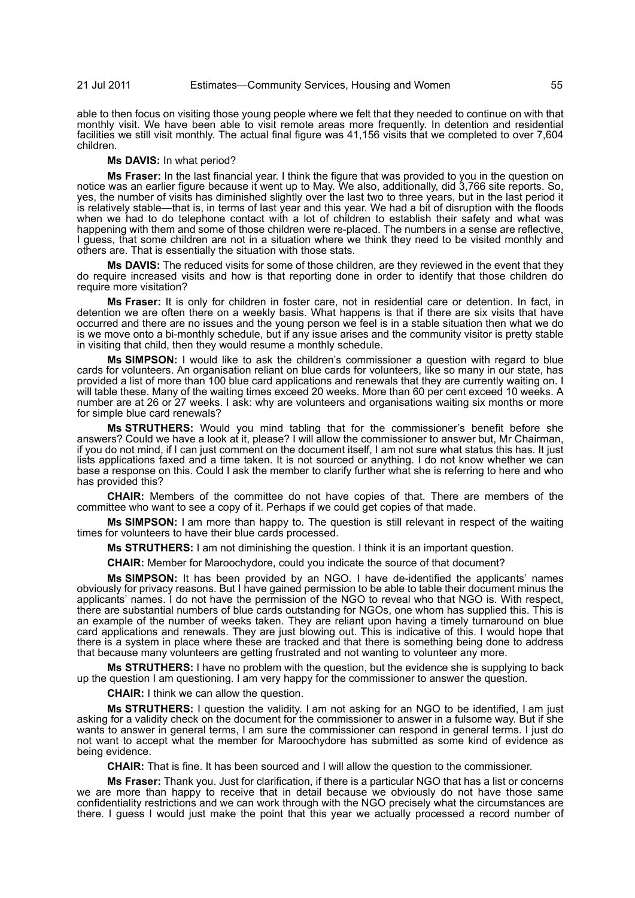able to then focus on visiting those young people where we felt that they needed to continue on with that monthly visit. We have been able to visit remote areas more frequently. In detention and residential facilities we still visit monthly. The actual final figure was 41,156 visits that we completed to over 7,604 children.

**Ms DAVIS:** In what period?

**Ms Fraser:** In the last financial year. I think the figure that was provided to you in the question on notice was an earlier figure because it went up to May. We also, additionally, did 3,766 site reports. So, yes, the number of visits has diminished slightly over the last two to three years, but in the last period it is relatively stable—that is, in terms of last year and this year. We had a bit of disruption with the floods when we had to do telephone contact with a lot of children to establish their safety and what was happening with them and some of those children were re-placed. The numbers in a sense are reflective, I guess, that some children are not in a situation where we think they need to be visited monthly and others are. That is essentially the situation with those stats.

**Ms DAVIS:** The reduced visits for some of those children, are they reviewed in the event that they do require increased visits and how is that reporting done in order to identify that those children do require more visitation?

**Ms Fraser:** It is only for children in foster care, not in residential care or detention. In fact, in detention we are often there on a weekly basis. What happens is that if there are six visits that have occurred and there are no issues and the young person we feel is in a stable situation then what we do is we move onto a bi-monthly schedule, but if any issue arises and the community visitor is pretty stable in visiting that child, then they would resume a monthly schedule.

**Ms SIMPSON:** I would like to ask the children's commissioner a question with regard to blue cards for volunteers. An organisation reliant on blue cards for volunteers, like so many in our state, has provided a list of more than 100 blue card applications and renewals that they are currently waiting on. I will table these. Many of the waiting times exceed 20 weeks. More than 60 per cent exceed 10 weeks. A number are at 26 or 27 weeks. I ask: why are volunteers and organisations waiting six months or more for simple blue card renewals?

**Ms STRUTHERS:** Would you mind tabling that for the commissioner's benefit before she answers? Could we have a look at it, please? I will allow the commissioner to answer but, Mr Chairman, if you do not mind, if I can just comment on the document itself, I am not sure what status this has. It just lists applications faxed and a time taken. It is not sourced or anything. I do not know whether we can base a response on this. Could I ask the member to clarify further what she is referring to here and who has provided this?

**CHAIR:** Members of the committee do not have copies of that. There are members of the committee who want to see a copy of it. Perhaps if we could get copies of that made.

**Ms SIMPSON:** I am more than happy to. The question is still relevant in respect of the waiting times for volunteers to have their blue cards processed.

**Ms STRUTHERS:** I am not diminishing the question. I think it is an important question.

**CHAIR:** Member for Maroochydore, could you indicate the source of that document?

**Ms SIMPSON:** It has been provided by an NGO. I have de-identified the applicants' names obviously for privacy reasons. But I have gained permission to be able to table their document minus the applicants' names. I do not have the permission of the NGO to reveal who that NGO is. With respect, there are substantial numbers of blue cards outstanding for NGOs, one whom has supplied this. This is an example of the number of weeks taken. They are reliant upon having a timely turnaround on blue card applications and renewals. They are just blowing out. This is indicative of this. I would hope that there is a system in place where these are tracked and that there is something being done to address that because many volunteers are getting frustrated and not wanting to volunteer any more.

**Ms STRUTHERS:** I have no problem with the question, but the evidence she is supplying to back up the question I am questioning. I am very happy for the commissioner to answer the question.

**CHAIR:** I think we can allow the question.

**Ms STRUTHERS:** I question the validity. I am not asking for an NGO to be identified, I am just asking for a validity check on the document for the commissioner to answer in a fulsome way. But if she wants to answer in general terms, I am sure the commissioner can respond in general terms. I just do not want to accept what the member for Maroochydore has submitted as some kind of evidence as being evidence.

**CHAIR:** That is fine. It has been sourced and I will allow the question to the commissioner.

**Ms Fraser:** Thank you. Just for clarification, if there is a particular NGO that has a list or concerns we are more than happy to receive that in detail because we obviously do not have those same confidentiality restrictions and we can work through with the NGO precisely what the circumstances are there. I guess I would just make the point that this year we actually processed a record number of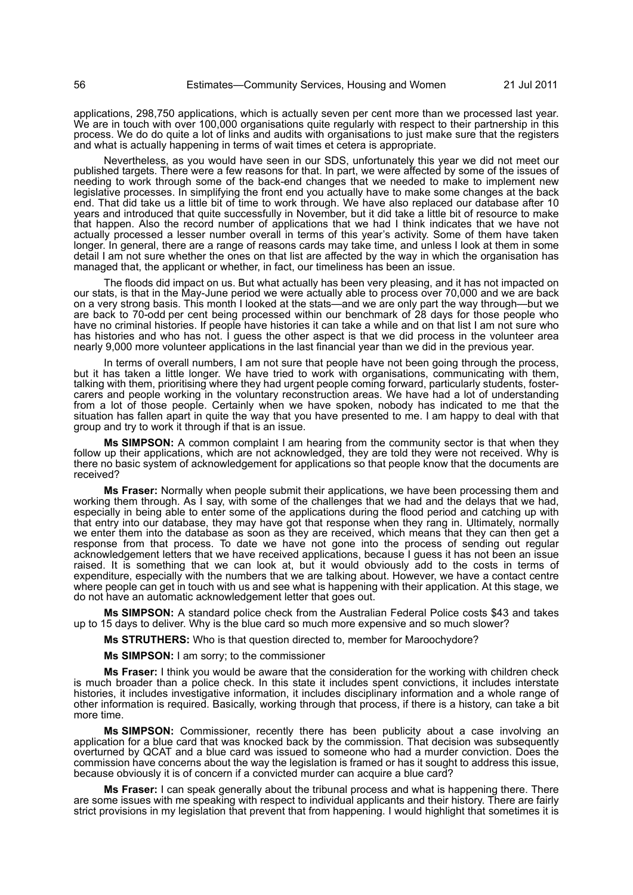applications, 298,750 applications, which is actually seven per cent more than we processed last year. We are in touch with over 100,000 organisations quite regularly with respect to their partnership in this process. We do do quite a lot of links and audits with organisations to just make sure that the registers and what is actually happening in terms of wait times et cetera is appropriate.

Nevertheless, as you would have seen in our SDS, unfortunately this year we did not meet our published targets. There were a few reasons for that. In part, we were affected by some of the issues of needing to work through some of the back-end changes that we needed to make to implement new legislative processes. In simplifying the front end you actually have to make some changes at the back end. That did take us a little bit of time to work through. We have also replaced our database after 10 years and introduced that quite successfully in November, but it did take a little bit of resource to make that happen. Also the record number of applications that we had I think indicates that we have not actually processed a lesser number overall in terms of this year's activity. Some of them have taken longer. In general, there are a range of reasons cards may take time, and unless I look at them in some detail I am not sure whether the ones on that list are affected by the way in which the organisation has managed that, the applicant or whether, in fact, our timeliness has been an issue.

The floods did impact on us. But what actually has been very pleasing, and it has not impacted on our stats, is that in the May-June period we were actually able to process over 70,000 and we are back on a very strong basis. This month I looked at the stats—and we are only part the way through—but we are back to 70-odd per cent being processed within our benchmark of 28 days for those people who have no criminal histories. If people have histories it can take a while and on that list I am not sure who has histories and who has not. I guess the other aspect is that we did process in the volunteer area nearly 9,000 more volunteer applications in the last financial year than we did in the previous year.

In terms of overall numbers, I am not sure that people have not been going through the process, but it has taken a little longer. We have tried to work with organisations, communicating with them, talking with them, prioritising where they had urgent people coming forward, particularly students, foster-carers and people working in the voluntary reconstruction areas. We have had a lot of understanding from a lot of those people. Certainly when we have spoken, nobody has indicated to me that the situation has fallen apart in quite the way that you have presented to me. I am happy to deal with that group and try to work it through if that is an issue.

**Ms SIMPSON:** A common complaint I am hearing from the community sector is that when they follow up their applications, which are not acknowledged, they are told they were not received. Why is there no basic system of acknowledgement for applications so that people know that the documents are received?

**Ms Fraser:** Normally when people submit their applications, we have been processing them and working them through. As I say, with some of the challenges that we had and the delays that we had, especially in being able to enter some of the applications during the flood period and catching up with that entry into our database, they may have got that response when they rang in. Ultimately, normally we enter them into the database as soon as they are received, which means that they can then get a response from that process. To date we have not gone into the process of sending out regular acknowledgement letters that we have received applications, because I guess it has not been an issue raised. It is something that we can look at, but it would obviously add to the costs in terms of expenditure, especially with the numbers that we are talking about. However, we have a contact centre where people can get in touch with us and see what is happening with their application. At this stage, we do not have an automatic acknowledgement letter that goes out.

**Ms SIMPSON:** A standard police check from the Australian Federal Police costs $43 and takes up to 15 days to deliver. Why is the blue card so much more expensive and so much slower?

**Ms STRUTHERS:** Who is that question directed to, member for Maroochydore?

**Ms SIMPSON:** I am sorry; to the commissioner

**Ms Fraser:** I think you would be aware that the consideration for the working with children check is much broader than a police check. In this state it includes spent convictions, it includes interstate histories, it includes investigative information, it includes disciplinary information and a whole range of other information is required. Basically, working through that process, if there is a history, can take a bit more time.

**Ms SIMPSON:** Commissioner, recently there has been publicity about a case involving an application for a blue card that was knocked back by the commission. That decision was subsequently overturned by QCAT and a blue card was issued to someone who had a murder conviction. Does the commission have concerns about the way the legislation is framed or has it sought to address this issue, because obviously it is of concern if a convicted murder can acquire a blue card?

**Ms Fraser:** I can speak generally about the tribunal process and what is happening there. There are some issues with me speaking with respect to individual applicants and their history. There are fairly strict provisions in my legislation that prevent that from happening. I would highlight that sometimes it is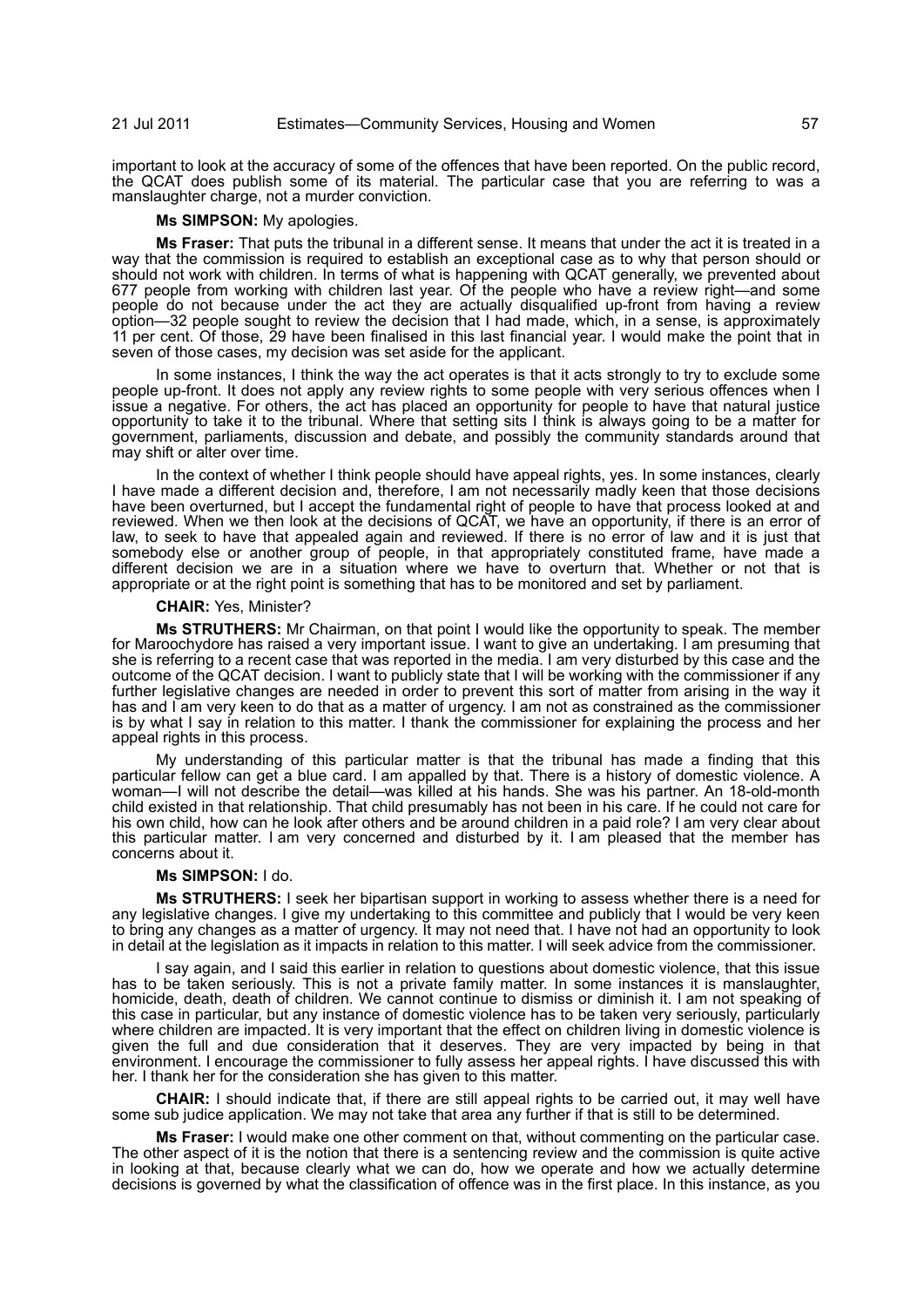important to look at the accuracy of some of the offences that have been reported. On the public record, the QCAT does publish some of its material. The particular case that you are referring to was a manslaughter charge, not a murder conviction.

**Ms SIMPSON:** My apologies.

**Ms Fraser:** That puts the tribunal in a different sense. It means that under the act it is treated in a way that the commission is required to establish an exceptional case as to why that person should or should not work with children. In terms of what is happening with QCAT generally, we prevented about 677 people from working with children last year. Of the people who have a review right—and some people do not because under the act they are actually disqualified up-front from having a review option—32 people sought to review the decision that I had made, which, in a sense, is approximately 11 per cent. Of those, 29 have been finalised in this last financial year. I would make the point that in seven of those cases, my decision was set aside for the applicant.

In some instances, I think the way the act operates is that it acts strongly to try to exclude some people up-front. It does not apply any review rights to some people with very serious offences when I issue a negative. For others, the act has placed an opportunity for people to have that natural justice opportunity to take it to the tribunal. Where that setting sits I think is always going to be a matter for government, parliaments, discussion and debate, and possibly the community standards around that may shift or alter over time.

In the context of whether I think people should have appeal rights, yes. In some instances, clearly I have made a different decision and, therefore, I am not necessarily madly keen that those decisions have been overturned, but I accept the fundamental right of people to have that process looked at and reviewed. When we then look at the decisions of QCAT, we have an opportunity, if there is an error of law, to seek to have that appealed again and reviewed. If there is no error of law and it is just that somebody else or another group of people, in that appropriately constituted frame, have made a different decision we are in a situation where we have to overturn that. Whether or not that is appropriate or at the right point is something that has to be monitored and set by parliament.

**CHAIR:** Yes, Minister?

**Ms STRUTHERS:** Mr Chairman, on that point I would like the opportunity to speak. The member for Maroochydore has raised a very important issue. I want to give an undertaking. I am presuming that she is referring to a recent case that was reported in the media. I am very disturbed by this case and the outcome of the QCAT decision. I want to publicly state that I will be working with the commissioner if any further legislative changes are needed in order to prevent this sort of matter from arising in the way it has and I am very keen to do that as a matter of urgency. I am not as constrained as the commissioner is by what I say in relation to this matter. I thank the commissioner for explaining the process and her appeal rights in this process.

My understanding of this particular matter is that the tribunal has made a finding that this particular fellow can get a blue card. I am appalled by that. There is a history of domestic violence. A woman—I will not describe the detail—was killed at his hands. She was his partner. An 18-old-month child existed in that relationship. That child presumably has not been in his care. If he could not care for his own child, how can he look after others and be around children in a paid role? I am very clear about this particular matter. I am very concerned and disturbed by it. I am pleased that the member has concerns about it.

**Ms SIMPSON:** I do.

**Ms STRUTHERS:** I seek her bipartisan support in working to assess whether there is a need for any legislative changes. I give my undertaking to this committee and publicly that I would be very keen to bring any changes as a matter of urgency. It may not need that. I have not had an opportunity to look in detail at the legislation as it impacts in relation to this matter. I will seek advice from the commissioner.

I say again, and I said this earlier in relation to questions about domestic violence, that this issue has to be taken seriously. This is not a private family matter. In some instances it is manslaughter, homicide, death, death of children. We cannot continue to dismiss or diminish it. I am not speaking of this case in particular, but any instance of domestic violence has to be taken very seriously, particularly where children are impacted. It is very important that the effect on children living in domestic violence is given the full and due consideration that it deserves. They are very impacted by being in that environment. I encourage the commissioner to fully assess her appeal rights. I have discussed this with her. I thank her for the consideration she has given to this matter.

**CHAIR:** I should indicate that, if there are still appeal rights to be carried out, it may well have some sub judice application. We may not take that area any further if that is still to be determined.

**Ms Fraser:** I would make one other comment on that, without commenting on the particular case. The other aspect of it is the notion that there is a sentencing review and the commission is quite active in looking at that, because clearly what we can do, how we operate and how we actually determine decisions is governed by what the classification of offence was in the first place. In this instance, as you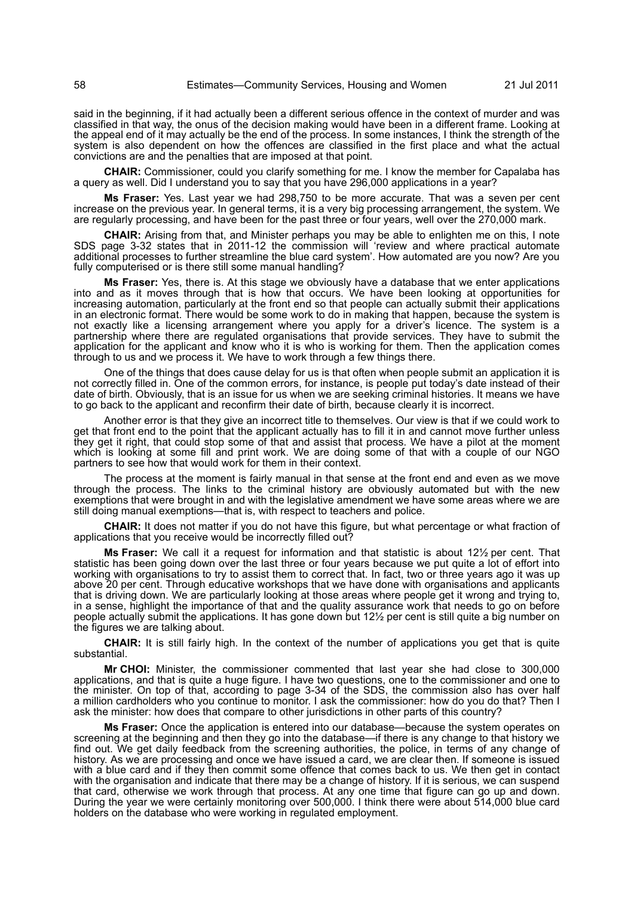said in the beginning, if it had actually been a different serious offence in the context of murder and was classified in that way, the onus of the decision making would have been in a different frame. Looking at the appeal end of it may actually be the end of the process. In some instances, I think the strength of the system is also dependent on how the offences are classified in the first place and what the actual convictions are and the penalties that are imposed at that point.

**CHAIR:** Commissioner, could you clarify something for me. I know the member for Capalaba has a query as well. Did I understand you to say that you have 296,000 applications in a year?

**Ms Fraser:** Yes. Last year we had 298,750 to be more accurate. That was a seven per cent increase on the previous year. In general terms, it is a very big processing arrangement, the system. We are regularly processing, and have been for the past three or four years, well over the 270,000 mark.

**CHAIR:** Arising from that, and Minister perhaps you may be able to enlighten me on this, I note SDS page 3-32 states that in 2011-12 the commission will 'review and where practical automate additional processes to further streamline the blue card system'. How automated are you now? Are you fully computerised or is there still some manual handling?

**Ms Fraser:** Yes, there is. At this stage we obviously have a database that we enter applications into and as it moves through that is how that occurs. We have been looking at opportunities for increasing automation, particularly at the front end so that people can actually submit their applications in an electronic format. There would be some work to do in making that happen, because the system is not exactly like a licensing arrangement where you apply for a driver's licence. The system is a partnership where there are regulated organisations that provide services. They have to submit the application for the applicant and know who it is who is working for them. Then the application comes through to us and we process it. We have to work through a few things there.

One of the things that does cause delay for us is that often when people submit an application it is not correctly filled in. One of the common errors, for instance, is people put today's date instead of their date of birth. Obviously, that is an issue for us when we are seeking criminal histories. It means we have to go back to the applicant and reconfirm their date of birth, because clearly it is incorrect.

Another error is that they give an incorrect title to themselves. Our view is that if we could work to get that front end to the point that the applicant actually has to fill it in and cannot move further unless they get it right, that could stop some of that and assist that process. We have a pilot at the moment which is looking at some fill and print work. We are doing some of that with a couple of our NGO partners to see how that would work for them in their context.

The process at the moment is fairly manual in that sense at the front end and even as we move through the process. The links to the criminal history are obviously automated but with the new exemptions that were brought in and with the legislative amendment we have some areas where we are still doing manual exemptions—that is, with respect to teachers and police.

**CHAIR:** It does not matter if you do not have this figure, but what percentage or what fraction of applications that you receive would be incorrectly filled out?

**Ms Fraser:** We call it a request for information and that statistic is about 12½ per cent. That statistic has been going down over the last three or four years because we put quite a lot of effort into working with organisations to try to assist them to correct that. In fact, two or three years ago it was up above 20 per cent. Through educative workshops that we have done with organisations and applicants that is driving down. We are particularly looking at those areas where people get it wrong and trying to, in a sense, highlight the importance of that and the quality assurance work that needs to go on before people actually submit the applications. It has gone down but 12½ per cent is still quite a big number on the figures we are talking about.

**CHAIR:** It is still fairly high. In the context of the number of applications you get that is quite substantial.

**Mr CHOI:** Minister, the commissioner commented that last year she had close to 300,000 applications, and that is quite a huge figure. I have two questions, one to the commissioner and one to the minister. On top of that, according to page 3-34 of the SDS, the commission also has over half a million cardholders who you continue to monitor. I ask the commissioner: how do you do that? Then I ask the minister: how does that compare to other jurisdictions in other parts of this country?

**Ms Fraser:** Once the application is entered into our database—because the system operates on screening at the beginning and then they go into the database—if there is any change to that history we find out. We get daily feedback from the screening authorities, the police, in terms of any change of history. As we are processing and once we have issued a card, we are clear then. If someone is issued with a blue card and if they then commit some offence that comes back to us. We then get in contact with the organisation and indicate that there may be a change of history. If it is serious, we can suspend that card, otherwise we work through that process. At any one time that figure can go up and down. During the year we were certainly monitoring over 500,000. I think there were about 514,000 blue card holders on the database who were working in regulated employment.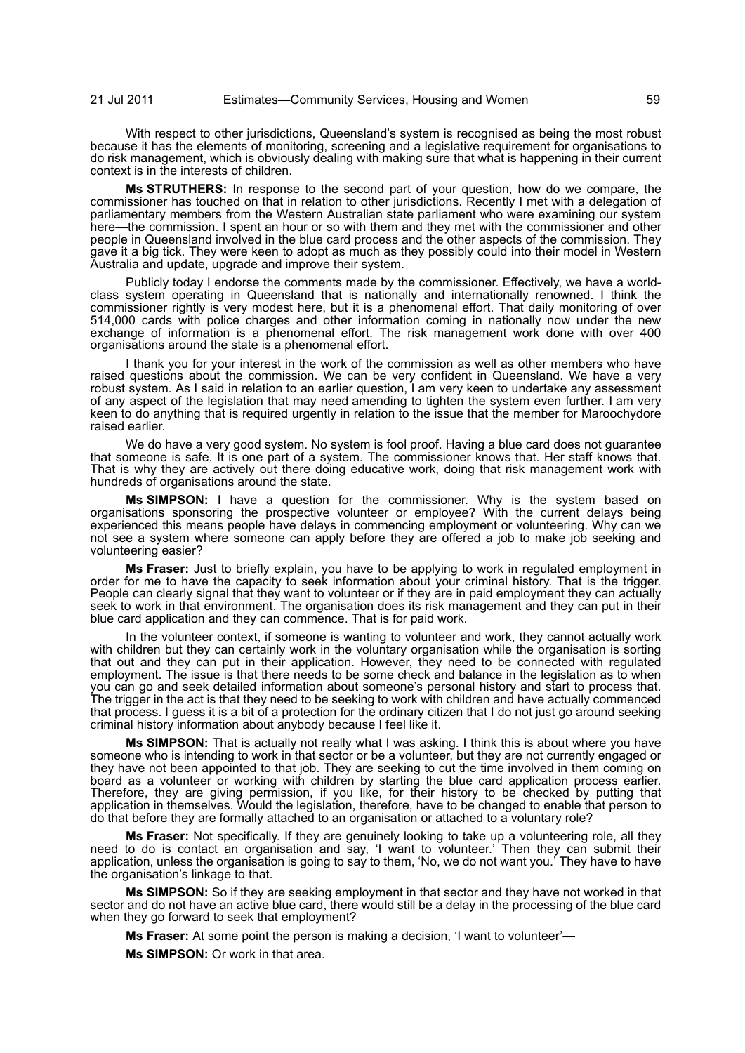With respect to other jurisdictions, Queensland's system is recognised as being the most robust because it has the elements of monitoring, screening and a legislative requirement for organisations to do risk management, which is obviously dealing with making sure that what is happening in their current context is in the interests of children.

**Ms STRUTHERS:** In response to the second part of your question, how do we compare, the commissioner has touched on that in relation to other jurisdictions. Recently I met with a delegation of parliamentary members from the Western Australian state parliament who were examining our system here—the commission. I spent an hour or so with them and they met with the commissioner and other people in Queensland involved in the blue card process and the other aspects of the commission. They gave it a big tick. They were keen to adopt as much as they possibly could into their model in Western Australia and update, upgrade and improve their system.

Publicly today I endorse the comments made by the commissioner. Effectively, we have a world-class system operating in Queensland that is nationally and internationally renowned. I think the commissioner rightly is very modest here, but it is a phenomenal effort. That daily monitoring of over 514,000 cards with police charges and other information coming in nationally now under the new exchange of information is a phenomenal effort. The risk management work done with over 400 organisations around the state is a phenomenal effort.

I thank you for your interest in the work of the commission as well as other members who have raised questions about the commission. We can be very confident in Queensland. We have a very robust system. As I said in relation to an earlier question, I am very keen to undertake any assessment of any aspect of the legislation that may need amending to tighten the system even further. I am very keen to do anything that is required urgently in relation to the issue that the member for Maroochydore raised earlier.

We do have a very good system. No system is fool proof. Having a blue card does not guarantee that someone is safe. It is one part of a system. The commissioner knows that. Her staff knows that. That is why they are actively out there doing educative work, doing that risk management work with hundreds of organisations around the state.

**Ms SIMPSON:** I have a question for the commissioner. Why is the system based on organisations sponsoring the prospective volunteer or employee? With the current delays being experienced this means people have delays in commencing employment or volunteering. Why can we not see a system where someone can apply before they are offered a job to make job seeking and volunteering easier?

**Ms Fraser:** Just to briefly explain, you have to be applying to work in regulated employment in order for me to have the capacity to seek information about your criminal history. That is the trigger. People can clearly signal that they want to volunteer or if they are in paid employment they can actually seek to work in that environment. The organisation does its risk management and they can put in their blue card application and they can commence. That is for paid work.

In the volunteer context, if someone is wanting to volunteer and work, they cannot actually work with children but they can certainly work in the voluntary organisation while the organisation is sorting that out and they can put in their application. However, they need to be connected with regulated employment. The issue is that there needs to be some check and balance in the legislation as to when you can go and seek detailed information about someone's personal history and start to process that. The trigger in the act is that they need to be seeking to work with children and have actually commenced that process. I guess it is a bit of a protection for the ordinary citizen that I do not just go around seeking criminal history information about anybody because I feel like it.

**Ms SIMPSON:** That is actually not really what I was asking. I think this is about where you have someone who is intending to work in that sector or be a volunteer, but they are not currently engaged or they have not been appointed to that job. They are seeking to cut the time involved in them coming on board as a volunteer or working with children by starting the blue card application process earlier. Therefore, they are giving permission, if you like, for their history to be checked by putting that application in themselves. Would the legislation, therefore, have to be changed to enable that person to do that before they are formally attached to an organisation or attached to a voluntary role?

**Ms Fraser:** Not specifically. If they are genuinely looking to take up a volunteering role, all they need to do is contact an organisation and say, 'I want to volunteer.' Then they can submit their application, unless the organisation is going to say to them, 'No, we do not want you.' They have to have the organisation's linkage to that.

**Ms SIMPSON:** So if they are seeking employment in that sector and they have not worked in that sector and do not have an active blue card, there would still be a delay in the processing of the blue card when they go forward to seek that employment?

**Ms Fraser:** At some point the person is making a decision, 'I want to volunteer'—

**Ms SIMPSON:** Or work in that area.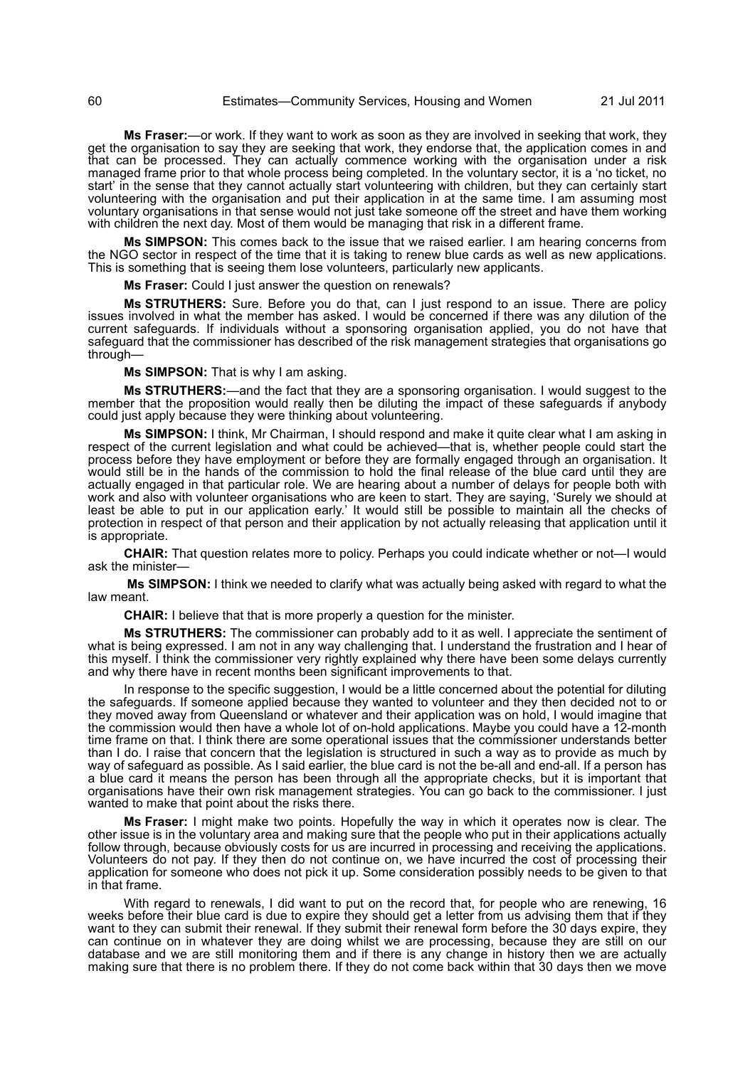**Ms Fraser:**—or work. If they want to work as soon as they are involved in seeking that work, they get the organisation to say they are seeking that work, they endorse that, the application comes in and that can be processed. They can actually commence working with the organisation under a risk managed frame prior to that whole process being completed. In the voluntary sector, it is a 'no ticket, no start' in the sense that they cannot actually start volunteering with children, but they can certainly start volunteering with the organisation and put their application in at the same time. I am assuming most voluntary organisations in that sense would not just take someone off the street and have them working with children the next day. Most of them would be managing that risk in a different frame.

**Ms SIMPSON:** This comes back to the issue that we raised earlier. I am hearing concerns from the NGO sector in respect of the time that it is taking to renew blue cards as well as new applications. This is something that is seeing them lose volunteers, particularly new applicants.

**Ms Fraser:** Could I just answer the question on renewals?

**Ms STRUTHERS:** Sure. Before you do that, can I just respond to an issue. There are policy issues involved in what the member has asked. I would be concerned if there was any dilution of the current safeguards. If individuals without a sponsoring organisation applied, you do not have that safeguard that the commissioner has described of the risk management strategies that organisations go through—

**Ms SIMPSON:** That is why I am asking.

**Ms STRUTHERS:**—and the fact that they are a sponsoring organisation. I would suggest to the member that the proposition would really then be diluting the impact of these safeguards if anybody could just apply because they were thinking about volunteering.

**Ms SIMPSON:** I think, Mr Chairman, I should respond and make it quite clear what I am asking in respect of the current legislation and what could be achieved—that is, whether people could start the process before they have employment or before they are formally engaged through an organisation. It would still be in the hands of the commission to hold the final release of the blue card until they are actually engaged in that particular role. We are hearing about a number of delays for people both with work and also with volunteer organisations who are keen to start. They are saying, 'Surely we should at least be able to put in our application early.' It would still be possible to maintain all the checks of protection in respect of that person and their application by not actually releasing that application until it is appropriate.

**CHAIR:** That question relates more to policy. Perhaps you could indicate whether or not—I would ask the minister—

**Ms SIMPSON:** I think we needed to clarify what was actually being asked with regard to what the law meant.

**CHAIR:** I believe that that is more properly a question for the minister.

**Ms STRUTHERS:** The commissioner can probably add to it as well. I appreciate the sentiment of what is being expressed. I am not in any way challenging that. I understand the frustration and I hear of this myself. I think the commissioner very rightly explained why there have been some delays currently and why there have in recent months been significant improvements to that.

In response to the specific suggestion, I would be a little concerned about the potential for diluting the safeguards. If someone applied because they wanted to volunteer and they then decided not to or they moved away from Queensland or whatever and their application was on hold, I would imagine that the commission would then have a whole lot of on-hold applications. Maybe you could have a 12-month time frame on that. I think there are some operational issues that the commissioner understands better than I do. I raise that concern that the legislation is structured in such a way as to provide as much by way of safeguard as possible. As I said earlier, the blue card is not the be-all and end-all. If a person has a blue card it means the person has been through all the appropriate checks, but it is important that organisations have their own risk management strategies. You can go back to the commissioner. I just wanted to make that point about the risks there.

**Ms Fraser:** I might make two points. Hopefully the way in which it operates now is clear. The other issue is in the voluntary area and making sure that the people who put in their applications actually follow through, because obviously costs for us are incurred in processing and receiving the applications. Volunteers do not pay. If they then do not continue on, we have incurred the cost of processing their application for someone who does not pick it up. Some consideration possibly needs to be given to that in that frame.

With regard to renewals, I did want to put on the record that, for people who are renewing, 16 weeks before their blue card is due to expire they should get a letter from us advising them that if they want to they can submit their renewal. If they submit their renewal form before the 30 days expire, they can continue on in whatever they are doing whilst we are processing, because they are still on our database and we are still monitoring them and if there is any change in history then we are actually making sure that there is no problem there. If they do not come back within that 30 days then we move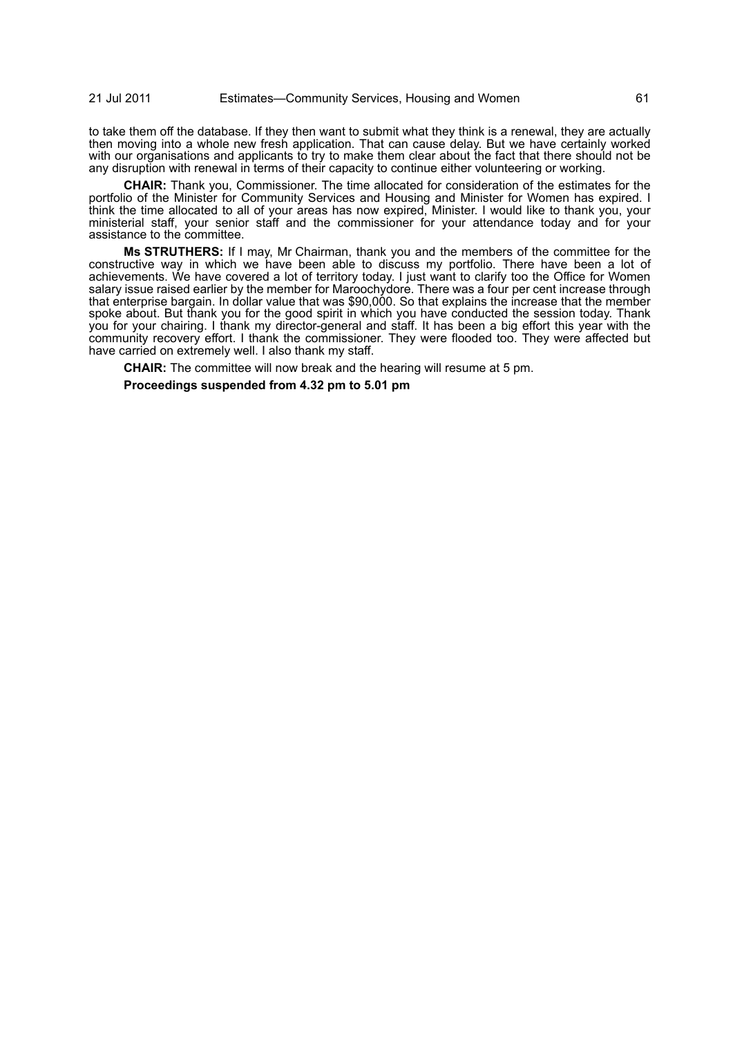to take them off the database. If they then want to submit what they think is a renewal, they are actually then moving into a whole new fresh application. That can cause delay. But we have certainly worked with our organisations and applicants to try to make them clear about the fact that there should not be any disruption with renewal in terms of their capacity to continue either volunteering or working.

**CHAIR:** Thank you, Commissioner. The time allocated for consideration of the estimates for the portfolio of the Minister for Community Services and Housing and Minister for Women has expired. I think the time allocated to all of your areas has now expired, Minister. I would like to thank you, your ministerial staff, your senior staff and the commissioner for your attendance today and for your assistance to the committee.

**Ms STRUTHERS:** If I may, Mr Chairman, thank you and the members of the committee for the constructive way in which we have been able to discuss my portfolio. There have been a lot of achievements. We have covered a lot of territory today. I just want to clarify too the Office for Women salary issue raised earlier by the member for Maroochydore. There was a four per cent increase through that enterprise bargain. In dollar value that was $90,000. So that explains the increase that the member spoke about. But thank you for the good spirit in which you have conducted the session today. Thank you for your chairing. I thank my director-general and staff. It has been a big effort this year with the community recovery effort. I thank the commissioner. They were flooded too. They were affected but have carried on extremely well. I also thank my staff.

**CHAIR:** The committee will now break and the hearing will resume at 5 pm.

**Proceedings suspended from 4.32 pm to 5.01 pm**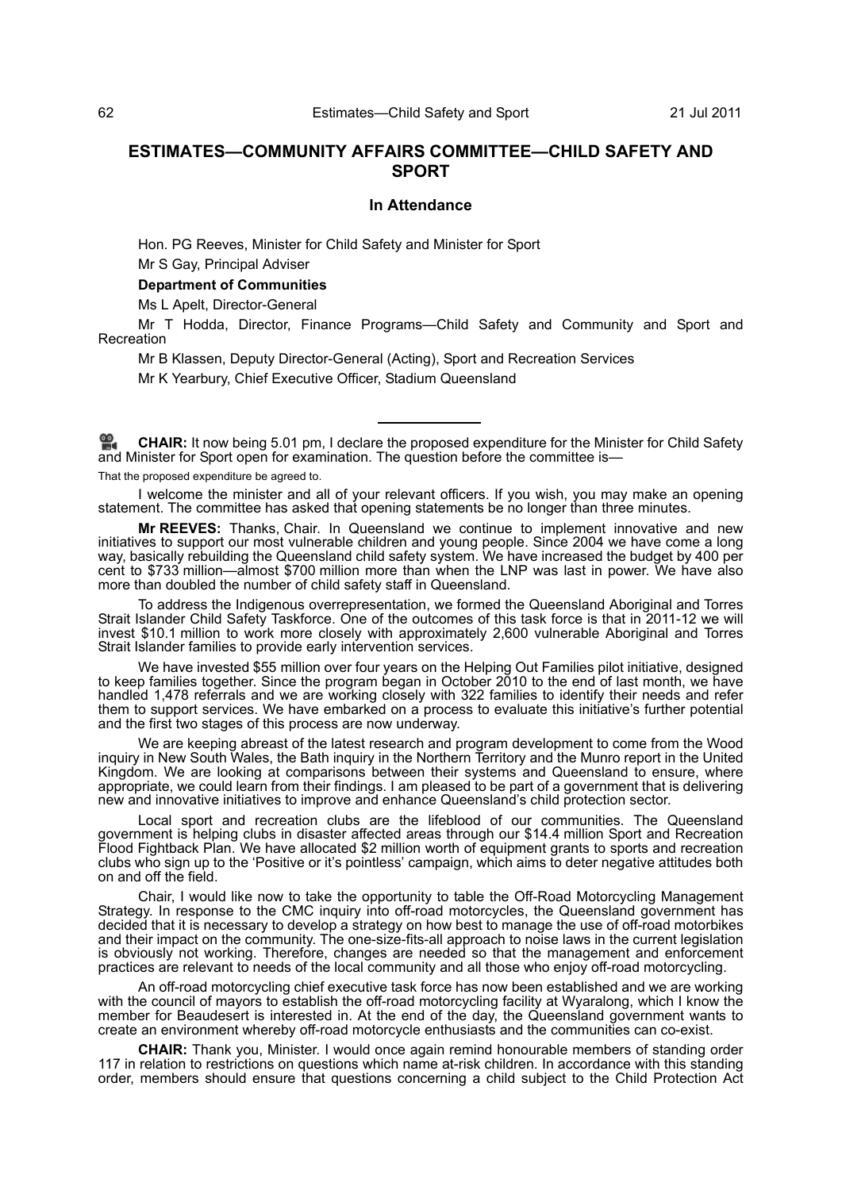## ESTIMATES—COMMUNITY AFFAIRS COMMITTEE—CHILD SAFETY AND SPORT

### In Attendance

Hon. PG Reeves, Minister for Child Safety and Minister for Sport

Mr S Gay, Principal Adviser

**Department of Communities**

Ms L Apelt, Director-General

Mr T Hodda, Director, Finance Programs—Child Safety and Community and Sport and Recreation

Mr B Klassen, Deputy Director-General (Acting), Sport and Recreation Services

Mr K Yearbury, Chief Executive Officer, Stadium Queensland

---

**CHAIR:** It now being 5.01 pm, I declare the proposed expenditure for the Minister for Child Safety and Minister for Sport open for examination. The question before the committee is—

That the proposed expenditure be agreed to.

I welcome the minister and all of your relevant officers. If you wish, you may make an opening statement. The committee has asked that opening statements be no longer than three minutes.

**Mr REEVES:** Thanks, Chair. In Queensland we continue to implement innovative and new initiatives to support our most vulnerable children and young people. Since 2004 we have come a long way, basically rebuilding the Queensland child safety system. We have increased the budget by 400 per cent to $733 million—almost $700 million more than when the LNP was last in power. We have also more than doubled the number of child safety staff in Queensland.

To address the Indigenous overrepresentation, we formed the Queensland Aboriginal and Torres Strait Islander Child Safety Taskforce. One of the outcomes of this task force is that in 2011-12 we will invest $10.1 million to work more closely with approximately 2,600 vulnerable Aboriginal and Torres Strait Islander families to provide early intervention services.

We have invested $55 million over four years on the Helping Out Families pilot initiative, designed to keep families together. Since the program began in October 2010 to the end of last month, we have handled 1,478 referrals and we are working closely with 322 families to identify their needs and refer them to support services. We have embarked on a process to evaluate this initiative's further potential and the first two stages of this process are now underway.

We are keeping abreast of the latest research and program development to come from the Wood inquiry in New South Wales, the Bath inquiry in the Northern Territory and the Munro report in the United Kingdom. We are looking at comparisons between their systems and Queensland to ensure, where appropriate, we could learn from their findings. I am pleased to be part of a government that is delivering new and innovative initiatives to improve and enhance Queensland's child protection sector.

Local sport and recreation clubs are the lifeblood of our communities. The Queensland government is helping clubs in disaster affected areas through our $14.4 million Sport and Recreation Flood Fightback Plan. We have allocated $2 million worth of equipment grants to sports and recreation clubs who sign up to the 'Positive or it's pointless' campaign, which aims to deter negative attitudes both on and off the field.

Chair, I would like now to take the opportunity to table the Off-Road Motorcycling Management Strategy. In response to the CMC inquiry into off-road motorcycles, the Queensland government has decided that it is necessary to develop a strategy on how best to manage the use of off-road motorbikes and their impact on the community. The one-size-fits-all approach to noise laws in the current legislation is obviously not working. Therefore, changes are needed so that the management and enforcement practices are relevant to needs of the local community and all those who enjoy off-road motorcycling.

An off-road motorcycling chief executive task force has now been established and we are working with the council of mayors to establish the off-road motorcycling facility at Wyaralong, which I know the member for Beaudesert is interested in. At the end of the day, the Queensland government wants to create an environment whereby off-road motorcycle enthusiasts and the communities can co-exist.

**CHAIR:** Thank you, Minister. I would once again remind honourable members of standing order 117 in relation to restrictions on questions which name at-risk children. In accordance with this standing order, members should ensure that questions concerning a child subject to the Child Protection Act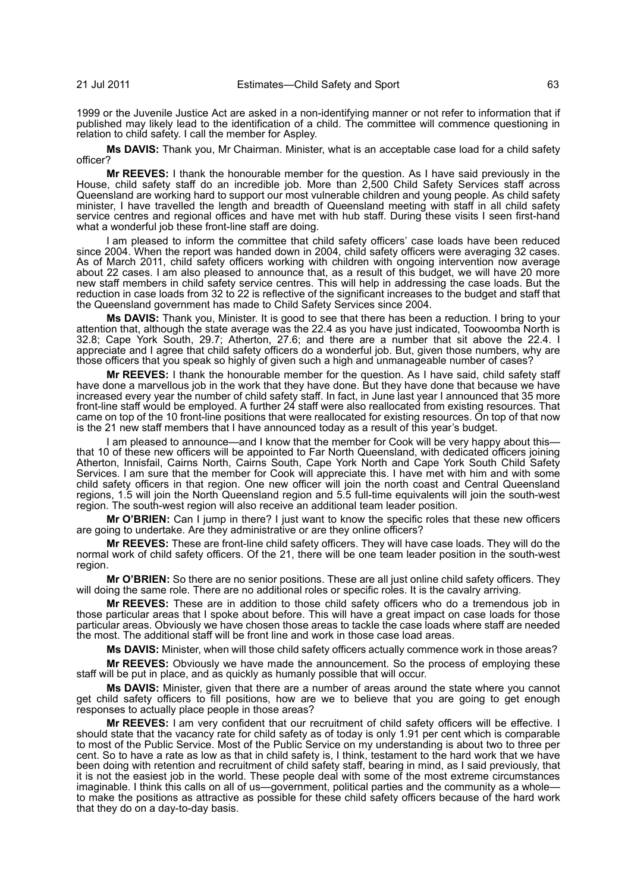1999 or the Juvenile Justice Act are asked in a non-identifying manner or not refer to information that if published may likely lead to the identification of a child. The committee will commence questioning in relation to child safety. I call the member for Aspley.

**Ms DAVIS:** Thank you, Mr Chairman. Minister, what is an acceptable case load for a child safety officer?

**Mr REEVES:** I thank the honourable member for the question. As I have said previously in the House, child safety staff do an incredible job. More than 2,500 Child Safety Services staff across Queensland are working hard to support our most vulnerable children and young people. As child safety minister, I have travelled the length and breadth of Queensland meeting with staff in all child safety service centres and regional offices and have met with hub staff. During these visits I seen first-hand what a wonderful job these front-line staff are doing.

I am pleased to inform the committee that child safety officers' case loads have been reduced since 2004. When the report was handed down in 2004, child safety officers were averaging 32 cases. As of March 2011, child safety officers working with children with ongoing intervention now average about 22 cases. I am also pleased to announce that, as a result of this budget, we will have 20 more new staff members in child safety service centres. This will help in addressing the case loads. But the reduction in case loads from 32 to 22 is reflective of the significant increases to the budget and staff that the Queensland government has made to Child Safety Services since 2004.

**Ms DAVIS:** Thank you, Minister. It is good to see that there has been a reduction. I bring to your attention that, although the state average was the 22.4 as you have just indicated, Toowoomba North is 32.8; Cape York South, 29.7; Atherton, 27.6; and there are a number that sit above the 22.4. I appreciate and I agree that child safety officers do a wonderful job. But, given those numbers, why are those officers that you speak so highly of given such a high and unmanageable number of cases?

**Mr REEVES:** I thank the honourable member for the question. As I have said, child safety staff have done a marvellous job in the work that they have done. But they have done that because we have increased every year the number of child safety staff. In fact, in June last year I announced that 35 more front-line staff would be employed. A further 24 staff were also reallocated from existing resources. That came on top of the 10 front-line positions that were reallocated for existing resources. On top of that now is the 21 new staff members that I have announced today as a result of this year's budget.

I am pleased to announce—and I know that the member for Cook will be very happy about this—that 10 of these new officers will be appointed to Far North Queensland, with dedicated officers joining Atherton, Innisfail, Cairns North, Cairns South, Cape York North and Cape York South Child Safety Services. I am sure that the member for Cook will appreciate this. I have met with him and with some child safety officers in that region. One new officer will join the north coast and Central Queensland regions, 1.5 will join the North Queensland region and 5.5 full-time equivalents will join the south-west region. The south-west region will also receive an additional team leader position.

**Mr O'BRIEN:** Can I jump in there? I just want to know the specific roles that these new officers are going to undertake. Are they administrative or are they online officers?

**Mr REEVES:** These are front-line child safety officers. They will have case loads. They will do the normal work of child safety officers. Of the 21, there will be one team leader position in the south-west region.

**Mr O'BRIEN:** So there are no senior positions. These are all just online child safety officers. They will doing the same role. There are no additional roles or specific roles. It is the cavalry arriving.

**Mr REEVES:** These are in addition to those child safety officers who do a tremendous job in those particular areas that I spoke about before. This will have a great impact on case loads for those particular areas. Obviously we have chosen those areas to tackle the case loads where staff are needed the most. The additional staff will be front line and work in those case load areas.

**Ms DAVIS:** Minister, when will those child safety officers actually commence work in those areas?

**Mr REEVES:** Obviously we have made the announcement. So the process of employing these staff will be put in place, and as quickly as humanly possible that will occur.

**Ms DAVIS:** Minister, given that there are a number of areas around the state where you cannot get child safety officers to fill positions, how are we to believe that you are going to get enough responses to actually place people in those areas?

**Mr REEVES:** I am very confident that our recruitment of child safety officers will be effective. I should state that the vacancy rate for child safety as of today is only 1.91 per cent which is comparable to most of the Public Service. Most of the Public Service on my understanding is about two to three per cent. So to have a rate as low as that in child safety is, I think, testament to the hard work that we have been doing with retention and recruitment of child safety staff, bearing in mind, as I said previously, that it is not the easiest job in the world. These people deal with some of the most extreme circumstances imaginable. I think this calls on all of us—government, political parties and the community as a whole—to make the positions as attractive as possible for these child safety officers because of the hard work that they do on a day-to-day basis.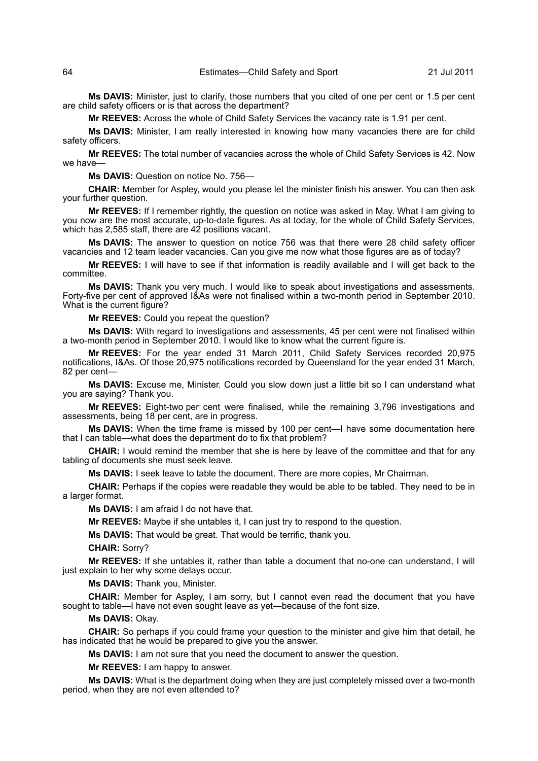**Ms DAVIS:** Minister, just to clarify, those numbers that you cited of one per cent or 1.5 per cent are child safety officers or is that across the department?

**Mr REEVES:** Across the whole of Child Safety Services the vacancy rate is 1.91 per cent.

**Ms DAVIS:** Minister, I am really interested in knowing how many vacancies there are for child safety officers.

**Mr REEVES:** The total number of vacancies across the whole of Child Safety Services is 42. Now we have—

**Ms DAVIS:** Question on notice No. 756—

**CHAIR:** Member for Aspley, would you please let the minister finish his answer. You can then ask your further question.

**Mr REEVES:** If I remember rightly, the question on notice was asked in May. What I am giving to you now are the most accurate, up-to-date figures. As at today, for the whole of Child Safety Services, which has 2,585 staff, there are 42 positions vacant.

**Ms DAVIS:** The answer to question on notice 756 was that there were 28 child safety officer vacancies and 12 team leader vacancies. Can you give me now what those figures are as of today?

**Mr REEVES:** I will have to see if that information is readily available and I will get back to the committee.

**Ms DAVIS:** Thank you very much. I would like to speak about investigations and assessments. Forty-five per cent of approved I&As were not finalised within a two-month period in September 2010. What is the current figure?

**Mr REEVES:** Could you repeat the question?

**Ms DAVIS:** With regard to investigations and assessments, 45 per cent were not finalised within a two-month period in September 2010. I would like to know what the current figure is.

**Mr REEVES:** For the year ended 31 March 2011, Child Safety Services recorded 20,975 notifications, I&As. Of those 20,975 notifications recorded by Queensland for the year ended 31 March, 82 per cent—

**Ms DAVIS:** Excuse me, Minister. Could you slow down just a little bit so I can understand what you are saying? Thank you.

**Mr REEVES:** Eight-two per cent were finalised, while the remaining 3,796 investigations and assessments, being 18 per cent, are in progress.

**Ms DAVIS:** When the time frame is missed by 100 per cent—I have some documentation here that I can table—what does the department do to fix that problem?

**CHAIR:** I would remind the member that she is here by leave of the committee and that for any tabling of documents she must seek leave.

**Ms DAVIS:** I seek leave to table the document. There are more copies, Mr Chairman.

**CHAIR:** Perhaps if the copies were readable they would be able to be tabled. They need to be in a larger format.

**Ms DAVIS:** I am afraid I do not have that.

**Mr REEVES:** Maybe if she untables it, I can just try to respond to the question.

**Ms DAVIS:** That would be great. That would be terrific, thank you.

**CHAIR:** Sorry?

**Mr REEVES:** If she untables it, rather than table a document that no-one can understand, I will just explain to her why some delays occur.

**Ms DAVIS:** Thank you, Minister.

**CHAIR:** Member for Aspley, I am sorry, but I cannot even read the document that you have sought to table—I have not even sought leave as yet—because of the font size.

**Ms DAVIS:** Okay.

**CHAIR:** So perhaps if you could frame your question to the minister and give him that detail, he has indicated that he would be prepared to give you the answer.

**Ms DAVIS:** I am not sure that you need the document to answer the question.

**Mr REEVES:** I am happy to answer.

**Ms DAVIS:** What is the department doing when they are just completely missed over a two-month period, when they are not even attended to?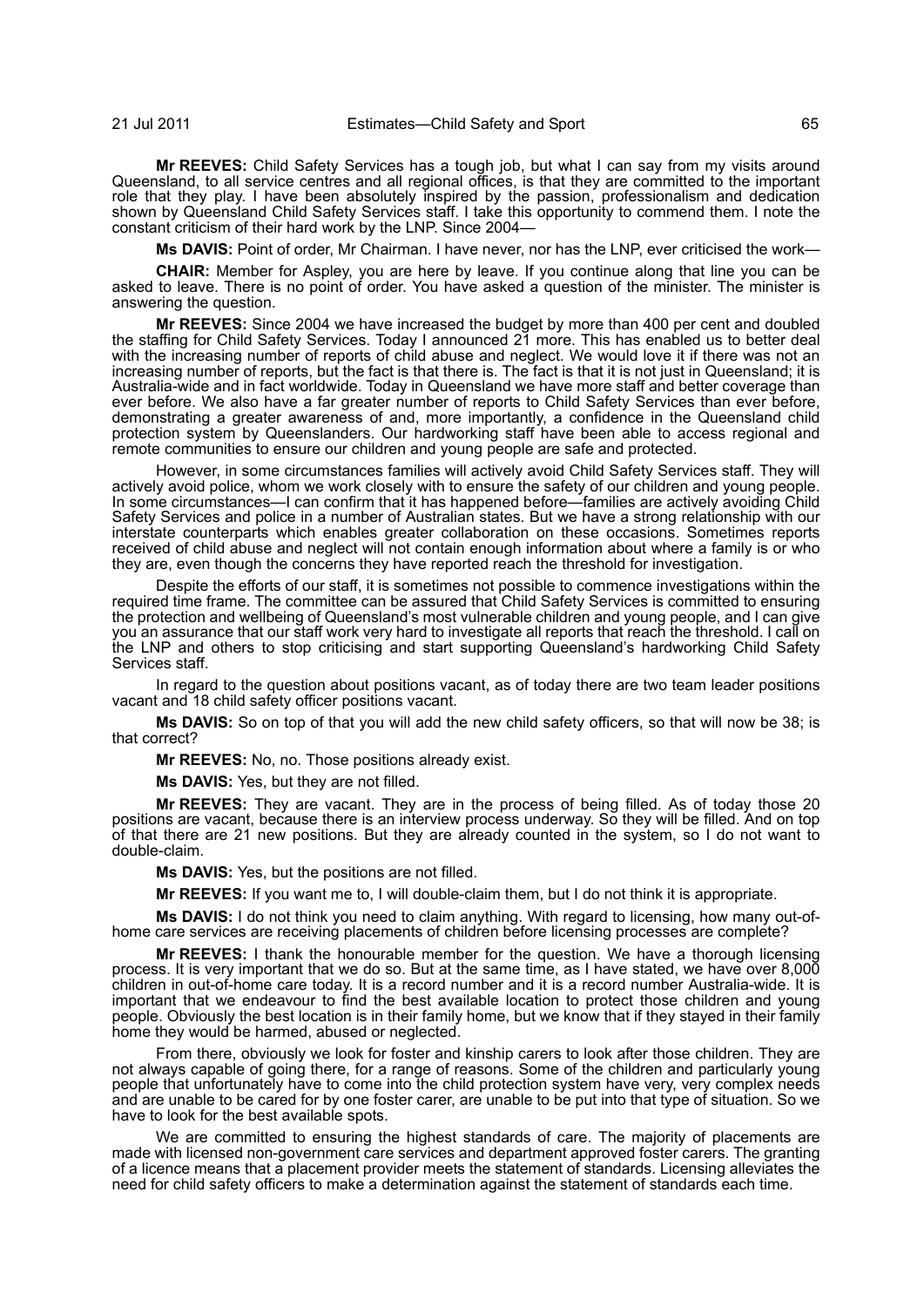**Mr REEVES:** Child Safety Services has a tough job, but what I can say from my visits around Queensland, to all service centres and all regional offices, is that they are committed to the important role that they play. I have been absolutely inspired by the passion, professionalism and dedication shown by Queensland Child Safety Services staff. I take this opportunity to commend them. I note the constant criticism of their hard work by the LNP. Since 2004—

**Ms DAVIS:** Point of order, Mr Chairman. I have never, nor has the LNP, ever criticised the work—

**CHAIR:** Member for Aspley, you are here by leave. If you continue along that line you can be asked to leave. There is no point of order. You have asked a question of the minister. The minister is answering the question.

**Mr REEVES:** Since 2004 we have increased the budget by more than 400 per cent and doubled the staffing for Child Safety Services. Today I announced 21 more. This has enabled us to better deal with the increasing number of reports of child abuse and neglect. We would love it if there was not an increasing number of reports, but the fact is that there is. The fact is that it is not just in Queensland; it is Australia-wide and in fact worldwide. Today in Queensland we have more staff and better coverage than ever before. We also have a far greater number of reports to Child Safety Services than ever before, demonstrating a greater awareness of and, more importantly, a confidence in the Queensland child protection system by Queenslanders. Our hardworking staff have been able to access regional and remote communities to ensure our children and young people are safe and protected.

However, in some circumstances families will actively avoid Child Safety Services staff. They will actively avoid police, whom we work closely with to ensure the safety of our children and young people. In some circumstances—I can confirm that it has happened before—families are actively avoiding Child Safety Services and police in a number of Australian states. But we have a strong relationship with our interstate counterparts which enables greater collaboration on these occasions. Sometimes reports received of child abuse and neglect will not contain enough information about where a family is or who they are, even though the concerns they have reported reach the threshold for investigation.

Despite the efforts of our staff, it is sometimes not possible to commence investigations within the required time frame. The committee can be assured that Child Safety Services is committed to ensuring the protection and wellbeing of Queensland's most vulnerable children and young people, and I can give you an assurance that our staff work very hard to investigate all reports that reach the threshold. I call on the LNP and others to stop criticising and start supporting Queensland's hardworking Child Safety Services staff.

In regard to the question about positions vacant, as of today there are two team leader positions vacant and 18 child safety officer positions vacant.

**Ms DAVIS:** So on top of that you will add the new child safety officers, so that will now be 38; is that correct?

**Mr REEVES:** No, no. Those positions already exist.

**Ms DAVIS:** Yes, but they are not filled.

**Mr REEVES:** They are vacant. They are in the process of being filled. As of today those 20 positions are vacant, because there is an interview process underway. So they will be filled. And on top of that there are 21 new positions. But they are already counted in the system, so I do not want to double-claim.

**Ms DAVIS:** Yes, but the positions are not filled.

**Mr REEVES:** If you want me to, I will double-claim them, but I do not think it is appropriate.

**Ms DAVIS:** I do not think you need to claim anything. With regard to licensing, how many out-of-home care services are receiving placements of children before licensing processes are complete?

**Mr REEVES:** I thank the honourable member for the question. We have a thorough licensing process. It is very important that we do so. But at the same time, as I have stated, we have over 8,000 children in out-of-home care today. It is a record number and it is a record number Australia-wide. It is important that we endeavour to find the best available location to protect those children and young people. Obviously the best location is in their family home, but we know that if they stayed in their family home they would be harmed, abused or neglected.

From there, obviously we look for foster and kinship carers to look after those children. They are not always capable of going there, for a range of reasons. Some of the children and particularly young people that unfortunately have to come into the child protection system have very, very complex needs and are unable to be cared for by one foster carer, are unable to be put into that type of situation. So we have to look for the best available spots.

We are committed to ensuring the highest standards of care. The majority of placements are made with licensed non-government care services and department approved foster carers. The granting of a licence means that a placement provider meets the statement of standards. Licensing alleviates the need for child safety officers to make a determination against the statement of standards each time.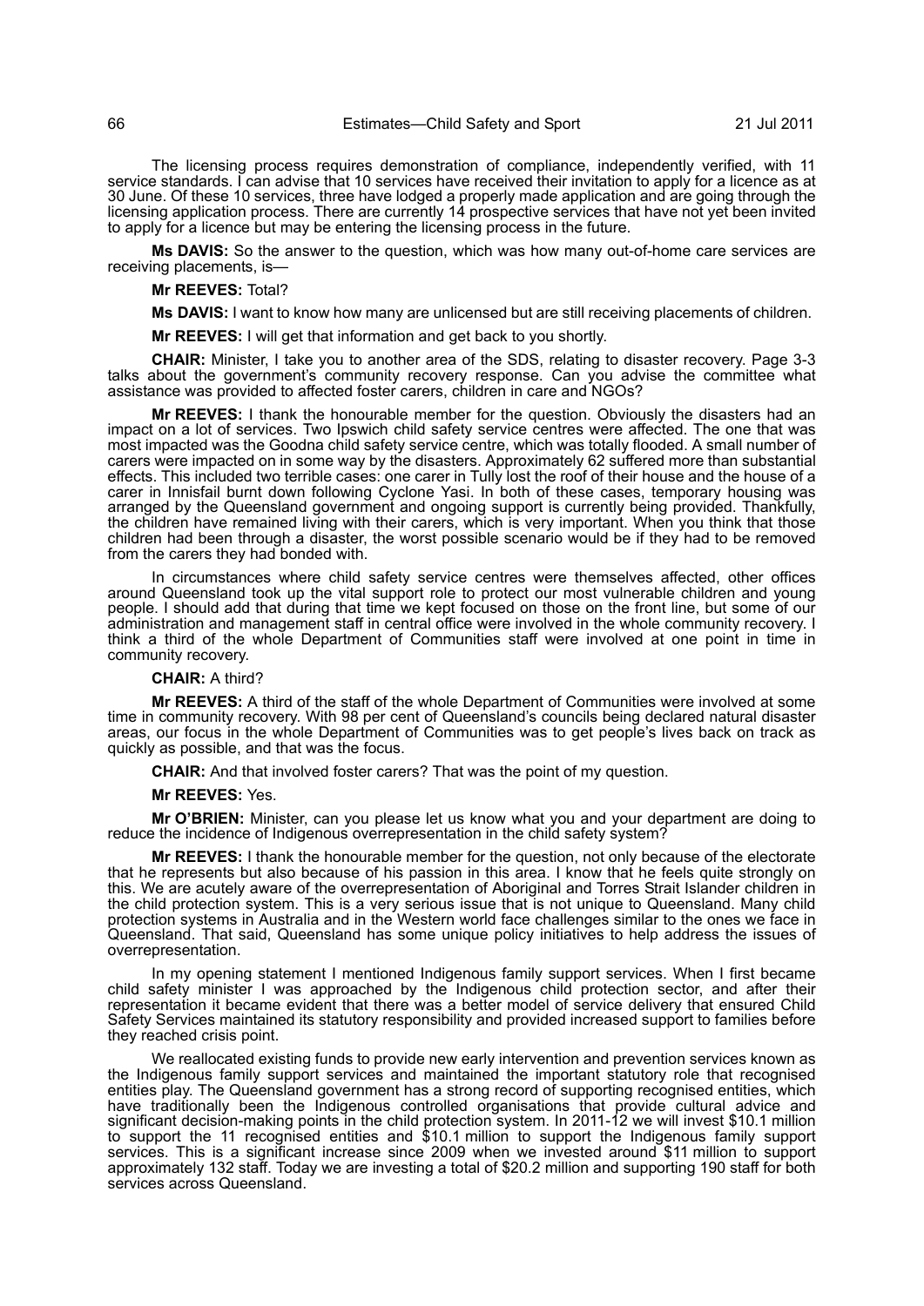The licensing process requires demonstration of compliance, independently verified, with 11 service standards. I can advise that 10 services have received their invitation to apply for a licence as at 30 June. Of these 10 services, three have lodged a properly made application and are going through the licensing application process. There are currently 14 prospective services that have not yet been invited to apply for a licence but may be entering the licensing process in the future.

**Ms DAVIS:** So the answer to the question, which was how many out-of-home care services are receiving placements, is—

**Mr REEVES:** Total?

**Ms DAVIS:** I want to know how many are unlicensed but are still receiving placements of children.

**Mr REEVES:** I will get that information and get back to you shortly.

**CHAIR:** Minister, I take you to another area of the SDS, relating to disaster recovery. Page 3-3 talks about the government's community recovery response. Can you advise the committee what assistance was provided to affected foster carers, children in care and NGOs?

**Mr REEVES:** I thank the honourable member for the question. Obviously the disasters had an impact on a lot of services. Two Ipswich child safety service centres were affected. The one that was most impacted was the Goodna child safety service centre, which was totally flooded. A small number of carers were impacted on in some way by the disasters. Approximately 62 suffered more than substantial effects. This included two terrible cases: one carer in Tully lost the roof of their house and the house of a carer in Innisfail burnt down following Cyclone Yasi. In both of these cases, temporary housing was arranged by the Queensland government and ongoing support is currently being provided. Thankfully, the children have remained living with their carers, which is very important. When you think that those children had been through a disaster, the worst possible scenario would be if they had to be removed from the carers they had bonded with.

In circumstances where child safety service centres were themselves affected, other offices around Queensland took up the vital support role to protect our most vulnerable children and young people. I should add that during that time we kept focused on those on the front line, but some of our administration and management staff in central office were involved in the whole community recovery. I think a third of the whole Department of Communities staff were involved at one point in time in community recovery.

**CHAIR:** A third?

**Mr REEVES:** A third of the staff of the whole Department of Communities were involved at some time in community recovery. With 98 per cent of Queensland's councils being declared natural disaster areas, our focus in the whole Department of Communities was to get people's lives back on track as quickly as possible, and that was the focus.

**CHAIR:** And that involved foster carers? That was the point of my question.

**Mr REEVES:** Yes.

**Mr O'BRIEN:** Minister, can you please let us know what you and your department are doing to reduce the incidence of Indigenous overrepresentation in the child safety system?

**Mr REEVES:** I thank the honourable member for the question, not only because of the electorate that he represents but also because of his passion in this area. I know that he feels quite strongly on this. We are acutely aware of the overrepresentation of Aboriginal and Torres Strait Islander children in the child protection system. This is a very serious issue that is not unique to Queensland. Many child protection systems in Australia and in the Western world face challenges similar to the ones we face in Queensland. That said, Queensland has some unique policy initiatives to help address the issues of overrepresentation.

In my opening statement I mentioned Indigenous family support services. When I first became child safety minister I was approached by the Indigenous child protection sector, and after their representation it became evident that there was a better model of service delivery that ensured Child Safety Services maintained its statutory responsibility and provided increased support to families before they reached crisis point.

We reallocated existing funds to provide new early intervention and prevention services known as the Indigenous family support services and maintained the important statutory role that recognised entities play. The Queensland government has a strong record of supporting recognised entities, which have traditionally been the Indigenous controlled organisations that provide cultural advice and significant decision-making points in the child protection system. In 2011-12 we will invest $10.1 million to support the 11 recognised entities and $10.1 million to support the Indigenous family support services. This is a significant increase since 2009 when we invested around $11 million to support approximately 132 staff. Today we are investing a total of $20.2 million and supporting 190 staff for both services across Queensland.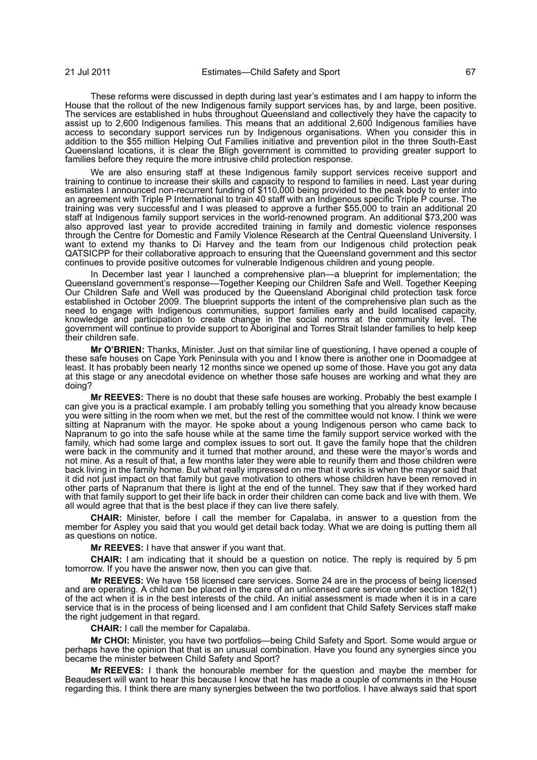These reforms were discussed in depth during last year's estimates and I am happy to inform the House that the rollout of the new Indigenous family support services has, by and large, been positive. The services are established in hubs throughout Queensland and collectively they have the capacity to assist up to 2,600 Indigenous families. This means that an additional 2,600 Indigenous families have access to secondary support services run by Indigenous organisations. When you consider this in addition to the $55 million Helping Out Families initiative and prevention pilot in the three South-East Queensland locations, it is clear the Bligh government is committed to providing greater support to families before they require the more intrusive child protection response.

We are also ensuring staff at these Indigenous family support services receive support and training to continue to increase their skills and capacity to respond to families in need. Last year during estimates I announced non-recurrent funding of $110,000 being provided to the peak body to enter into an agreement with Triple P International to train 40 staff with an Indigenous specific Triple P course. The training was very successful and I was pleased to approve a further $55,000 to train an additional 20 staff at Indigenous family support services in the world-renowned program. An additional $73,200 was also approved last year to provide accredited training in family and domestic violence responses through the Centre for Domestic and Family Violence Research at the Central Queensland University. I want to extend my thanks to Di Harvey and the team from our Indigenous child protection peak QATSICPP for their collaborative approach to ensuring that the Queensland government and this sector continues to provide positive outcomes for vulnerable Indigenous children and young people.

In December last year I launched a comprehensive plan—a blueprint for implementation; the Queensland government's response—Together Keeping our Children Safe and Well. Together Keeping Our Children Safe and Well was produced by the Queensland Aboriginal child protection task force established in October 2009. The blueprint supports the intent of the comprehensive plan such as the need to engage with Indigenous communities, support families early and build localised capacity, knowledge and participation to create change in the social norms at the community level. The government will continue to provide support to Aboriginal and Torres Strait Islander families to help keep their children safe.

**Mr O'BRIEN:** Thanks, Minister. Just on that similar line of questioning, I have opened a couple of these safe houses on Cape York Peninsula with you and I know there is another one in Doomadgee at least. It has probably been nearly 12 months since we opened up some of those. Have you got any data at this stage or any anecdotal evidence on whether those safe houses are working and what they are doing?

**Mr REEVES:** There is no doubt that these safe houses are working. Probably the best example I can give you is a practical example. I am probably telling you something that you already know because you were sitting in the room when we met, but the rest of the committee would not know. I think we were sitting at Napranum with the mayor. He spoke about a young Indigenous person who came back to Napranum to go into the safe house while at the same time the family support service worked with the family, which had some large and complex issues to sort out. It gave the family hope that the children were back in the community and it turned that mother around, and these were the mayor's words and not mine. As a result of that, a few months later they were able to reunify them and those children were back living in the family home. But what really impressed on me that it works is when the mayor said that it did not just impact on that family but gave motivation to others whose children have been removed in other parts of Napranum that there is light at the end of the tunnel. They saw that if they worked hard with that family support to get their life back in order their children can come back and live with them. We all would agree that that is the best place if they can live there safely.

**CHAIR:** Minister, before I call the member for Capalaba, in answer to a question from the member for Aspley you said that you would get detail back today. What we are doing is putting them all as questions on notice.

**Mr REEVES:** I have that answer if you want that.

**CHAIR:** I am indicating that it should be a question on notice. The reply is required by 5 pm tomorrow. If you have the answer now, then you can give that.

**Mr REEVES:** We have 158 licensed care services. Some 24 are in the process of being licensed and are operating. A child can be placed in the care of an unlicensed care service under section 182(1) of the act when it is in the best interests of the child. An initial assessment is made when it is in a care service that is in the process of being licensed and I am confident that Child Safety Services staff make the right judgement in that regard.

**CHAIR:** I call the member for Capalaba.

**Mr CHOI:** Minister, you have two portfolios—being Child Safety and Sport. Some would argue or perhaps have the opinion that that is an unusual combination. Have you found any synergies since you became the minister between Child Safety and Sport?

**Mr REEVES:** I thank the honourable member for the question and maybe the member for Beaudesert will want to hear this because I know that he has made a couple of comments in the House regarding this. I think there are many synergies between the two portfolios. I have always said that sport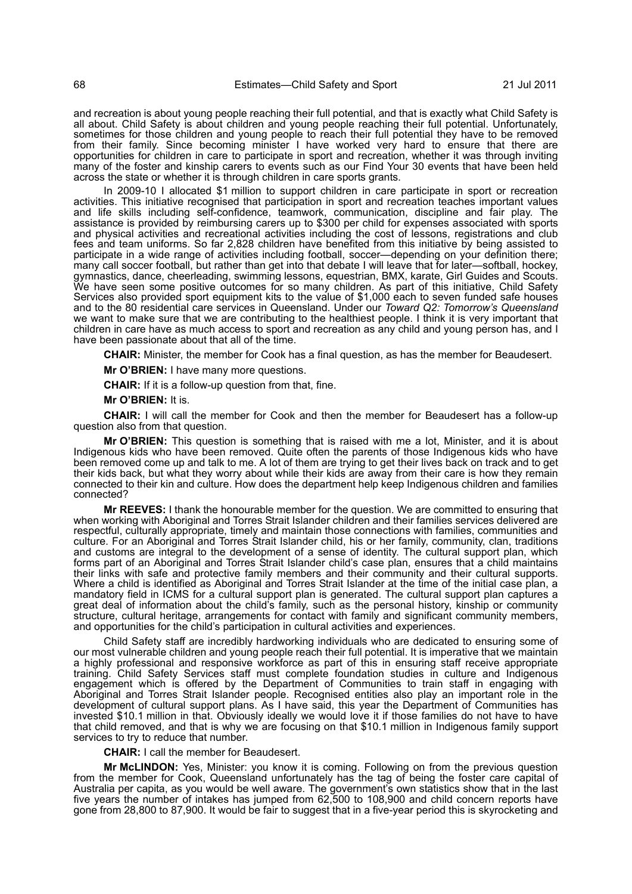and recreation is about young people reaching their full potential, and that is exactly what Child Safety is all about. Child Safety is about children and young people reaching their full potential. Unfortunately, sometimes for those children and young people to reach their full potential they have to be removed from their family. Since becoming minister I have worked very hard to ensure that there are opportunities for children in care to participate in sport and recreation, whether it was through inviting many of the foster and kinship carers to events such as our Find Your 30 events that have been held across the state or whether it is through children in care sports grants.

In 2009-10 I allocated $1 million to support children in care participate in sport or recreation activities. This initiative recognised that participation in sport and recreation teaches important values and life skills including self-confidence, teamwork, communication, discipline and fair play. The assistance is provided by reimbursing carers up to $300 per child for expenses associated with sports and physical activities and recreational activities including the cost of lessons, registrations and club fees and team uniforms. So far 2,828 children have benefited from this initiative by being assisted to participate in a wide range of activities including football, soccer—depending on your definition there; many call soccer football, but rather than get into that debate I will leave that for later—softball, hockey, gymnastics, dance, cheerleading, swimming lessons, equestrian, BMX, karate, Girl Guides and Scouts. We have seen some positive outcomes for so many children. As part of this initiative, Child Safety Services also provided sport equipment kits to the value of $1,000 each to seven funded safe houses and to the 80 residential care services in Queensland. Under our *Toward Q2: Tomorrow's Queensland* we want to make sure that we are contributing to the healthiest people. I think it is very important that children in care have as much access to sport and recreation as any child and young person has, and I have been passionate about that all of the time.

**CHAIR:** Minister, the member for Cook has a final question, as has the member for Beaudesert.

**Mr O'BRIEN:** I have many more questions.

**CHAIR:** If it is a follow-up question from that, fine.

**Mr O'BRIEN:** It is.

**CHAIR:** I will call the member for Cook and then the member for Beaudesert has a follow-up question also from that question.

**Mr O'BRIEN:** This question is something that is raised with me a lot, Minister, and it is about Indigenous kids who have been removed. Quite often the parents of those Indigenous kids who have been removed come up and talk to me. A lot of them are trying to get their lives back on track and to get their kids back, but what they worry about while their kids are away from their care is how they remain connected to their kin and culture. How does the department help keep Indigenous children and families connected?

**Mr REEVES:** I thank the honourable member for the question. We are committed to ensuring that when working with Aboriginal and Torres Strait Islander children and their families services delivered are respectful, culturally appropriate, timely and maintain those connections with families, communities and culture. For an Aboriginal and Torres Strait Islander child, his or her family, community, clan, traditions and customs are integral to the development of a sense of identity. The cultural support plan, which forms part of an Aboriginal and Torres Strait Islander child's case plan, ensures that a child maintains their links with safe and protective family members and their community and their cultural supports. Where a child is identified as Aboriginal and Torres Strait Islander at the time of the initial case plan, a mandatory field in ICMS for a cultural support plan is generated. The cultural support plan captures a great deal of information about the child's family, such as the personal history, kinship or community structure, cultural heritage, arrangements for contact with family and significant community members, and opportunities for the child's participation in cultural activities and experiences.

Child Safety staff are incredibly hardworking individuals who are dedicated to ensuring some of our most vulnerable children and young people reach their full potential. It is imperative that we maintain a highly professional and responsive workforce as part of this in ensuring staff receive appropriate training. Child Safety Services staff must complete foundation studies in culture and Indigenous engagement which is offered by the Department of Communities to train staff in engaging with Aboriginal and Torres Strait Islander people. Recognised entities also play an important role in the development of cultural support plans. As I have said, this year the Department of Communities has invested $10.1 million in that. Obviously ideally we would love it if those families do not have to have that child removed, and that is why we are focusing on that $10.1 million in Indigenous family support services to try to reduce that number.

**CHAIR:** I call the member for Beaudesert.

**Mr McLINDON:** Yes, Minister: you know it is coming. Following on from the previous question from the member for Cook, Queensland unfortunately has the tag of being the foster care capital of Australia per capita, as you would be well aware. The government's own statistics show that in the last five years the number of intakes has jumped from 62,500 to 108,900 and child concern reports have gone from 28,800 to 87,900. It would be fair to suggest that in a five-year period this is skyrocketing and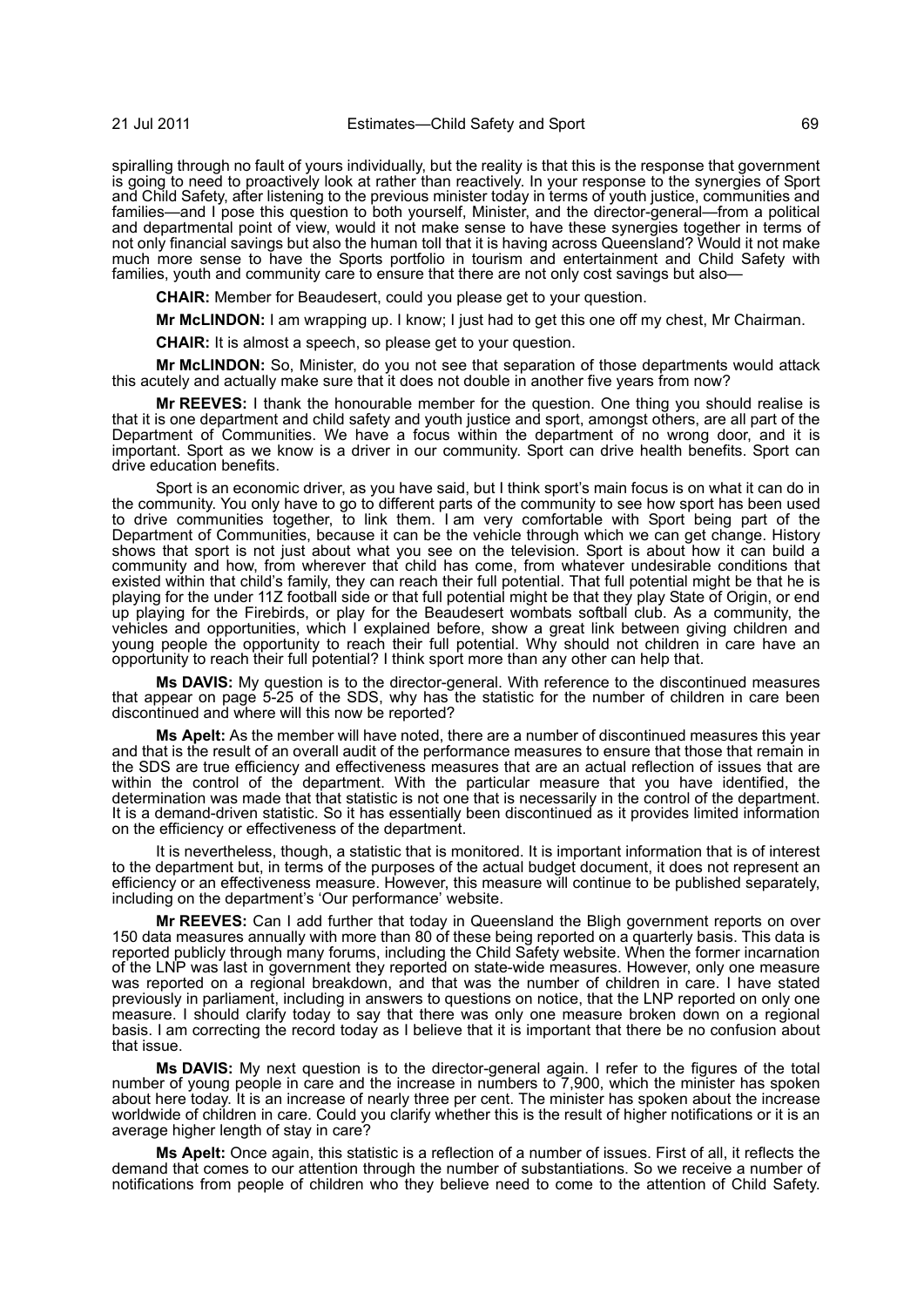spiralling through no fault of yours individually, but the reality is that this is the response that government is going to need to proactively look at rather than reactively. In your response to the synergies of Sport and Child Safety, after listening to the previous minister today in terms of youth justice, communities and families—and I pose this question to both yourself, Minister, and the director-general—from a political and departmental point of view, would it not make sense to have these synergies together in terms of not only financial savings but also the human toll that it is having across Queensland? Would it not make much more sense to have the Sports portfolio in tourism and entertainment and Child Safety with families, youth and community care to ensure that there are not only cost savings but also—

**CHAIR:** Member for Beaudesert, could you please get to your question.

**Mr McLINDON:** I am wrapping up. I know; I just had to get this one off my chest, Mr Chairman.

**CHAIR:** It is almost a speech, so please get to your question.

**Mr McLINDON:** So, Minister, do you not see that separation of those departments would attack this acutely and actually make sure that it does not double in another five years from now?

**Mr REEVES:** I thank the honourable member for the question. One thing you should realise is that it is one department and child safety and youth justice and sport, amongst others, are all part of the Department of Communities. We have a focus within the department of no wrong door, and it is important. Sport as we know is a driver in our community. Sport can drive health benefits. Sport can drive education benefits.

Sport is an economic driver, as you have said, but I think sport's main focus is on what it can do in the community. You only have to go to different parts of the community to see how sport has been used to drive communities together, to link them. I am very comfortable with Sport being part of the Department of Communities, because it can be the vehicle through which we can get change. History shows that sport is not just about what you see on the television. Sport is about how it can build a community and how, from wherever that child has come, from whatever undesirable conditions that existed within that child's family, they can reach their full potential. That full potential might be that he is playing for the under 11Z football side or that full potential might be that they play State of Origin, or end up playing for the Firebirds, or play for the Beaudesert wombats softball club. As a community, the vehicles and opportunities, which I explained before, show a great link between giving children and young people the opportunity to reach their full potential. Why should not children in care have an opportunity to reach their full potential? I think sport more than any other can help that.

**Ms DAVIS:** My question is to the director-general. With reference to the discontinued measures that appear on page 5-25 of the SDS, why has the statistic for the number of children in care been discontinued and where will this now be reported?

**Ms Apelt:** As the member will have noted, there are a number of discontinued measures this year and that is the result of an overall audit of the performance measures to ensure that those that remain in the SDS are true efficiency and effectiveness measures that are an actual reflection of issues that are within the control of the department. With the particular measure that you have identified, the determination was made that that statistic is not one that is necessarily in the control of the department. It is a demand-driven statistic. So it has essentially been discontinued as it provides limited information on the efficiency or effectiveness of the department.

It is nevertheless, though, a statistic that is monitored. It is important information that is of interest to the department but, in terms of the purposes of the actual budget document, it does not represent an efficiency or an effectiveness measure. However, this measure will continue to be published separately, including on the department's 'Our performance' website.

**Mr REEVES:** Can I add further that today in Queensland the Bligh government reports on over 150 data measures annually with more than 80 of these being reported on a quarterly basis. This data is reported publicly through many forums, including the Child Safety website. When the former incarnation of the LNP was last in government they reported on state-wide measures. However, only one measure was reported on a regional breakdown, and that was the number of children in care. I have stated previously in parliament, including in answers to questions on notice, that the LNP reported on only one measure. I should clarify today to say that there was only one measure broken down on a regional basis. I am correcting the record today as I believe that it is important that there be no confusion about that issue.

**Ms DAVIS:** My next question is to the director-general again. I refer to the figures of the total number of young people in care and the increase in numbers to 7,900, which the minister has spoken about here today. It is an increase of nearly three per cent. The minister has spoken about the increase worldwide of children in care. Could you clarify whether this is the result of higher notifications or it is an average higher length of stay in care?

**Ms Apelt:** Once again, this statistic is a reflection of a number of issues. First of all, it reflects the demand that comes to our attention through the number of substantiations. So we receive a number of notifications from people of children who they believe need to come to the attention of Child Safety.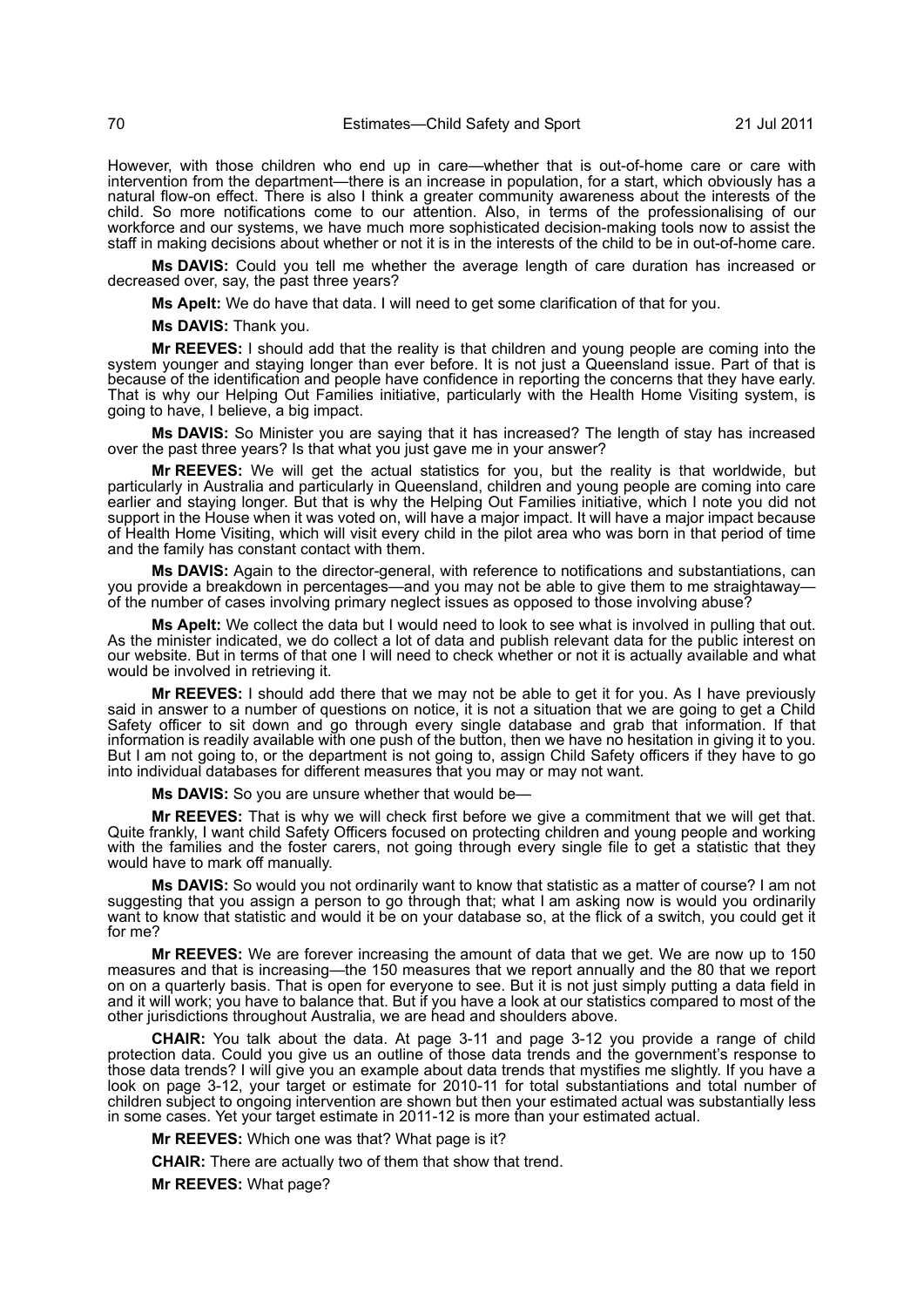However, with those children who end up in care—whether that is out-of-home care or care with intervention from the department—there is an increase in population, for a start, which obviously has a natural flow-on effect. There is also I think a greater community awareness about the interests of the child. So more notifications come to our attention. Also, in terms of the professionalising of our workforce and our systems, we have much more sophisticated decision-making tools now to assist the staff in making decisions about whether or not it is in the interests of the child to be in out-of-home care.

**Ms DAVIS:** Could you tell me whether the average length of care duration has increased or decreased over, say, the past three years?

**Ms Apelt:** We do have that data. I will need to get some clarification of that for you.

**Ms DAVIS:** Thank you.

**Mr REEVES:** I should add that the reality is that children and young people are coming into the system younger and staying longer than ever before. It is not just a Queensland issue. Part of that is because of the identification and people have confidence in reporting the concerns that they have early. That is why our Helping Out Families initiative, particularly with the Health Home Visiting system, is going to have, I believe, a big impact.

**Ms DAVIS:** So Minister you are saying that it has increased? The length of stay has increased over the past three years? Is that what you just gave me in your answer?

**Mr REEVES:** We will get the actual statistics for you, but the reality is that worldwide, but particularly in Australia and particularly in Queensland, children and young people are coming into care earlier and staying longer. But that is why the Helping Out Families initiative, which I note you did not support in the House when it was voted on, will have a major impact. It will have a major impact because of Health Home Visiting, which will visit every child in the pilot area who was born in that period of time and the family has constant contact with them.

**Ms DAVIS:** Again to the director-general, with reference to notifications and substantiations, can you provide a breakdown in percentages—and you may not be able to give them to me straightaway—of the number of cases involving primary neglect issues as opposed to those involving abuse?

**Ms Apelt:** We collect the data but I would need to look to see what is involved in pulling that out. As the minister indicated, we do collect a lot of data and publish relevant data for the public interest on our website. But in terms of that one I will need to check whether or not it is actually available and what would be involved in retrieving it.

**Mr REEVES:** I should add there that we may not be able to get it for you. As I have previously said in answer to a number of questions on notice, it is not a situation that we are going to get a Child Safety officer to sit down and go through every single database and grab that information. If that information is readily available with one push of the button, then we have no hesitation in giving it to you. But I am not going to, or the department is not going to, assign Child Safety officers if they have to go into individual databases for different measures that you may or may not want.

**Ms DAVIS:** So you are unsure whether that would be—

**Mr REEVES:** That is why we will check first before we give a commitment that we will get that. Quite frankly, I want child Safety Officers focused on protecting children and young people and working with the families and the foster carers, not going through every single file to get a statistic that they would have to mark off manually.

**Ms DAVIS:** So would you not ordinarily want to know that statistic as a matter of course? I am not suggesting that you assign a person to go through that; what I am asking now is would you ordinarily want to know that statistic and would it be on your database so, at the flick of a switch, you could get it for me?

**Mr REEVES:** We are forever increasing the amount of data that we get. We are now up to 150 measures and that is increasing—the 150 measures that we report annually and the 80 that we report on on a quarterly basis. That is open for everyone to see. But it is not just simply putting a data field in and it will work; you have to balance that. But if you have a look at our statistics compared to most of the other jurisdictions throughout Australia, we are head and shoulders above.

**CHAIR:** You talk about the data. At page 3-11 and page 3-12 you provide a range of child protection data. Could you give us an outline of those data trends and the government's response to those data trends? I will give you an example about data trends that mystifies me slightly. If you have a look on page 3-12, your target or estimate for 2010-11 for total substantiations and total number of children subject to ongoing intervention are shown but then your estimated actual was substantially less in some cases. Yet your target estimate in 2011-12 is more than your estimated actual.

**Mr REEVES:** Which one was that? What page is it?

**CHAIR:** There are actually two of them that show that trend.

**Mr REEVES:** What page?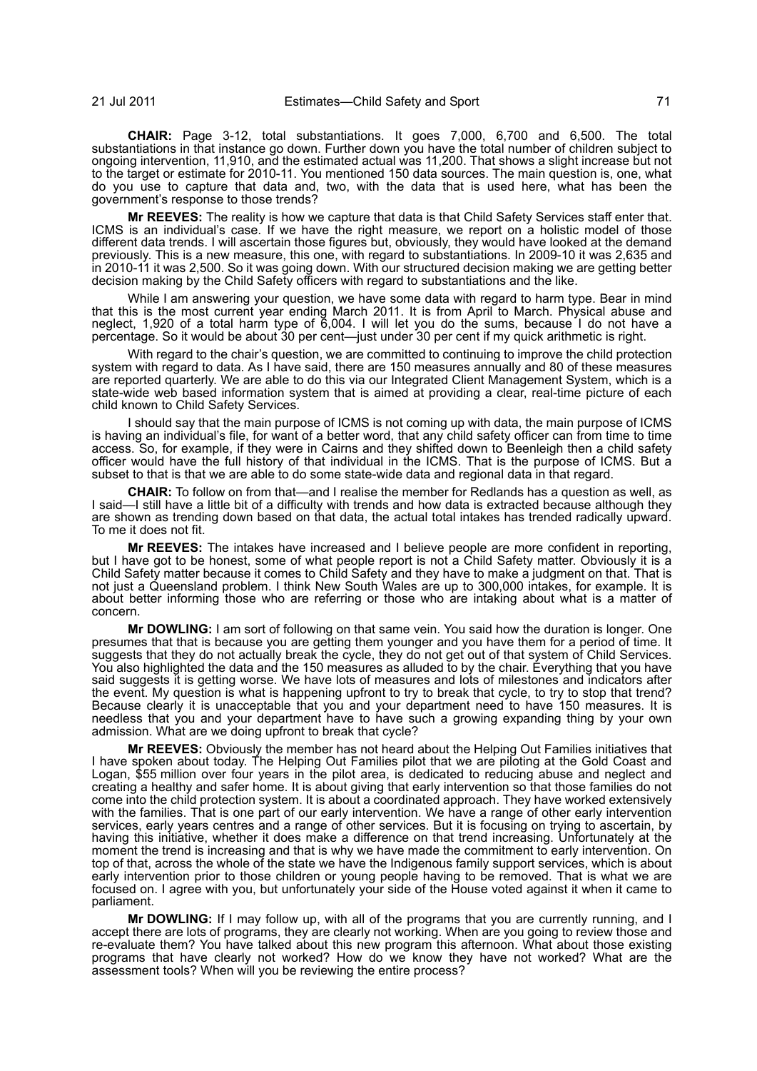**CHAIR:** Page 3-12, total substantiations. It goes 7,000, 6,700 and 6,500. The total substantiations in that instance go down. Further down you have the total number of children subject to ongoing intervention, 11,910, and the estimated actual was 11,200. That shows a slight increase but not to the target or estimate for 2010-11. You mentioned 150 data sources. The main question is, one, what do you use to capture that data and, two, with the data that is used here, what has been the government's response to those trends?

**Mr REEVES:** The reality is how we capture that data is that Child Safety Services staff enter that. ICMS is an individual's case. If we have the right measure, we report on a holistic model of those different data trends. I will ascertain those figures but, obviously, they would have looked at the demand previously. This is a new measure, this one, with regard to substantiations. In 2009-10 it was 2,635 and in 2010-11 it was 2,500. So it was going down. With our structured decision making we are getting better decision making by the Child Safety officers with regard to substantiations and the like.

While I am answering your question, we have some data with regard to harm type. Bear in mind that this is the most current year ending March 2011. It is from April to March. Physical abuse and neglect, 1,920 of a total harm type of 6,004. I will let you do the sums, because I do not have a percentage. So it would be about 30 per cent—just under 30 per cent if my quick arithmetic is right.

With regard to the chair's question, we are committed to continuing to improve the child protection system with regard to data. As I have said, there are 150 measures annually and 80 of these measures are reported quarterly. We are able to do this via our Integrated Client Management System, which is a state-wide web based information system that is aimed at providing a clear, real-time picture of each child known to Child Safety Services.

I should say that the main purpose of ICMS is not coming up with data, the main purpose of ICMS is having an individual's file, for want of a better word, that any child safety officer can from time to time access. So, for example, if they were in Cairns and they shifted down to Beenleigh then a child safety officer would have the full history of that individual in the ICMS. That is the purpose of ICMS. But a subset to that is that we are able to do some state-wide data and regional data in that regard.

**CHAIR:** To follow on from that—and I realise the member for Redlands has a question as well, as I said—I still have a little bit of a difficulty with trends and how data is extracted because although they are shown as trending down based on that data, the actual total intakes has trended radically upward. To me it does not fit.

**Mr REEVES:** The intakes have increased and I believe people are more confident in reporting, but I have got to be honest, some of what people report is not a Child Safety matter. Obviously it is a Child Safety matter because it comes to Child Safety and they have to make a judgment on that. That is not just a Queensland problem. I think New South Wales are up to 300,000 intakes, for example. It is about better informing those who are referring or those who are intaking about what is a matter of concern.

**Mr DOWLING:** I am sort of following on that same vein. You said how the duration is longer. One presumes that that is because you are getting them younger and you have them for a period of time. It suggests that they do not actually break the cycle, they do not get out of that system of Child Services. You also highlighted the data and the 150 measures as alluded to by the chair. Everything that you have said suggests it is getting worse. We have lots of measures and lots of milestones and indicators after the event. My question is what is happening upfront to try to break that cycle, to try to stop that trend? Because clearly it is unacceptable that you and your department need to have 150 measures. It is needless that you and your department have to have such a growing expanding thing by your own admission. What are we doing upfront to break that cycle?

**Mr REEVES:** Obviously the member has not heard about the Helping Out Families initiatives that I have spoken about today. The Helping Out Families pilot that we are piloting at the Gold Coast and Logan, $55 million over four years in the pilot area, is dedicated to reducing abuse and neglect and creating a healthy and safer home. It is about giving that early intervention so that those families do not come into the child protection system. It is about a coordinated approach. They have worked extensively with the families. That is one part of our early intervention. We have a range of other early intervention services, early years centres and a range of other services. But it is focusing on trying to ascertain, by having this initiative, whether it does make a difference on that trend increasing. Unfortunately at the moment the trend is increasing and that is why we have made the commitment to early intervention. On top of that, across the whole of the state we have the Indigenous family support services, which is about early intervention prior to those children or young people having to be removed. That is what we are focused on. I agree with you, but unfortunately your side of the House voted against it when it came to parliament.

**Mr DOWLING:** If I may follow up, with all of the programs that you are currently running, and I accept there are lots of programs, they are clearly not working. When are you going to review those and re-evaluate them? You have talked about this new program this afternoon. What about those existing programs that have clearly not worked? How do we know they have not worked? What are the assessment tools? When will you be reviewing the entire process?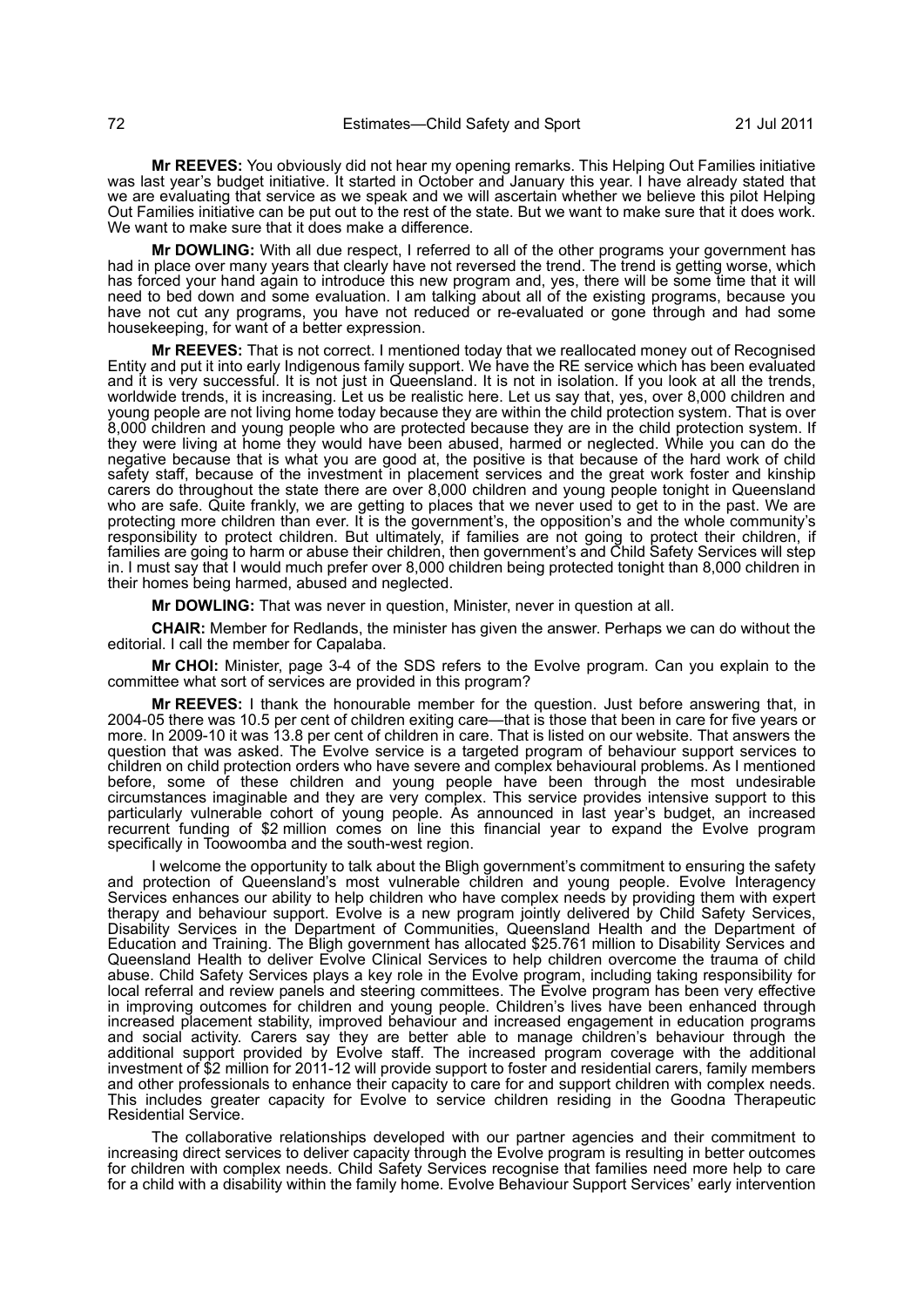**Mr REEVES:** You obviously did not hear my opening remarks. This Helping Out Families initiative was last year's budget initiative. It started in October and January this year. I have already stated that we are evaluating that service as we speak and we will ascertain whether we believe this pilot Helping Out Families initiative can be put out to the rest of the state. But we want to make sure that it does work. We want to make sure that it does make a difference.

**Mr DOWLING:** With all due respect, I referred to all of the other programs your government has had in place over many years that clearly have not reversed the trend. The trend is getting worse, which has forced your hand again to introduce this new program and, yes, there will be some time that it will need to bed down and some evaluation. I am talking about all of the existing programs, because you have not cut any programs, you have not reduced or re-evaluated or gone through and had some housekeeping, for want of a better expression.

**Mr REEVES:** That is not correct. I mentioned today that we reallocated money out of Recognised Entity and put it into early Indigenous family support. We have the RE service which has been evaluated and it is very successful. It is not just in Queensland. It is not in isolation. If you look at all the trends, worldwide trends, it is increasing. Let us be realistic here. Let us say that, yes, over 8,000 children and young people are not living home today because they are within the child protection system. That is over 8,000 children and young people who are protected because they are in the child protection system. If they were living at home they would have been abused, harmed or neglected. While you can do the negative because that is what you are good at, the positive is that because of the hard work of child safety staff, because of the investment in placement services and the great work foster and kinship carers do throughout the state there are over 8,000 children and young people tonight in Queensland who are safe. Quite frankly, we are getting to places that we never used to get to in the past. We are protecting more children than ever. It is the government's, the opposition's and the whole community's responsibility to protect children. But ultimately, if families are not going to protect their children, if families are going to harm or abuse their children, then government's and Child Safety Services will step in. I must say that I would much prefer over 8,000 children being protected tonight than 8,000 children in their homes being harmed, abused and neglected.

**Mr DOWLING:** That was never in question, Minister, never in question at all.

**CHAIR:** Member for Redlands, the minister has given the answer. Perhaps we can do without the editorial. I call the member for Capalaba.

**Mr CHOI:** Minister, page 3-4 of the SDS refers to the Evolve program. Can you explain to the committee what sort of services are provided in this program?

**Mr REEVES:** I thank the honourable member for the question. Just before answering that, in 2004-05 there was 10.5 per cent of children exiting care—that is those that been in care for five years or more. In 2009-10 it was 13.8 per cent of children in care. That is listed on our website. That answers the question that was asked. The Evolve service is a targeted program of behaviour support services to children on child protection orders who have severe and complex behavioural problems. As I mentioned before, some of these children and young people have been through the most undesirable circumstances imaginable and they are very complex. This service provides intensive support to this particularly vulnerable cohort of young people. As announced in last year's budget, an increased recurrent funding of $2 million comes on line this financial year to expand the Evolve program specifically in Toowoomba and the south-west region.

I welcome the opportunity to talk about the Bligh government's commitment to ensuring the safety and protection of Queensland's most vulnerable children and young people. Evolve Interagency Services enhances our ability to help children who have complex needs by providing them with expert therapy and behaviour support. Evolve is a new program jointly delivered by Child Safety Services, Disability Services in the Department of Communities, Queensland Health and the Department of Education and Training. The Bligh government has allocated $25.761 million to Disability Services and Queensland Health to deliver Evolve Clinical Services to help children overcome the trauma of child abuse. Child Safety Services plays a key role in the Evolve program, including taking responsibility for local referral and review panels and steering committees. The Evolve program has been very effective in improving outcomes for children and young people. Children's lives have been enhanced through increased placement stability, improved behaviour and increased engagement in education programs and social activity. Carers say they are better able to manage children's behaviour through the additional support provided by Evolve staff. The increased program coverage with the additional investment of $2 million for 2011-12 will provide support to foster and residential carers, family members and other professionals to enhance their capacity to care for and support children with complex needs. This includes greater capacity for Evolve to service children residing in the Goodna Therapeutic Residential Service.

The collaborative relationships developed with our partner agencies and their commitment to increasing direct services to deliver capacity through the Evolve program is resulting in better outcomes for children with complex needs. Child Safety Services recognise that families need more help to care for a child with a disability within the family home. Evolve Behaviour Support Services' early intervention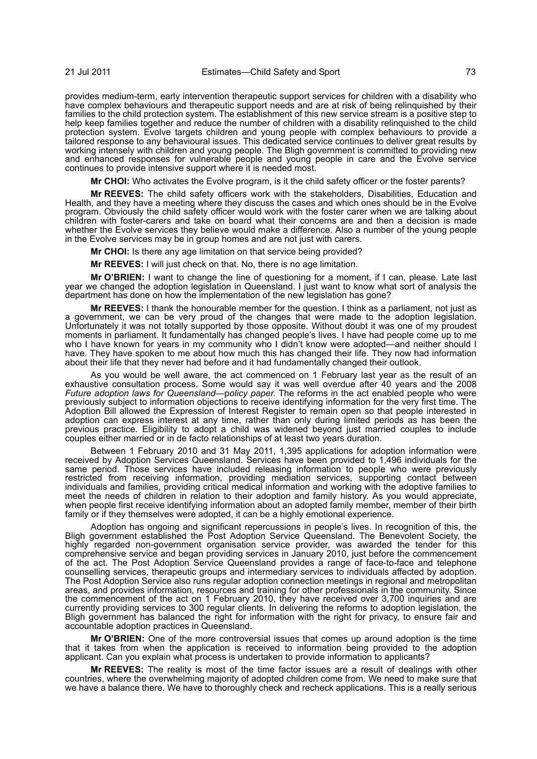provides medium-term, early intervention therapeutic support services for children with a disability who have complex behaviours and therapeutic support needs and are at risk of being relinquished by their families to the child protection system. The establishment of this new service stream is a positive step to help keep families together and reduce the number of children with a disability relinquished to the child protection system. Evolve targets children and young people with complex behaviours to provide a tailored response to any behavioural issues. This dedicated service continues to deliver great results by working intensely with children and young people. The Bligh government is committed to providing new and enhanced responses for vulnerable people and young people in care and the Evolve service continues to provide intensive support where it is needed most.

**Mr CHOI:** Who activates the Evolve program, is it the child safety officer or the foster parents?

**Mr REEVES:** The child safety officers work with the stakeholders, Disabilities, Education and Health, and they have a meeting where they discuss the cases and which ones should be in the Evolve program. Obviously the child safety officer would work with the foster carer when we are talking about children with foster-carers and take on board what their concerns are and then a decision is made whether the Evolve services they believe would make a difference. Also a number of the young people in the Evolve services may be in group homes and are not just with carers.

**Mr CHOI:** Is there any age limitation on that service being provided?

**Mr REEVES:** I will just check on that. No, there is no age limitation.

**Mr O'BRIEN:** I want to change the line of questioning for a moment, if I can, please. Late last year we changed the adoption legislation in Queensland. I just want to know what sort of analysis the department has done on how the implementation of the new legislation has gone?

**Mr REEVES:** I thank the honourable member for the question. I think as a parliament, not just as a government, we can be very proud of the changes that were made to the adoption legislation. Unfortunately it was not totally supported by those opposite. Without doubt it was one of my proudest moments in parliament. It fundamentally has changed people's lives. I have had people come up to me who I have known for years in my community who I didn't know were adopted—and neither should I have. They have spoken to me about how much this has changed their life. They now had information about their life that they never had before and it had fundamentally changed their outlook.

As you would be well aware, the act commenced on 1 February last year as the result of an exhaustive consultation process. Some would say it was well overdue after 40 years and the 2008 *Future adoption laws for Queensland—policy paper*. The reforms in the act enabled people who were previously subject to information objections to receive identifying information for the very first time. The Adoption Bill allowed the Expression of Interest Register to remain open so that people interested in adoption can express interest at any time, rather than only during limited periods as has been the previous practice. Eligibility to adopt a child was widened beyond just married couples to include couples either married or in de facto relationships of at least two years duration.

Between 1 February 2010 and 31 May 2011, 1,395 applications for adoption information were received by Adoption Services Queensland. Services have been provided to 1,496 individuals for the same period. Those services have included releasing information to people who were previously restricted from receiving information, providing mediation services, supporting contact between individuals and families, providing critical medical information and working with the adoptive families to meet the needs of children in relation to their adoption and family history. As you would appreciate, when people first receive identifying information about an adopted family member, member of their birth family or if they themselves were adopted, it can be a highly emotional experience.

Adoption has ongoing and significant repercussions in people's lives. In recognition of this, the Bligh government established the Post Adoption Service Queensland. The Benevolent Society, the highly regarded non-government organisation service provider, was awarded the tender for this comprehensive service and began providing services in January 2010, just before the commencement of the act. The Post Adoption Service Queensland provides a range of face-to-face and telephone counselling services, therapeutic groups and intermediary services to individuals affected by adoption. The Post Adoption Service also runs regular adoption connection meetings in regional and metropolitan areas, and provides information, resources and training for other professionals in the community. Since the commencement of the act on 1 February 2010, they have received over 3,700 inquiries and are currently providing services to 300 regular clients. In delivering the reforms to adoption legislation, the Bligh government has balanced the right for information with the right for privacy, to ensure fair and accountable adoption practices in Queensland.

**Mr O'BRIEN:** One of the more controversial issues that comes up around adoption is the time that it takes from when the application is received to information being provided to the adoption applicant. Can you explain what process is undertaken to provide information to applicants?

**Mr REEVES:** The reality is most of the time factor issues are a result of dealings with other countries, where the overwhelming majority of adopted children come from. We need to make sure that we have a balance there. We have to thoroughly check and recheck applications. This is a really serious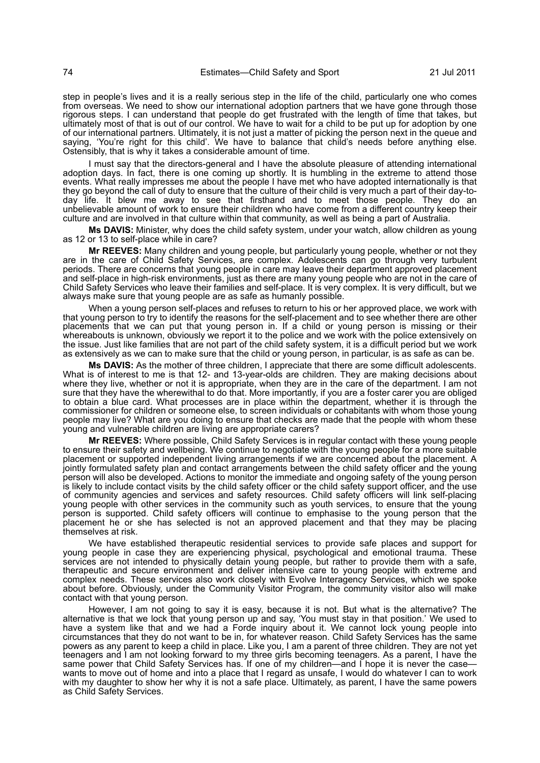step in people's lives and it is a really serious step in the life of the child, particularly one who comes from overseas. We need to show our international adoption partners that we have gone through those rigorous steps. I can understand that people do get frustrated with the length of time that takes, but ultimately most of that is out of our control. We have to wait for a child to be put up for adoption by one of our international partners. Ultimately, it is not just a matter of picking the person next in the queue and saying, 'You're right for this child'. We have to balance that child's needs before anything else. Ostensibly, that is why it takes a considerable amount of time.

I must say that the directors-general and I have the absolute pleasure of attending international adoption days. In fact, there is one coming up shortly. It is humbling in the extreme to attend those events. What really impresses me about the people I have met who have adopted internationally is that they go beyond the call of duty to ensure that the culture of their child is very much a part of their day-to-day life. It blew me away to see that firsthand and to meet those people. They do an unbelievable amount of work to ensure their children who have come from a different country keep their culture and are involved in that culture within that community, as well as being a part of Australia.

**Ms DAVIS:** Minister, why does the child safety system, under your watch, allow children as young as 12 or 13 to self-place while in care?

**Mr REEVES:** Many children and young people, but particularly young people, whether or not they are in the care of Child Safety Services, are complex. Adolescents can go through very turbulent periods. There are concerns that young people in care may leave their department approved placement and self-place in high-risk environments, just as there are many young people who are not in the care of Child Safety Services who leave their families and self-place. It is very complex. It is very difficult, but we always make sure that young people are as safe as humanly possible.

When a young person self-places and refuses to return to his or her approved place, we work with that young person to try to identify the reasons for the self-placement and to see whether there are other placements that we can put that young person in. If a child or young person is missing or their whereabouts is unknown, obviously we report it to the police and we work with the police extensively on the issue. Just like families that are not part of the child safety system, it is a difficult period but we work as extensively as we can to make sure that the child or young person, in particular, is as safe as can be.

**Ms DAVIS:** As the mother of three children, I appreciate that there are some difficult adolescents. What is of interest to me is that 12- and 13-year-olds are children. They are making decisions about where they live, whether or not it is appropriate, when they are in the care of the department. I am not sure that they have the wherewithal to do that. More importantly, if you are a foster carer you are obliged to obtain a blue card. What processes are in place within the department, whether it is through the commissioner for children or someone else, to screen individuals or cohabitants with whom those young people may live? What are you doing to ensure that checks are made that the people with whom these young and vulnerable children are living are appropriate carers?

**Mr REEVES:** Where possible, Child Safety Services is in regular contact with these young people to ensure their safety and wellbeing. We continue to negotiate with the young people for a more suitable placement or supported independent living arrangements if we are concerned about the placement. A jointly formulated safety plan and contact arrangements between the child safety officer and the young person will also be developed. Actions to monitor the immediate and ongoing safety of the young person is likely to include contact visits by the child safety officer or the child safety support officer, and the use of community agencies and services and safety resources. Child safety officers will link self-placing young people with other services in the community such as youth services, to ensure that the young person is supported. Child safety officers will continue to emphasise to the young person that the placement he or she has selected is not an approved placement and that they may be placing themselves at risk.

We have established therapeutic residential services to provide safe places and support for young people in case they are experiencing physical, psychological and emotional trauma. These services are not intended to physically detain young people, but rather to provide them with a safe, therapeutic and secure environment and deliver intensive care to young people with extreme and complex needs. These services also work closely with Evolve Interagency Services, which we spoke about before. Obviously, under the Community Visitor Program, the community visitor also will make contact with that young person.

However, I am not going to say it is easy, because it is not. But what is the alternative? The alternative is that we lock that young person up and say, 'You must stay in that position.' We used to have a system like that and we had a Forde inquiry about it. We cannot lock young people into circumstances that they do not want to be in, for whatever reason. Child Safety Services has the same powers as any parent to keep a child in place. Like you, I am a parent of three children. They are not yet teenagers and I am not looking forward to my three girls becoming teenagers. As a parent, I have the same power that Child Safety Services has. If one of my children—and I hope it is never the case—wants to move out of home and into a place that I regard as unsafe, I would do whatever I can to work with my daughter to show her why it is not a safe place. Ultimately, as parent, I have the same powers as Child Safety Services.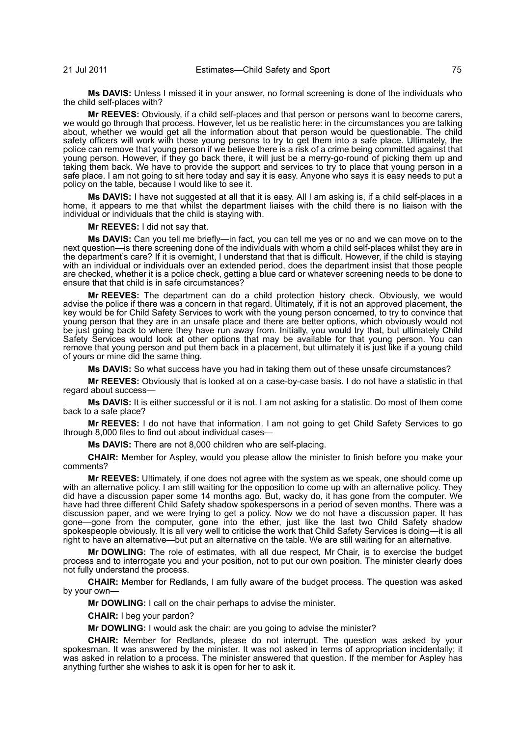**Ms DAVIS:** Unless I missed it in your answer, no formal screening is done of the individuals who the child self-places with?

**Mr REEVES:** Obviously, if a child self-places and that person or persons want to become carers, we would go through that process. However, let us be realistic here: in the circumstances you are talking about, whether we would get all the information about that person would be questionable. The child safety officers will work with those young persons to try to get them into a safe place. Ultimately, the police can remove that young person if we believe there is a risk of a crime being committed against that young person. However, if they go back there, it will just be a merry-go-round of picking them up and taking them back. We have to provide the support and services to try to place that young person in a safe place. I am not going to sit here today and say it is easy. Anyone who says it is easy needs to put a policy on the table, because I would like to see it.

**Ms DAVIS:** I have not suggested at all that it is easy. All I am asking is, if a child self-places in a home, it appears to me that whilst the department liaises with the child there is no liaison with the individual or individuals that the child is staying with.

**Mr REEVES:** I did not say that.

**Ms DAVIS:** Can you tell me briefly—in fact, you can tell me yes or no and we can move on to the next question—is there screening done of the individuals with whom a child self-places whilst they are in the department's care? If it is overnight, I understand that that is difficult. However, if the child is staying with an individual or individuals over an extended period, does the department insist that those people are checked, whether it is a police check, getting a blue card or whatever screening needs to be done to ensure that that child is in safe circumstances?

**Mr REEVES:** The department can do a child protection history check. Obviously, we would advise the police if there was a concern in that regard. Ultimately, if it is not an approved placement, the key would be for Child Safety Services to work with the young person concerned, to try to convince that young person that they are in an unsafe place and there are better options, which obviously would not be just going back to where they have run away from. Initially, you would try that, but ultimately Child Safety Services would look at other options that may be available for that young person. You can remove that young person and put them back in a placement, but ultimately it is just like if a young child of yours or mine did the same thing.

**Ms DAVIS:** So what success have you had in taking them out of these unsafe circumstances?

**Mr REEVES:** Obviously that is looked at on a case-by-case basis. I do not have a statistic in that regard about success—

**Ms DAVIS:** It is either successful or it is not. I am not asking for a statistic. Do most of them come back to a safe place?

**Mr REEVES:** I do not have that information. I am not going to get Child Safety Services to go through 8,000 files to find out about individual cases—

**Ms DAVIS:** There are not 8,000 children who are self-placing.

**CHAIR:** Member for Aspley, would you please allow the minister to finish before you make your comments?

**Mr REEVES:** Ultimately, if one does not agree with the system as we speak, one should come up with an alternative policy. I am still waiting for the opposition to come up with an alternative policy. They did have a discussion paper some 14 months ago. But, wacky do, it has gone from the computer. We have had three different Child Safety shadow spokespersons in a period of seven months. There was a discussion paper, and we were trying to get a policy. Now we do not have a discussion paper. It has gone—gone from the computer, gone into the ether, just like the last two Child Safety shadow spokespeople obviously. It is all very well to criticise the work that Child Safety Services is doing—it is all right to have an alternative—but put an alternative on the table. We are still waiting for an alternative.

**Mr DOWLING:** The role of estimates, with all due respect, Mr Chair, is to exercise the budget process and to interrogate you and your position, not to put our own position. The minister clearly does not fully understand the process.

**CHAIR:** Member for Redlands, I am fully aware of the budget process. The question was asked by your own—

**Mr DOWLING:** I call on the chair perhaps to advise the minister.

**CHAIR:** I beg your pardon?

**Mr DOWLING:** I would ask the chair: are you going to advise the minister?

**CHAIR:** Member for Redlands, please do not interrupt. The question was asked by your spokesman. It was answered by the minister. It was not asked in terms of appropriation incidentally; it was asked in relation to a process. The minister answered that question. If the member for Aspley has anything further she wishes to ask it is open for her to ask it.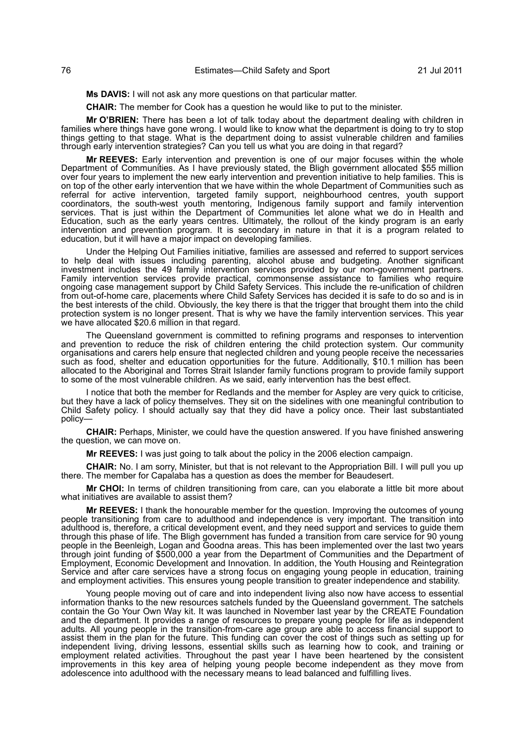**Ms DAVIS:** I will not ask any more questions on that particular matter.

**CHAIR:** The member for Cook has a question he would like to put to the minister.

**Mr O'BRIEN:** There has been a lot of talk today about the department dealing with children in families where things have gone wrong. I would like to know what the department is doing to try to stop things getting to that stage. What is the department doing to assist vulnerable children and families through early intervention strategies? Can you tell us what you are doing in that regard?

**Mr REEVES:** Early intervention and prevention is one of our major focuses within the whole Department of Communities. As I have previously stated, the Bligh government allocated $55 million over four years to implement the new early intervention and prevention initiative to help families. This is on top of the other early intervention that we have within the whole Department of Communities such as referral for active intervention, targeted family support, neighbourhood centres, youth support coordinators, the south-west youth mentoring, Indigenous family support and family intervention services. That is just within the Department of Communities let alone what we do in Health and Education, such as the early years centres. Ultimately, the rollout of the kindy program is an early intervention and prevention program. It is secondary in nature in that it is a program related to education, but it will have a major impact on developing families.

Under the Helping Out Families initiative, families are assessed and referred to support services to help deal with issues including parenting, alcohol abuse and budgeting. Another significant investment includes the 49 family intervention services provided by our non-government partners. Family intervention services provide practical, commonsense assistance to families who require ongoing case management support by Child Safety Services. This include the re-unification of children from out-of-home care, placements where Child Safety Services has decided it is safe to do so and is in the best interests of the child. Obviously, the key there is that the trigger that brought them into the child protection system is no longer present. That is why we have the family intervention services. This year we have allocated $20.6 million in that regard.

The Queensland government is committed to refining programs and responses to intervention and prevention to reduce the risk of children entering the child protection system. Our community organisations and carers help ensure that neglected children and young people receive the necessaries such as food, shelter and education opportunities for the future. Additionally, $10.1 million has been allocated to the Aboriginal and Torres Strait Islander family functions program to provide family support to some of the most vulnerable children. As we said, early intervention has the best effect.

I notice that both the member for Redlands and the member for Aspley are very quick to criticise, but they have a lack of policy themselves. They sit on the sidelines with one meaningful contribution to Child Safety policy. I should actually say that they did have a policy once. Their last substantiated policy—

**CHAIR:** Perhaps, Minister, we could have the question answered. If you have finished answering the question, we can move on.

**Mr REEVES:** I was just going to talk about the policy in the 2006 election campaign.

**CHAIR:** No. I am sorry, Minister, but that is not relevant to the Appropriation Bill. I will pull you up there. The member for Capalaba has a question as does the member for Beaudesert.

**Mr CHOI:** In terms of children transitioning from care, can you elaborate a little bit more about what initiatives are available to assist them?

**Mr REEVES:** I thank the honourable member for the question. Improving the outcomes of young people transitioning from care to adulthood and independence is very important. The transition into adulthood is, therefore, a critical development event, and they need support and services to guide them through this phase of life. The Bligh government has funded a transition from care service for 90 young people in the Beenleigh, Logan and Goodna areas. This has been implemented over the last two years through joint funding of $500,000 a year from the Department of Communities and the Department of Employment, Economic Development and Innovation. In addition, the Youth Housing and Reintegration Service and after care services have a strong focus on engaging young people in education, training and employment activities. This ensures young people transition to greater independence and stability.

Young people moving out of care and into independent living also now have access to essential information thanks to the new resources satchels funded by the Queensland government. The satchels contain the Go Your Own Way kit. It was launched in November last year by the CREATE Foundation and the department. It provides a range of resources to prepare young people for life as independent adults. All young people in the transition-from-care age group are able to access financial support to assist them in the plan for the future. This funding can cover the cost of things such as setting up for independent living, driving lessons, essential skills such as learning how to cook, and training or employment related activities. Throughout the past year I have been heartened by the consistent improvements in this key area of helping young people become independent as they move from adolescence into adulthood with the necessary means to lead balanced and fulfilling lives.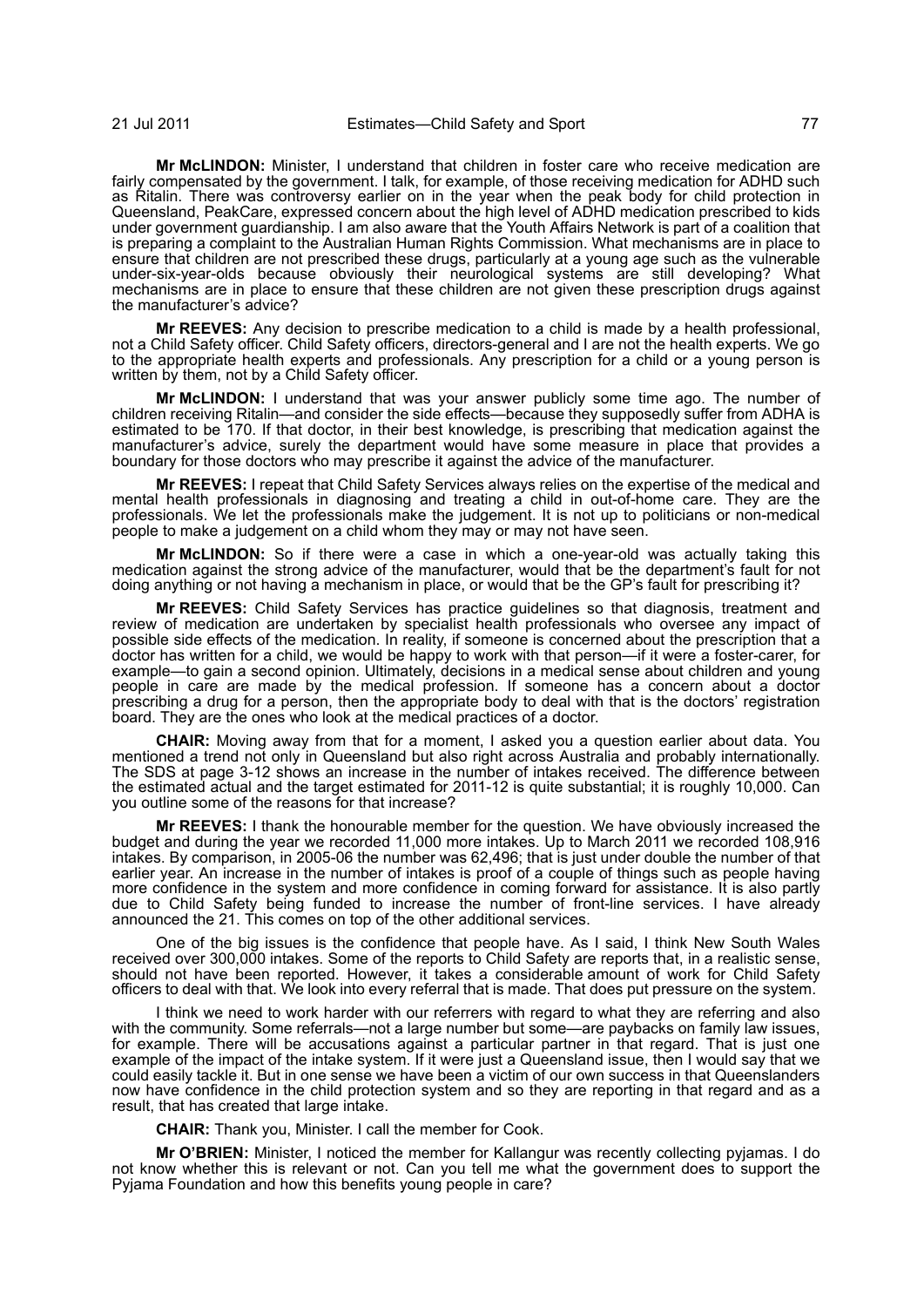**Mr McLINDON:** Minister, I understand that children in foster care who receive medication are fairly compensated by the government. I talk, for example, of those receiving medication for ADHD such as Ritalin. There was controversy earlier on in the year when the peak body for child protection in Queensland, PeakCare, expressed concern about the high level of ADHD medication prescribed to kids under government guardianship. I am also aware that the Youth Affairs Network is part of a coalition that is preparing a complaint to the Australian Human Rights Commission. What mechanisms are in place to ensure that children are not prescribed these drugs, particularly at a young age such as the vulnerable under-six-year-olds because obviously their neurological systems are still developing? What mechanisms are in place to ensure that these children are not given these prescription drugs against the manufacturer's advice?

**Mr REEVES:** Any decision to prescribe medication to a child is made by a health professional, not a Child Safety officer. Child Safety officers, directors-general and I are not the health experts. We go to the appropriate health experts and professionals. Any prescription for a child or a young person is written by them, not by a Child Safety officer.

**Mr McLINDON:** I understand that was your answer publicly some time ago. The number of children receiving Ritalin—and consider the side effects—because they supposedly suffer from ADHA is estimated to be 170. If that doctor, in their best knowledge, is prescribing that medication against the manufacturer's advice, surely the department would have some measure in place that provides a boundary for those doctors who may prescribe it against the advice of the manufacturer.

**Mr REEVES:** I repeat that Child Safety Services always relies on the expertise of the medical and mental health professionals in diagnosing and treating a child in out-of-home care. They are the professionals. We let the professionals make the judgement. It is not up to politicians or non-medical people to make a judgement on a child whom they may or may not have seen.

**Mr McLINDON:** So if there were a case in which a one-year-old was actually taking this medication against the strong advice of the manufacturer, would that be the department's fault for not doing anything or not having a mechanism in place, or would that be the GP's fault for prescribing it?

**Mr REEVES:** Child Safety Services has practice guidelines so that diagnosis, treatment and review of medication are undertaken by specialist health professionals who oversee any impact of possible side effects of the medication. In reality, if someone is concerned about the prescription that a doctor has written for a child, we would be happy to work with that person—if it were a foster-carer, for example—to gain a second opinion. Ultimately, decisions in a medical sense about children and young people in care are made by the medical profession. If someone has a concern about a doctor prescribing a drug for a person, then the appropriate body to deal with that is the doctors' registration board. They are the ones who look at the medical practices of a doctor.

**CHAIR:** Moving away from that for a moment, I asked you a question earlier about data. You mentioned a trend not only in Queensland but also right across Australia and probably internationally. The SDS at page 3-12 shows an increase in the number of intakes received. The difference between the estimated actual and the target estimated for 2011-12 is quite substantial; it is roughly 10,000. Can you outline some of the reasons for that increase?

**Mr REEVES:** I thank the honourable member for the question. We have obviously increased the budget and during the year we recorded 11,000 more intakes. Up to March 2011 we recorded 108,916 intakes. By comparison, in 2005-06 the number was 62,496; that is just under double the number of that earlier year. An increase in the number of intakes is proof of a couple of things such as people having more confidence in the system and more confidence in coming forward for assistance. It is also partly due to Child Safety being funded to increase the number of front-line services. I have already announced the 21. This comes on top of the other additional services.

One of the big issues is the confidence that people have. As I said, I think New South Wales received over 300,000 intakes. Some of the reports to Child Safety are reports that, in a realistic sense, should not have been reported. However, it takes a considerable amount of work for Child Safety officers to deal with that. We look into every referral that is made. That does put pressure on the system.

I think we need to work harder with our referrers with regard to what they are referring and also with the community. Some referrals—not a large number but some—are paybacks on family law issues, for example. There will be accusations against a particular partner in that regard. That is just one example of the impact of the intake system. If it were just a Queensland issue, then I would say that we could easily tackle it. But in one sense we have been a victim of our own success in that Queenslanders now have confidence in the child protection system and so they are reporting in that regard and as a result, that has created that large intake.

**CHAIR:** Thank you, Minister. I call the member for Cook.

**Mr O'BRIEN:** Minister, I noticed the member for Kallangur was recently collecting pyjamas. I do not know whether this is relevant or not. Can you tell me what the government does to support the Pyjama Foundation and how this benefits young people in care?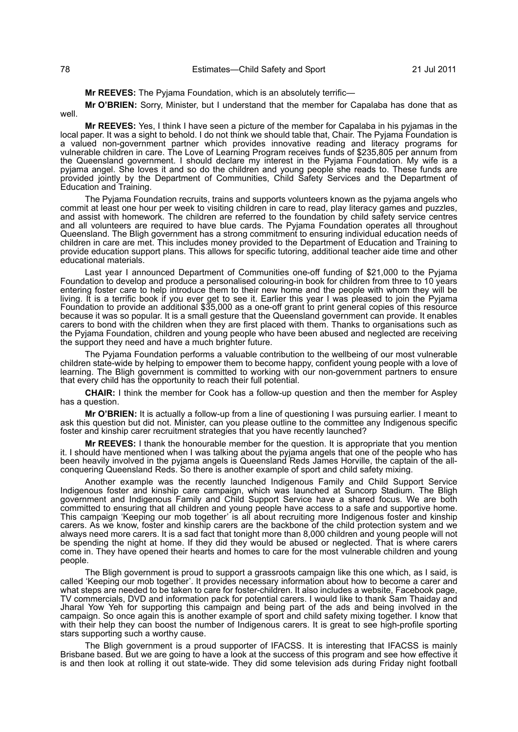**Mr REEVES:** The Pyjama Foundation, which is an absolutely terrific—

**Mr O'BRIEN:** Sorry, Minister, but I understand that the member for Capalaba has done that as well.

**Mr REEVES:** Yes, I think I have seen a picture of the member for Capalaba in his pyjamas in the local paper. It was a sight to behold. I do not think we should table that, Chair. The Pyjama Foundation is a valued non-government partner which provides innovative reading and literacy programs for vulnerable children in care. The Love of Learning Program receives funds of $235,805 per annum from the Queensland government. I should declare my interest in the Pyjama Foundation. My wife is a pyjama angel. She loves it and so do the children and young people she reads to. These funds are provided jointly by the Department of Communities, Child Safety Services and the Department of Education and Training.

The Pyjama Foundation recruits, trains and supports volunteers known as the pyjama angels who commit at least one hour per week to visiting children in care to read, play literacy games and puzzles, and assist with homework. The children are referred to the foundation by child safety service centres and all volunteers are required to have blue cards. The Pyjama Foundation operates all throughout Queensland. The Bligh government has a strong commitment to ensuring individual education needs of children in care are met. This includes money provided to the Department of Education and Training to provide education support plans. This allows for specific tutoring, additional teacher aide time and other educational materials.

Last year I announced Department of Communities one-off funding of $21,000 to the Pyjama Foundation to develop and produce a personalised colouring-in book for children from three to 10 years entering foster care to help introduce them to their new home and the people with whom they will be living. It is a terrific book if you ever get to see it. Earlier this year I was pleased to join the Pyjama Foundation to provide an additional $35,000 as a one-off grant to print general copies of this resource because it was so popular. It is a small gesture that the Queensland government can provide. It enables carers to bond with the children when they are first placed with them. Thanks to organisations such as the Pyjama Foundation, children and young people who have been abused and neglected are receiving the support they need and have a much brighter future.

The Pyjama Foundation performs a valuable contribution to the wellbeing of our most vulnerable children state-wide by helping to empower them to become happy, confident young people with a love of learning. The Bligh government is committed to working with our non-government partners to ensure that every child has the opportunity to reach their full potential.

**CHAIR:** I think the member for Cook has a follow-up question and then the member for Aspley has a question.

**Mr O'BRIEN:** It is actually a follow-up from a line of questioning I was pursuing earlier. I meant to ask this question but did not. Minister, can you please outline to the committee any Indigenous specific foster and kinship carer recruitment strategies that you have recently launched?

**Mr REEVES:** I thank the honourable member for the question. It is appropriate that you mention it. I should have mentioned when I was talking about the pyjama angels that one of the people who has been heavily involved in the pyjama angels is Queensland Reds James Horville, the captain of the all-conquering Queensland Reds. So there is another example of sport and child safety mixing.

Another example was the recently launched Indigenous Family and Child Support Service Indigenous foster and kinship care campaign, which was launched at Suncorp Stadium. The Bligh government and Indigenous Family and Child Support Service have a shared focus. We are both committed to ensuring that all children and young people have access to a safe and supportive home. This campaign 'Keeping our mob together' is all about recruiting more Indigenous foster and kinship carers. As we know, foster and kinship carers are the backbone of the child protection system and we always need more carers. It is a sad fact that tonight more than 8,000 children and young people will not be spending the night at home. If they did they would be abused or neglected. That is where carers come in. They have opened their hearts and homes to care for the most vulnerable children and young people.

The Bligh government is proud to support a grassroots campaign like this one which, as I said, is called 'Keeping our mob together'. It provides necessary information about how to become a carer and what steps are needed to be taken to care for foster-children. It also includes a website, Facebook page, TV commercials, DVD and information pack for potential carers. I would like to thank Sam Thaiday and Jharal Yow Yeh for supporting this campaign and being part of the ads and being involved in the campaign. So once again this is another example of sport and child safety mixing together. I know that with their help they can boost the number of Indigenous carers. It is great to see high-profile sporting stars supporting such a worthy cause.

The Bligh government is a proud supporter of IFACSS. It is interesting that IFACSS is mainly Brisbane based. But we are going to have a look at the success of this program and see how effective it is and then look at rolling it out state-wide. They did some television ads during Friday night football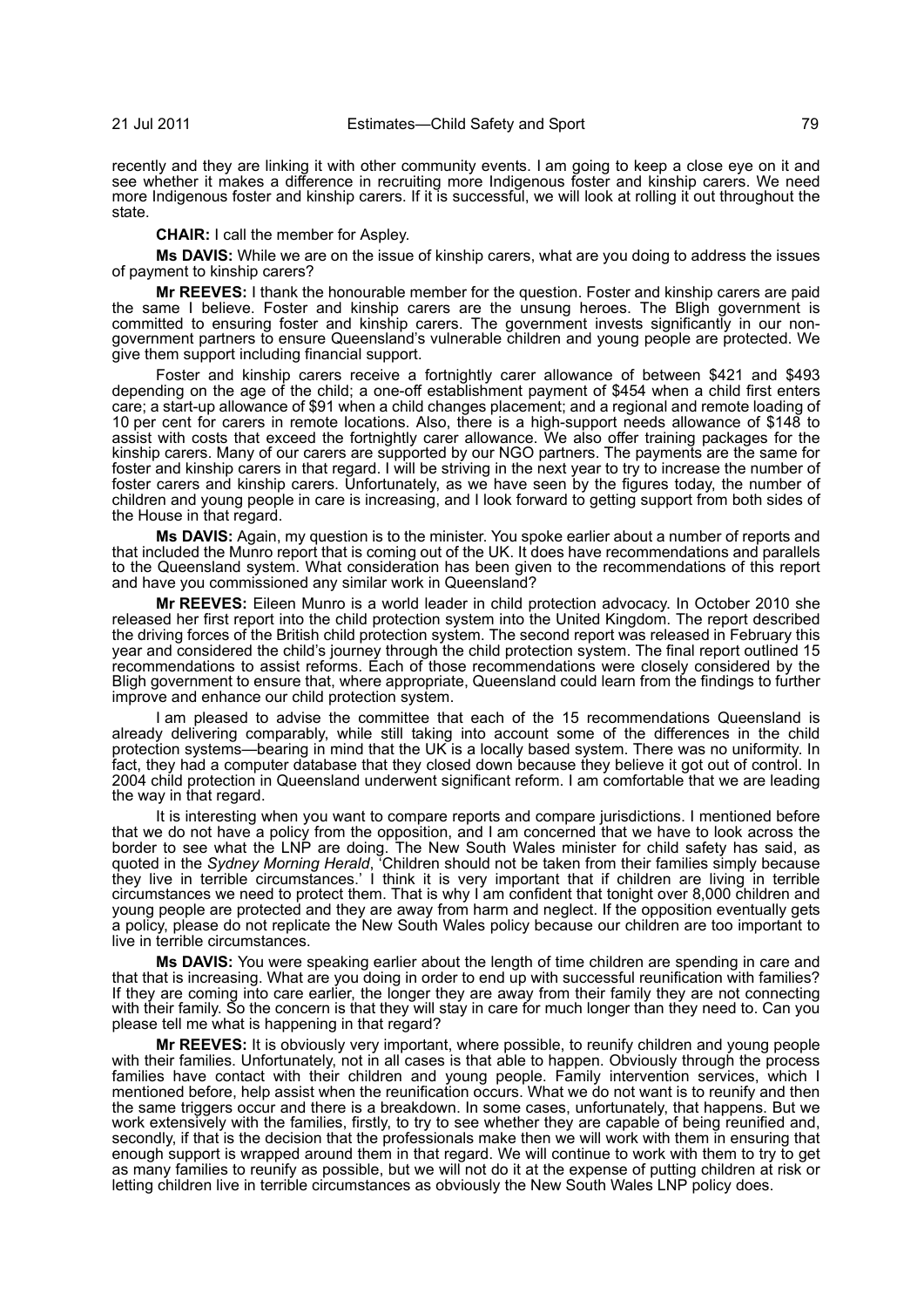recently and they are linking it with other community events. I am going to keep a close eye on it and see whether it makes a difference in recruiting more Indigenous foster and kinship carers. We need more Indigenous foster and kinship carers. If it is successful, we will look at rolling it out throughout the state.

**CHAIR:** I call the member for Aspley.

**Ms DAVIS:** While we are on the issue of kinship carers, what are you doing to address the issues of payment to kinship carers?

**Mr REEVES:** I thank the honourable member for the question. Foster and kinship carers are paid the same I believe. Foster and kinship carers are the unsung heroes. The Bligh government is committed to ensuring foster and kinship carers. The government invests significantly in our non-government partners to ensure Queensland's vulnerable children and young people are protected. We give them support including financial support.

Foster and kinship carers receive a fortnightly carer allowance of between $421 and $493 depending on the age of the child; a one-off establishment payment of $454 when a child first enters care; a start-up allowance of $91 when a child changes placement; and a regional and remote loading of 10 per cent for carers in remote locations. Also, there is a high-support needs allowance of $148 to assist with costs that exceed the fortnightly carer allowance. We also offer training packages for the kinship carers. Many of our carers are supported by our NGO partners. The payments are the same for foster and kinship carers in that regard. I will be striving in the next year to try to increase the number of foster carers and kinship carers. Unfortunately, as we have seen by the figures today, the number of children and young people in care is increasing, and I look forward to getting support from both sides of the House in that regard.

**Ms DAVIS:** Again, my question is to the minister. You spoke earlier about a number of reports and that included the Munro report that is coming out of the UK. It does have recommendations and parallels to the Queensland system. What consideration has been given to the recommendations of this report and have you commissioned any similar work in Queensland?

**Mr REEVES:** Eileen Munro is a world leader in child protection advocacy. In October 2010 she released her first report into the child protection system into the United Kingdom. The report described the driving forces of the British child protection system. The second report was released in February this year and considered the child's journey through the child protection system. The final report outlined 15 recommendations to assist reforms. Each of those recommendations were closely considered by the Bligh government to ensure that, where appropriate, Queensland could learn from the findings to further improve and enhance our child protection system.

I am pleased to advise the committee that each of the 15 recommendations Queensland is already delivering comparably, while still taking into account some of the differences in the child protection systems—bearing in mind that the UK is a locally based system. There was no uniformity. In fact, they had a computer database that they closed down because they believe it got out of control. In 2004 child protection in Queensland underwent significant reform. I am comfortable that we are leading the way in that regard.

It is interesting when you want to compare reports and compare jurisdictions. I mentioned before that we do not have a policy from the opposition, and I am concerned that we have to look across the border to see what the LNP are doing. The New South Wales minister for child safety has said, as quoted in the *Sydney Morning Herald*, 'Children should not be taken from their families simply because they live in terrible circumstances.' I think it is very important that if children are living in terrible circumstances we need to protect them. That is why I am confident that tonight over 8,000 children and young people are protected and they are away from harm and neglect. If the opposition eventually gets a policy, please do not replicate the New South Wales policy because our children are too important to live in terrible circumstances.

**Ms DAVIS:** You were speaking earlier about the length of time children are spending in care and that that is increasing. What are you doing in order to end up with successful reunification with families? If they are coming into care earlier, the longer they are away from their family they are not connecting with their family. So the concern is that they will stay in care for much longer than they need to. Can you please tell me what is happening in that regard?

**Mr REEVES:** It is obviously very important, where possible, to reunify children and young people with their families. Unfortunately, not in all cases is that able to happen. Obviously through the process families have contact with their children and young people. Family intervention services, which I mentioned before, help assist when the reunification occurs. What we do not want is to reunify and then the same triggers occur and there is a breakdown. In some cases, unfortunately, that happens. But we work extensively with the families, firstly, to try to see whether they are capable of being reunified and, secondly, if that is the decision that the professionals make then we will work with them in ensuring that enough support is wrapped around them in that regard. We will continue to work with them to try to get as many families to reunify as possible, but we will not do it at the expense of putting children at risk or letting children live in terrible circumstances as obviously the New South Wales LNP policy does.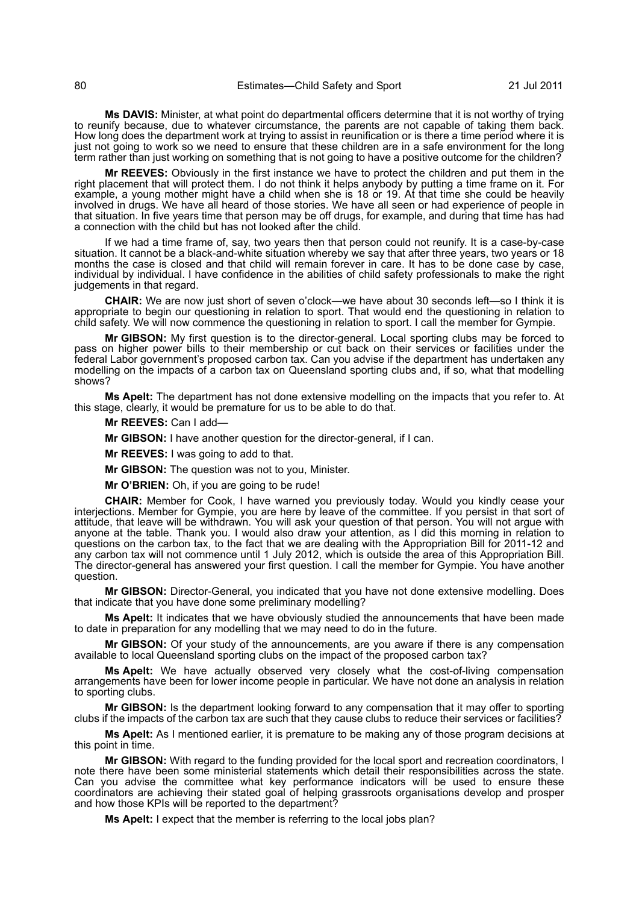**Ms DAVIS:** Minister, at what point do departmental officers determine that it is not worthy of trying to reunify because, due to whatever circumstance, the parents are not capable of taking them back. How long does the department work at trying to assist in reunification or is there a time period where it is just not going to work so we need to ensure that these children are in a safe environment for the long term rather than just working on something that is not going to have a positive outcome for the children?

**Mr REEVES:** Obviously in the first instance we have to protect the children and put them in the right placement that will protect them. I do not think it helps anybody by putting a time frame on it. For example, a young mother might have a child when she is 18 or 19. At that time she could be heavily involved in drugs. We have all heard of those stories. We have all seen or had experience of people in that situation. In five years time that person may be off drugs, for example, and during that time has had a connection with the child but has not looked after the child.

If we had a time frame of, say, two years then that person could not reunify. It is a case-by-case situation. It cannot be a black-and-white situation whereby we say that after three years, two years or 18 months the case is closed and that child will remain forever in care. It has to be done case by case, individual by individual. I have confidence in the abilities of child safety professionals to make the right judgements in that regard.

**CHAIR:** We are now just short of seven o'clock—we have about 30 seconds left—so I think it is appropriate to begin our questioning in relation to sport. That would end the questioning in relation to child safety. We will now commence the questioning in relation to sport. I call the member for Gympie.

**Mr GIBSON:** My first question is to the director-general. Local sporting clubs may be forced to pass on higher power bills to their membership or cut back on their services or facilities under the federal Labor government's proposed carbon tax. Can you advise if the department has undertaken any modelling on the impacts of a carbon tax on Queensland sporting clubs and, if so, what that modelling shows?

**Ms Apelt:** The department has not done extensive modelling on the impacts that you refer to. At this stage, clearly, it would be premature for us to be able to do that.

**Mr REEVES:** Can I add—

**Mr GIBSON:** I have another question for the director-general, if I can.

**Mr REEVES:** I was going to add to that.

**Mr GIBSON:** The question was not to you, Minister.

**Mr O'BRIEN:** Oh, if you are going to be rude!

**CHAIR:** Member for Cook, I have warned you previously today. Would you kindly cease your interjections. Member for Gympie, you are here by leave of the committee. If you persist in that sort of attitude, that leave will be withdrawn. You will ask your question of that person. You will not argue with anyone at the table. Thank you. I would also draw your attention, as I did this morning in relation to questions on the carbon tax, to the fact that we are dealing with the Appropriation Bill for 2011-12 and any carbon tax will not commence until 1 July 2012, which is outside the area of this Appropriation Bill. The director-general has answered your first question. I call the member for Gympie. You have another question.

**Mr GIBSON:** Director-General, you indicated that you have not done extensive modelling. Does that indicate that you have done some preliminary modelling?

**Ms Apelt:** It indicates that we have obviously studied the announcements that have been made to date in preparation for any modelling that we may need to do in the future.

**Mr GIBSON:** Of your study of the announcements, are you aware if there is any compensation available to local Queensland sporting clubs on the impact of the proposed carbon tax?

**Ms Apelt:** We have actually observed very closely what the cost-of-living compensation arrangements have been for lower income people in particular. We have not done an analysis in relation to sporting clubs.

**Mr GIBSON:** Is the department looking forward to any compensation that it may offer to sporting clubs if the impacts of the carbon tax are such that they cause clubs to reduce their services or facilities?

**Ms Apelt:** As I mentioned earlier, it is premature to be making any of those program decisions at this point in time.

**Mr GIBSON:** With regard to the funding provided for the local sport and recreation coordinators, I note there have been some ministerial statements which detail their responsibilities across the state. Can you advise the committee what key performance indicators will be used to ensure these coordinators are achieving their stated goal of helping grassroots organisations develop and prosper and how those KPIs will be reported to the department?

**Ms Apelt:** I expect that the member is referring to the local jobs plan?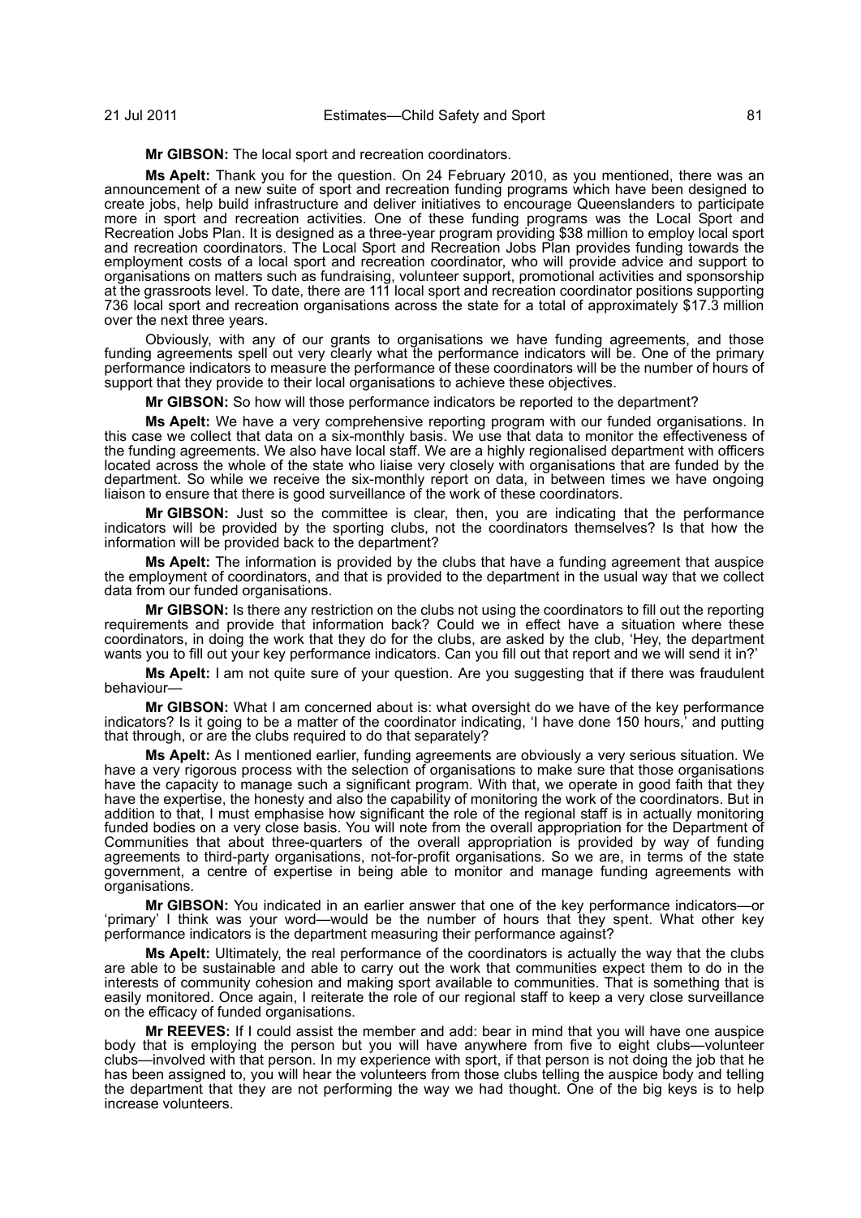**Mr GIBSON:** The local sport and recreation coordinators.

**Ms Apelt:** Thank you for the question. On 24 February 2010, as you mentioned, there was an announcement of a new suite of sport and recreation funding programs which have been designed to create jobs, help build infrastructure and deliver initiatives to encourage Queenslanders to participate more in sport and recreation activities. One of these funding programs was the Local Sport and Recreation Jobs Plan. It is designed as a three-year program providing $38 million to employ local sport and recreation coordinators. The Local Sport and Recreation Jobs Plan provides funding towards the employment costs of a local sport and recreation coordinator, who will provide advice and support to organisations on matters such as fundraising, volunteer support, promotional activities and sponsorship at the grassroots level. To date, there are 111 local sport and recreation coordinator positions supporting 736 local sport and recreation organisations across the state for a total of approximately $17.3 million over the next three years.

Obviously, with any of our grants to organisations we have funding agreements, and those funding agreements spell out very clearly what the performance indicators will be. One of the primary performance indicators to measure the performance of these coordinators will be the number of hours of support that they provide to their local organisations to achieve these objectives.

**Mr GIBSON:** So how will those performance indicators be reported to the department?

**Ms Apelt:** We have a very comprehensive reporting program with our funded organisations. In this case we collect that data on a six-monthly basis. We use that data to monitor the effectiveness of the funding agreements. We also have local staff. We are a highly regionalised department with officers located across the whole of the state who liaise very closely with organisations that are funded by the department. So while we receive the six-monthly report on data, in between times we have ongoing liaison to ensure that there is good surveillance of the work of these coordinators.

**Mr GIBSON:** Just so the committee is clear, then, you are indicating that the performance indicators will be provided by the sporting clubs, not the coordinators themselves? Is that how the information will be provided back to the department?

**Ms Apelt:** The information is provided by the clubs that have a funding agreement that auspice the employment of coordinators, and that is provided to the department in the usual way that we collect data from our funded organisations.

**Mr GIBSON:** Is there any restriction on the clubs not using the coordinators to fill out the reporting requirements and provide that information back? Could we in effect have a situation where these coordinators, in doing the work that they do for the clubs, are asked by the club, 'Hey, the department wants you to fill out your key performance indicators. Can you fill out that report and we will send it in?'

**Ms Apelt:** I am not quite sure of your question. Are you suggesting that if there was fraudulent behaviour—

**Mr GIBSON:** What I am concerned about is: what oversight do we have of the key performance indicators? Is it going to be a matter of the coordinator indicating, 'I have done 150 hours,' and putting that through, or are the clubs required to do that separately?

**Ms Apelt:** As I mentioned earlier, funding agreements are obviously a very serious situation. We have a very rigorous process with the selection of organisations to make sure that those organisations have the capacity to manage such a significant program. With that, we operate in good faith that they have the expertise, the honesty and also the capability of monitoring the work of the coordinators. But in addition to that, I must emphasise how significant the role of the regional staff is in actually monitoring funded bodies on a very close basis. You will note from the overall appropriation for the Department of Communities that about three-quarters of the overall appropriation is provided by way of funding agreements to third-party organisations, not-for-profit organisations. So we are, in terms of the state government, a centre of expertise in being able to monitor and manage funding agreements with organisations.

**Mr GIBSON:** You indicated in an earlier answer that one of the key performance indicators—or 'primary' I think was your word—would be the number of hours that they spent. What other key performance indicators is the department measuring their performance against?

**Ms Apelt:** Ultimately, the real performance of the coordinators is actually the way that the clubs are able to be sustainable and able to carry out the work that communities expect them to do in the interests of community cohesion and making sport available to communities. That is something that is easily monitored. Once again, I reiterate the role of our regional staff to keep a very close surveillance on the efficacy of funded organisations.

**Mr REEVES:** If I could assist the member and add: bear in mind that you will have one auspice body that is employing the person but you will have anywhere from five to eight clubs—volunteer clubs—involved with that person. In my experience with sport, if that person is not doing the job that he has been assigned to, you will hear the volunteers from those clubs telling the auspice body and telling the department that they are not performing the way we had thought. One of the big keys is to help increase volunteers.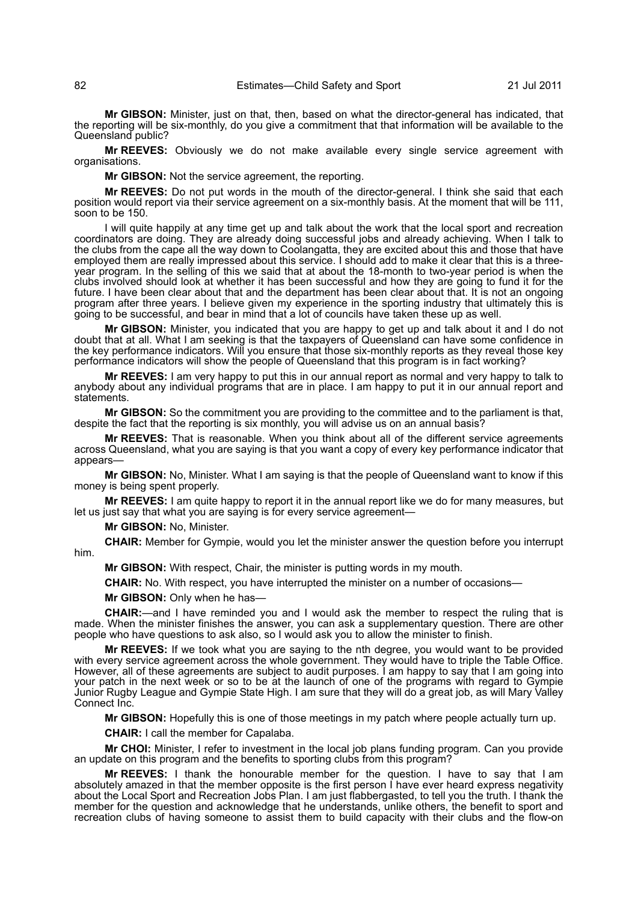**Mr GIBSON:** Minister, just on that, then, based on what the director-general has indicated, that the reporting will be six-monthly, do you give a commitment that that information will be available to the Queensland public?

**Mr REEVES:** Obviously we do not make available every single service agreement with organisations.

**Mr GIBSON:** Not the service agreement, the reporting.

**Mr REEVES:** Do not put words in the mouth of the director-general. I think she said that each position would report via their service agreement on a six-monthly basis. At the moment that will be 111, soon to be 150.

I will quite happily at any time get up and talk about the work that the local sport and recreation coordinators are doing. They are already doing successful jobs and already achieving. When I talk to the clubs from the cape all the way down to Coolangatta, they are excited about this and those that have employed them are really impressed about this service. I should add to make it clear that this is a three-year program. In the selling of this we said that at about the 18-month to two-year period is when the clubs involved should look at whether it has been successful and how they are going to fund it for the future. I have been clear about that and the department has been clear about that. It is not an ongoing program after three years. I believe given my experience in the sporting industry that ultimately this is going to be successful, and bear in mind that a lot of councils have taken these up as well.

**Mr GIBSON:** Minister, you indicated that you are happy to get up and talk about it and I do not doubt that at all. What I am seeking is that the taxpayers of Queensland can have some confidence in the key performance indicators. Will you ensure that those six-monthly reports as they reveal those key performance indicators will show the people of Queensland that this program is in fact working?

**Mr REEVES:** I am very happy to put this in our annual report as normal and very happy to talk to anybody about any individual programs that are in place. I am happy to put it in our annual report and statements.

**Mr GIBSON:** So the commitment you are providing to the committee and to the parliament is that, despite the fact that the reporting is six monthly, you will advise us on an annual basis?

**Mr REEVES:** That is reasonable. When you think about all of the different service agreements across Queensland, what you are saying is that you want a copy of every key performance indicator that appears—

**Mr GIBSON:** No, Minister. What I am saying is that the people of Queensland want to know if this money is being spent properly.

**Mr REEVES:** I am quite happy to report it in the annual report like we do for many measures, but let us just say that what you are saying is for every service agreement—

**Mr GIBSON:** No, Minister.

**CHAIR:** Member for Gympie, would you let the minister answer the question before you interrupt him.

**Mr GIBSON:** With respect, Chair, the minister is putting words in my mouth.

**CHAIR:** No. With respect, you have interrupted the minister on a number of occasions—

**Mr GIBSON:** Only when he has—

**CHAIR:**—and I have reminded you and I would ask the member to respect the ruling that is made. When the minister finishes the answer, you can ask a supplementary question. There are other people who have questions to ask also, so I would ask you to allow the minister to finish.

**Mr REEVES:** If we took what you are saying to the nth degree, you would want to be provided with every service agreement across the whole government. They would have to triple the Table Office. However, all of these agreements are subject to audit purposes. I am happy to say that I am going into your patch in the next week or so to be at the launch of one of the programs with regard to Gympie Junior Rugby League and Gympie State High. I am sure that they will do a great job, as will Mary Valley Connect Inc.

**Mr GIBSON:** Hopefully this is one of those meetings in my patch where people actually turn up.

**CHAIR:** I call the member for Capalaba.

**Mr CHOI:** Minister, I refer to investment in the local job plans funding program. Can you provide an update on this program and the benefits to sporting clubs from this program?

**Mr REEVES:** I thank the honourable member for the question. I have to say that I am absolutely amazed in that the member opposite is the first person I have ever heard express negativity about the Local Sport and Recreation Jobs Plan. I am just flabbergasted, to tell you the truth. I thank the member for the question and acknowledge that he understands, unlike others, the benefit to sport and recreation clubs of having someone to assist them to build capacity with their clubs and the flow-on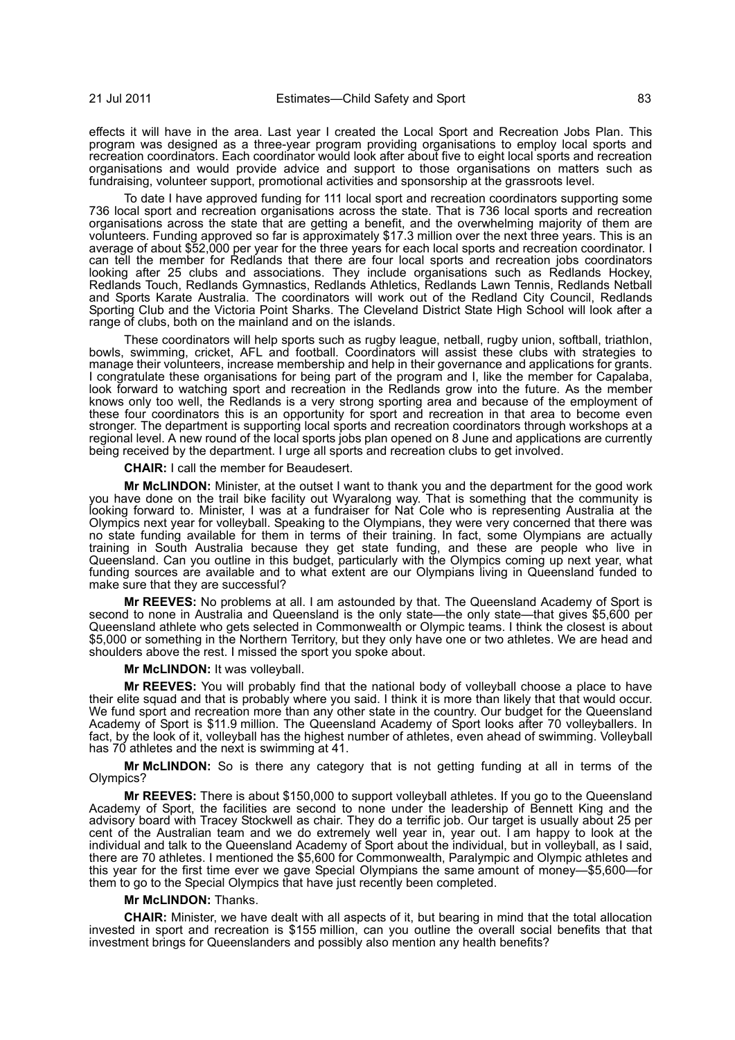effects it will have in the area. Last year I created the Local Sport and Recreation Jobs Plan. This program was designed as a three-year program providing organisations to employ local sports and recreation coordinators. Each coordinator would look after about five to eight local sports and recreation organisations and would provide advice and support to those organisations on matters such as fundraising, volunteer support, promotional activities and sponsorship at the grassroots level.

To date I have approved funding for 111 local sport and recreation coordinators supporting some 736 local sport and recreation organisations across the state. That is 736 local sports and recreation organisations across the state that are getting a benefit, and the overwhelming majority of them are volunteers. Funding approved so far is approximately $17.3 million over the next three years. This is an average of about $52,000 per year for the three years for each local sports and recreation coordinator. I can tell the member for Redlands that there are four local sports and recreation jobs coordinators looking after 25 clubs and associations. They include organisations such as Redlands Hockey, Redlands Touch, Redlands Gymnastics, Redlands Athletics, Redlands Lawn Tennis, Redlands Netball and Sports Karate Australia. The coordinators will work out of the Redland City Council, Redlands Sporting Club and the Victoria Point Sharks. The Cleveland District State High School will look after a range of clubs, both on the mainland and on the islands.

These coordinators will help sports such as rugby league, netball, rugby union, softball, triathlon, bowls, swimming, cricket, AFL and football. Coordinators will assist these clubs with strategies to manage their volunteers, increase membership and help in their governance and applications for grants. I congratulate these organisations for being part of the program and I, like the member for Capalaba, look forward to watching sport and recreation in the Redlands grow into the future. As the member knows only too well, the Redlands is a very strong sporting area and because of the employment of these four coordinators this is an opportunity for sport and recreation in that area to become even stronger. The department is supporting local sports and recreation coordinators through workshops at a regional level. A new round of the local sports jobs plan opened on 8 June and applications are currently being received by the department. I urge all sports and recreation clubs to get involved.

**CHAIR:** I call the member for Beaudesert.

**Mr McLINDON:** Minister, at the outset I want to thank you and the department for the good work you have done on the trail bike facility out Wyaralong way. That is something that the community is looking forward to. Minister, I was at a fundraiser for Nat Cole who is representing Australia at the Olympics next year for volleyball. Speaking to the Olympians, they were very concerned that there was no state funding available for them in terms of their training. In fact, some Olympians are actually training in South Australia because they get state funding, and these are people who live in Queensland. Can you outline in this budget, particularly with the Olympics coming up next year, what funding sources are available and to what extent are our Olympians living in Queensland funded to make sure that they are successful?

**Mr REEVES:** No problems at all. I am astounded by that. The Queensland Academy of Sport is second to none in Australia and Queensland is the only state—the only state—that gives $5,600 per Queensland athlete who gets selected in Commonwealth or Olympic teams. I think the closest is about $5,000 or something in the Northern Territory, but they only have one or two athletes. We are head and shoulders above the rest. I missed the sport you spoke about.

**Mr McLINDON:** It was volleyball.

**Mr REEVES:** You will probably find that the national body of volleyball choose a place to have their elite squad and that is probably where you said. I think it is more than likely that that would occur. We fund sport and recreation more than any other state in the country. Our budget for the Queensland Academy of Sport is $11.9 million. The Queensland Academy of Sport looks after 70 volleyballers. In fact, by the look of it, volleyball has the highest number of athletes, even ahead of swimming. Volleyball has 70 athletes and the next is swimming at 41.

**Mr McLINDON:** So is there any category that is not getting funding at all in terms of the Olympics?

**Mr REEVES:** There is about $150,000 to support volleyball athletes. If you go to the Queensland Academy of Sport, the facilities are second to none under the leadership of Bennett King and the advisory board with Tracey Stockwell as chair. They do a terrific job. Our target is usually about 25 per cent of the Australian team and we do extremely well year in, year out. I am happy to look at the individual and talk to the Queensland Academy of Sport about the individual, but in volleyball, as I said, there are 70 athletes. I mentioned the $5,600 for Commonwealth, Paralympic and Olympic athletes and this year for the first time ever we gave Special Olympians the same amount of money—$5,600—for them to go to the Special Olympics that have just recently been completed.

**Mr McLINDON:** Thanks.

**CHAIR:** Minister, we have dealt with all aspects of it, but bearing in mind that the total allocation invested in sport and recreation is $155 million, can you outline the overall social benefits that that investment brings for Queenslanders and possibly also mention any health benefits?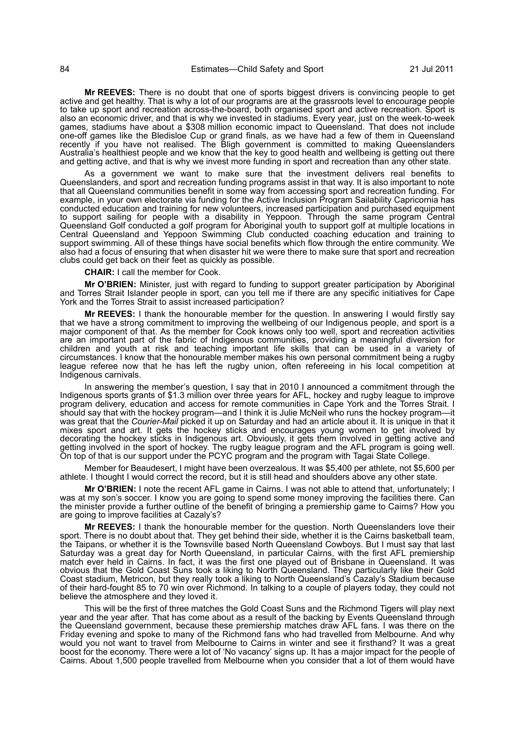**Mr REEVES:** There is no doubt that one of sports biggest drivers is convincing people to get active and get healthy. That is why a lot of our programs are at the grassroots level to encourage people to take up sport and recreation across-the-board, both organised sport and active recreation. Sport is also an economic driver, and that is why we invested in stadiums. Every year, just on the week-to-week games, stadiums have about a $308 million economic impact to Queensland. That does not include one-off games like the Bledisloe Cup or grand finals, as we have had a few of them in Queensland recently if you have not realised. The Bligh government is committed to making Queenslanders Australia's healthiest people and we know that the key to good health and wellbeing is getting out there and getting active, and that is why we invest more funding in sport and recreation than any other state.

As a government we want to make sure that the investment delivers real benefits to Queenslanders, and sport and recreation funding programs assist in that way. It is also important to note that all Queensland communities benefit in some way from accessing sport and recreation funding. For example, in your own electorate via funding for the Active Inclusion Program Sailability Capricornia has conducted education and training for new volunteers, increased participation and purchased equipment to support sailing for people with a disability in Yeppoon. Through the same program Central Queensland Golf conducted a golf program for Aboriginal youth to support golf at multiple locations in Central Queensland and Yeppoon Swimming Club conducted coaching education and training to support swimming. All of these things have social benefits which flow through the entire community. We also had a focus of ensuring that when disaster hit we were there to make sure that sport and recreation clubs could get back on their feet as quickly as possible.

**CHAIR:** I call the member for Cook.

**Mr O'BRIEN:** Minister, just with regard to funding to support greater participation by Aboriginal and Torres Strait Islander people in sport, can you tell me if there are any specific initiatives for Cape York and the Torres Strait to assist increased participation?

**Mr REEVES:** I thank the honourable member for the question. In answering I would firstly say that we have a strong commitment to improving the wellbeing of our Indigenous people, and sport is a major component of that. As the member for Cook knows only too well, sport and recreation activities are an important part of the fabric of Indigenous communities, providing a meaningful diversion for children and youth at risk and teaching important life skills that can be used in a variety of circumstances. I know that the honourable member makes his own personal commitment being a rugby league referee now that he has left the rugby union, often refereeing in his local competition at Indigenous carnivals.

In answering the member's question, I say that in 2010 I announced a commitment through the Indigenous sports grants of $1.3 million over three years for AFL, hockey and rugby league to improve program delivery, education and access for remote communities in Cape York and the Torres Strait. I should say that with the hockey program—and I think it is Julie McNeil who runs the hockey program—it was great that the *Courier-Mail* picked it up on Saturday and had an article about it. It is unique in that it mixes sport and art. It gets the hockey sticks and encourages young women to get involved by decorating the hockey sticks in Indigenous art. Obviously, it gets them involved in getting active and getting involved in the sport of hockey. The rugby league program and the AFL program is going well. On top of that is our support under the PCYC program and the program with Tagai State College.

Member for Beaudesert, I might have been overzealous. It was $5,400 per athlete, not $5,600 per athlete. I thought I would correct the record, but it is still head and shoulders above any other state.

**Mr O'BRIEN:** I note the recent AFL game in Cairns. I was not able to attend that, unfortunately; I was at my son's soccer. I know you are going to spend some money improving the facilities there. Can the minister provide a further outline of the benefit of bringing a premiership game to Cairns? How you are going to improve facilities at Cazaly's?

**Mr REEVES:** I thank the honourable member for the question. North Queenslanders love their sport. There is no doubt about that. They get behind their side, whether it is the Cairns basketball team, the Taipans, or whether it is the Townsville based North Queensland Cowboys. But I must say that last Saturday was a great day for North Queensland, in particular Cairns, with the first AFL premiership match ever held in Cairns. In fact, it was the first one played out of Brisbane in Queensland. It was obvious that the Gold Coast Suns took a liking to North Queensland. They particularly like their Gold Coast stadium, Metricon, but they really took a liking to North Queensland's Cazaly's Stadium because of their hard-fought 85 to 70 win over Richmond. In talking to a couple of players today, they could not believe the atmosphere and they loved it.

This will be the first of three matches the Gold Coast Suns and the Richmond Tigers will play next year and the year after. That has come about as a result of the backing by Events Queensland through the Queensland government, because these premiership matches draw AFL fans. I was there on the Friday evening and spoke to many of the Richmond fans who had travelled from Melbourne. And why would you not want to travel from Melbourne to Cairns in winter and see it firsthand? It was a great boost for the economy. There were a lot of 'No vacancy' signs up. It has a major impact for the people of Cairns. About 1,500 people travelled from Melbourne when you consider that a lot of them would have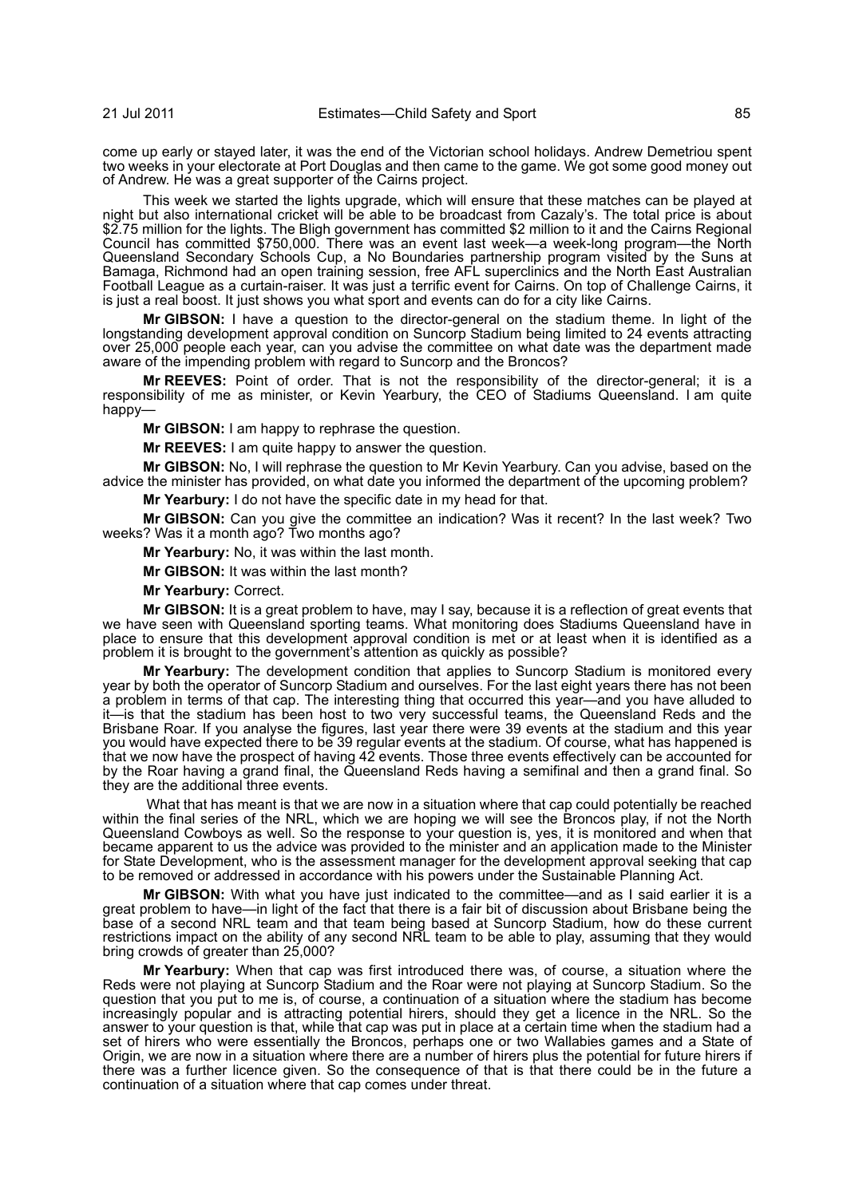come up early or stayed later, it was the end of the Victorian school holidays. Andrew Demetriou spent two weeks in your electorate at Port Douglas and then came to the game. We got some good money out of Andrew. He was a great supporter of the Cairns project.

This week we started the lights upgrade, which will ensure that these matches can be played at night but also international cricket will be able to be broadcast from Cazaly's. The total price is about $2.75 million for the lights. The Bligh government has committed $2 million to it and the Cairns Regional Council has committed $750,000. There was an event last week—a week-long program—the North Queensland Secondary Schools Cup, a No Boundaries partnership program visited by the Suns at Bamaga, Richmond had an open training session, free AFL superclinics and the North East Australian Football League as a curtain-raiser. It was just a terrific event for Cairns. On top of Challenge Cairns, it is just a real boost. It just shows you what sport and events can do for a city like Cairns.

**Mr GIBSON:** I have a question to the director-general on the stadium theme. In light of the longstanding development approval condition on Suncorp Stadium being limited to 24 events attracting over 25,000 people each year, can you advise the committee on what date was the department made aware of the impending problem with regard to Suncorp and the Broncos?

**Mr REEVES:** Point of order. That is not the responsibility of the director-general; it is a responsibility of me as minister, or Kevin Yearbury, the CEO of Stadiums Queensland. I am quite happy—

**Mr GIBSON:** I am happy to rephrase the question.

**Mr REEVES:** I am quite happy to answer the question.

**Mr GIBSON:** No, I will rephrase the question to Mr Kevin Yearbury. Can you advise, based on the advice the minister has provided, on what date you informed the department of the upcoming problem?

**Mr Yearbury:** I do not have the specific date in my head for that.

**Mr GIBSON:** Can you give the committee an indication? Was it recent? In the last week? Two weeks? Was it a month ago? Two months ago?

**Mr Yearbury:** No, it was within the last month.

**Mr GIBSON:** It was within the last month?

**Mr Yearbury:** Correct.

**Mr GIBSON:** It is a great problem to have, may I say, because it is a reflection of great events that we have seen with Queensland sporting teams. What monitoring does Stadiums Queensland have in place to ensure that this development approval condition is met or at least when it is identified as a problem it is brought to the government's attention as quickly as possible?

**Mr Yearbury:** The development condition that applies to Suncorp Stadium is monitored every year by both the operator of Suncorp Stadium and ourselves. For the last eight years there has not been a problem in terms of that cap. The interesting thing that occurred this year—and you have alluded to it—is that the stadium has been host to two very successful teams, the Queensland Reds and the Brisbane Roar. If you analyse the figures, last year there were 39 events at the stadium and this year you would have expected there to be 39 regular events at the stadium. Of course, what has happened is that we now have the prospect of having 42 events. Those three events effectively can be accounted for by the Roar having a grand final, the Queensland Reds having a semifinal and then a grand final. So they are the additional three events.

What that has meant is that we are now in a situation where that cap could potentially be reached within the final series of the NRL, which we are hoping we will see the Broncos play, if not the North Queensland Cowboys as well. So the response to your question is, yes, it is monitored and when that became apparent to us the advice was provided to the minister and an application made to the Minister for State Development, who is the assessment manager for the development approval seeking that cap to be removed or addressed in accordance with his powers under the Sustainable Planning Act.

**Mr GIBSON:** With what you have just indicated to the committee—and as I said earlier it is a great problem to have—in light of the fact that there is a fair bit of discussion about Brisbane being the base of a second NRL team and that team being based at Suncorp Stadium, how do these current restrictions impact on the ability of any second NRL team to be able to play, assuming that they would bring crowds of greater than 25,000?

**Mr Yearbury:** When that cap was first introduced there was, of course, a situation where the Reds were not playing at Suncorp Stadium and the Roar were not playing at Suncorp Stadium. So the question that you put to me is, of course, a continuation of a situation where the stadium has become increasingly popular and is attracting potential hirers, should they get a licence in the NRL. So the answer to your question is that, while that cap was put in place at a certain time when the stadium had a set of hirers who were essentially the Broncos, perhaps one or two Wallabies games and a State of Origin, we are now in a situation where there are a number of hirers plus the potential for future hirers if there was a further licence given. So the consequence of that is that there could be in the future a continuation of a situation where that cap comes under threat.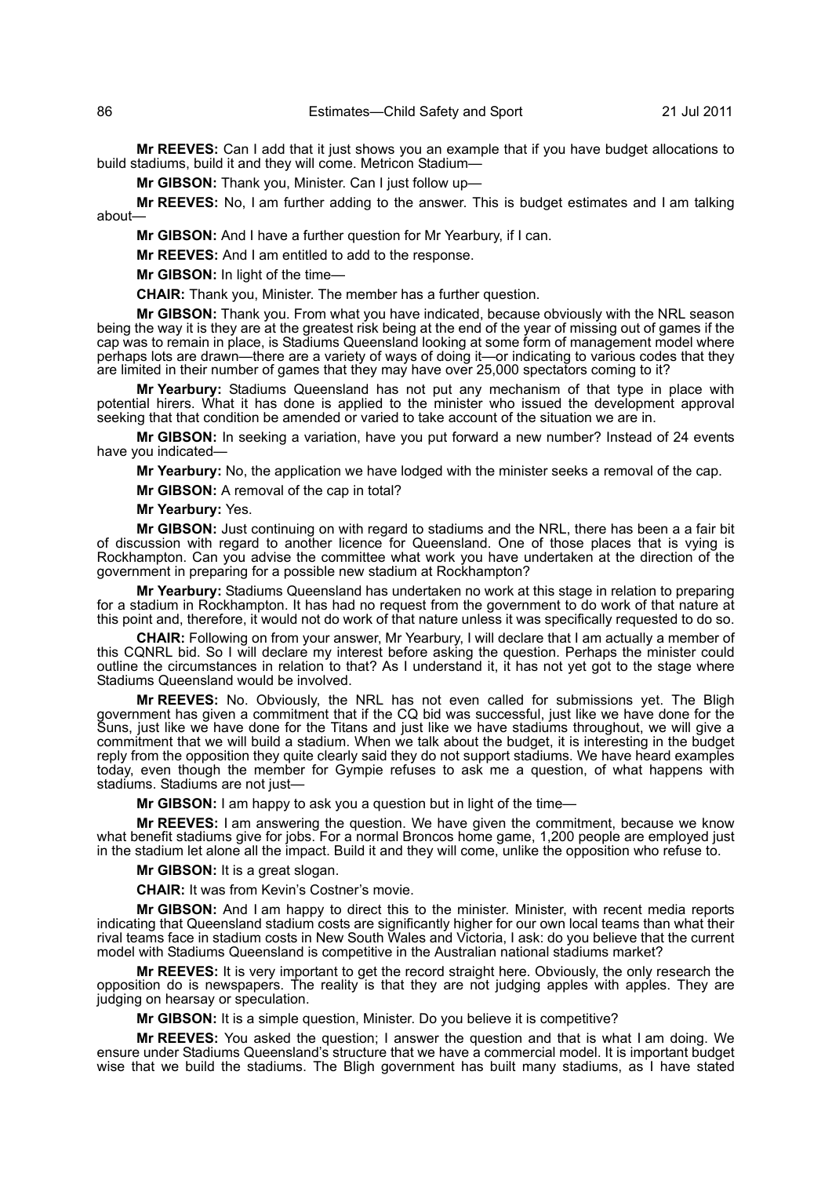**Mr REEVES:** Can I add that it just shows you an example that if you have budget allocations to build stadiums, build it and they will come. Metricon Stadium—

**Mr GIBSON:** Thank you, Minister. Can I just follow up—

**Mr REEVES:** No, I am further adding to the answer. This is budget estimates and I am talking about—

**Mr GIBSON:** And I have a further question for Mr Yearbury, if I can.

**Mr REEVES:** And I am entitled to add to the response.

**Mr GIBSON:** In light of the time—

**CHAIR:** Thank you, Minister. The member has a further question.

**Mr GIBSON:** Thank you. From what you have indicated, because obviously with the NRL season being the way it is they are at the greatest risk being at the end of the year of missing out of games if the cap was to remain in place, is Stadiums Queensland looking at some form of management model where perhaps lots are drawn—there are a variety of ways of doing it—or indicating to various codes that they are limited in their number of games that they may have over 25,000 spectators coming to it?

**Mr Yearbury:** Stadiums Queensland has not put any mechanism of that type in place with potential hirers. What it has done is applied to the minister who issued the development approval seeking that that condition be amended or varied to take account of the situation we are in.

**Mr GIBSON:** In seeking a variation, have you put forward a new number? Instead of 24 events have you indicated—

**Mr Yearbury:** No, the application we have lodged with the minister seeks a removal of the cap.

**Mr GIBSON:** A removal of the cap in total?

**Mr Yearbury:** Yes.

**Mr GIBSON:** Just continuing on with regard to stadiums and the NRL, there has been a a fair bit of discussion with regard to another licence for Queensland. One of those places that is vying is Rockhampton. Can you advise the committee what work you have undertaken at the direction of the government in preparing for a possible new stadium at Rockhampton?

**Mr Yearbury:** Stadiums Queensland has undertaken no work at this stage in relation to preparing for a stadium in Rockhampton. It has had no request from the government to do work of that nature at this point and, therefore, it would not do work of that nature unless it was specifically requested to do so.

**CHAIR:** Following on from your answer, Mr Yearbury, I will declare that I am actually a member of this CQNRL bid. So I will declare my interest before asking the question. Perhaps the minister could outline the circumstances in relation to that? As I understand it, it has not yet got to the stage where Stadiums Queensland would be involved.

**Mr REEVES:** No. Obviously, the NRL has not even called for submissions yet. The Bligh government has given a commitment that if the CQ bid was successful, just like we have done for the Suns, just like we have done for the Titans and just like we have stadiums throughout, we will give a commitment that we will build a stadium. When we talk about the budget, it is interesting in the budget reply from the opposition they quite clearly said they do not support stadiums. We have heard examples today, even though the member for Gympie refuses to ask me a question, of what happens with stadiums. Stadiums are not just—

**Mr GIBSON:** I am happy to ask you a question but in light of the time—

**Mr REEVES:** I am answering the question. We have given the commitment, because we know what benefit stadiums give for jobs. For a normal Broncos home game, 1,200 people are employed just in the stadium let alone all the impact. Build it and they will come, unlike the opposition who refuse to.

**Mr GIBSON:** It is a great slogan.

**CHAIR:** It was from Kevin's Costner's movie.

**Mr GIBSON:** And I am happy to direct this to the minister. Minister, with recent media reports indicating that Queensland stadium costs are significantly higher for our own local teams than what their rival teams face in stadium costs in New South Wales and Victoria, I ask: do you believe that the current model with Stadiums Queensland is competitive in the Australian national stadiums market?

**Mr REEVES:** It is very important to get the record straight here. Obviously, the only research the opposition do is newspapers. The reality is that they are not judging apples with apples. They are judging on hearsay or speculation.

**Mr GIBSON:** It is a simple question, Minister. Do you believe it is competitive?

**Mr REEVES:** You asked the question; I answer the question and that is what I am doing. We ensure under Stadiums Queensland's structure that we have a commercial model. It is important budget wise that we build the stadiums. The Bligh government has built many stadiums, as I have stated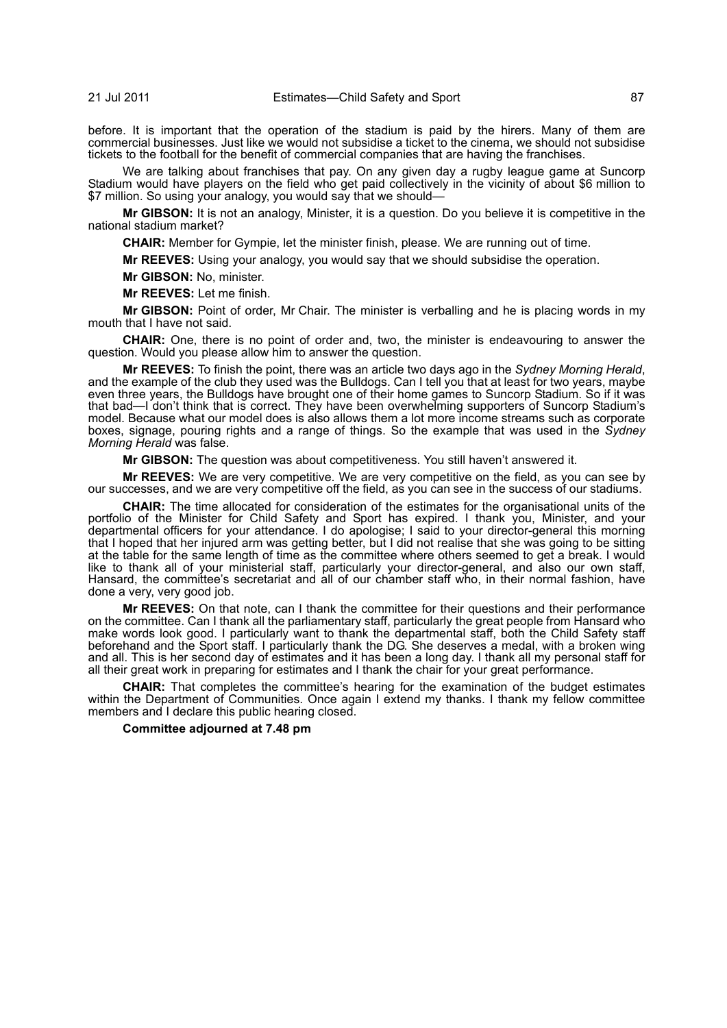before. It is important that the operation of the stadium is paid by the hirers. Many of them are commercial businesses. Just like we would not subsidise a ticket to the cinema, we should not subsidise tickets to the football for the benefit of commercial companies that are having the franchises.

We are talking about franchises that pay. On any given day a rugby league game at Suncorp Stadium would have players on the field who get paid collectively in the vicinity of about $6 million to $7 million. So using your analogy, you would say that we should—

**Mr GIBSON:** It is not an analogy, Minister, it is a question. Do you believe it is competitive in the national stadium market?

**CHAIR:** Member for Gympie, let the minister finish, please. We are running out of time.

**Mr REEVES:** Using your analogy, you would say that we should subsidise the operation.

**Mr GIBSON:** No, minister.

**Mr REEVES:** Let me finish.

**Mr GIBSON:** Point of order, Mr Chair. The minister is verballing and he is placing words in my mouth that I have not said.

**CHAIR:** One, there is no point of order and, two, the minister is endeavouring to answer the question. Would you please allow him to answer the question.

**Mr REEVES:** To finish the point, there was an article two days ago in the *Sydney Morning Herald*, and the example of the club they used was the Bulldogs. Can I tell you that at least for two years, maybe even three years, the Bulldogs have brought one of their home games to Suncorp Stadium. So if it was that bad—I don't think that is correct. They have been overwhelming supporters of Suncorp Stadium's model. Because what our model does is also allows them a lot more income streams such as corporate boxes, signage, pouring rights and a range of things. So the example that was used in the *Sydney Morning Herald* was false.

**Mr GIBSON:** The question was about competitiveness. You still haven't answered it.

**Mr REEVES:** We are very competitive. We are very competitive on the field, as you can see by our successes, and we are very competitive off the field, as you can see in the success of our stadiums.

**CHAIR:** The time allocated for consideration of the estimates for the organisational units of the portfolio of the Minister for Child Safety and Sport has expired. I thank you, Minister, and your departmental officers for your attendance. I do apologise; I said to your director-general this morning that I hoped that her injured arm was getting better, but I did not realise that she was going to be sitting at the table for the same length of time as the committee where others seemed to get a break. I would like to thank all of your ministerial staff, particularly your director-general, and also our own staff, Hansard, the committee's secretariat and all of our chamber staff who, in their normal fashion, have done a very, very good job.

**Mr REEVES:** On that note, can I thank the committee for their questions and their performance on the committee. Can I thank all the parliamentary staff, particularly the great people from Hansard who make words look good. I particularly want to thank the departmental staff, both the Child Safety staff beforehand and the Sport staff. I particularly thank the DG. She deserves a medal, with a broken wing and all. This is her second day of estimates and it has been a long day. I thank all my personal staff for all their great work in preparing for estimates and I thank the chair for your great performance.

**CHAIR:** That completes the committee's hearing for the examination of the budget estimates within the Department of Communities. Once again I extend my thanks. I thank my fellow committee members and I declare this public hearing closed.

**Committee adjourned at 7.48 pm**